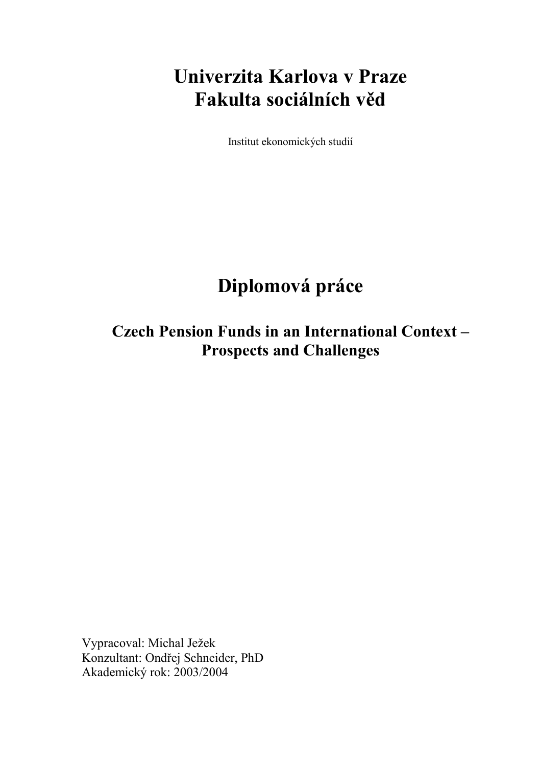# Univerzita Karlova v Praze
# Fakulta sociálních věd

Institut ekonomických studií

# Diplomová práce

## Czech Pension Funds in an International Context – Prospects and Challenges

Vypracoval: Michal Ježek
Konzultant: Ondřej Schneider, PhD
Akademický rok: 2003/2004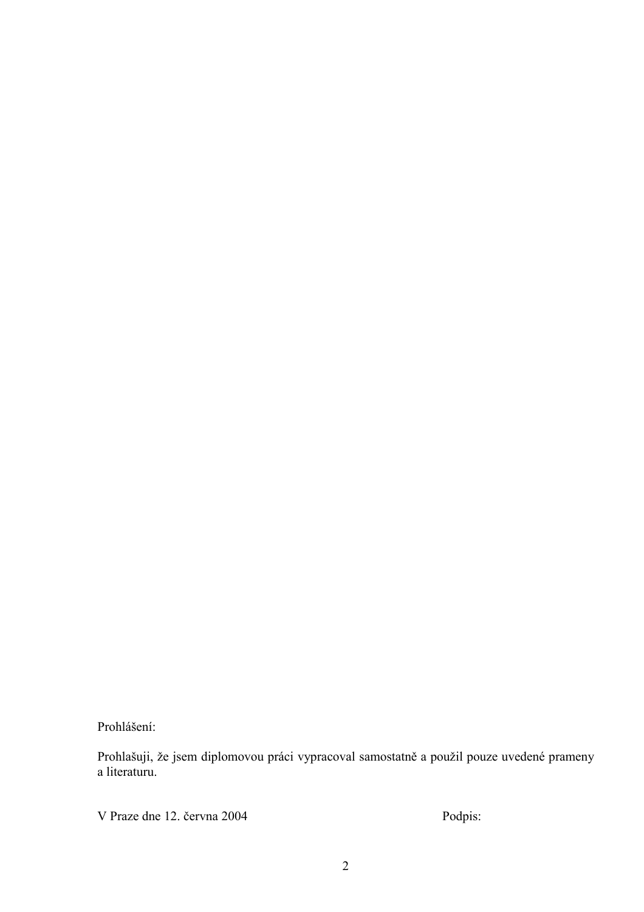Prohlášení:

Prohlašuji, že jsem diplomovou práci vypracoval samostatně a použil pouze uvedené prameny a literaturu.

V Praze dne 12. června 2004 Podpis: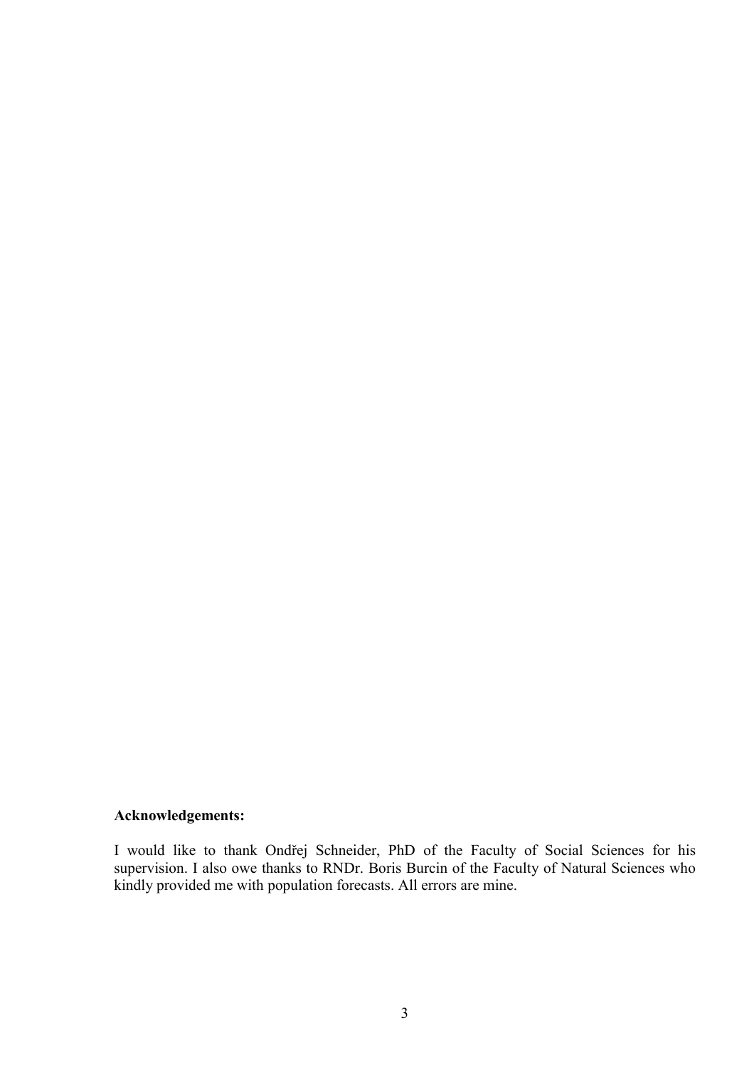**Acknowledgements:**

I would like to thank Ondřej Schneider, PhD of the Faculty of Social Sciences for his supervision. I also owe thanks to RNDr. Boris Burcin of the Faculty of Natural Sciences who kindly provided me with population forecasts. All errors are mine.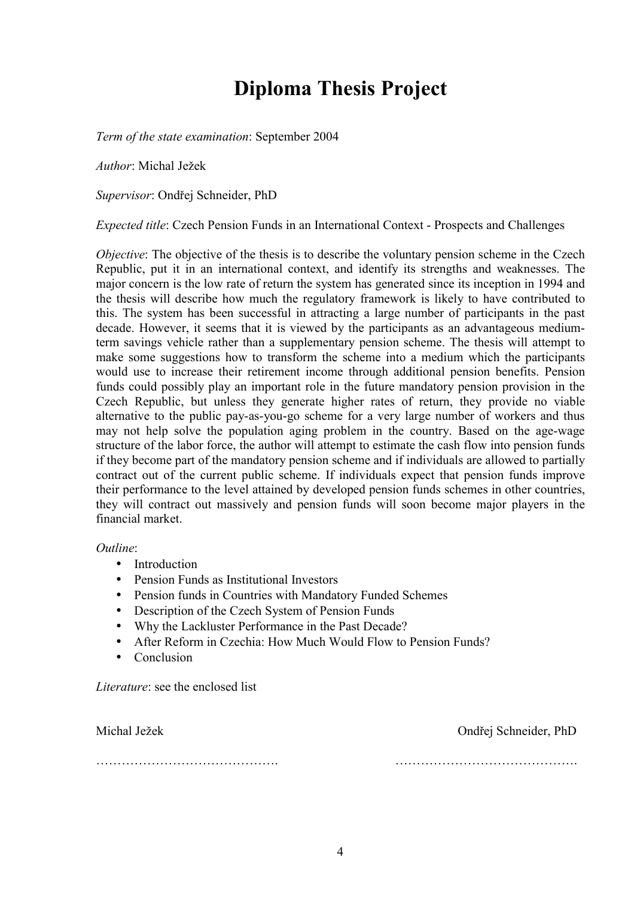# Diploma Thesis Project

*Term of the state examination*: September 2004

*Author*: Michal Ježek

*Supervisor*: Ondřej Schneider, PhD

*Expected title*: Czech Pension Funds in an International Context - Prospects and Challenges

*Objective*: The objective of the thesis is to describe the voluntary pension scheme in the Czech Republic, put it in an international context, and identify its strengths and weaknesses. The major concern is the low rate of return the system has generated since its inception in 1994 and the thesis will describe how much the regulatory framework is likely to have contributed to this. The system has been successful in attracting a large number of participants in the past decade. However, it seems that it is viewed by the participants as an advantageous medium-term savings vehicle rather than a supplementary pension scheme. The thesis will attempt to make some suggestions how to transform the scheme into a medium which the participants would use to increase their retirement income through additional pension benefits. Pension funds could possibly play an important role in the future mandatory pension provision in the Czech Republic, but unless they generate higher rates of return, they provide no viable alternative to the public pay-as-you-go scheme for a very large number of workers and thus may not help solve the population aging problem in the country. Based on the age-wage structure of the labor force, the author will attempt to estimate the cash flow into pension funds if they become part of the mandatory pension scheme and if individuals are allowed to partially contract out of the current public scheme. If individuals expect that pension funds improve their performance to the level attained by developed pension funds schemes in other countries, they will contract out massively and pension funds will soon become major players in the financial market.

*Outline*:

- Introduction
- Pension Funds as Institutional Investors
- Pension funds in Countries with Mandatory Funded Schemes
- Description of the Czech System of Pension Funds
- Why the Lackluster Performance in the Past Decade?
- After Reform in Czechia: How Much Would Flow to Pension Funds?
- Conclusion

*Literature*: see the enclosed list

Michal Ježek　　　　　　　　　　　　　　　　　　　　　　Ondřej Schneider, PhD

…………………………………….　　　　　　　　…………………………………….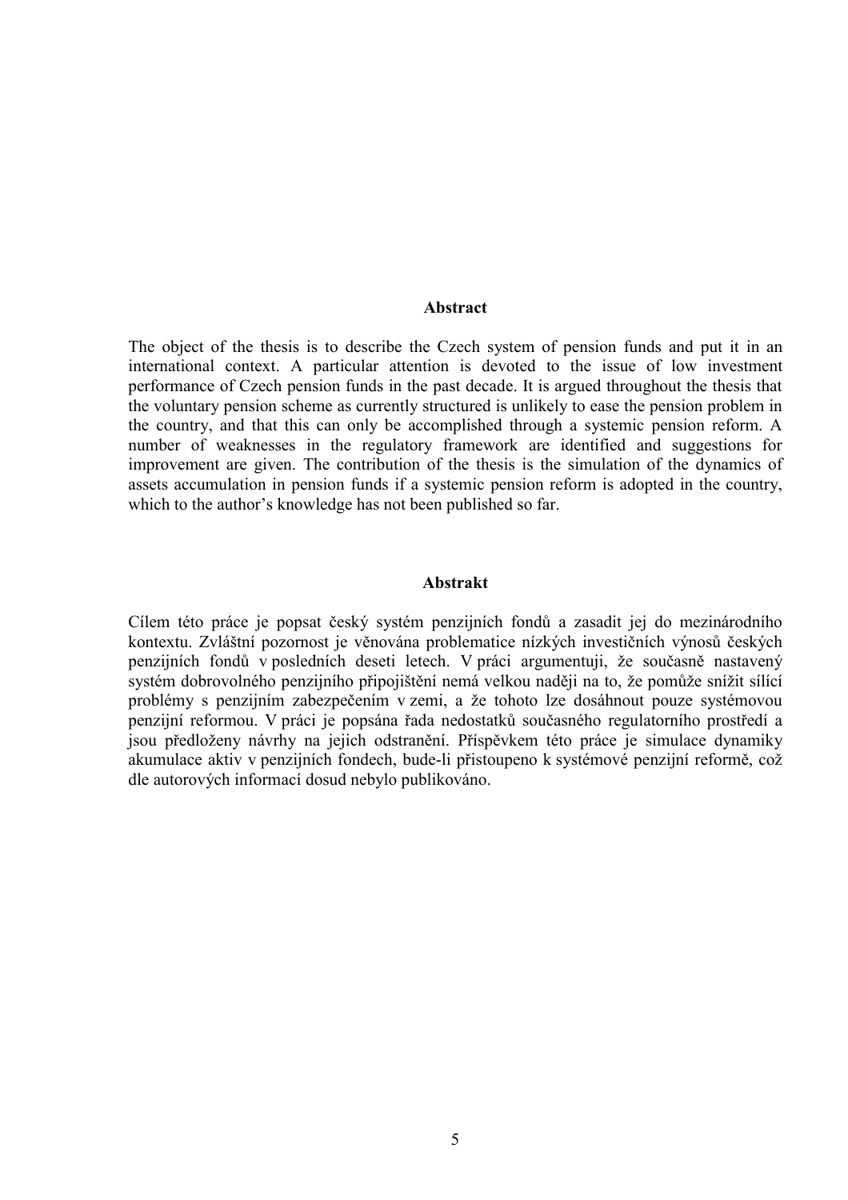## Abstract

The object of the thesis is to describe the Czech system of pension funds and put it in an international context. A particular attention is devoted to the issue of low investment performance of Czech pension funds in the past decade. It is argued throughout the thesis that the voluntary pension scheme as currently structured is unlikely to ease the pension problem in the country, and that this can only be accomplished through a systemic pension reform. A number of weaknesses in the regulatory framework are identified and suggestions for improvement are given. The contribution of the thesis is the simulation of the dynamics of assets accumulation in pension funds if a systemic pension reform is adopted in the country, which to the author's knowledge has not been published so far.

## Abstrakt

Cílem této práce je popsat český systém penzijních fondů a zasadit jej do mezinárodního kontextu. Zvláštní pozornost je věnována problematice nízkých investičních výnosů českých penzijních fondů v posledních deseti letech. V práci argumentuji, že současně nastavený systém dobrovolného penzijního připojištění nemá velkou naději na to, že pomůže snížit sílící problémy s penzijním zabezpečením v zemi, a že tohoto lze dosáhnout pouze systémovou penzijní reformou. V práci je popsána řada nedostatků současného regulatorního prostředí a jsou předloženy návrhy na jejich odstranění. Příspěvkem této práce je simulace dynamiky akumulace aktiv v penzijních fondech, bude-li přistoupeno k systémové penzijní reformě, což dle autorových informací dosud nebylo publikováno.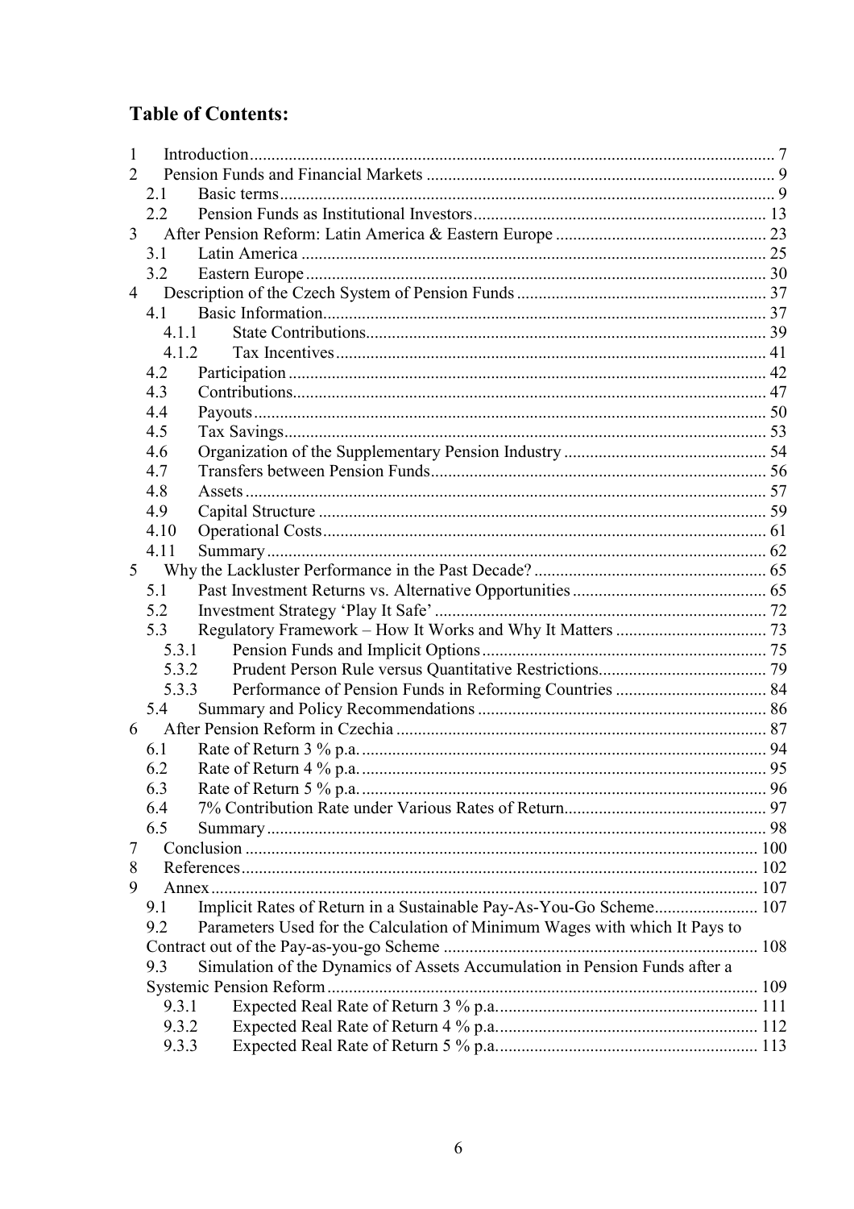## Table of Contents:

1 Introduction ... 7
2 Pension Funds and Financial Markets ... 9
 2.1 Basic terms ... 9
 2.2 Pension Funds as Institutional Investors ... 13
3 After Pension Reform: Latin America & Eastern Europe ... 23
 3.1 Latin America ... 25
 3.2 Eastern Europe ... 30
4 Description of the Czech System of Pension Funds ... 37
 4.1 Basic Information ... 37
  4.1.1 State Contributions ... 39
  4.1.2 Tax Incentives ... 41
 4.2 Participation ... 42
 4.3 Contributions ... 47
 4.4 Payouts ... 50
 4.5 Tax Savings ... 53
 4.6 Organization of the Supplementary Pension Industry ... 54
 4.7 Transfers between Pension Funds ... 56
 4.8 Assets ... 57
 4.9 Capital Structure ... 59
 4.10 Operational Costs ... 61
 4.11 Summary ... 62
5 Why the Lackluster Performance in the Past Decade? ... 65
 5.1 Past Investment Returns vs. Alternative Opportunities ... 65
 5.2 Investment Strategy 'Play It Safe' ... 72
 5.3 Regulatory Framework – How It Works and Why It Matters ... 73
  5.3.1 Pension Funds and Implicit Options ... 75
  5.3.2 Prudent Person Rule versus Quantitative Restrictions ... 79
  5.3.3 Performance of Pension Funds in Reforming Countries ... 84
 5.4 Summary and Policy Recommendations ... 86
6 After Pension Reform in Czechia ... 87
 6.1 Rate of Return 3 % p.a. ... 94
 6.2 Rate of Return 4 % p.a. ... 95
 6.3 Rate of Return 5 % p.a. ... 96
 6.4 7% Contribution Rate under Various Rates of Return ... 97
 6.5 Summary ... 98
7 Conclusion ... 100
8 References ... 102
9 Annex ... 107
 9.1 Implicit Rates of Return in a Sustainable Pay-As-You-Go Scheme ... 107
 9.2 Parameters Used for the Calculation of Minimum Wages with which It Pays to Contract out of the Pay-as-you-go Scheme ... 108
 9.3 Simulation of the Dynamics of Assets Accumulation in Pension Funds after a Systemic Pension Reform ... 109
  9.3.1 Expected Real Rate of Return 3 % p.a. ... 111
  9.3.2 Expected Real Rate of Return 4 % p.a. ... 112
  9.3.3 Expected Real Rate of Return 5 % p.a. ... 113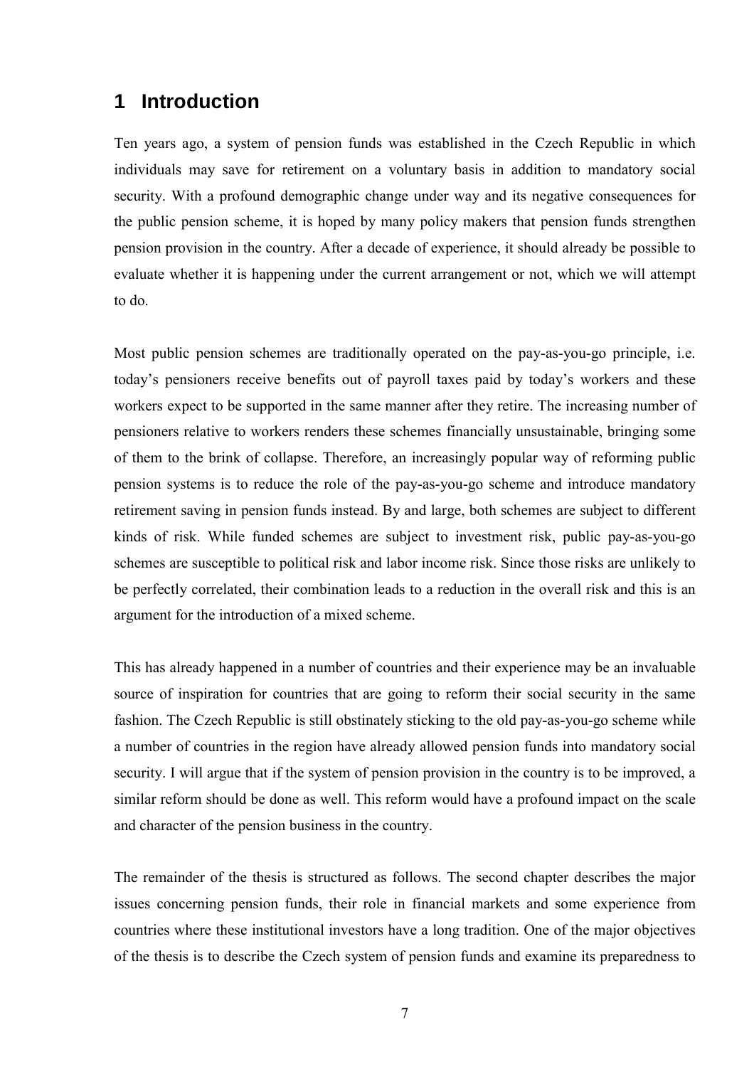# 1 Introduction

Ten years ago, a system of pension funds was established in the Czech Republic in which individuals may save for retirement on a voluntary basis in addition to mandatory social security. With a profound demographic change under way and its negative consequences for the public pension scheme, it is hoped by many policy makers that pension funds strengthen pension provision in the country. After a decade of experience, it should already be possible to evaluate whether it is happening under the current arrangement or not, which we will attempt to do.

Most public pension schemes are traditionally operated on the pay-as-you-go principle, i.e. today's pensioners receive benefits out of payroll taxes paid by today's workers and these workers expect to be supported in the same manner after they retire. The increasing number of pensioners relative to workers renders these schemes financially unsustainable, bringing some of them to the brink of collapse. Therefore, an increasingly popular way of reforming public pension systems is to reduce the role of the pay-as-you-go scheme and introduce mandatory retirement saving in pension funds instead. By and large, both schemes are subject to different kinds of risk. While funded schemes are subject to investment risk, public pay-as-you-go schemes are susceptible to political risk and labor income risk. Since those risks are unlikely to be perfectly correlated, their combination leads to a reduction in the overall risk and this is an argument for the introduction of a mixed scheme.

This has already happened in a number of countries and their experience may be an invaluable source of inspiration for countries that are going to reform their social security in the same fashion. The Czech Republic is still obstinately sticking to the old pay-as-you-go scheme while a number of countries in the region have already allowed pension funds into mandatory social security. I will argue that if the system of pension provision in the country is to be improved, a similar reform should be done as well. This reform would have a profound impact on the scale and character of the pension business in the country.

The remainder of the thesis is structured as follows. The second chapter describes the major issues concerning pension funds, their role in financial markets and some experience from countries where these institutional investors have a long tradition. One of the major objectives of the thesis is to describe the Czech system of pension funds and examine its preparedness to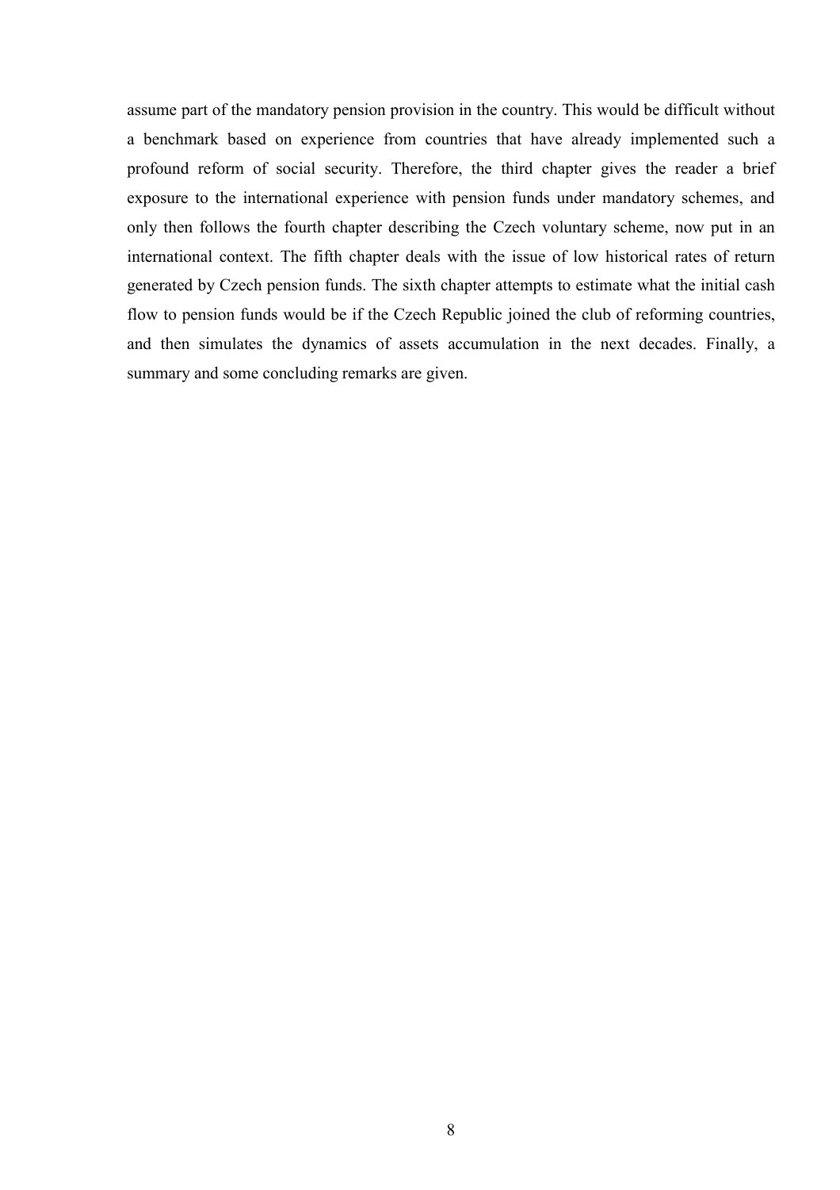assume part of the mandatory pension provision in the country. This would be difficult without a benchmark based on experience from countries that have already implemented such a profound reform of social security. Therefore, the third chapter gives the reader a brief exposure to the international experience with pension funds under mandatory schemes, and only then follows the fourth chapter describing the Czech voluntary scheme, now put in an international context. The fifth chapter deals with the issue of low historical rates of return generated by Czech pension funds. The sixth chapter attempts to estimate what the initial cash flow to pension funds would be if the Czech Republic joined the club of reforming countries, and then simulates the dynamics of assets accumulation in the next decades. Finally, a summary and some concluding remarks are given.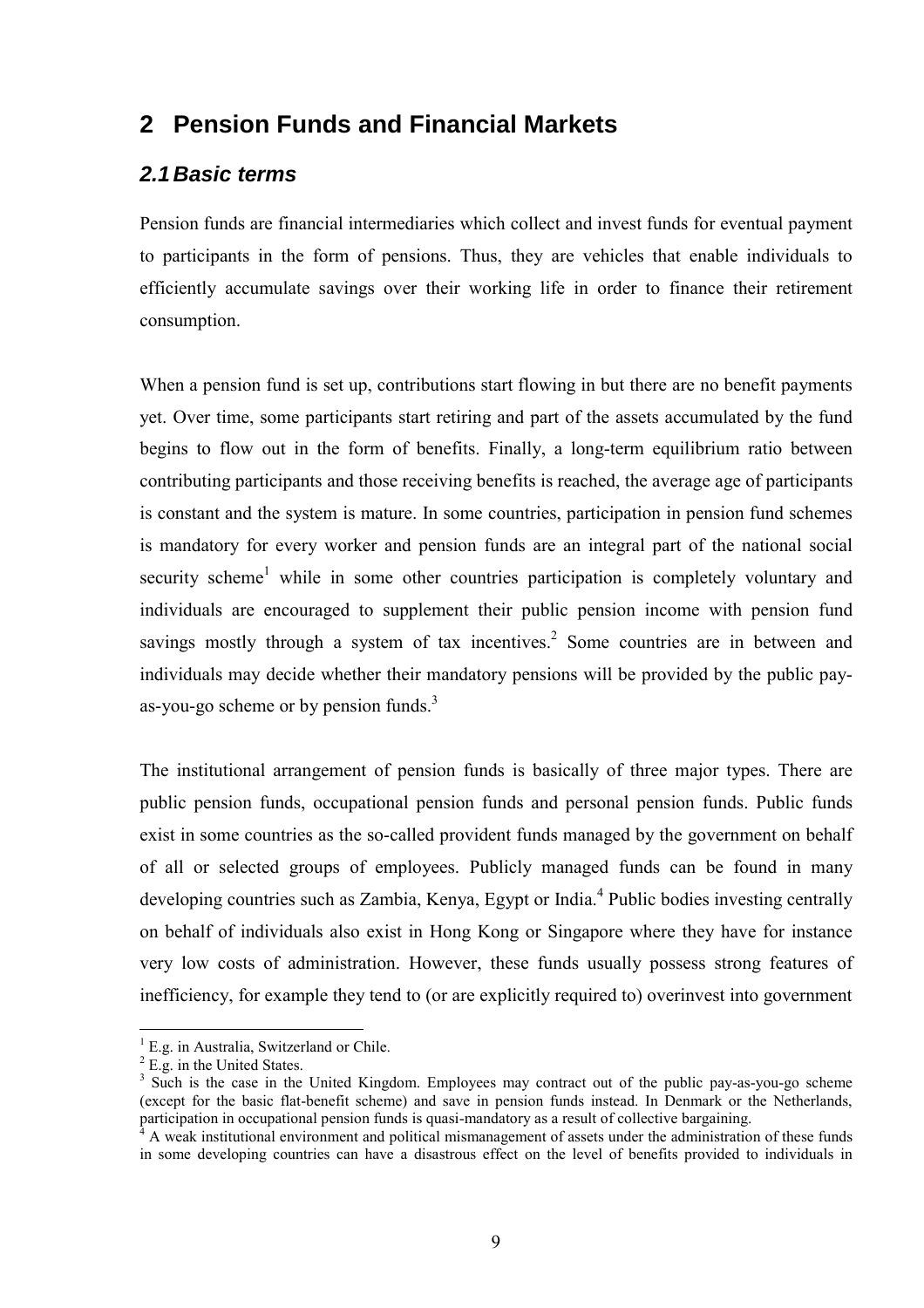## 2 Pension Funds and Financial Markets

### *2.1 Basic terms*

Pension funds are financial intermediaries which collect and invest funds for eventual payment to participants in the form of pensions. Thus, they are vehicles that enable individuals to efficiently accumulate savings over their working life in order to finance their retirement consumption.

When a pension fund is set up, contributions start flowing in but there are no benefit payments yet. Over time, some participants start retiring and part of the assets accumulated by the fund begins to flow out in the form of benefits. Finally, a long-term equilibrium ratio between contributing participants and those receiving benefits is reached, the average age of participants is constant and the system is mature. In some countries, participation in pension fund schemes is mandatory for every worker and pension funds are an integral part of the national social security scheme[1] while in some other countries participation is completely voluntary and individuals are encouraged to supplement their public pension income with pension fund savings mostly through a system of tax incentives.[2] Some countries are in between and individuals may decide whether their mandatory pensions will be provided by the public pay-as-you-go scheme or by pension funds.[3]

The institutional arrangement of pension funds is basically of three major types. There are public pension funds, occupational pension funds and personal pension funds. Public funds exist in some countries as the so-called provident funds managed by the government on behalf of all or selected groups of employees. Publicly managed funds can be found in many developing countries such as Zambia, Kenya, Egypt or India.[4] Public bodies investing centrally on behalf of individuals also exist in Hong Kong or Singapore where they have for instance very low costs of administration. However, these funds usually possess strong features of inefficiency, for example they tend to (or are explicitly required to) overinvest into government

---

[1] E.g. in Australia, Switzerland or Chile.

[2] E.g. in the United States.

[3] Such is the case in the United Kingdom. Employees may contract out of the public pay-as-you-go scheme (except for the basic flat-benefit scheme) and save in pension funds instead. In Denmark or the Netherlands, participation in occupational pension funds is quasi-mandatory as a result of collective bargaining.

[4] A weak institutional environment and political mismanagement of assets under the administration of these funds in some developing countries can have a disastrous effect on the level of benefits provided to individuals in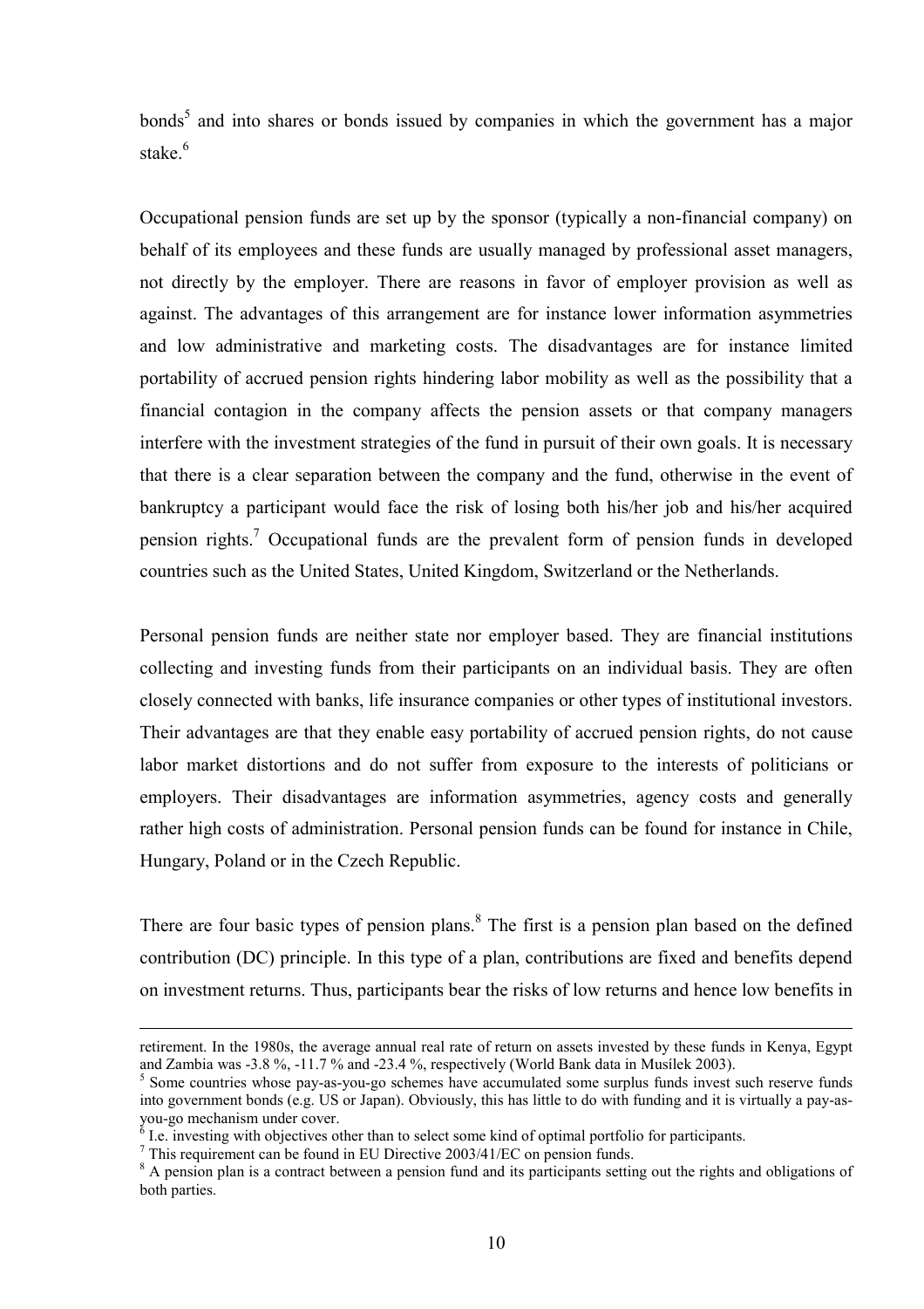bonds[5] and into shares or bonds issued by companies in which the government has a major stake.[6]

Occupational pension funds are set up by the sponsor (typically a non-financial company) on behalf of its employees and these funds are usually managed by professional asset managers, not directly by the employer. There are reasons in favor of employer provision as well as against. The advantages of this arrangement are for instance lower information asymmetries and low administrative and marketing costs. The disadvantages are for instance limited portability of accrued pension rights hindering labor mobility as well as the possibility that a financial contagion in the company affects the pension assets or that company managers interfere with the investment strategies of the fund in pursuit of their own goals. It is necessary that there is a clear separation between the company and the fund, otherwise in the event of bankruptcy a participant would face the risk of losing both his/her job and his/her acquired pension rights.[7] Occupational funds are the prevalent form of pension funds in developed countries such as the United States, United Kingdom, Switzerland or the Netherlands.

Personal pension funds are neither state nor employer based. They are financial institutions collecting and investing funds from their participants on an individual basis. They are often closely connected with banks, life insurance companies or other types of institutional investors. Their advantages are that they enable easy portability of accrued pension rights, do not cause labor market distortions and do not suffer from exposure to the interests of politicians or employers. Their disadvantages are information asymmetries, agency costs and generally rather high costs of administration. Personal pension funds can be found for instance in Chile, Hungary, Poland or in the Czech Republic.

There are four basic types of pension plans.[8] The first is a pension plan based on the defined contribution (DC) principle. In this type of a plan, contributions are fixed and benefits depend on investment returns. Thus, participants bear the risks of low returns and hence low benefits in

---

retirement. In the 1980s, the average annual real rate of return on assets invested by these funds in Kenya, Egypt and Zambia was -3.8 %, -11.7 % and -23.4 %, respectively (World Bank data in Musílek 2003).

[5] Some countries whose pay-as-you-go schemes have accumulated some surplus funds invest such reserve funds into government bonds (e.g. US or Japan). Obviously, this has little to do with funding and it is virtually a pay-as-you-go mechanism under cover.

[6] I.e. investing with objectives other than to select some kind of optimal portfolio for participants.

[7] This requirement can be found in EU Directive 2003/41/EC on pension funds.

[8] A pension plan is a contract between a pension fund and its participants setting out the rights and obligations of both parties.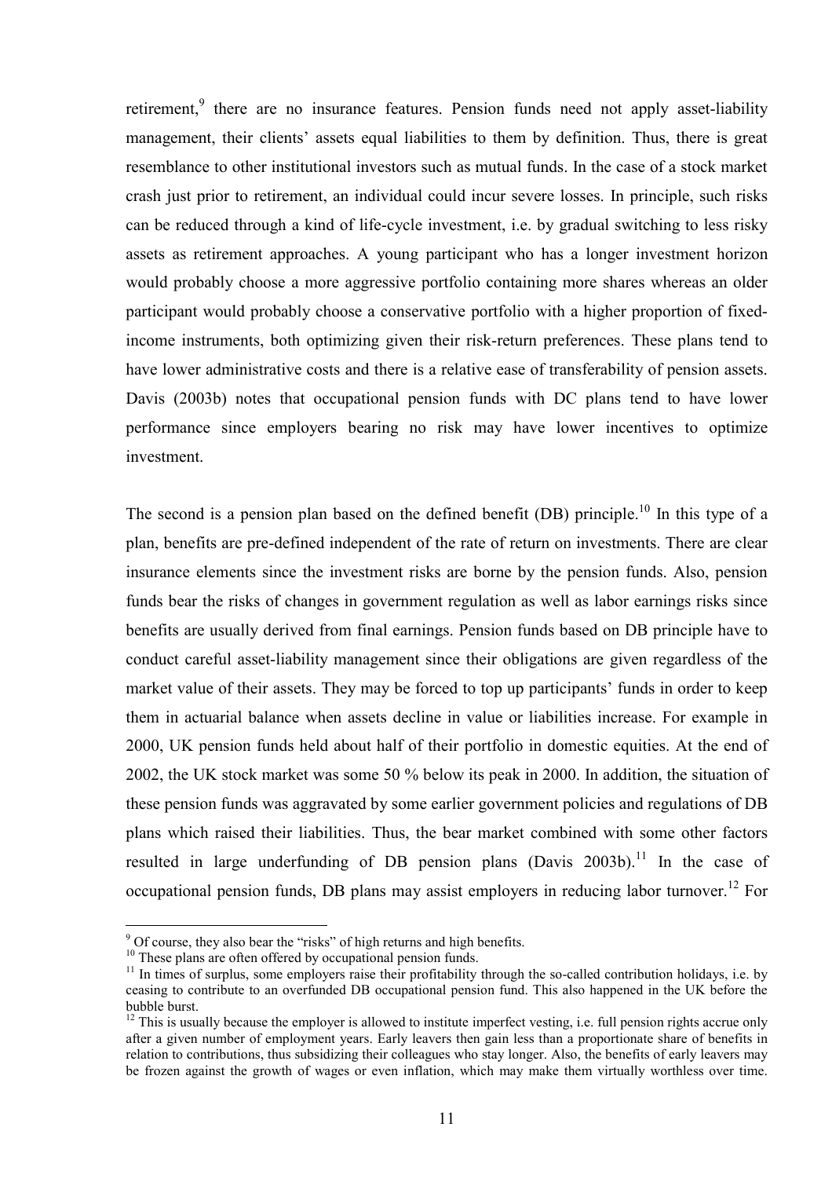retirement,[9] there are no insurance features. Pension funds need not apply asset-liability management, their clients' assets equal liabilities to them by definition. Thus, there is great resemblance to other institutional investors such as mutual funds. In the case of a stock market crash just prior to retirement, an individual could incur severe losses. In principle, such risks can be reduced through a kind of life-cycle investment, i.e. by gradual switching to less risky assets as retirement approaches. A young participant who has a longer investment horizon would probably choose a more aggressive portfolio containing more shares whereas an older participant would probably choose a conservative portfolio with a higher proportion of fixed-income instruments, both optimizing given their risk-return preferences. These plans tend to have lower administrative costs and there is a relative ease of transferability of pension assets. Davis (2003b) notes that occupational pension funds with DC plans tend to have lower performance since employers bearing no risk may have lower incentives to optimize investment.

The second is a pension plan based on the defined benefit (DB) principle.[10] In this type of a plan, benefits are pre-defined independent of the rate of return on investments. There are clear insurance elements since the investment risks are borne by the pension funds. Also, pension funds bear the risks of changes in government regulation as well as labor earnings risks since benefits are usually derived from final earnings. Pension funds based on DB principle have to conduct careful asset-liability management since their obligations are given regardless of the market value of their assets. They may be forced to top up participants' funds in order to keep them in actuarial balance when assets decline in value or liabilities increase. For example in 2000, UK pension funds held about half of their portfolio in domestic equities. At the end of 2002, the UK stock market was some 50 % below its peak in 2000. In addition, the situation of these pension funds was aggravated by some earlier government policies and regulations of DB plans which raised their liabilities. Thus, the bear market combined with some other factors resulted in large underfunding of DB pension plans (Davis 2003b).[11] In the case of occupational pension funds, DB plans may assist employers in reducing labor turnover.[12] For

---

[9] Of course, they also bear the "risks" of high returns and high benefits.

[10] These plans are often offered by occupational pension funds.

[11] In times of surplus, some employers raise their profitability through the so-called contribution holidays, i.e. by ceasing to contribute to an overfunded DB occupational pension fund. This also happened in the UK before the bubble burst.

[12] This is usually because the employer is allowed to institute imperfect vesting, i.e. full pension rights accrue only after a given number of employment years. Early leavers then gain less than a proportionate share of benefits in relation to contributions, thus subsidizing their colleagues who stay longer. Also, the benefits of early leavers may be frozen against the growth of wages or even inflation, which may make them virtually worthless over time.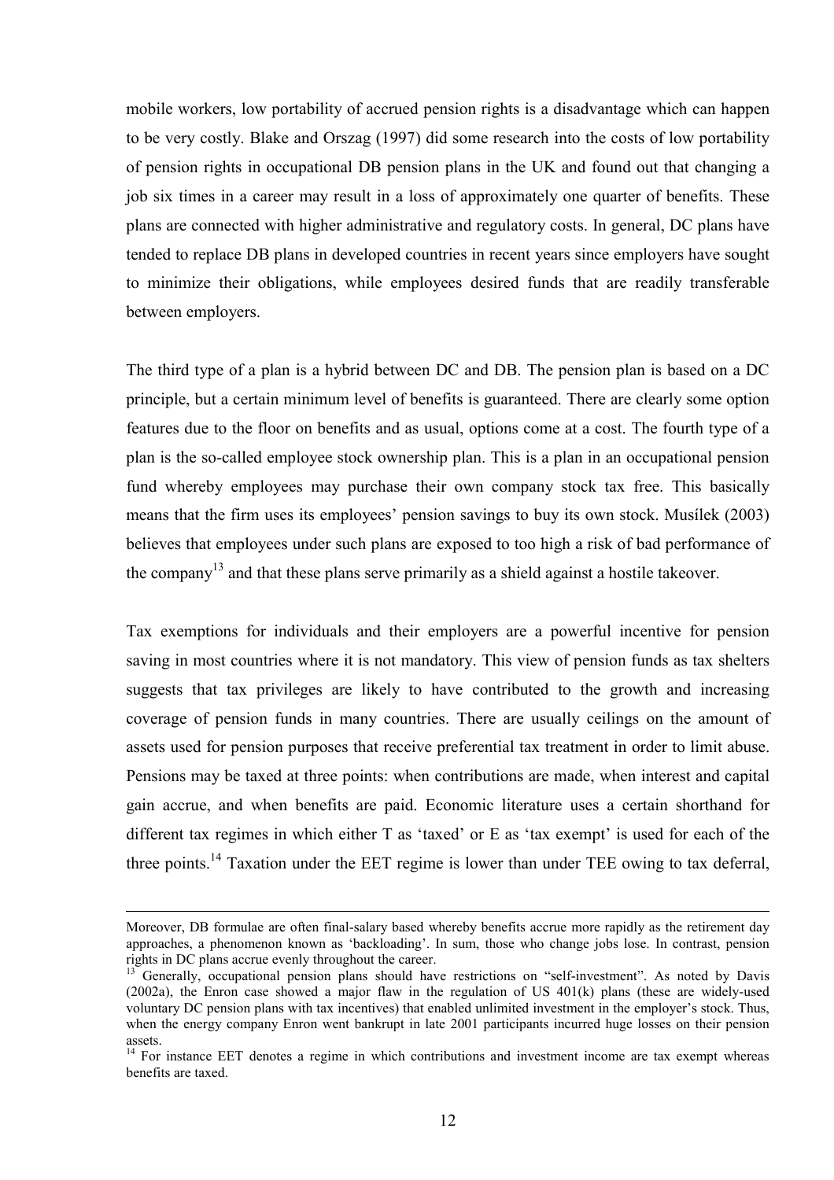mobile workers, low portability of accrued pension rights is a disadvantage which can happen to be very costly. Blake and Orszag (1997) did some research into the costs of low portability of pension rights in occupational DB pension plans in the UK and found out that changing a job six times in a career may result in a loss of approximately one quarter of benefits. These plans are connected with higher administrative and regulatory costs. In general, DC plans have tended to replace DB plans in developed countries in recent years since employers have sought to minimize their obligations, while employees desired funds that are readily transferable between employers.

The third type of a plan is a hybrid between DC and DB. The pension plan is based on a DC principle, but a certain minimum level of benefits is guaranteed. There are clearly some option features due to the floor on benefits and as usual, options come at a cost. The fourth type of a plan is the so-called employee stock ownership plan. This is a plan in an occupational pension fund whereby employees may purchase their own company stock tax free. This basically means that the firm uses its employees' pension savings to buy its own stock. Musílek (2003) believes that employees under such plans are exposed to too high a risk of bad performance of the company[13] and that these plans serve primarily as a shield against a hostile takeover.

Tax exemptions for individuals and their employers are a powerful incentive for pension saving in most countries where it is not mandatory. This view of pension funds as tax shelters suggests that tax privileges are likely to have contributed to the growth and increasing coverage of pension funds in many countries. There are usually ceilings on the amount of assets used for pension purposes that receive preferential tax treatment in order to limit abuse. Pensions may be taxed at three points: when contributions are made, when interest and capital gain accrue, and when benefits are paid. Economic literature uses a certain shorthand for different tax regimes in which either T as 'taxed' or E as 'tax exempt' is used for each of the three points.[14] Taxation under the EET regime is lower than under TEE owing to tax deferral,

---

Moreover, DB formulae are often final-salary based whereby benefits accrue more rapidly as the retirement day approaches, a phenomenon known as 'backloading'. In sum, those who change jobs lose. In contrast, pension rights in DC plans accrue evenly throughout the career.

[13] Generally, occupational pension plans should have restrictions on "self-investment". As noted by Davis (2002a), the Enron case showed a major flaw in the regulation of US 401(k) plans (these are widely-used voluntary DC pension plans with tax incentives) that enabled unlimited investment in the employer's stock. Thus, when the energy company Enron went bankrupt in late 2001 participants incurred huge losses on their pension assets.

[14] For instance EET denotes a regime in which contributions and investment income are tax exempt whereas benefits are taxed.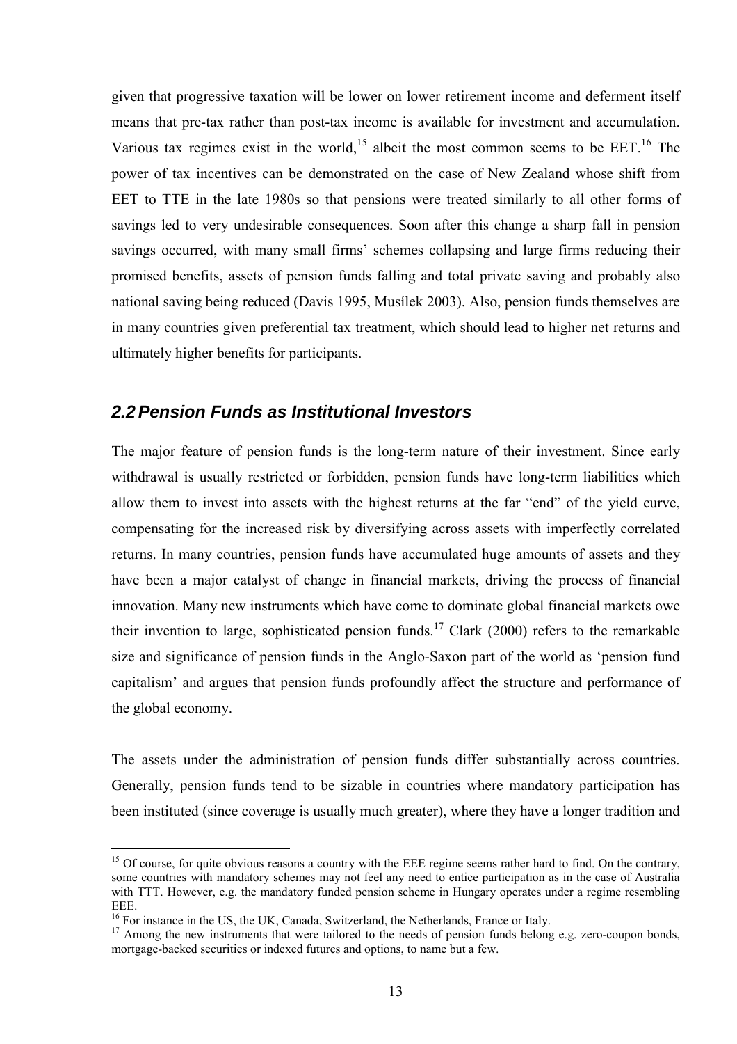given that progressive taxation will be lower on lower retirement income and deferment itself means that pre-tax rather than post-tax income is available for investment and accumulation. Various tax regimes exist in the world,[15] albeit the most common seems to be EET.[16] The power of tax incentives can be demonstrated on the case of New Zealand whose shift from EET to TTE in the late 1980s so that pensions were treated similarly to all other forms of savings led to very undesirable consequences. Soon after this change a sharp fall in pension savings occurred, with many small firms' schemes collapsing and large firms reducing their promised benefits, assets of pension funds falling and total private saving and probably also national saving being reduced (Davis 1995, Musílek 2003). Also, pension funds themselves are in many countries given preferential tax treatment, which should lead to higher net returns and ultimately higher benefits for participants.

## *2.2 Pension Funds as Institutional Investors*

The major feature of pension funds is the long-term nature of their investment. Since early withdrawal is usually restricted or forbidden, pension funds have long-term liabilities which allow them to invest into assets with the highest returns at the far "end" of the yield curve, compensating for the increased risk by diversifying across assets with imperfectly correlated returns. In many countries, pension funds have accumulated huge amounts of assets and they have been a major catalyst of change in financial markets, driving the process of financial innovation. Many new instruments which have come to dominate global financial markets owe their invention to large, sophisticated pension funds.[17] Clark (2000) refers to the remarkable size and significance of pension funds in the Anglo-Saxon part of the world as 'pension fund capitalism' and argues that pension funds profoundly affect the structure and performance of the global economy.

The assets under the administration of pension funds differ substantially across countries. Generally, pension funds tend to be sizable in countries where mandatory participation has been instituted (since coverage is usually much greater), where they have a longer tradition and

---

[15] Of course, for quite obvious reasons a country with the EEE regime seems rather hard to find. On the contrary, some countries with mandatory schemes may not feel any need to entice participation as in the case of Australia with TTT. However, e.g. the mandatory funded pension scheme in Hungary operates under a regime resembling EEE.

[16] For instance in the US, the UK, Canada, Switzerland, the Netherlands, France or Italy.

[17] Among the new instruments that were tailored to the needs of pension funds belong e.g. zero-coupon bonds, mortgage-backed securities or indexed futures and options, to name but a few.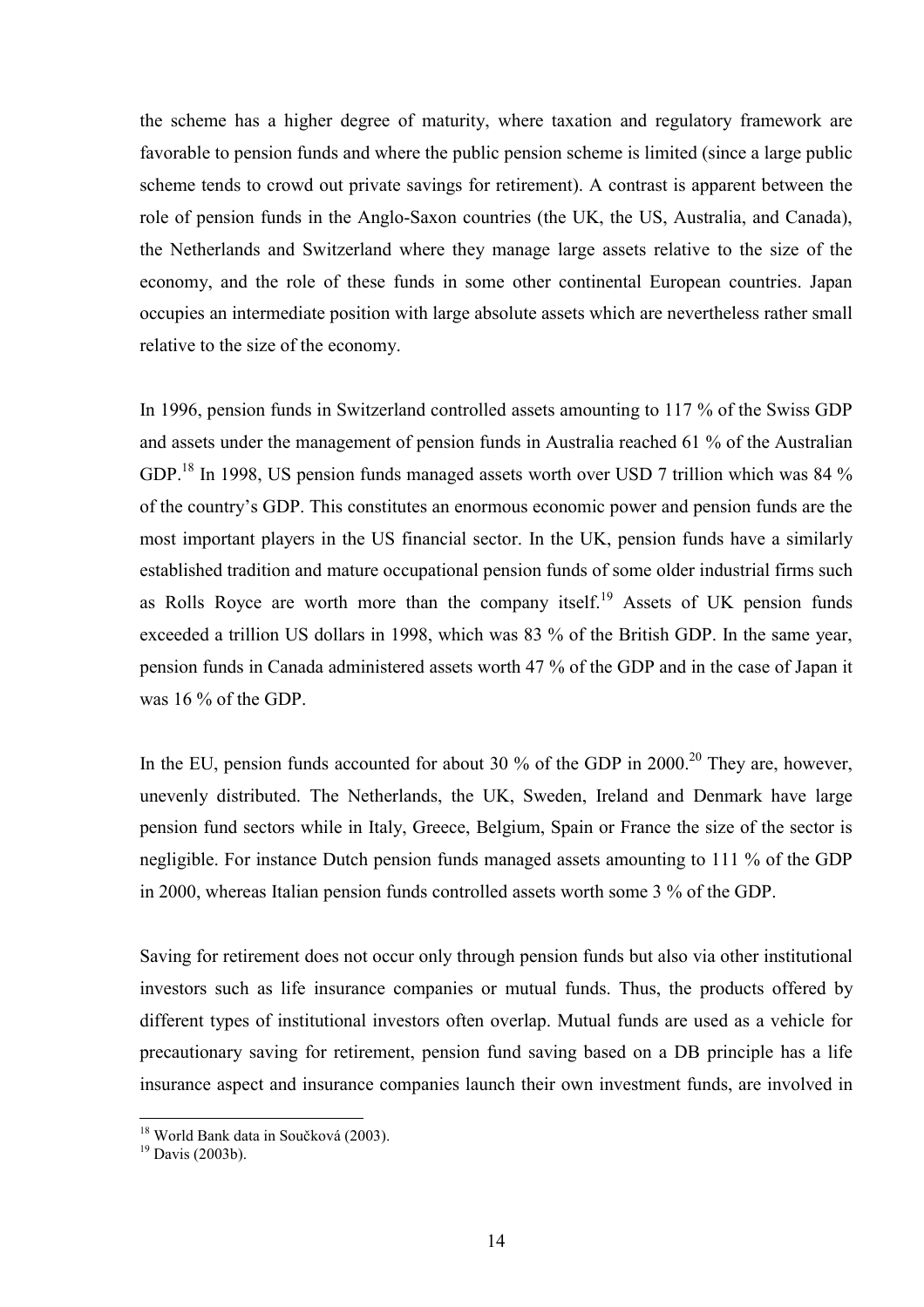the scheme has a higher degree of maturity, where taxation and regulatory framework are favorable to pension funds and where the public pension scheme is limited (since a large public scheme tends to crowd out private savings for retirement). A contrast is apparent between the role of pension funds in the Anglo-Saxon countries (the UK, the US, Australia, and Canada), the Netherlands and Switzerland where they manage large assets relative to the size of the economy, and the role of these funds in some other continental European countries. Japan occupies an intermediate position with large absolute assets which are nevertheless rather small relative to the size of the economy.

In 1996, pension funds in Switzerland controlled assets amounting to 117 % of the Swiss GDP and assets under the management of pension funds in Australia reached 61 % of the Australian GDP.[18] In 1998, US pension funds managed assets worth over USD 7 trillion which was 84 % of the country's GDP. This constitutes an enormous economic power and pension funds are the most important players in the US financial sector. In the UK, pension funds have a similarly established tradition and mature occupational pension funds of some older industrial firms such as Rolls Royce are worth more than the company itself.[19] Assets of UK pension funds exceeded a trillion US dollars in 1998, which was 83 % of the British GDP. In the same year, pension funds in Canada administered assets worth 47 % of the GDP and in the case of Japan it was 16 % of the GDP.

In the EU, pension funds accounted for about 30 % of the GDP in 2000.[20] They are, however, unevenly distributed. The Netherlands, the UK, Sweden, Ireland and Denmark have large pension fund sectors while in Italy, Greece, Belgium, Spain or France the size of the sector is negligible. For instance Dutch pension funds managed assets amounting to 111 % of the GDP in 2000, whereas Italian pension funds controlled assets worth some 3 % of the GDP.

Saving for retirement does not occur only through pension funds but also via other institutional investors such as life insurance companies or mutual funds. Thus, the products offered by different types of institutional investors often overlap. Mutual funds are used as a vehicle for precautionary saving for retirement, pension fund saving based on a DB principle has a life insurance aspect and insurance companies launch their own investment funds, are involved in

[18] World Bank data in Součková (2003).

[19] Davis (2003b).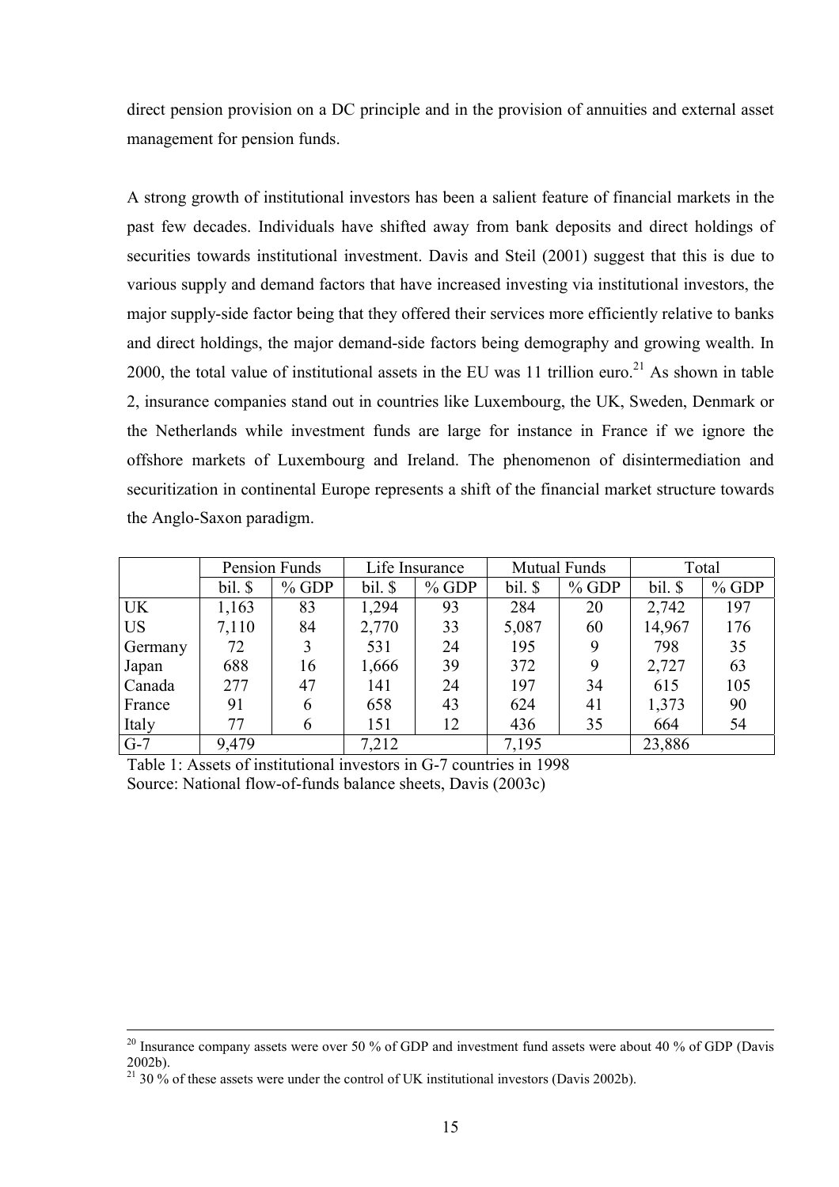direct pension provision on a DC principle and in the provision of annuities and external asset management for pension funds.

A strong growth of institutional investors has been a salient feature of financial markets in the past few decades. Individuals have shifted away from bank deposits and direct holdings of securities towards institutional investment. Davis and Steil (2001) suggest that this is due to various supply and demand factors that have increased investing via institutional investors, the major supply-side factor being that they offered their services more efficiently relative to banks and direct holdings, the major demand-side factors being demography and growing wealth. In 2000, the total value of institutional assets in the EU was 11 trillion euro.[21] As shown in table 2, insurance companies stand out in countries like Luxembourg, the UK, Sweden, Denmark or the Netherlands while investment funds are large for instance in France if we ignore the offshore markets of Luxembourg and Ireland. The phenomenon of disintermediation and securitization in continental Europe represents a shift of the financial market structure towards the Anglo-Saxon paradigm.

| | Pension Funds | | Life Insurance | | Mutual Funds | | Total | |
|---|---|---|---|---|---|---|---|---|
| | bil. $ | % GDP | bil. $ | % GDP | bil. $ | % GDP | bil. $ | % GDP |
| UK | 1,163 | 83 | 1,294 | 93 | 284 | 20 | 2,742 | 197 |
| US | 7,110 | 84 | 2,770 | 33 | 5,087 | 60 | 14,967 | 176 |
| Germany | 72 | 3 | 531 | 24 | 195 | 9 | 798 | 35 |
| Japan | 688 | 16 | 1,666 | 39 | 372 | 9 | 2,727 | 63 |
| Canada | 277 | 47 | 141 | 24 | 197 | 34 | 615 | 105 |
| France | 91 | 6 | 658 | 43 | 624 | 41 | 1,373 | 90 |
| Italy | 77 | 6 | 151 | 12 | 436 | 35 | 664 | 54 |
| G-7 | 9,479 | | 7,212 | | 7,195 | | 23,886 | |

Table 1: Assets of institutional investors in G-7 countries in 1998
Source: National flow-of-funds balance sheets, Davis (2003c)

---

[20] Insurance company assets were over 50 % of GDP and investment fund assets were about 40 % of GDP (Davis 2002b).

[21] 30 % of these assets were under the control of UK institutional investors (Davis 2002b).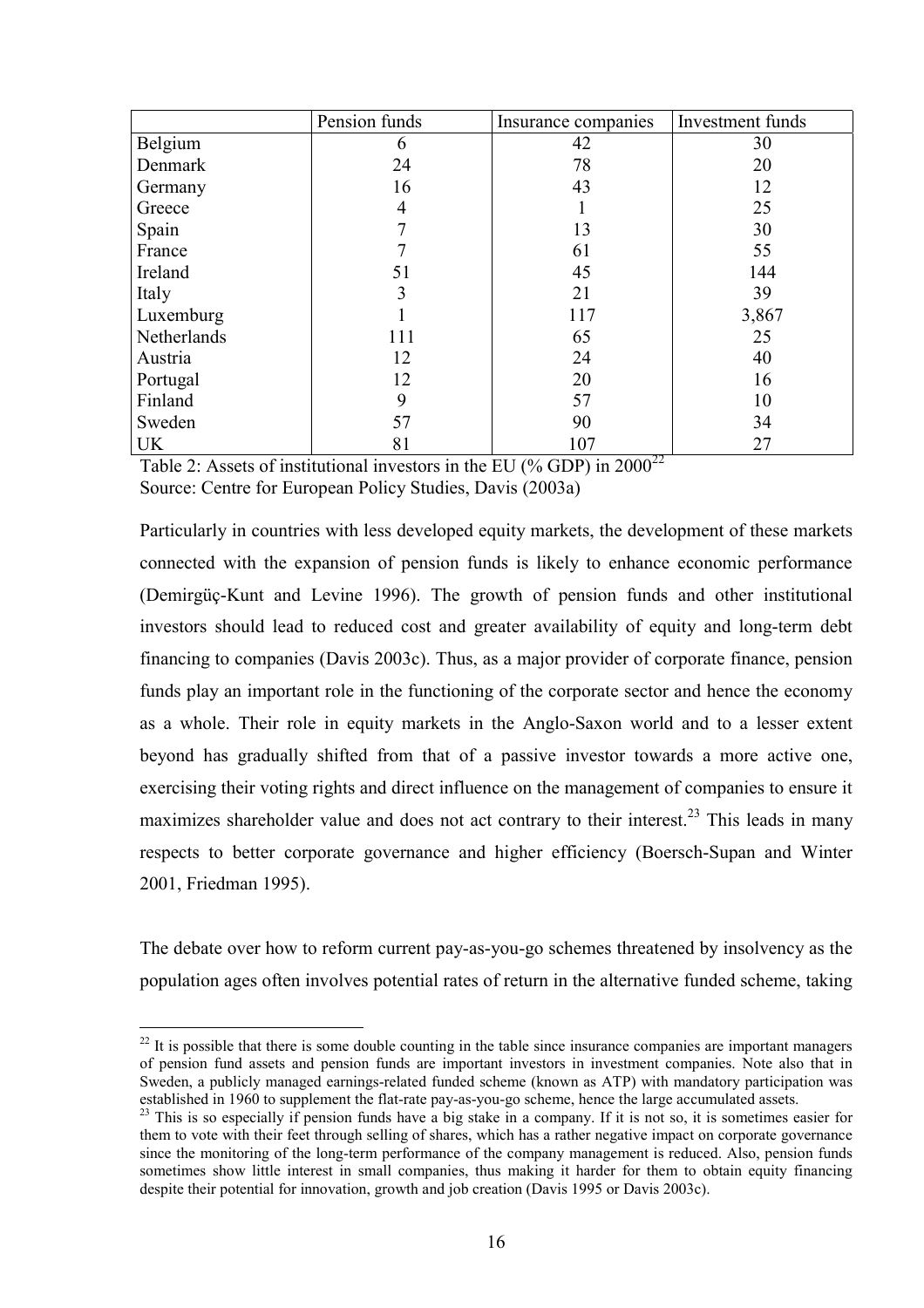| | Pension funds | Insurance companies | Investment funds |
|---|---|---|---|
| Belgium | 6 | 42 | 30 |
| Denmark | 24 | 78 | 20 |
| Germany | 16 | 43 | 12 |
| Greece | 4 | 1 | 25 |
| Spain | 7 | 13 | 30 |
| France | 7 | 61 | 55 |
| Ireland | 51 | 45 | 144 |
| Italy | 3 | 21 | 39 |
| Luxemburg | 1 | 117 | 3,867 |
| Netherlands | 111 | 65 | 25 |
| Austria | 12 | 24 | 40 |
| Portugal | 12 | 20 | 16 |
| Finland | 9 | 57 | 10 |
| Sweden | 57 | 90 | 34 |
| UK | 81 | 107 | 27 |

Table 2: Assets of institutional investors in the EU (% GDP) in 2000[22]
Source: Centre for European Policy Studies, Davis (2003a)

Particularly in countries with less developed equity markets, the development of these markets connected with the expansion of pension funds is likely to enhance economic performance (Demirgüç-Kunt and Levine 1996). The growth of pension funds and other institutional investors should lead to reduced cost and greater availability of equity and long-term debt financing to companies (Davis 2003c). Thus, as a major provider of corporate finance, pension funds play an important role in the functioning of the corporate sector and hence the economy as a whole. Their role in equity markets in the Anglo-Saxon world and to a lesser extent beyond has gradually shifted from that of a passive investor towards a more active one, exercising their voting rights and direct influence on the management of companies to ensure it maximizes shareholder value and does not act contrary to their interest.[23] This leads in many respects to better corporate governance and higher efficiency (Boersch-Supan and Winter 2001, Friedman 1995).

The debate over how to reform current pay-as-you-go schemes threatened by insolvency as the population ages often involves potential rates of return in the alternative funded scheme, taking

[22] It is possible that there is some double counting in the table since insurance companies are important managers of pension fund assets and pension funds are important investors in investment companies. Note also that in Sweden, a publicly managed earnings-related funded scheme (known as ATP) with mandatory participation was established in 1960 to supplement the flat-rate pay-as-you-go scheme, hence the large accumulated assets.

[23] This is so especially if pension funds have a big stake in a company. If it is not so, it is sometimes easier for them to vote with their feet through selling of shares, which has a rather negative impact on corporate governance since the monitoring of the long-term performance of the company management is reduced. Also, pension funds sometimes show little interest in small companies, thus making it harder for them to obtain equity financing despite their potential for innovation, growth and job creation (Davis 1995 or Davis 2003c).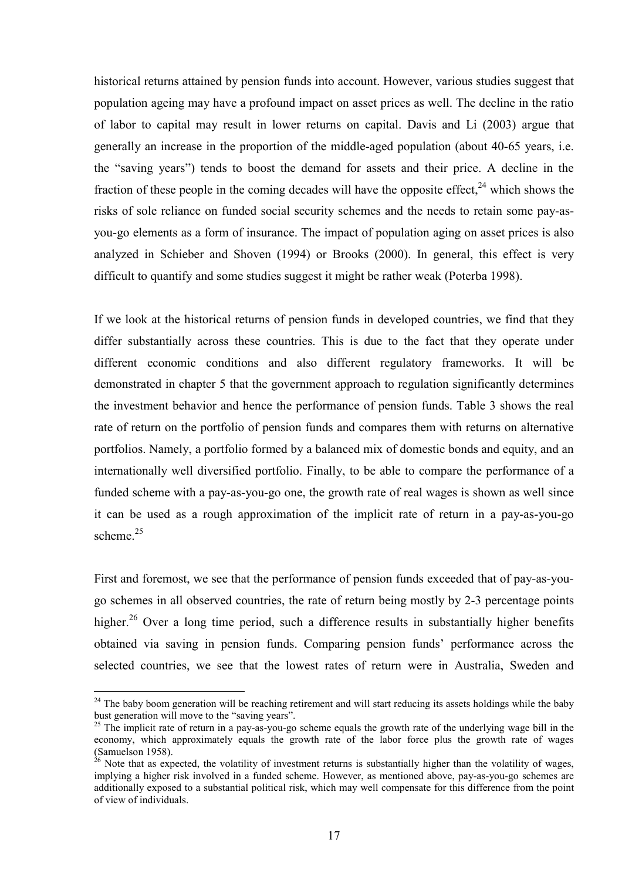historical returns attained by pension funds into account. However, various studies suggest that population ageing may have a profound impact on asset prices as well. The decline in the ratio of labor to capital may result in lower returns on capital. Davis and Li (2003) argue that generally an increase in the proportion of the middle-aged population (about 40-65 years, i.e. the "saving years") tends to boost the demand for assets and their price. A decline in the fraction of these people in the coming decades will have the opposite effect,[24] which shows the risks of sole reliance on funded social security schemes and the needs to retain some pay-as-you-go elements as a form of insurance. The impact of population aging on asset prices is also analyzed in Schieber and Shoven (1994) or Brooks (2000). In general, this effect is very difficult to quantify and some studies suggest it might be rather weak (Poterba 1998).

If we look at the historical returns of pension funds in developed countries, we find that they differ substantially across these countries. This is due to the fact that they operate under different economic conditions and also different regulatory frameworks. It will be demonstrated in chapter 5 that the government approach to regulation significantly determines the investment behavior and hence the performance of pension funds. Table 3 shows the real rate of return on the portfolio of pension funds and compares them with returns on alternative portfolios. Namely, a portfolio formed by a balanced mix of domestic bonds and equity, and an internationally well diversified portfolio. Finally, to be able to compare the performance of a funded scheme with a pay-as-you-go one, the growth rate of real wages is shown as well since it can be used as a rough approximation of the implicit rate of return in a pay-as-you-go scheme.[25]

First and foremost, we see that the performance of pension funds exceeded that of pay-as-you-go schemes in all observed countries, the rate of return being mostly by 2-3 percentage points higher.[26] Over a long time period, such a difference results in substantially higher benefits obtained via saving in pension funds. Comparing pension funds' performance across the selected countries, we see that the lowest rates of return were in Australia, Sweden and

---

[24] The baby boom generation will be reaching retirement and will start reducing its assets holdings while the baby bust generation will move to the "saving years".

[25] The implicit rate of return in a pay-as-you-go scheme equals the growth rate of the underlying wage bill in the economy, which approximately equals the growth rate of the labor force plus the growth rate of wages (Samuelson 1958).

[26] Note that as expected, the volatility of investment returns is substantially higher than the volatility of wages, implying a higher risk involved in a funded scheme. However, as mentioned above, pay-as-you-go schemes are additionally exposed to a substantial political risk, which may well compensate for this difference from the point of view of individuals.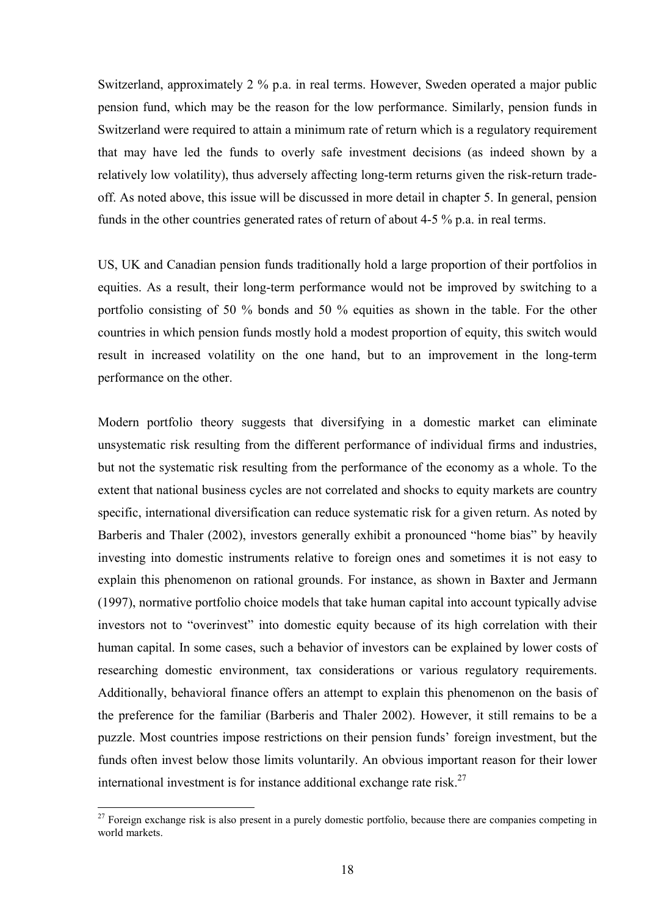Switzerland, approximately 2 % p.a. in real terms. However, Sweden operated a major public pension fund, which may be the reason for the low performance. Similarly, pension funds in Switzerland were required to attain a minimum rate of return which is a regulatory requirement that may have led the funds to overly safe investment decisions (as indeed shown by a relatively low volatility), thus adversely affecting long-term returns given the risk-return trade-off. As noted above, this issue will be discussed in more detail in chapter 5. In general, pension funds in the other countries generated rates of return of about 4-5 % p.a. in real terms.

US, UK and Canadian pension funds traditionally hold a large proportion of their portfolios in equities. As a result, their long-term performance would not be improved by switching to a portfolio consisting of 50 % bonds and 50 % equities as shown in the table. For the other countries in which pension funds mostly hold a modest proportion of equity, this switch would result in increased volatility on the one hand, but to an improvement in the long-term performance on the other.

Modern portfolio theory suggests that diversifying in a domestic market can eliminate unsystematic risk resulting from the different performance of individual firms and industries, but not the systematic risk resulting from the performance of the economy as a whole. To the extent that national business cycles are not correlated and shocks to equity markets are country specific, international diversification can reduce systematic risk for a given return. As noted by Barberis and Thaler (2002), investors generally exhibit a pronounced "home bias" by heavily investing into domestic instruments relative to foreign ones and sometimes it is not easy to explain this phenomenon on rational grounds. For instance, as shown in Baxter and Jermann (1997), normative portfolio choice models that take human capital into account typically advise investors not to "overinvest" into domestic equity because of its high correlation with their human capital. In some cases, such a behavior of investors can be explained by lower costs of researching domestic environment, tax considerations or various regulatory requirements. Additionally, behavioral finance offers an attempt to explain this phenomenon on the basis of the preference for the familiar (Barberis and Thaler 2002). However, it still remains to be a puzzle. Most countries impose restrictions on their pension funds' foreign investment, but the funds often invest below those limits voluntarily. An obvious important reason for their lower international investment is for instance additional exchange rate risk.[27]

[27] Foreign exchange risk is also present in a purely domestic portfolio, because there are companies competing in world markets.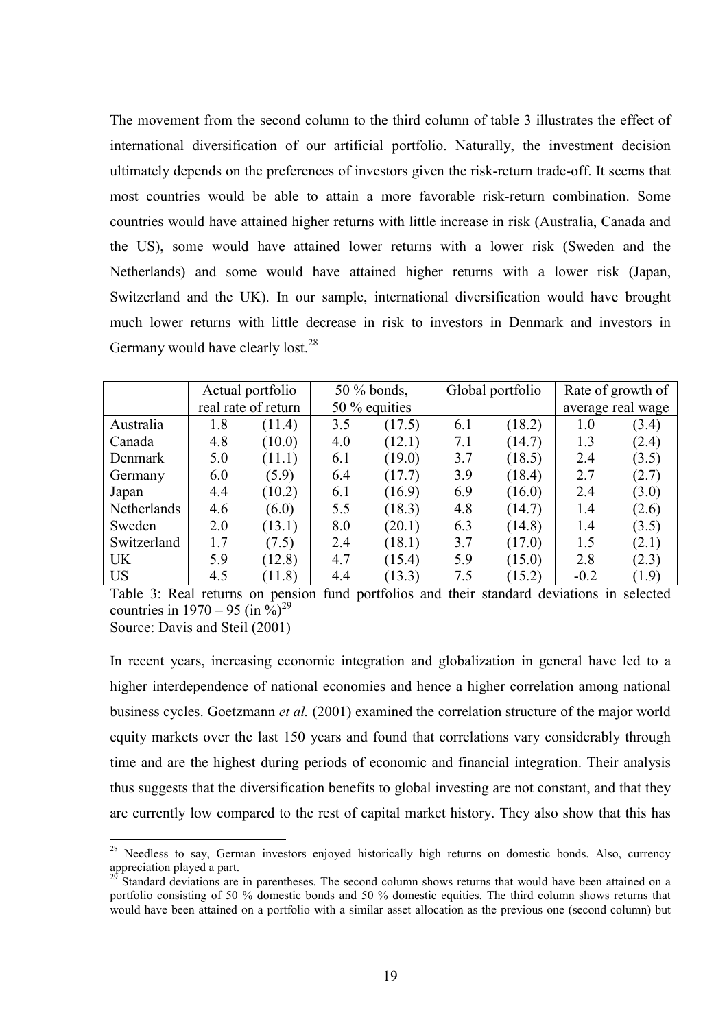The movement from the second column to the third column of table 3 illustrates the effect of international diversification of our artificial portfolio. Naturally, the investment decision ultimately depends on the preferences of investors given the risk-return trade-off. It seems that most countries would be able to attain a more favorable risk-return combination. Some countries would have attained higher returns with little increase in risk (Australia, Canada and the US), some would have attained lower returns with a lower risk (Sweden and the Netherlands) and some would have attained higher returns with a lower risk (Japan, Switzerland and the UK). In our sample, international diversification would have brought much lower returns with little decrease in risk to investors in Denmark and investors in Germany would have clearly lost.[28]

| | Actual portfolio real rate of return | | 50 % bonds, 50 % equities | | Global portfolio | | Rate of growth of average real wage | |
|---|---|---|---|---|---|---|---|---|
| Australia | 1.8 | (11.4) | 3.5 | (17.5) | 6.1 | (18.2) | 1.0 | (3.4) |
| Canada | 4.8 | (10.0) | 4.0 | (12.1) | 7.1 | (14.7) | 1.3 | (2.4) |
| Denmark | 5.0 | (11.1) | 6.1 | (19.0) | 3.7 | (18.5) | 2.4 | (3.5) |
| Germany | 6.0 | (5.9) | 6.4 | (17.7) | 3.9 | (18.4) | 2.7 | (2.7) |
| Japan | 4.4 | (10.2) | 6.1 | (16.9) | 6.9 | (16.0) | 2.4 | (3.0) |
| Netherlands | 4.6 | (6.0) | 5.5 | (18.3) | 4.8 | (14.7) | 1.4 | (2.6) |
| Sweden | 2.0 | (13.1) | 8.0 | (20.1) | 6.3 | (14.8) | 1.4 | (3.5) |
| Switzerland | 1.7 | (7.5) | 2.4 | (18.1) | 3.7 | (17.0) | 1.5 | (2.1) |
| UK | 5.9 | (12.8) | 4.7 | (15.4) | 5.9 | (15.0) | 2.8 | (2.3) |
| US | 4.5 | (11.8) | 4.4 | (13.3) | 7.5 | (15.2) | -0.2 | (1.9) |

Table 3: Real returns on pension fund portfolios and their standard deviations in selected countries in 1970 – 95 (in %)[29]
Source: Davis and Steil (2001)

In recent years, increasing economic integration and globalization in general have led to a higher interdependence of national economies and hence a higher correlation among national business cycles. Goetzmann *et al.* (2001) examined the correlation structure of the major world equity markets over the last 150 years and found that correlations vary considerably through time and are the highest during periods of economic and financial integration. Their analysis thus suggests that the diversification benefits to global investing are not constant, and that they are currently low compared to the rest of capital market history. They also show that this has

[28] Needless to say, German investors enjoyed historically high returns on domestic bonds. Also, currency appreciation played a part.

[29] Standard deviations are in parentheses. The second column shows returns that would have been attained on a portfolio consisting of 50 % domestic bonds and 50 % domestic equities. The third column shows returns that would have been attained on a portfolio with a similar asset allocation as the previous one (second column) but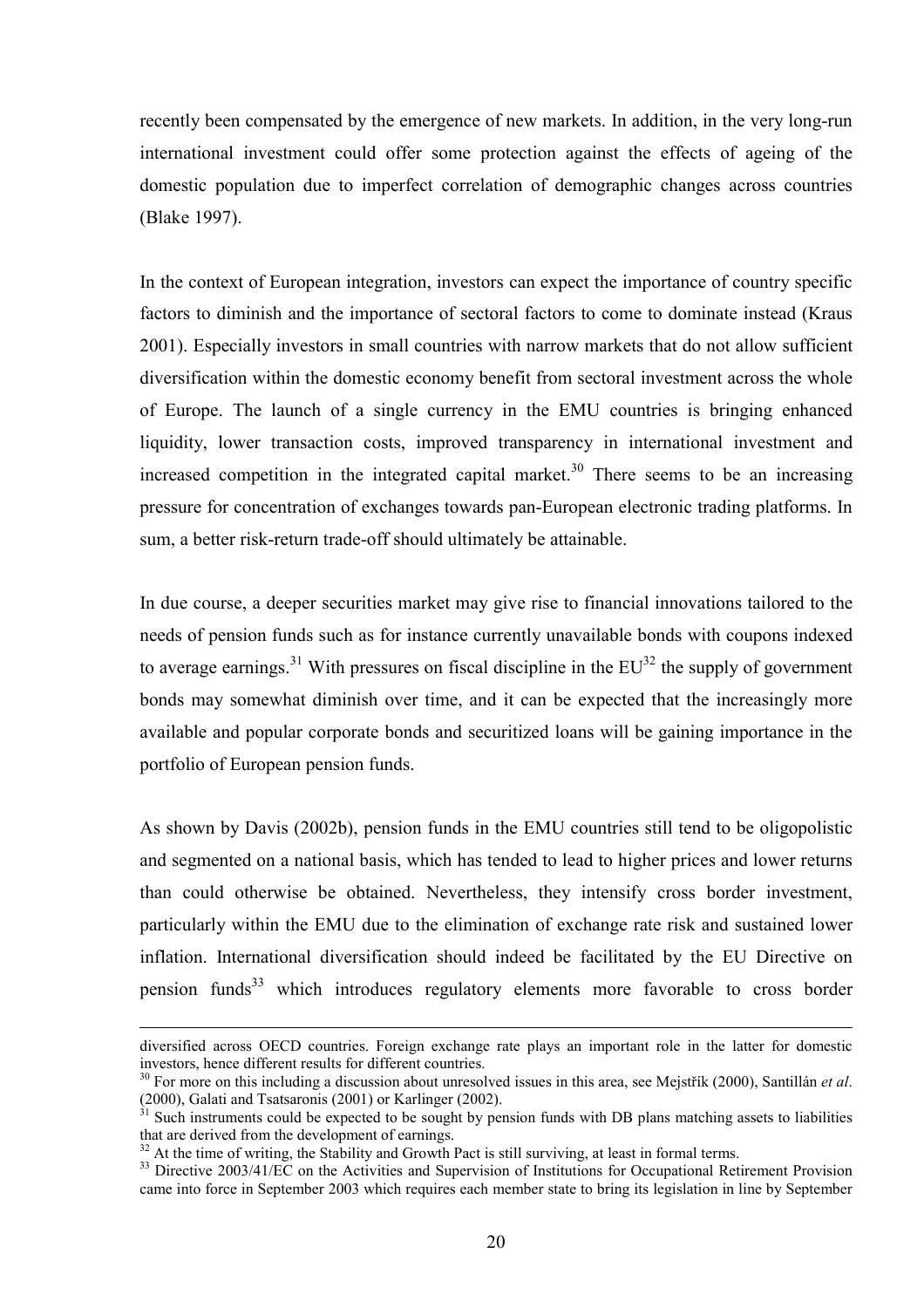recently been compensated by the emergence of new markets. In addition, in the very long-run international investment could offer some protection against the effects of ageing of the domestic population due to imperfect correlation of demographic changes across countries (Blake 1997).

In the context of European integration, investors can expect the importance of country specific factors to diminish and the importance of sectoral factors to come to dominate instead (Kraus 2001). Especially investors in small countries with narrow markets that do not allow sufficient diversification within the domestic economy benefit from sectoral investment across the whole of Europe. The launch of a single currency in the EMU countries is bringing enhanced liquidity, lower transaction costs, improved transparency in international investment and increased competition in the integrated capital market.[30] There seems to be an increasing pressure for concentration of exchanges towards pan-European electronic trading platforms. In sum, a better risk-return trade-off should ultimately be attainable.

In due course, a deeper securities market may give rise to financial innovations tailored to the needs of pension funds such as for instance currently unavailable bonds with coupons indexed to average earnings.[31] With pressures on fiscal discipline in the EU[32] the supply of government bonds may somewhat diminish over time, and it can be expected that the increasingly more available and popular corporate bonds and securitized loans will be gaining importance in the portfolio of European pension funds.

As shown by Davis (2002b), pension funds in the EMU countries still tend to be oligopolistic and segmented on a national basis, which has tended to lead to higher prices and lower returns than could otherwise be obtained. Nevertheless, they intensify cross border investment, particularly within the EMU due to the elimination of exchange rate risk and sustained lower inflation. International diversification should indeed be facilitated by the EU Directive on pension funds[33] which introduces regulatory elements more favorable to cross border

---

diversified across OECD countries. Foreign exchange rate plays an important role in the latter for domestic investors, hence different results for different countries.

[30] For more on this including a discussion about unresolved issues in this area, see Mejstřík (2000), Santillán *et al*. (2000), Galati and Tsatsaronis (2001) or Karlinger (2002).

[31] Such instruments could be expected to be sought by pension funds with DB plans matching assets to liabilities that are derived from the development of earnings.

[32] At the time of writing, the Stability and Growth Pact is still surviving, at least in formal terms.

[33] Directive 2003/41/EC on the Activities and Supervision of Institutions for Occupational Retirement Provision came into force in September 2003 which requires each member state to bring its legislation in line by September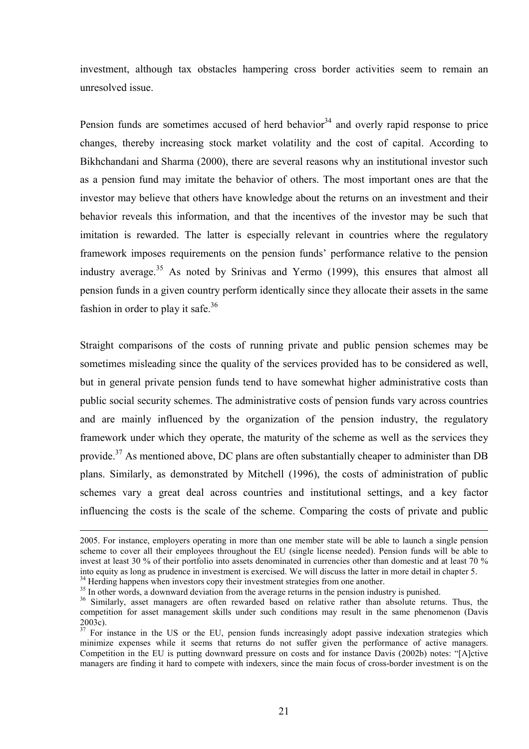investment, although tax obstacles hampering cross border activities seem to remain an unresolved issue.

Pension funds are sometimes accused of herd behavior[34] and overly rapid response to price changes, thereby increasing stock market volatility and the cost of capital. According to Bikhchandani and Sharma (2000), there are several reasons why an institutional investor such as a pension fund may imitate the behavior of others. The most important ones are that the investor may believe that others have knowledge about the returns on an investment and their behavior reveals this information, and that the incentives of the investor may be such that imitation is rewarded. The latter is especially relevant in countries where the regulatory framework imposes requirements on the pension funds' performance relative to the pension industry average.[35] As noted by Srinivas and Yermo (1999), this ensures that almost all pension funds in a given country perform identically since they allocate their assets in the same fashion in order to play it safe.[36]

Straight comparisons of the costs of running private and public pension schemes may be sometimes misleading since the quality of the services provided has to be considered as well, but in general private pension funds tend to have somewhat higher administrative costs than public social security schemes. The administrative costs of pension funds vary across countries and are mainly influenced by the organization of the pension industry, the regulatory framework under which they operate, the maturity of the scheme as well as the services they provide.[37] As mentioned above, DC plans are often substantially cheaper to administer than DB plans. Similarly, as demonstrated by Mitchell (1996), the costs of administration of public schemes vary a great deal across countries and institutional settings, and a key factor influencing the costs is the scale of the scheme. Comparing the costs of private and public

---

2005. For instance, employers operating in more than one member state will be able to launch a single pension scheme to cover all their employees throughout the EU (single license needed). Pension funds will be able to invest at least 30 % of their portfolio into assets denominated in currencies other than domestic and at least 70 % into equity as long as prudence in investment is exercised. We will discuss the latter in more detail in chapter 5.

[34] Herding happens when investors copy their investment strategies from one another.

[35] In other words, a downward deviation from the average returns in the pension industry is punished.

[36] Similarly, asset managers are often rewarded based on relative rather than absolute returns. Thus, the competition for asset management skills under such conditions may result in the same phenomenon (Davis 2003c).

[37] For instance in the US or the EU, pension funds increasingly adopt passive indexation strategies which minimize expenses while it seems that returns do not suffer given the performance of active managers. Competition in the EU is putting downward pressure on costs and for instance Davis (2002b) notes: "[A]ctive managers are finding it hard to compete with indexers, since the main focus of cross-border investment is on the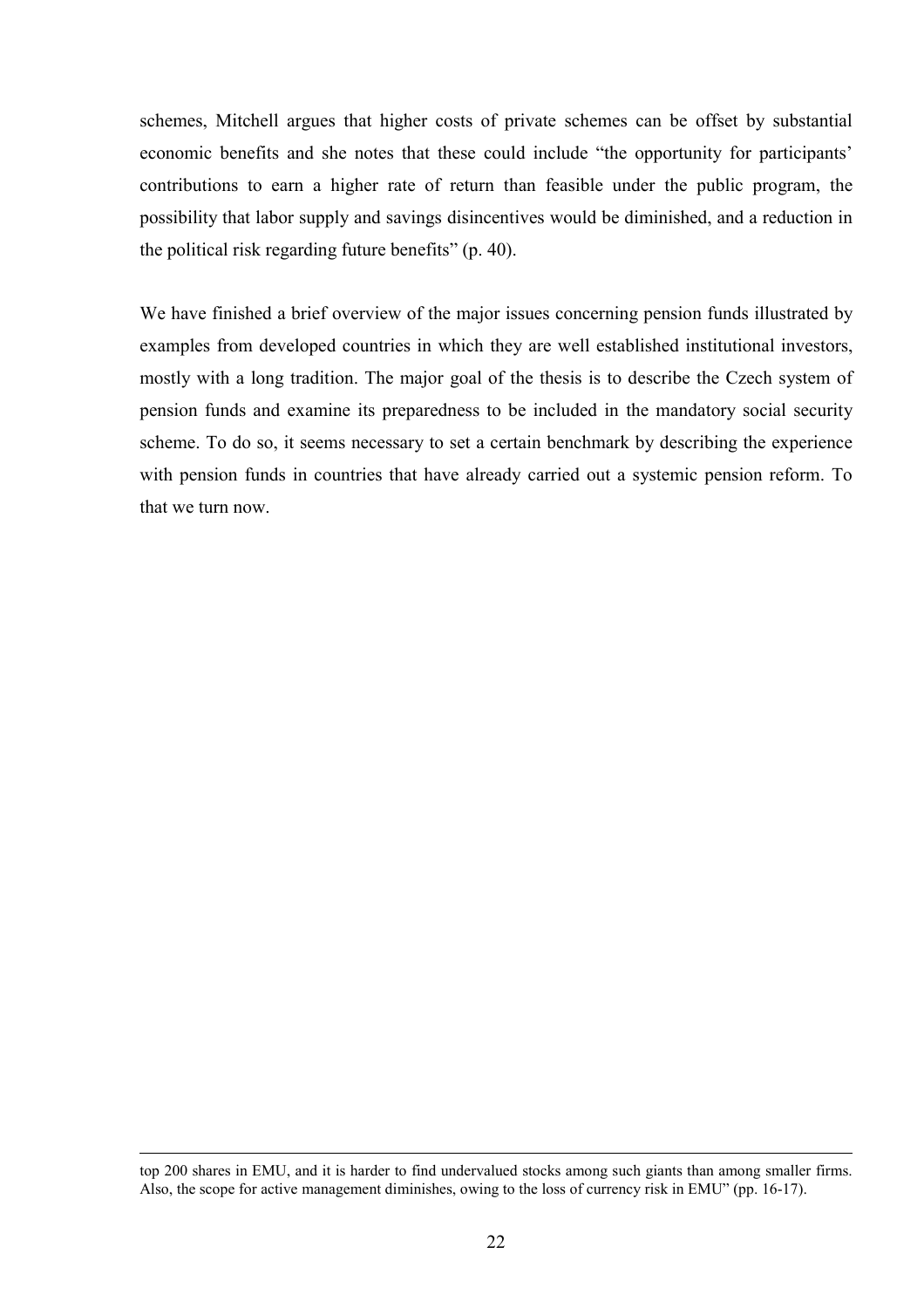schemes, Mitchell argues that higher costs of private schemes can be offset by substantial economic benefits and she notes that these could include "the opportunity for participants' contributions to earn a higher rate of return than feasible under the public program, the possibility that labor supply and savings disincentives would be diminished, and a reduction in the political risk regarding future benefits" (p. 40).

We have finished a brief overview of the major issues concerning pension funds illustrated by examples from developed countries in which they are well established institutional investors, mostly with a long tradition. The major goal of the thesis is to describe the Czech system of pension funds and examine its preparedness to be included in the mandatory social security scheme. To do so, it seems necessary to set a certain benchmark by describing the experience with pension funds in countries that have already carried out a systemic pension reform. To that we turn now.

---

top 200 shares in EMU, and it is harder to find undervalued stocks among such giants than among smaller firms. Also, the scope for active management diminishes, owing to the loss of currency risk in EMU" (pp. 16-17).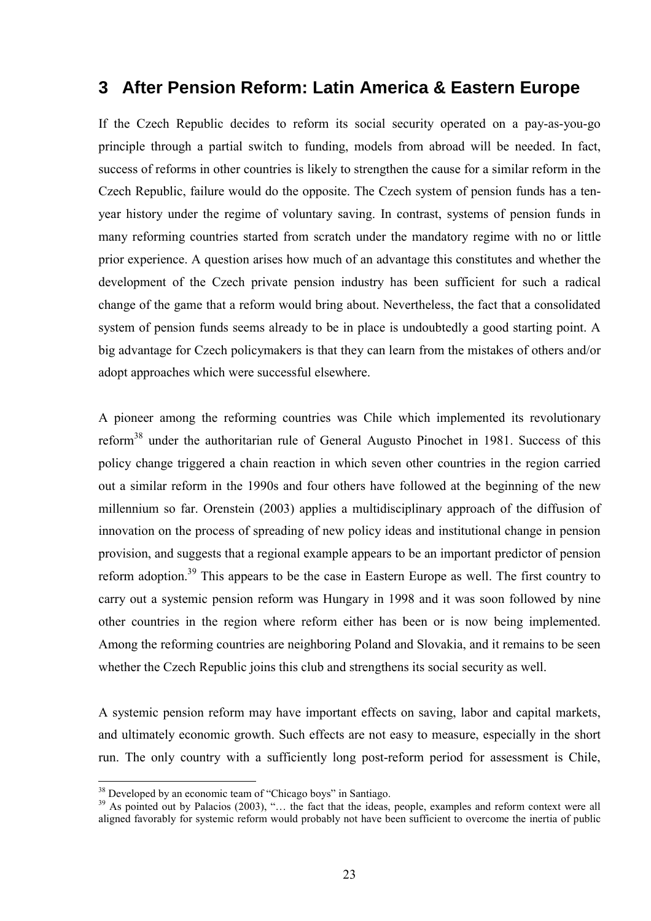# 3 After Pension Reform: Latin America & Eastern Europe

If the Czech Republic decides to reform its social security operated on a pay-as-you-go principle through a partial switch to funding, models from abroad will be needed. In fact, success of reforms in other countries is likely to strengthen the cause for a similar reform in the Czech Republic, failure would do the opposite. The Czech system of pension funds has a ten-year history under the regime of voluntary saving. In contrast, systems of pension funds in many reforming countries started from scratch under the mandatory regime with no or little prior experience. A question arises how much of an advantage this constitutes and whether the development of the Czech private pension industry has been sufficient for such a radical change of the game that a reform would bring about. Nevertheless, the fact that a consolidated system of pension funds seems already to be in place is undoubtedly a good starting point. A big advantage for Czech policymakers is that they can learn from the mistakes of others and/or adopt approaches which were successful elsewhere.

A pioneer among the reforming countries was Chile which implemented its revolutionary reform[38] under the authoritarian rule of General Augusto Pinochet in 1981. Success of this policy change triggered a chain reaction in which seven other countries in the region carried out a similar reform in the 1990s and four others have followed at the beginning of the new millennium so far. Orenstein (2003) applies a multidisciplinary approach of the diffusion of innovation on the process of spreading of new policy ideas and institutional change in pension provision, and suggests that a regional example appears to be an important predictor of pension reform adoption.[39] This appears to be the case in Eastern Europe as well. The first country to carry out a systemic pension reform was Hungary in 1998 and it was soon followed by nine other countries in the region where reform either has been or is now being implemented. Among the reforming countries are neighboring Poland and Slovakia, and it remains to be seen whether the Czech Republic joins this club and strengthens its social security as well.

A systemic pension reform may have important effects on saving, labor and capital markets, and ultimately economic growth. Such effects are not easy to measure, especially in the short run. The only country with a sufficiently long post-reform period for assessment is Chile,

[38] Developed by an economic team of "Chicago boys" in Santiago.

[39] As pointed out by Palacios (2003), "… the fact that the ideas, people, examples and reform context were all aligned favorably for systemic reform would probably not have been sufficient to overcome the inertia of public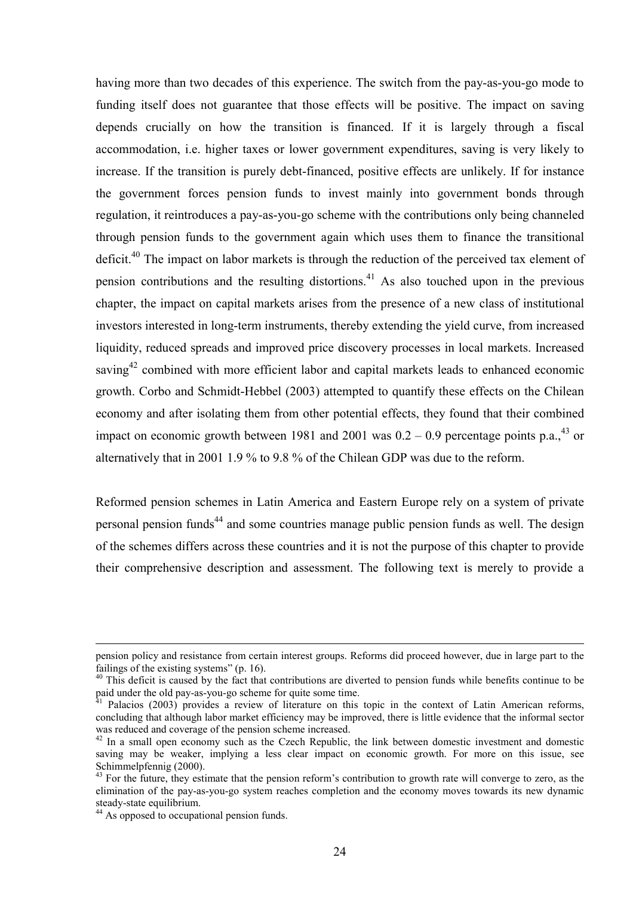having more than two decades of this experience. The switch from the pay-as-you-go mode to funding itself does not guarantee that those effects will be positive. The impact on saving depends crucially on how the transition is financed. If it is largely through a fiscal accommodation, i.e. higher taxes or lower government expenditures, saving is very likely to increase. If the transition is purely debt-financed, positive effects are unlikely. If for instance the government forces pension funds to invest mainly into government bonds through regulation, it reintroduces a pay-as-you-go scheme with the contributions only being channeled through pension funds to the government again which uses them to finance the transitional deficit.[40] The impact on labor markets is through the reduction of the perceived tax element of pension contributions and the resulting distortions.[41] As also touched upon in the previous chapter, the impact on capital markets arises from the presence of a new class of institutional investors interested in long-term instruments, thereby extending the yield curve, from increased liquidity, reduced spreads and improved price discovery processes in local markets. Increased saving[42] combined with more efficient labor and capital markets leads to enhanced economic growth. Corbo and Schmidt-Hebbel (2003) attempted to quantify these effects on the Chilean economy and after isolating them from other potential effects, they found that their combined impact on economic growth between 1981 and 2001 was 0.2 – 0.9 percentage points p.a.,[43] or alternatively that in 2001 1.9 % to 9.8 % of the Chilean GDP was due to the reform.

Reformed pension schemes in Latin America and Eastern Europe rely on a system of private personal pension funds[44] and some countries manage public pension funds as well. The design of the schemes differs across these countries and it is not the purpose of this chapter to provide their comprehensive description and assessment. The following text is merely to provide a

---

pension policy and resistance from certain interest groups. Reforms did proceed however, due in large part to the failings of the existing systems" (p. 16).

[40] This deficit is caused by the fact that contributions are diverted to pension funds while benefits continue to be paid under the old pay-as-you-go scheme for quite some time.

[41] Palacios (2003) provides a review of literature on this topic in the context of Latin American reforms, concluding that although labor market efficiency may be improved, there is little evidence that the informal sector was reduced and coverage of the pension scheme increased.

[42] In a small open economy such as the Czech Republic, the link between domestic investment and domestic saving may be weaker, implying a less clear impact on economic growth. For more on this issue, see Schimmelpfennig (2000).

[43] For the future, they estimate that the pension reform's contribution to growth rate will converge to zero, as the elimination of the pay-as-you-go system reaches completion and the economy moves towards its new dynamic steady-state equilibrium.

[44] As opposed to occupational pension funds.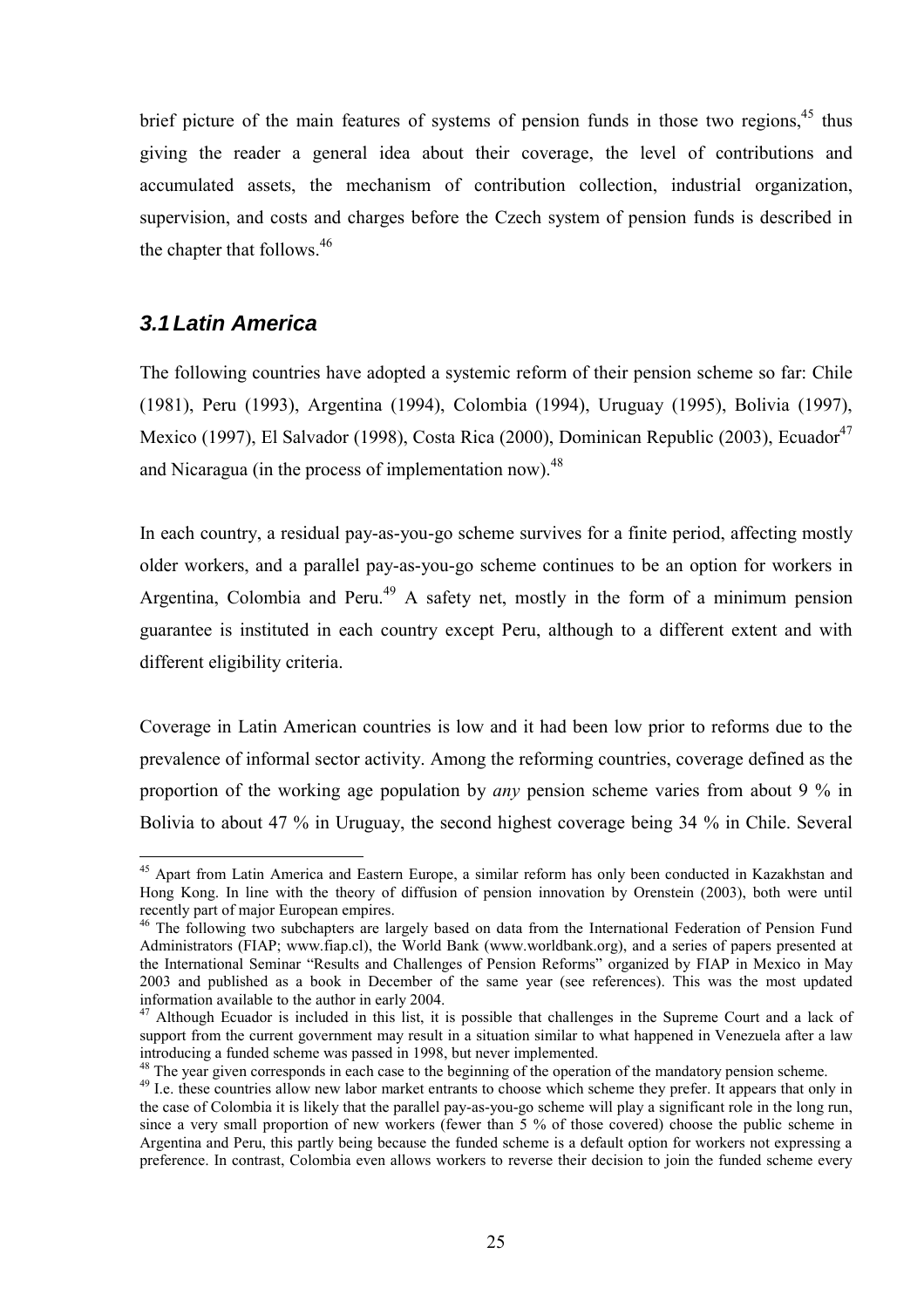brief picture of the main features of systems of pension funds in those two regions,[45] thus giving the reader a general idea about their coverage, the level of contributions and accumulated assets, the mechanism of contribution collection, industrial organization, supervision, and costs and charges before the Czech system of pension funds is described in the chapter that follows.[46]

### *3.1 Latin America*

The following countries have adopted a systemic reform of their pension scheme so far: Chile (1981), Peru (1993), Argentina (1994), Colombia (1994), Uruguay (1995), Bolivia (1997), Mexico (1997), El Salvador (1998), Costa Rica (2000), Dominican Republic (2003), Ecuador[47] and Nicaragua (in the process of implementation now).[48]

In each country, a residual pay-as-you-go scheme survives for a finite period, affecting mostly older workers, and a parallel pay-as-you-go scheme continues to be an option for workers in Argentina, Colombia and Peru.[49] A safety net, mostly in the form of a minimum pension guarantee is instituted in each country except Peru, although to a different extent and with different eligibility criteria.

Coverage in Latin American countries is low and it had been low prior to reforms due to the prevalence of informal sector activity. Among the reforming countries, coverage defined as the proportion of the working age population by *any* pension scheme varies from about 9 % in Bolivia to about 47 % in Uruguay, the second highest coverage being 34 % in Chile. Several

---

[45] Apart from Latin America and Eastern Europe, a similar reform has only been conducted in Kazakhstan and Hong Kong. In line with the theory of diffusion of pension innovation by Orenstein (2003), both were until recently part of major European empires.

[46] The following two subchapters are largely based on data from the International Federation of Pension Fund Administrators (FIAP; www.fiap.cl), the World Bank (www.worldbank.org), and a series of papers presented at the International Seminar "Results and Challenges of Pension Reforms" organized by FIAP in Mexico in May 2003 and published as a book in December of the same year (see references). This was the most updated information available to the author in early 2004.

[47] Although Ecuador is included in this list, it is possible that challenges in the Supreme Court and a lack of support from the current government may result in a situation similar to what happened in Venezuela after a law introducing a funded scheme was passed in 1998, but never implemented.

[48] The year given corresponds in each case to the beginning of the operation of the mandatory pension scheme.

[49] I.e. these countries allow new labor market entrants to choose which scheme they prefer. It appears that only in the case of Colombia it is likely that the parallel pay-as-you-go scheme will play a significant role in the long run, since a very small proportion of new workers (fewer than 5 % of those covered) choose the public scheme in Argentina and Peru, this partly being because the funded scheme is a default option for workers not expressing a preference. In contrast, Colombia even allows workers to reverse their decision to join the funded scheme every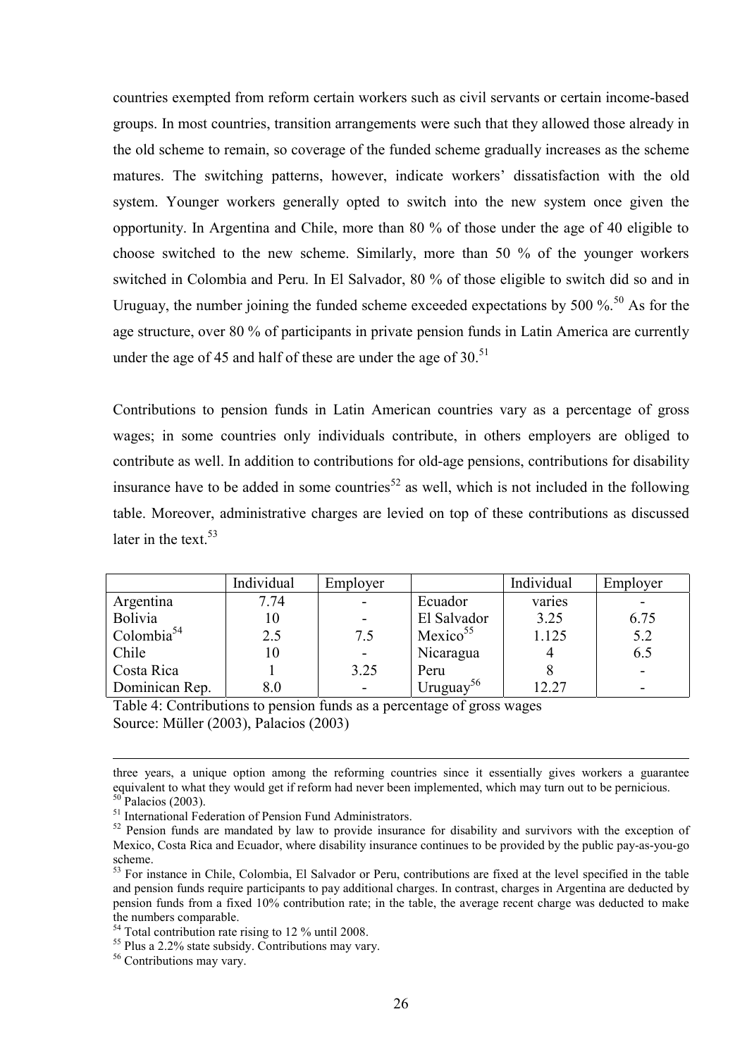countries exempted from reform certain workers such as civil servants or certain income-based groups. In most countries, transition arrangements were such that they allowed those already in the old scheme to remain, so coverage of the funded scheme gradually increases as the scheme matures. The switching patterns, however, indicate workers' dissatisfaction with the old system. Younger workers generally opted to switch into the new system once given the opportunity. In Argentina and Chile, more than 80 % of those under the age of 40 eligible to choose switched to the new scheme. Similarly, more than 50 % of the younger workers switched in Colombia and Peru. In El Salvador, 80 % of those eligible to switch did so and in Uruguay, the number joining the funded scheme exceeded expectations by 500 %.[50] As for the age structure, over 80 % of participants in private pension funds in Latin America are currently under the age of 45 and half of these are under the age of 30.[51]

Contributions to pension funds in Latin American countries vary as a percentage of gross wages; in some countries only individuals contribute, in others employers are obliged to contribute as well. In addition to contributions for old-age pensions, contributions for disability insurance have to be added in some countries[52] as well, which is not included in the following table. Moreover, administrative charges are levied on top of these contributions as discussed later in the text.[53]

| | Individual | Employer | | Individual | Employer |
|---|---|---|---|---|---|
| Argentina | 7.74 | - | Ecuador | varies | - |
| Bolivia | 10 | - | El Salvador | 3.25 | 6.75 |
| Colombia[54] | 2.5 | 7.5 | Mexico[55] | 1.125 | 5.2 |
| Chile | 10 | - | Nicaragua | 4 | 6.5 |
| Costa Rica | 1 | 3.25 | Peru | 8 | - |
| Dominican Rep. | 8.0 | - | Uruguay[56] | 12.27 | - |

Table 4: Contributions to pension funds as a percentage of gross wages
Source: Müller (2003), Palacios (2003)

---

three years, a unique option among the reforming countries since it essentially gives workers a guarantee equivalent to what they would get if reform had never been implemented, which may turn out to be pernicious.

[50] Palacios (2003).

[51] International Federation of Pension Fund Administrators.

[52] Pension funds are mandated by law to provide insurance for disability and survivors with the exception of Mexico, Costa Rica and Ecuador, where disability insurance continues to be provided by the public pay-as-you-go scheme.

[53] For instance in Chile, Colombia, El Salvador or Peru, contributions are fixed at the level specified in the table and pension funds require participants to pay additional charges. In contrast, charges in Argentina are deducted by pension funds from a fixed 10% contribution rate; in the table, the average recent charge was deducted to make the numbers comparable.

[54] Total contribution rate rising to 12 % until 2008.

[55] Plus a 2.2% state subsidy. Contributions may vary.

[56] Contributions may vary.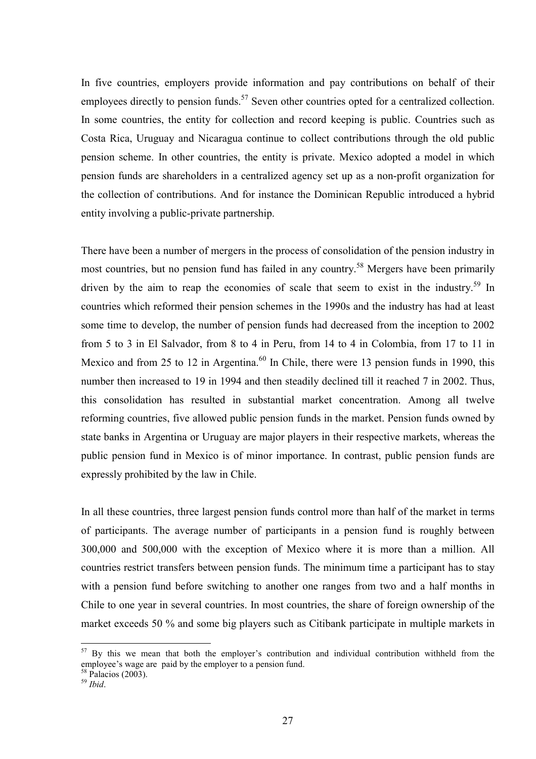In five countries, employers provide information and pay contributions on behalf of their employees directly to pension funds.[57] Seven other countries opted for a centralized collection. In some countries, the entity for collection and record keeping is public. Countries such as Costa Rica, Uruguay and Nicaragua continue to collect contributions through the old public pension scheme. In other countries, the entity is private. Mexico adopted a model in which pension funds are shareholders in a centralized agency set up as a non-profit organization for the collection of contributions. And for instance the Dominican Republic introduced a hybrid entity involving a public-private partnership.

There have been a number of mergers in the process of consolidation of the pension industry in most countries, but no pension fund has failed in any country.[58] Mergers have been primarily driven by the aim to reap the economies of scale that seem to exist in the industry.[59] In countries which reformed their pension schemes in the 1990s and the industry has had at least some time to develop, the number of pension funds had decreased from the inception to 2002 from 5 to 3 in El Salvador, from 8 to 4 in Peru, from 14 to 4 in Colombia, from 17 to 11 in Mexico and from 25 to 12 in Argentina.[60] In Chile, there were 13 pension funds in 1990, this number then increased to 19 in 1994 and then steadily declined till it reached 7 in 2002. Thus, this consolidation has resulted in substantial market concentration. Among all twelve reforming countries, five allowed public pension funds in the market. Pension funds owned by state banks in Argentina or Uruguay are major players in their respective markets, whereas the public pension fund in Mexico is of minor importance. In contrast, public pension funds are expressly prohibited by the law in Chile.

In all these countries, three largest pension funds control more than half of the market in terms of participants. The average number of participants in a pension fund is roughly between 300,000 and 500,000 with the exception of Mexico where it is more than a million. All countries restrict transfers between pension funds. The minimum time a participant has to stay with a pension fund before switching to another one ranges from two and a half months in Chile to one year in several countries. In most countries, the share of foreign ownership of the market exceeds 50 % and some big players such as Citibank participate in multiple markets in

---

[57] By this we mean that both the employer's contribution and individual contribution withheld from the employee's wage are paid by the employer to a pension fund.

[58] Palacios (2003).

[59] *Ibid*.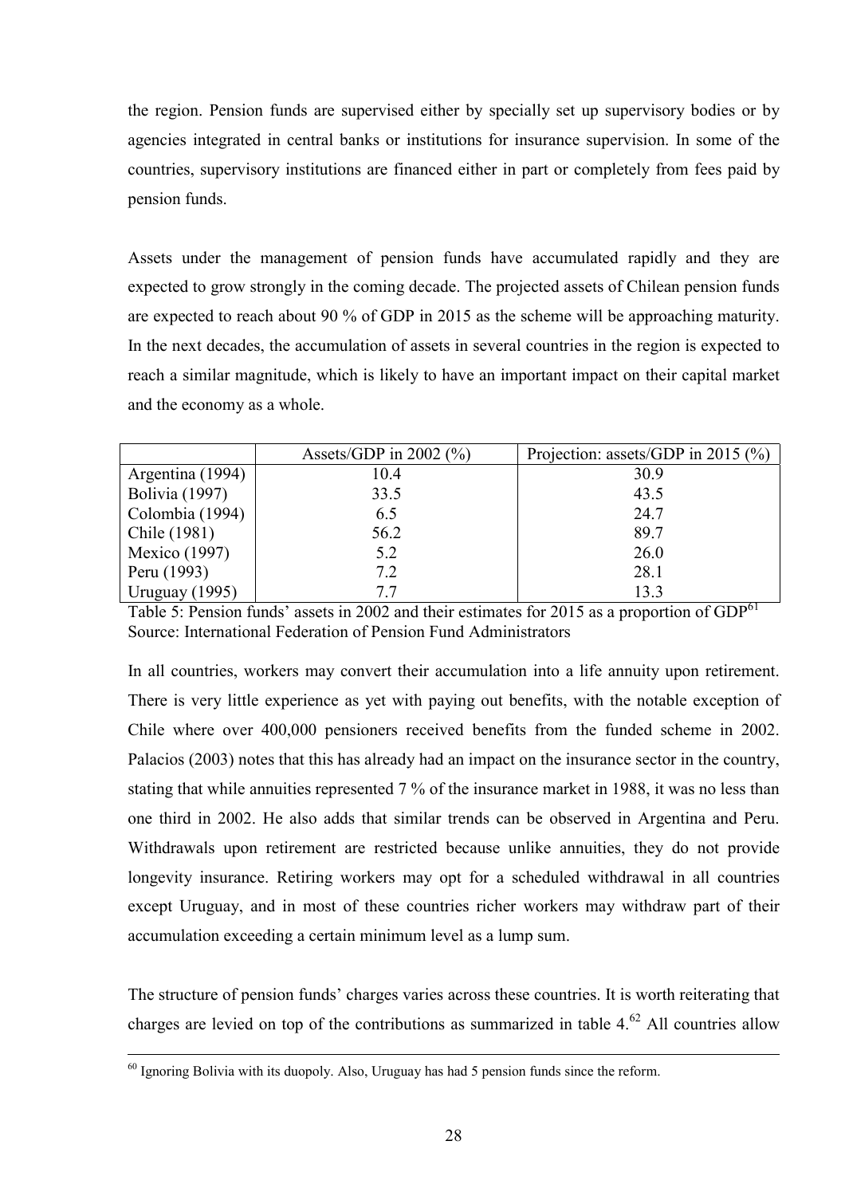the region. Pension funds are supervised either by specially set up supervisory bodies or by agencies integrated in central banks or institutions for insurance supervision. In some of the countries, supervisory institutions are financed either in part or completely from fees paid by pension funds.

Assets under the management of pension funds have accumulated rapidly and they are expected to grow strongly in the coming decade. The projected assets of Chilean pension funds are expected to reach about 90 % of GDP in 2015 as the scheme will be approaching maturity. In the next decades, the accumulation of assets in several countries in the region is expected to reach a similar magnitude, which is likely to have an important impact on their capital market and the economy as a whole.

| | Assets/GDP in 2002 (%) | Projection: assets/GDP in 2015 (%) |
|---|---|---|
| Argentina (1994) | 10.4 | 30.9 |
| Bolivia (1997) | 33.5 | 43.5 |
| Colombia (1994) | 6.5 | 24.7 |
| Chile (1981) | 56.2 | 89.7 |
| Mexico (1997) | 5.2 | 26.0 |
| Peru (1993) | 7.2 | 28.1 |
| Uruguay (1995) | 7.7 | 13.3 |

Table 5: Pension funds' assets in 2002 and their estimates for 2015 as a proportion of GDP[61]
Source: International Federation of Pension Fund Administrators

In all countries, workers may convert their accumulation into a life annuity upon retirement. There is very little experience as yet with paying out benefits, with the notable exception of Chile where over 400,000 pensioners received benefits from the funded scheme in 2002. Palacios (2003) notes that this has already had an impact on the insurance sector in the country, stating that while annuities represented 7 % of the insurance market in 1988, it was no less than one third in 2002. He also adds that similar trends can be observed in Argentina and Peru. Withdrawals upon retirement are restricted because unlike annuities, they do not provide longevity insurance. Retiring workers may opt for a scheduled withdrawal in all countries except Uruguay, and in most of these countries richer workers may withdraw part of their accumulation exceeding a certain minimum level as a lump sum.

The structure of pension funds' charges varies across these countries. It is worth reiterating that charges are levied on top of the contributions as summarized in table 4.[62] All countries allow

[60] Ignoring Bolivia with its duopoly. Also, Uruguay has had 5 pension funds since the reform.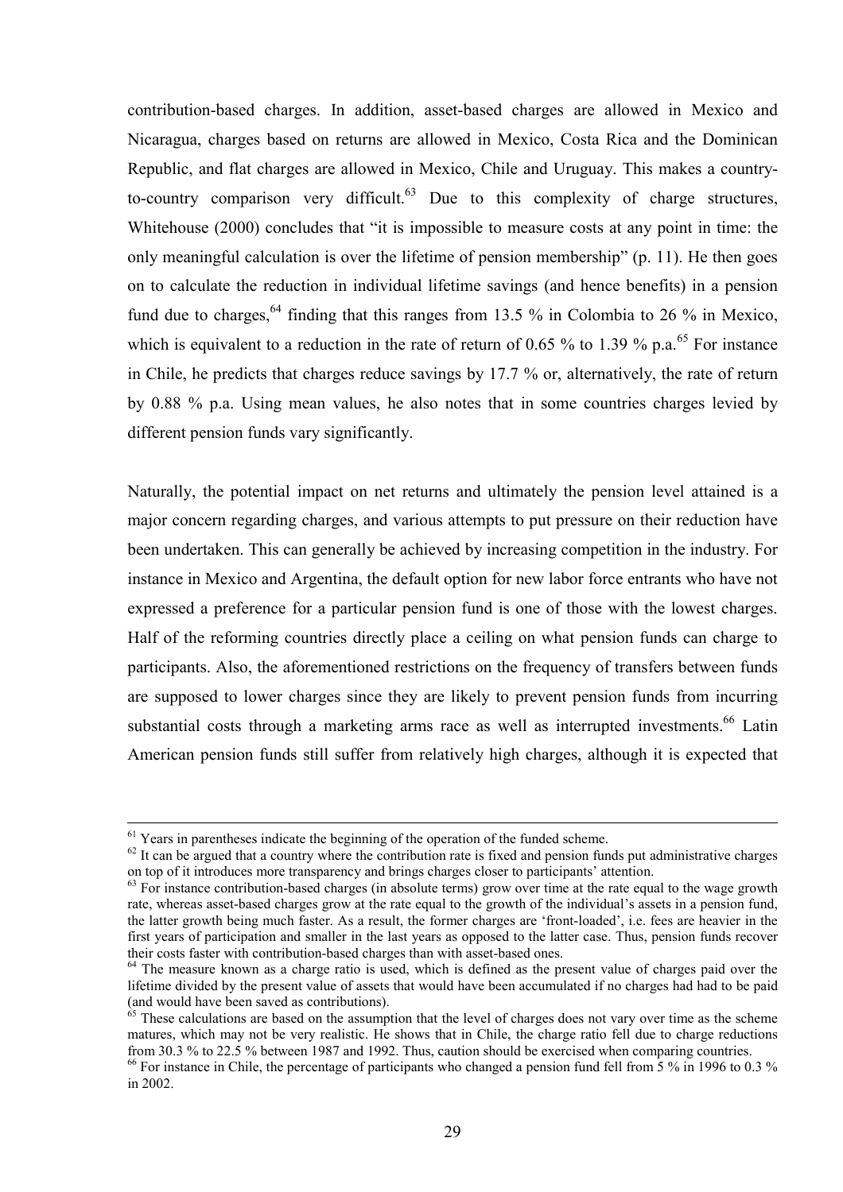contribution-based charges. In addition, asset-based charges are allowed in Mexico and Nicaragua, charges based on returns are allowed in Mexico, Costa Rica and the Dominican Republic, and flat charges are allowed in Mexico, Chile and Uruguay. This makes a country-to-country comparison very difficult.[63] Due to this complexity of charge structures, Whitehouse (2000) concludes that "it is impossible to measure costs at any point in time: the only meaningful calculation is over the lifetime of pension membership" (p. 11). He then goes on to calculate the reduction in individual lifetime savings (and hence benefits) in a pension fund due to charges,[64] finding that this ranges from 13.5 % in Colombia to 26 % in Mexico, which is equivalent to a reduction in the rate of return of 0.65 % to 1.39 % p.a.[65] For instance in Chile, he predicts that charges reduce savings by 17.7 % or, alternatively, the rate of return by 0.88 % p.a. Using mean values, he also notes that in some countries charges levied by different pension funds vary significantly.

Naturally, the potential impact on net returns and ultimately the pension level attained is a major concern regarding charges, and various attempts to put pressure on their reduction have been undertaken. This can generally be achieved by increasing competition in the industry. For instance in Mexico and Argentina, the default option for new labor force entrants who have not expressed a preference for a particular pension fund is one of those with the lowest charges. Half of the reforming countries directly place a ceiling on what pension funds can charge to participants. Also, the aforementioned restrictions on the frequency of transfers between funds are supposed to lower charges since they are likely to prevent pension funds from incurring substantial costs through a marketing arms race as well as interrupted investments.[66] Latin American pension funds still suffer from relatively high charges, although it is expected that

---

[61] Years in parentheses indicate the beginning of the operation of the funded scheme.

[62] It can be argued that a country where the contribution rate is fixed and pension funds put administrative charges on top of it introduces more transparency and brings charges closer to participants' attention.

[63] For instance contribution-based charges (in absolute terms) grow over time at the rate equal to the wage growth rate, whereas asset-based charges grow at the rate equal to the growth of the individual's assets in a pension fund, the latter growth being much faster. As a result, the former charges are 'front-loaded', i.e. fees are heavier in the first years of participation and smaller in the last years as opposed to the latter case. Thus, pension funds recover their costs faster with contribution-based charges than with asset-based ones.

[64] The measure known as a charge ratio is used, which is defined as the present value of charges paid over the lifetime divided by the present value of assets that would have been accumulated if no charges had had to be paid (and would have been saved as contributions).

[65] These calculations are based on the assumption that the level of charges does not vary over time as the scheme matures, which may not be very realistic. He shows that in Chile, the charge ratio fell due to charge reductions from 30.3 % to 22.5 % between 1987 and 1992. Thus, caution should be exercised when comparing countries.

[66] For instance in Chile, the percentage of participants who changed a pension fund fell from 5 % in 1996 to 0.3 % in 2002.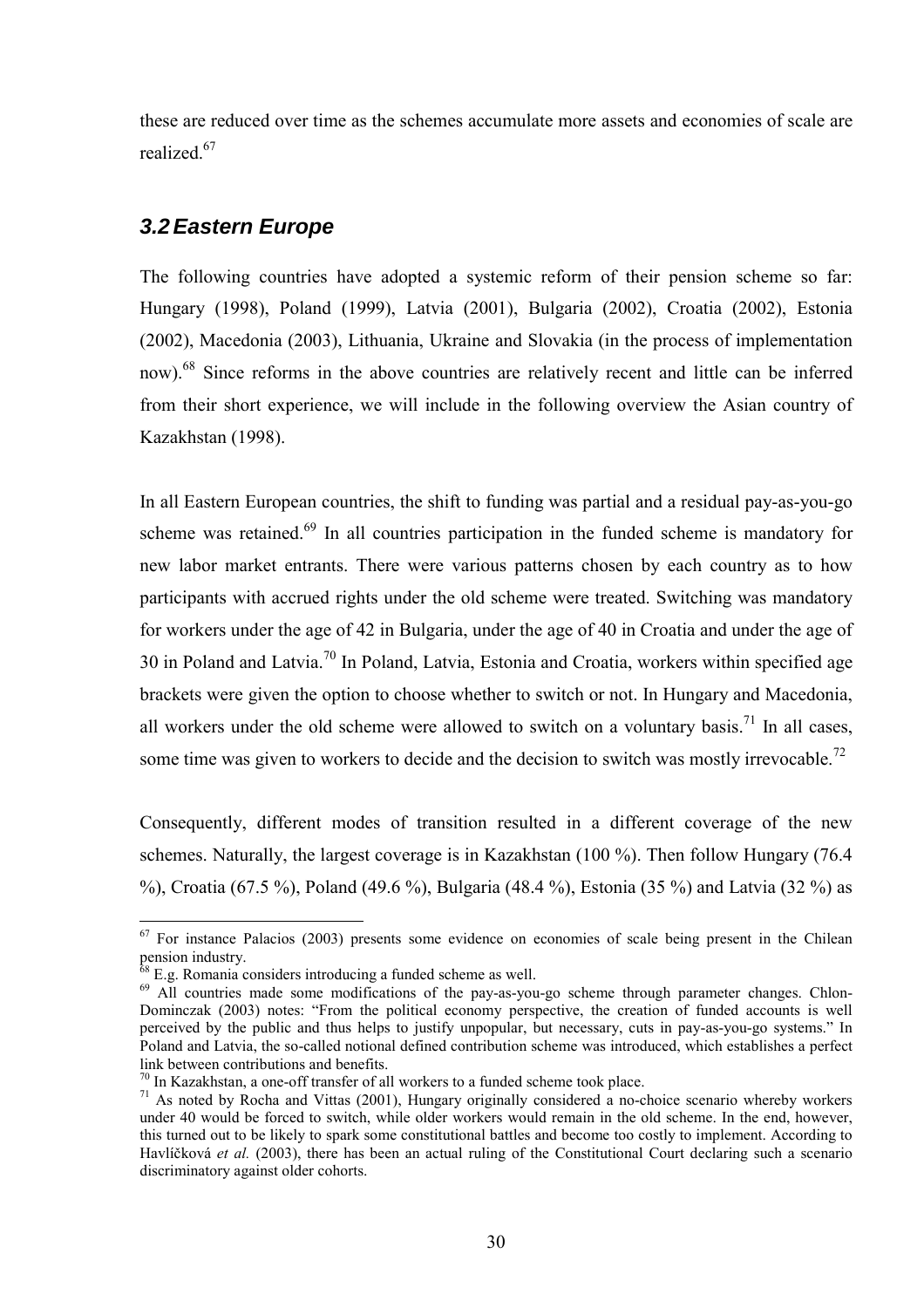these are reduced over time as the schemes accumulate more assets and economies of scale are realized.[67]

## 3.2 Eastern Europe

The following countries have adopted a systemic reform of their pension scheme so far: Hungary (1998), Poland (1999), Latvia (2001), Bulgaria (2002), Croatia (2002), Estonia (2002), Macedonia (2003), Lithuania, Ukraine and Slovakia (in the process of implementation now).[68] Since reforms in the above countries are relatively recent and little can be inferred from their short experience, we will include in the following overview the Asian country of Kazakhstan (1998).

In all Eastern European countries, the shift to funding was partial and a residual pay-as-you-go scheme was retained.[69] In all countries participation in the funded scheme is mandatory for new labor market entrants. There were various patterns chosen by each country as to how participants with accrued rights under the old scheme were treated. Switching was mandatory for workers under the age of 42 in Bulgaria, under the age of 40 in Croatia and under the age of 30 in Poland and Latvia.[70] In Poland, Latvia, Estonia and Croatia, workers within specified age brackets were given the option to choose whether to switch or not. In Hungary and Macedonia, all workers under the old scheme were allowed to switch on a voluntary basis.[71] In all cases, some time was given to workers to decide and the decision to switch was mostly irrevocable.[72]

Consequently, different modes of transition resulted in a different coverage of the new schemes. Naturally, the largest coverage is in Kazakhstan (100 %). Then follow Hungary (76.4 %), Croatia (67.5 %), Poland (49.6 %), Bulgaria (48.4 %), Estonia (35 %) and Latvia (32 %) as

---

[67] For instance Palacios (2003) presents some evidence on economies of scale being present in the Chilean pension industry.

[68] E.g. Romania considers introducing a funded scheme as well.

[69] All countries made some modifications of the pay-as-you-go scheme through parameter changes. Chlon-Dominczak (2003) notes: "From the political economy perspective, the creation of funded accounts is well perceived by the public and thus helps to justify unpopular, but necessary, cuts in pay-as-you-go systems." In Poland and Latvia, the so-called notional defined contribution scheme was introduced, which establishes a perfect link between contributions and benefits.

[70] In Kazakhstan, a one-off transfer of all workers to a funded scheme took place.

[71] As noted by Rocha and Vittas (2001), Hungary originally considered a no-choice scenario whereby workers under 40 would be forced to switch, while older workers would remain in the old scheme. In the end, however, this turned out to be likely to spark some constitutional battles and become too costly to implement. According to Havlíčková *et al.* (2003), there has been an actual ruling of the Constitutional Court declaring such a scenario discriminatory against older cohorts.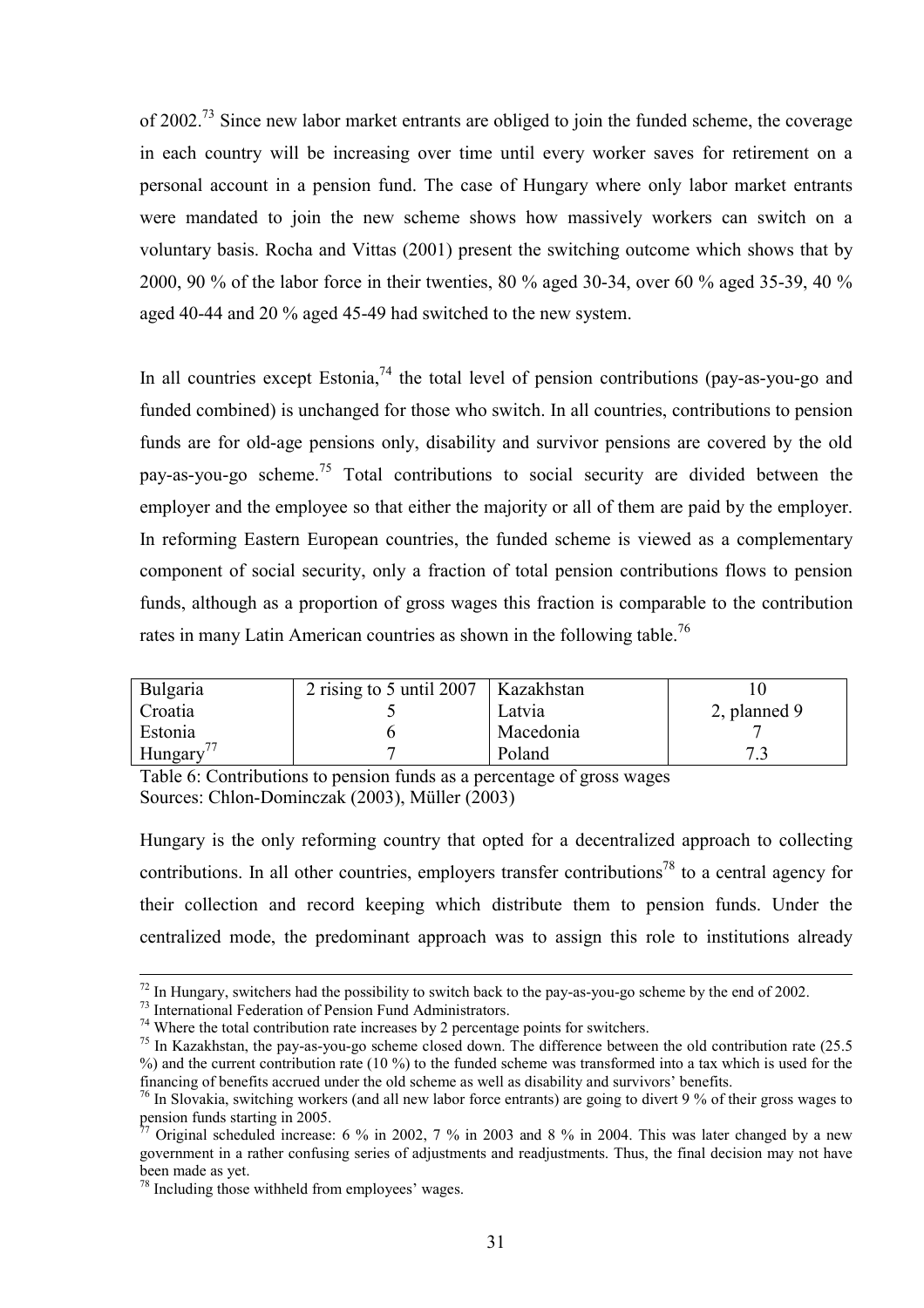of 2002.[73] Since new labor market entrants are obliged to join the funded scheme, the coverage in each country will be increasing over time until every worker saves for retirement on a personal account in a pension fund. The case of Hungary where only labor market entrants were mandated to join the new scheme shows how massively workers can switch on a voluntary basis. Rocha and Vittas (2001) present the switching outcome which shows that by 2000, 90 % of the labor force in their twenties, 80 % aged 30-34, over 60 % aged 35-39, 40 % aged 40-44 and 20 % aged 45-49 had switched to the new system.

In all countries except Estonia,[74] the total level of pension contributions (pay-as-you-go and funded combined) is unchanged for those who switch. In all countries, contributions to pension funds are for old-age pensions only, disability and survivor pensions are covered by the old pay-as-you-go scheme.[75] Total contributions to social security are divided between the employer and the employee so that either the majority or all of them are paid by the employer. In reforming Eastern European countries, the funded scheme is viewed as a complementary component of social security, only a fraction of total pension contributions flows to pension funds, although as a proportion of gross wages this fraction is comparable to the contribution rates in many Latin American countries as shown in the following table.[76]

| Bulgaria | 2 rising to 5 until 2007 | Kazakhstan | 10 |
|---|---|---|---|
| Croatia | 5 | Latvia | 2, planned 9 |
| Estonia | 6 | Macedonia | 7 |
| Hungary[77] | 7 | Poland | 7.3 |

Table 6: Contributions to pension funds as a percentage of gross wages
Sources: Chlon-Dominczak (2003), Müller (2003)

Hungary is the only reforming country that opted for a decentralized approach to collecting contributions. In all other countries, employers transfer contributions[78] to a central agency for their collection and record keeping which distribute them to pension funds. Under the centralized mode, the predominant approach was to assign this role to institutions already

---

[72] In Hungary, switchers had the possibility to switch back to the pay-as-you-go scheme by the end of 2002.
[73] International Federation of Pension Fund Administrators.
[74] Where the total contribution rate increases by 2 percentage points for switchers.
[75] In Kazakhstan, the pay-as-you-go scheme closed down. The difference between the old contribution rate (25.5 %) and the current contribution rate (10 %) to the funded scheme was transformed into a tax which is used for the financing of benefits accrued under the old scheme as well as disability and survivors' benefits.
[76] In Slovakia, switching workers (and all new labor force entrants) are going to divert 9 % of their gross wages to pension funds starting in 2005.
[77] Original scheduled increase: 6 % in 2002, 7 % in 2003 and 8 % in 2004. This was later changed by a new government in a rather confusing series of adjustments and readjustments. Thus, the final decision may not have been made as yet.
[78] Including those withheld from employees' wages.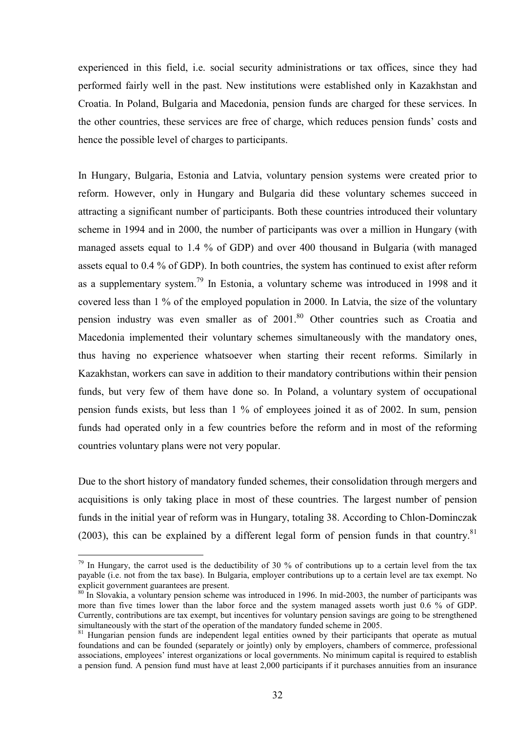experienced in this field, i.e. social security administrations or tax offices, since they had performed fairly well in the past. New institutions were established only in Kazakhstan and Croatia. In Poland, Bulgaria and Macedonia, pension funds are charged for these services. In the other countries, these services are free of charge, which reduces pension funds' costs and hence the possible level of charges to participants.

In Hungary, Bulgaria, Estonia and Latvia, voluntary pension systems were created prior to reform. However, only in Hungary and Bulgaria did these voluntary schemes succeed in attracting a significant number of participants. Both these countries introduced their voluntary scheme in 1994 and in 2000, the number of participants was over a million in Hungary (with managed assets equal to 1.4 % of GDP) and over 400 thousand in Bulgaria (with managed assets equal to 0.4 % of GDP). In both countries, the system has continued to exist after reform as a supplementary system.[79] In Estonia, a voluntary scheme was introduced in 1998 and it covered less than 1 % of the employed population in 2000. In Latvia, the size of the voluntary pension industry was even smaller as of 2001.[80] Other countries such as Croatia and Macedonia implemented their voluntary schemes simultaneously with the mandatory ones, thus having no experience whatsoever when starting their recent reforms. Similarly in Kazakhstan, workers can save in addition to their mandatory contributions within their pension funds, but very few of them have done so. In Poland, a voluntary system of occupational pension funds exists, but less than 1 % of employees joined it as of 2002. In sum, pension funds had operated only in a few countries before the reform and in most of the reforming countries voluntary plans were not very popular.

Due to the short history of mandatory funded schemes, their consolidation through mergers and acquisitions is only taking place in most of these countries. The largest number of pension funds in the initial year of reform was in Hungary, totaling 38. According to Chlon-Dominczak (2003), this can be explained by a different legal form of pension funds in that country.[81]

---

[79] In Hungary, the carrot used is the deductibility of 30 % of contributions up to a certain level from the tax payable (i.e. not from the tax base). In Bulgaria, employer contributions up to a certain level are tax exempt. No explicit government guarantees are present.

[80] In Slovakia, a voluntary pension scheme was introduced in 1996. In mid-2003, the number of participants was more than five times lower than the labor force and the system managed assets worth just 0.6 % of GDP. Currently, contributions are tax exempt, but incentives for voluntary pension savings are going to be strengthened simultaneously with the start of the operation of the mandatory funded scheme in 2005.

[81] Hungarian pension funds are independent legal entities owned by their participants that operate as mutual foundations and can be founded (separately or jointly) only by employers, chambers of commerce, professional associations, employees' interest organizations or local governments. No minimum capital is required to establish a pension fund. A pension fund must have at least 2,000 participants if it purchases annuities from an insurance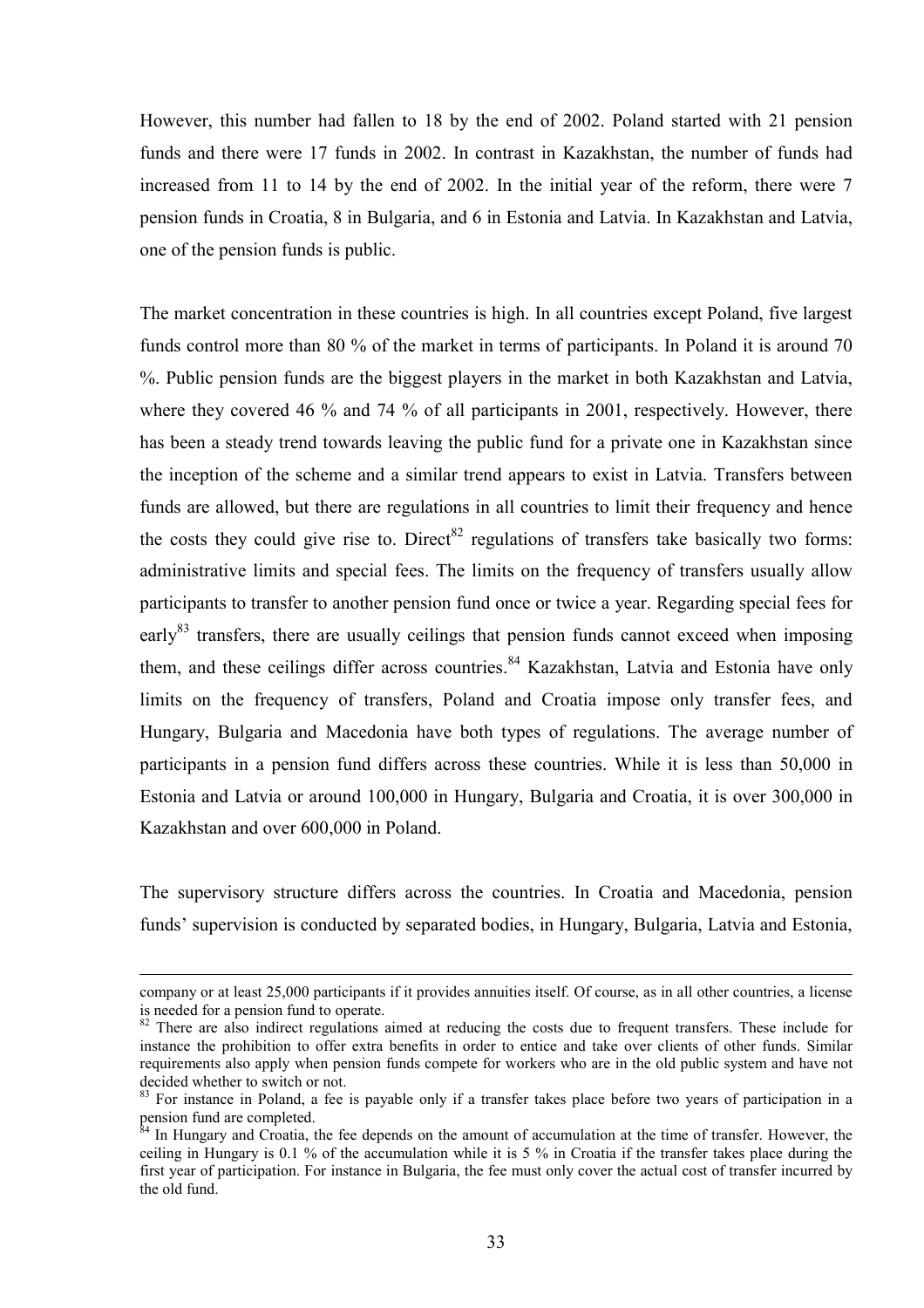However, this number had fallen to 18 by the end of 2002. Poland started with 21 pension funds and there were 17 funds in 2002. In contrast in Kazakhstan, the number of funds had increased from 11 to 14 by the end of 2002. In the initial year of the reform, there were 7 pension funds in Croatia, 8 in Bulgaria, and 6 in Estonia and Latvia. In Kazakhstan and Latvia, one of the pension funds is public.

The market concentration in these countries is high. In all countries except Poland, five largest funds control more than 80 % of the market in terms of participants. In Poland it is around 70 %. Public pension funds are the biggest players in the market in both Kazakhstan and Latvia, where they covered 46 % and 74 % of all participants in 2001, respectively. However, there has been a steady trend towards leaving the public fund for a private one in Kazakhstan since the inception of the scheme and a similar trend appears to exist in Latvia. Transfers between funds are allowed, but there are regulations in all countries to limit their frequency and hence the costs they could give rise to. Direct[82] regulations of transfers take basically two forms: administrative limits and special fees. The limits on the frequency of transfers usually allow participants to transfer to another pension fund once or twice a year. Regarding special fees for early[83] transfers, there are usually ceilings that pension funds cannot exceed when imposing them, and these ceilings differ across countries.[84] Kazakhstan, Latvia and Estonia have only limits on the frequency of transfers, Poland and Croatia impose only transfer fees, and Hungary, Bulgaria and Macedonia have both types of regulations. The average number of participants in a pension fund differs across these countries. While it is less than 50,000 in Estonia and Latvia or around 100,000 in Hungary, Bulgaria and Croatia, it is over 300,000 in Kazakhstan and over 600,000 in Poland.

The supervisory structure differs across the countries. In Croatia and Macedonia, pension funds' supervision is conducted by separated bodies, in Hungary, Bulgaria, Latvia and Estonia,

---

company or at least 25,000 participants if it provides annuities itself. Of course, as in all other countries, a license is needed for a pension fund to operate.

[82] There are also indirect regulations aimed at reducing the costs due to frequent transfers. These include for instance the prohibition to offer extra benefits in order to entice and take over clients of other funds. Similar requirements also apply when pension funds compete for workers who are in the old public system and have not decided whether to switch or not.

[83] For instance in Poland, a fee is payable only if a transfer takes place before two years of participation in a pension fund are completed.

[84] In Hungary and Croatia, the fee depends on the amount of accumulation at the time of transfer. However, the ceiling in Hungary is 0.1 % of the accumulation while it is 5 % in Croatia if the transfer takes place during the first year of participation. For instance in Bulgaria, the fee must only cover the actual cost of transfer incurred by the old fund.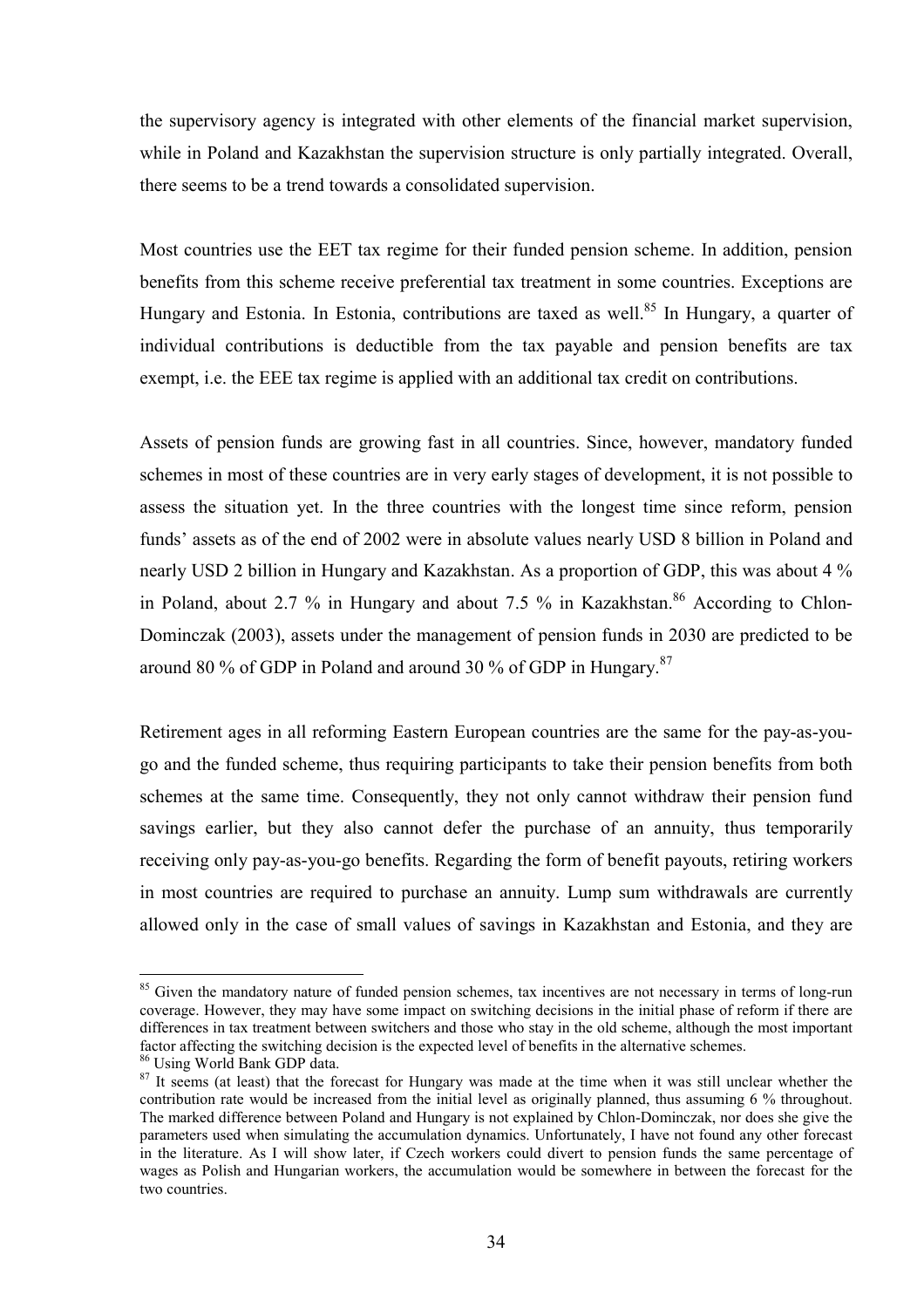the supervisory agency is integrated with other elements of the financial market supervision, while in Poland and Kazakhstan the supervision structure is only partially integrated. Overall, there seems to be a trend towards a consolidated supervision.

Most countries use the EET tax regime for their funded pension scheme. In addition, pension benefits from this scheme receive preferential tax treatment in some countries. Exceptions are Hungary and Estonia. In Estonia, contributions are taxed as well.[85] In Hungary, a quarter of individual contributions is deductible from the tax payable and pension benefits are tax exempt, i.e. the EEE tax regime is applied with an additional tax credit on contributions.

Assets of pension funds are growing fast in all countries. Since, however, mandatory funded schemes in most of these countries are in very early stages of development, it is not possible to assess the situation yet. In the three countries with the longest time since reform, pension funds' assets as of the end of 2002 were in absolute values nearly USD 8 billion in Poland and nearly USD 2 billion in Hungary and Kazakhstan. As a proportion of GDP, this was about 4 % in Poland, about 2.7 % in Hungary and about 7.5 % in Kazakhstan.[86] According to Chlon-Dominczak (2003), assets under the management of pension funds in 2030 are predicted to be around 80 % of GDP in Poland and around 30 % of GDP in Hungary.[87]

Retirement ages in all reforming Eastern European countries are the same for the pay-as-you-go and the funded scheme, thus requiring participants to take their pension benefits from both schemes at the same time. Consequently, they not only cannot withdraw their pension fund savings earlier, but they also cannot defer the purchase of an annuity, thus temporarily receiving only pay-as-you-go benefits. Regarding the form of benefit payouts, retiring workers in most countries are required to purchase an annuity. Lump sum withdrawals are currently allowed only in the case of small values of savings in Kazakhstan and Estonia, and they are

---

[85] Given the mandatory nature of funded pension schemes, tax incentives are not necessary in terms of long-run coverage. However, they may have some impact on switching decisions in the initial phase of reform if there are differences in tax treatment between switchers and those who stay in the old scheme, although the most important factor affecting the switching decision is the expected level of benefits in the alternative schemes.

[86] Using World Bank GDP data.

[87] It seems (at least) that the forecast for Hungary was made at the time when it was still unclear whether the contribution rate would be increased from the initial level as originally planned, thus assuming 6 % throughout. The marked difference between Poland and Hungary is not explained by Chlon-Dominczak, nor does she give the parameters used when simulating the accumulation dynamics. Unfortunately, I have not found any other forecast in the literature. As I will show later, if Czech workers could divert to pension funds the same percentage of wages as Polish and Hungarian workers, the accumulation would be somewhere in between the forecast for the two countries.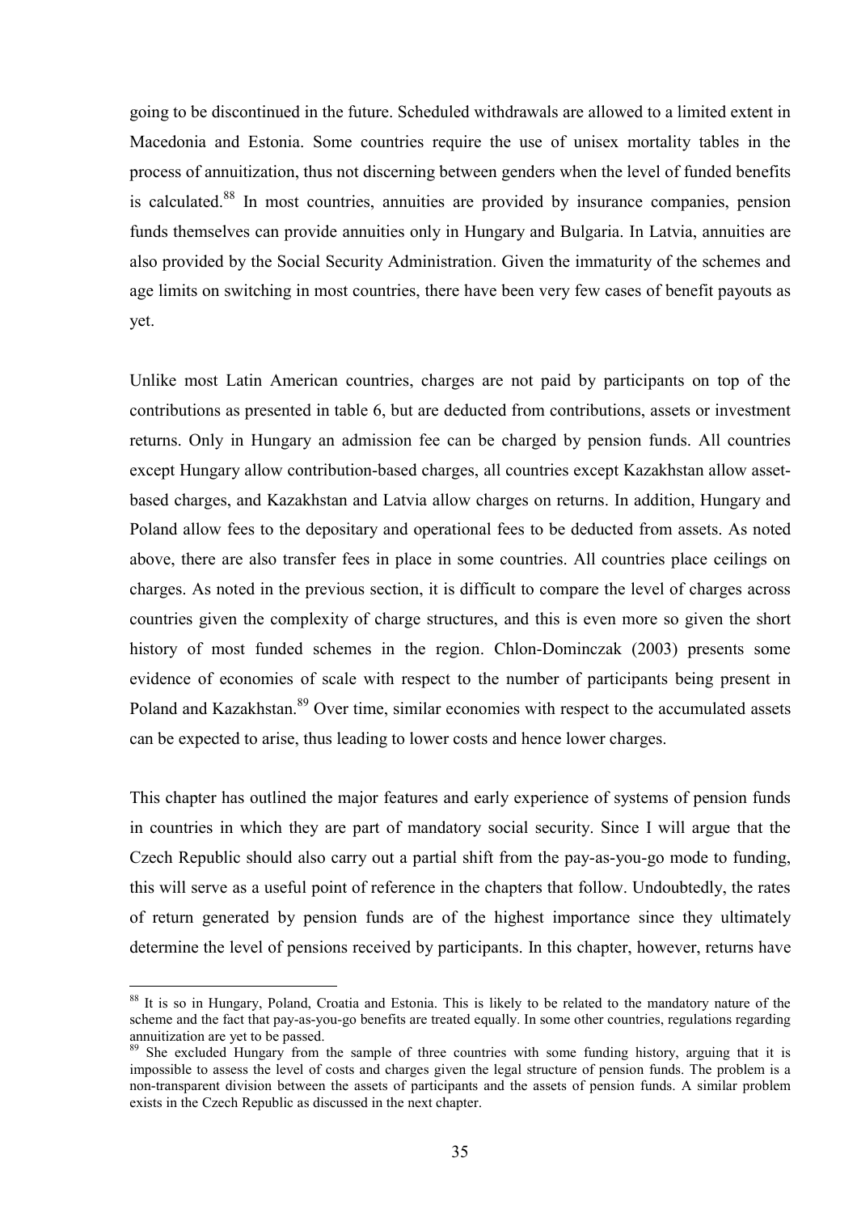going to be discontinued in the future. Scheduled withdrawals are allowed to a limited extent in Macedonia and Estonia. Some countries require the use of unisex mortality tables in the process of annuitization, thus not discerning between genders when the level of funded benefits is calculated.[88] In most countries, annuities are provided by insurance companies, pension funds themselves can provide annuities only in Hungary and Bulgaria. In Latvia, annuities are also provided by the Social Security Administration. Given the immaturity of the schemes and age limits on switching in most countries, there have been very few cases of benefit payouts as yet.

Unlike most Latin American countries, charges are not paid by participants on top of the contributions as presented in table 6, but are deducted from contributions, assets or investment returns. Only in Hungary an admission fee can be charged by pension funds. All countries except Hungary allow contribution-based charges, all countries except Kazakhstan allow asset-based charges, and Kazakhstan and Latvia allow charges on returns. In addition, Hungary and Poland allow fees to the depositary and operational fees to be deducted from assets. As noted above, there are also transfer fees in place in some countries. All countries place ceilings on charges. As noted in the previous section, it is difficult to compare the level of charges across countries given the complexity of charge structures, and this is even more so given the short history of most funded schemes in the region. Chlon-Dominczak (2003) presents some evidence of economies of scale with respect to the number of participants being present in Poland and Kazakhstan.[89] Over time, similar economies with respect to the accumulated assets can be expected to arise, thus leading to lower costs and hence lower charges.

This chapter has outlined the major features and early experience of systems of pension funds in countries in which they are part of mandatory social security. Since I will argue that the Czech Republic should also carry out a partial shift from the pay-as-you-go mode to funding, this will serve as a useful point of reference in the chapters that follow. Undoubtedly, the rates of return generated by pension funds are of the highest importance since they ultimately determine the level of pensions received by participants. In this chapter, however, returns have

---

[88] It is so in Hungary, Poland, Croatia and Estonia. This is likely to be related to the mandatory nature of the scheme and the fact that pay-as-you-go benefits are treated equally. In some other countries, regulations regarding annuitization are yet to be passed.

[89] She excluded Hungary from the sample of three countries with some funding history, arguing that it is impossible to assess the level of costs and charges given the legal structure of pension funds. The problem is a non-transparent division between the assets of participants and the assets of pension funds. A similar problem exists in the Czech Republic as discussed in the next chapter.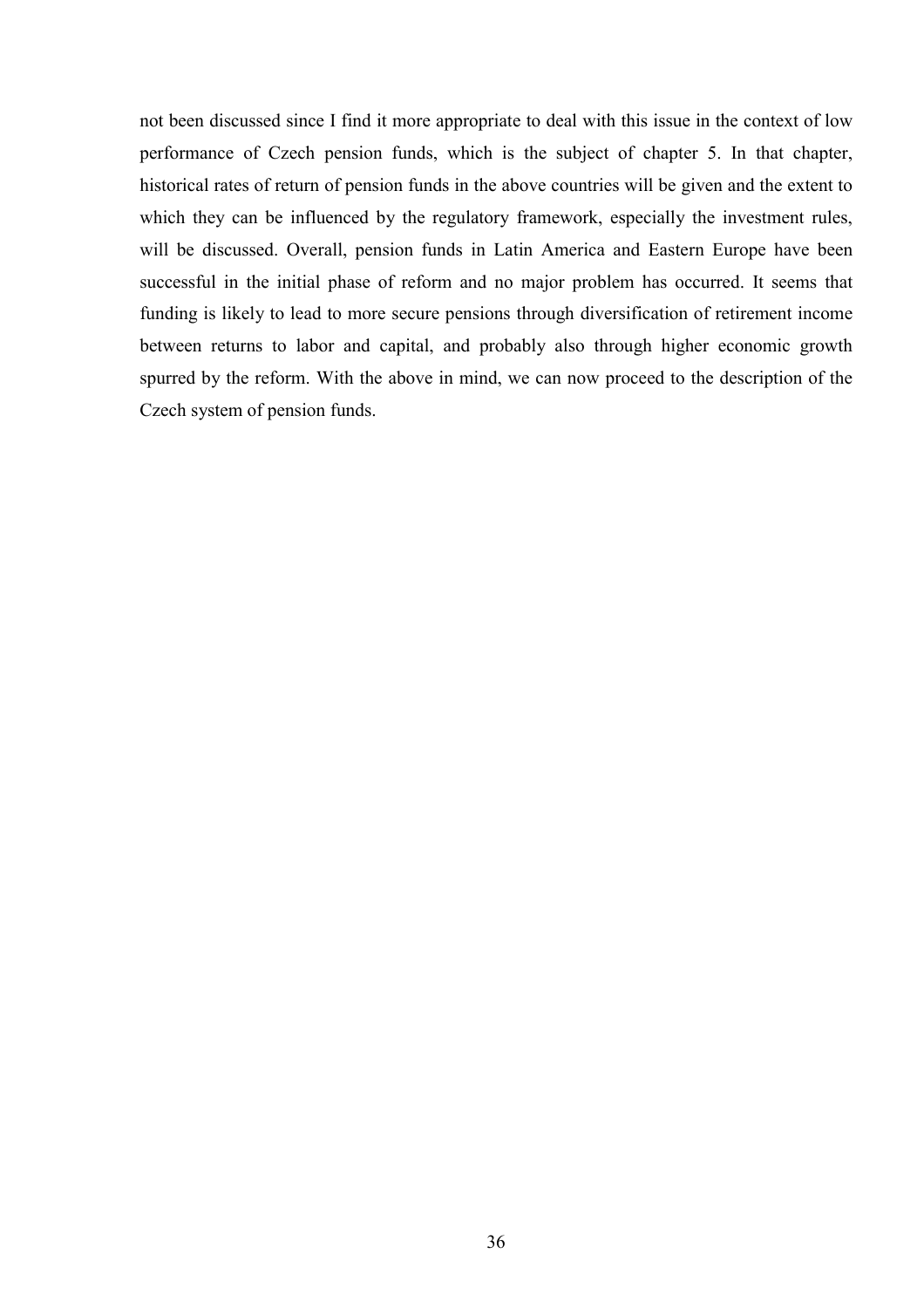not been discussed since I find it more appropriate to deal with this issue in the context of low performance of Czech pension funds, which is the subject of chapter 5. In that chapter, historical rates of return of pension funds in the above countries will be given and the extent to which they can be influenced by the regulatory framework, especially the investment rules, will be discussed. Overall, pension funds in Latin America and Eastern Europe have been successful in the initial phase of reform and no major problem has occurred. It seems that funding is likely to lead to more secure pensions through diversification of retirement income between returns to labor and capital, and probably also through higher economic growth spurred by the reform. With the above in mind, we can now proceed to the description of the Czech system of pension funds.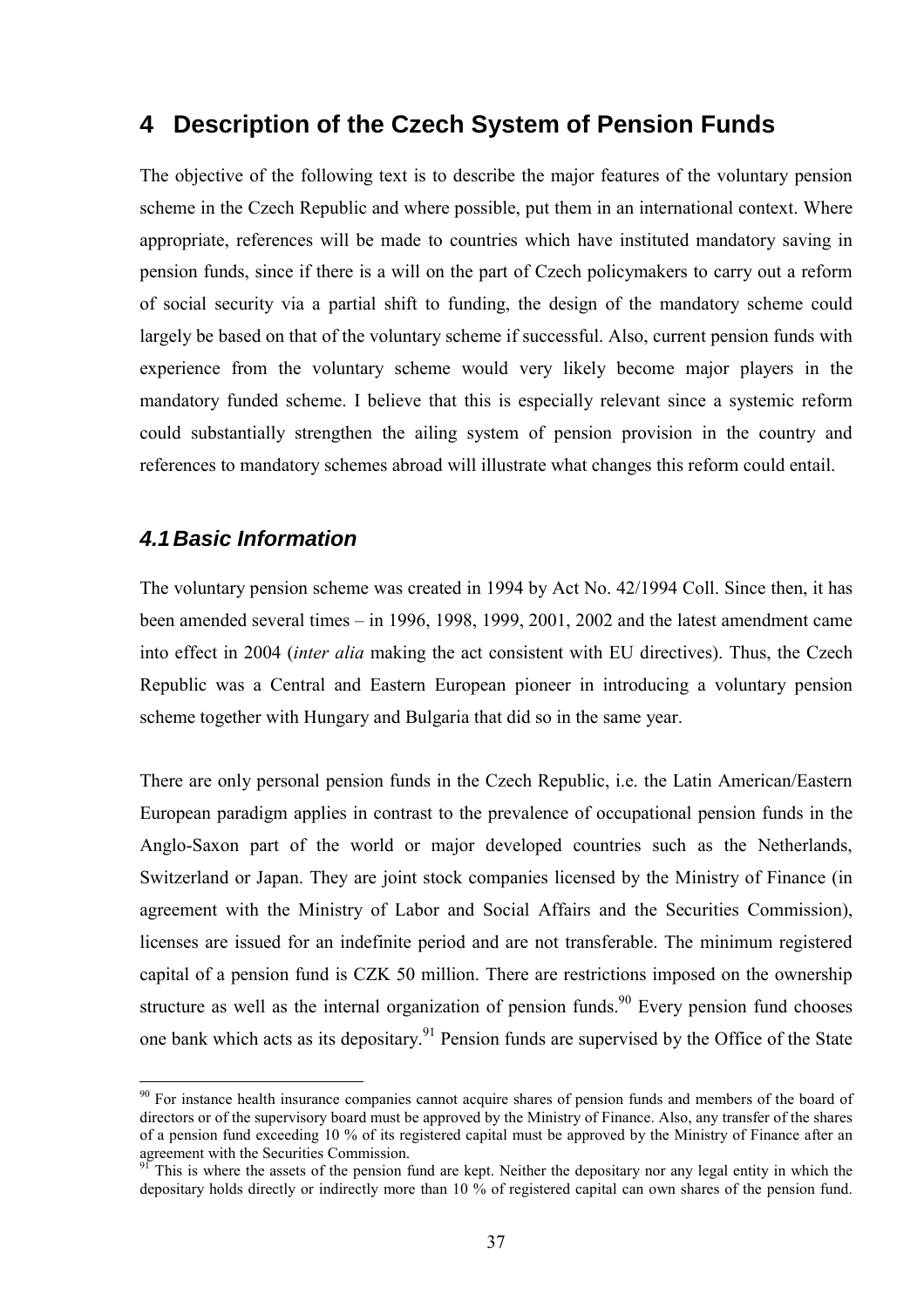# 4 Description of the Czech System of Pension Funds

The objective of the following text is to describe the major features of the voluntary pension scheme in the Czech Republic and where possible, put them in an international context. Where appropriate, references will be made to countries which have instituted mandatory saving in pension funds, since if there is a will on the part of Czech policymakers to carry out a reform of social security via a partial shift to funding, the design of the mandatory scheme could largely be based on that of the voluntary scheme if successful. Also, current pension funds with experience from the voluntary scheme would very likely become major players in the mandatory funded scheme. I believe that this is especially relevant since a systemic reform could substantially strengthen the ailing system of pension provision in the country and references to mandatory schemes abroad will illustrate what changes this reform could entail.

## *4.1 Basic Information*

The voluntary pension scheme was created in 1994 by Act No. 42/1994 Coll. Since then, it has been amended several times – in 1996, 1998, 1999, 2001, 2002 and the latest amendment came into effect in 2004 (*inter alia* making the act consistent with EU directives). Thus, the Czech Republic was a Central and Eastern European pioneer in introducing a voluntary pension scheme together with Hungary and Bulgaria that did so in the same year.

There are only personal pension funds in the Czech Republic, i.e. the Latin American/Eastern European paradigm applies in contrast to the prevalence of occupational pension funds in the Anglo-Saxon part of the world or major developed countries such as the Netherlands, Switzerland or Japan. They are joint stock companies licensed by the Ministry of Finance (in agreement with the Ministry of Labor and Social Affairs and the Securities Commission), licenses are issued for an indefinite period and are not transferable. The minimum registered capital of a pension fund is CZK 50 million. There are restrictions imposed on the ownership structure as well as the internal organization of pension funds.[90] Every pension fund chooses one bank which acts as its depositary.[91] Pension funds are supervised by the Office of the State

---

[90] For instance health insurance companies cannot acquire shares of pension funds and members of the board of directors or of the supervisory board must be approved by the Ministry of Finance. Also, any transfer of the shares of a pension fund exceeding 10 % of its registered capital must be approved by the Ministry of Finance after an agreement with the Securities Commission.

[91] This is where the assets of the pension fund are kept. Neither the depositary nor any legal entity in which the depositary holds directly or indirectly more than 10 % of registered capital can own shares of the pension fund.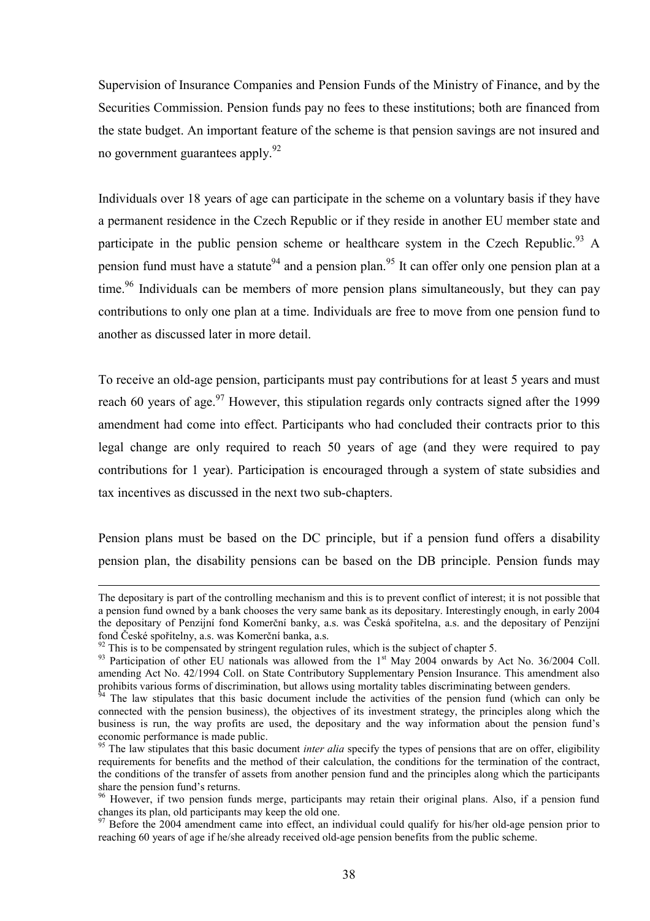Supervision of Insurance Companies and Pension Funds of the Ministry of Finance, and by the Securities Commission. Pension funds pay no fees to these institutions; both are financed from the state budget. An important feature of the scheme is that pension savings are not insured and no government guarantees apply.[92]

Individuals over 18 years of age can participate in the scheme on a voluntary basis if they have a permanent residence in the Czech Republic or if they reside in another EU member state and participate in the public pension scheme or healthcare system in the Czech Republic.[93] A pension fund must have a statute[94] and a pension plan.[95] It can offer only one pension plan at a time.[96] Individuals can be members of more pension plans simultaneously, but they can pay contributions to only one plan at a time. Individuals are free to move from one pension fund to another as discussed later in more detail.

To receive an old-age pension, participants must pay contributions for at least 5 years and must reach 60 years of age.[97] However, this stipulation regards only contracts signed after the 1999 amendment had come into effect. Participants who had concluded their contracts prior to this legal change are only required to reach 50 years of age (and they were required to pay contributions for 1 year). Participation is encouraged through a system of state subsidies and tax incentives as discussed in the next two sub-chapters.

Pension plans must be based on the DC principle, but if a pension fund offers a disability pension plan, the disability pensions can be based on the DB principle. Pension funds may

---

The depositary is part of the controlling mechanism and this is to prevent conflict of interest; it is not possible that a pension fund owned by a bank chooses the very same bank as its depositary. Interestingly enough, in early 2004 the depositary of Penzijní fond Komerční banky, a.s. was Česká spořitelna, a.s. and the depositary of Penzijní fond České spořitelny, a.s. was Komerční banka, a.s.

[92] This is to be compensated by stringent regulation rules, which is the subject of chapter 5.

[93] Participation of other EU nationals was allowed from the 1st May 2004 onwards by Act No. 36/2004 Coll. amending Act No. 42/1994 Coll. on State Contributory Supplementary Pension Insurance. This amendment also prohibits various forms of discrimination, but allows using mortality tables discriminating between genders.

[94] The law stipulates that this basic document include the activities of the pension fund (which can only be connected with the pension business), the objectives of its investment strategy, the principles along which the business is run, the way profits are used, the depositary and the way information about the pension fund's economic performance is made public.

[95] The law stipulates that this basic document *inter alia* specify the types of pensions that are on offer, eligibility requirements for benefits and the method of their calculation, the conditions for the termination of the contract, the conditions of the transfer of assets from another pension fund and the principles along which the participants share the pension fund's returns.

[96] However, if two pension funds merge, participants may retain their original plans. Also, if a pension fund changes its plan, old participants may keep the old one.

[97] Before the 2004 amendment came into effect, an individual could qualify for his/her old-age pension prior to reaching 60 years of age if he/she already received old-age pension benefits from the public scheme.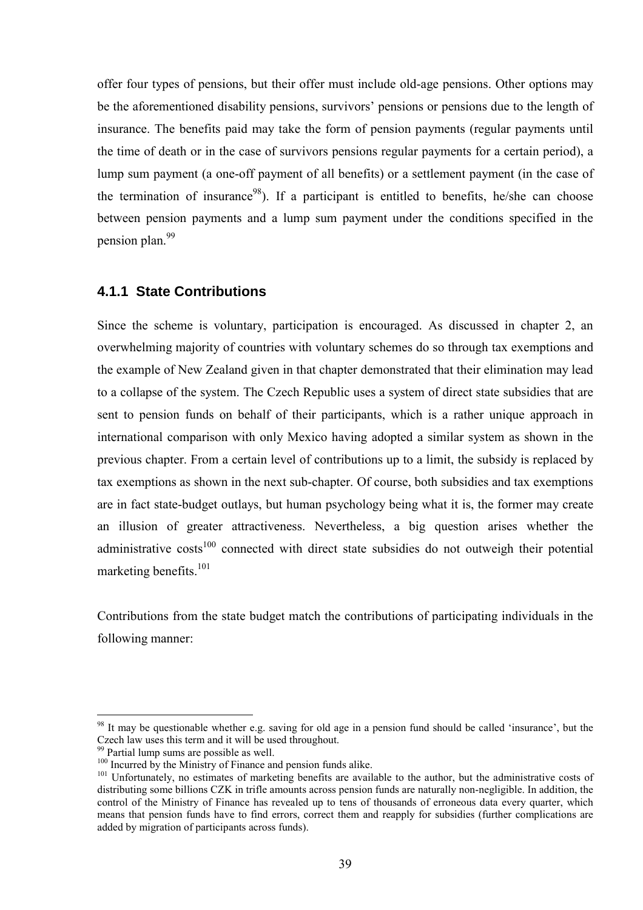offer four types of pensions, but their offer must include old-age pensions. Other options may be the aforementioned disability pensions, survivors' pensions or pensions due to the length of insurance. The benefits paid may take the form of pension payments (regular payments until the time of death or in the case of survivors pensions regular payments for a certain period), a lump sum payment (a one-off payment of all benefits) or a settlement payment (in the case of the termination of insurance[98]). If a participant is entitled to benefits, he/she can choose between pension payments and a lump sum payment under the conditions specified in the pension plan.[99]

### 4.1.1 State Contributions

Since the scheme is voluntary, participation is encouraged. As discussed in chapter 2, an overwhelming majority of countries with voluntary schemes do so through tax exemptions and the example of New Zealand given in that chapter demonstrated that their elimination may lead to a collapse of the system. The Czech Republic uses a system of direct state subsidies that are sent to pension funds on behalf of their participants, which is a rather unique approach in international comparison with only Mexico having adopted a similar system as shown in the previous chapter. From a certain level of contributions up to a limit, the subsidy is replaced by tax exemptions as shown in the next sub-chapter. Of course, both subsidies and tax exemptions are in fact state-budget outlays, but human psychology being what it is, the former may create an illusion of greater attractiveness. Nevertheless, a big question arises whether the administrative costs[100] connected with direct state subsidies do not outweigh their potential marketing benefits.[101]

Contributions from the state budget match the contributions of participating individuals in the following manner:

---

[98] It may be questionable whether e.g. saving for old age in a pension fund should be called 'insurance', but the Czech law uses this term and it will be used throughout.

[99] Partial lump sums are possible as well.

[100] Incurred by the Ministry of Finance and pension funds alike.

[101] Unfortunately, no estimates of marketing benefits are available to the author, but the administrative costs of distributing some billions CZK in trifle amounts across pension funds are naturally non-negligible. In addition, the control of the Ministry of Finance has revealed up to tens of thousands of erroneous data every quarter, which means that pension funds have to find errors, correct them and reapply for subsidies (further complications are added by migration of participants across funds).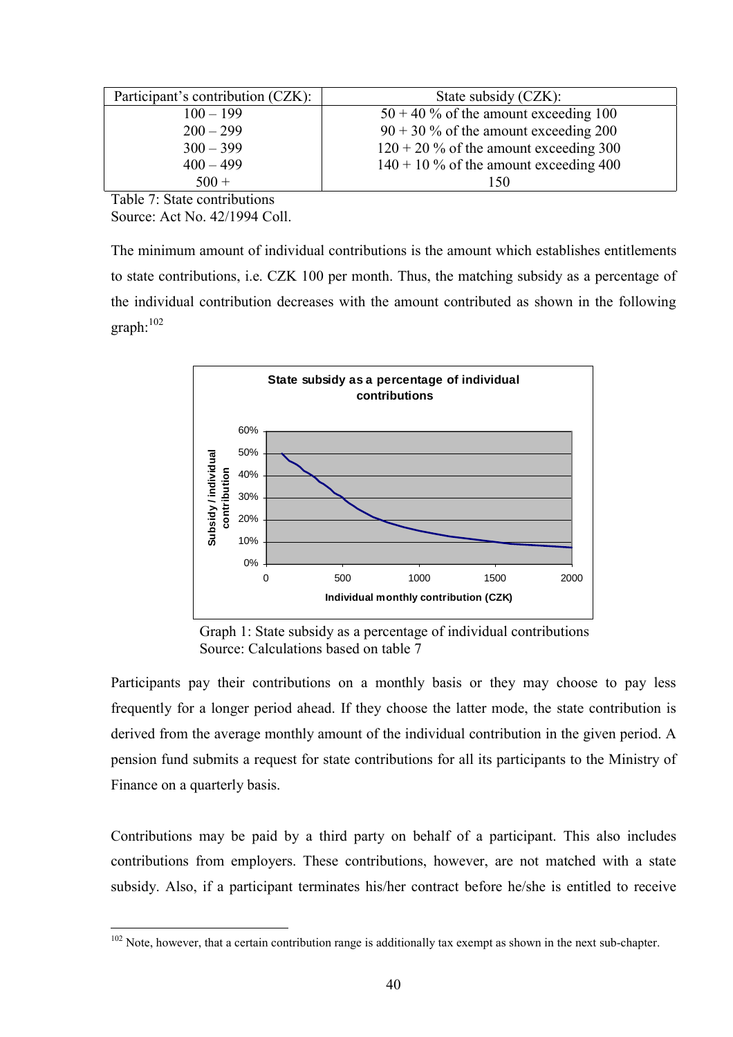| Participant's contribution (CZK): | State subsidy (CZK): |
|---|---|
| 100 – 199 | 50 + 40 % of the amount exceeding 100 |
| 200 – 299 | 90 + 30 % of the amount exceeding 200 |
| 300 – 399 | 120 + 20 % of the amount exceeding 300 |
| 400 – 499 | 140 + 10 % of the amount exceeding 400 |
| 500 + | 150 |

Table 7: State contributions
Source: Act No. 42/1994 Coll.

The minimum amount of individual contributions is the amount which establishes entitlements to state contributions, i.e. CZK 100 per month. Thus, the matching subsidy as a percentage of the individual contribution decreases with the amount contributed as shown in the following graph:[102]

Graph 1: State subsidy as a percentage of individual contributions
Source: Calculations based on table 7

Participants pay their contributions on a monthly basis or they may choose to pay less frequently for a longer period ahead. If they choose the latter mode, the state contribution is derived from the average monthly amount of the individual contribution in the given period. A pension fund submits a request for state contributions for all its participants to the Ministry of Finance on a quarterly basis.

Contributions may be paid by a third party on behalf of a participant. This also includes contributions from employers. These contributions, however, are not matched with a state subsidy. Also, if a participant terminates his/her contract before he/she is entitled to receive

[102] Note, however, that a certain contribution range is additionally tax exempt as shown in the next sub-chapter.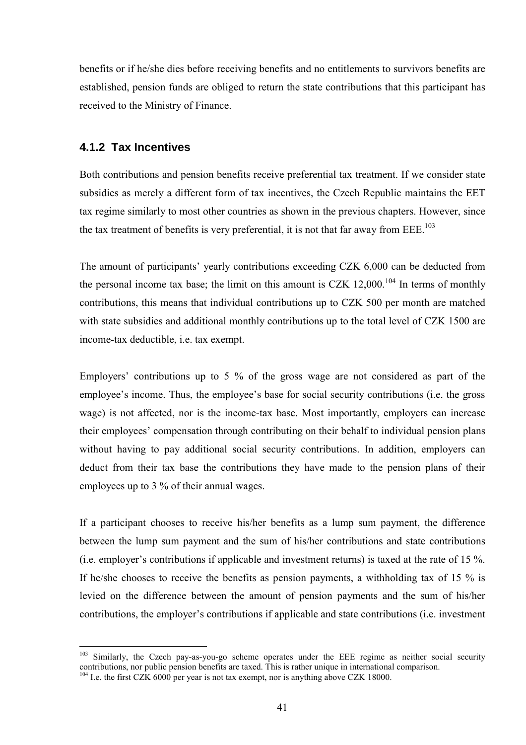benefits or if he/she dies before receiving benefits and no entitlements to survivors benefits are established, pension funds are obliged to return the state contributions that this participant has received to the Ministry of Finance.

### 4.1.2 Tax Incentives

Both contributions and pension benefits receive preferential tax treatment. If we consider state subsidies as merely a different form of tax incentives, the Czech Republic maintains the EET tax regime similarly to most other countries as shown in the previous chapters. However, since the tax treatment of benefits is very preferential, it is not that far away from EEE.[103]

The amount of participants' yearly contributions exceeding CZK 6,000 can be deducted from the personal income tax base; the limit on this amount is CZK 12,000.[104] In terms of monthly contributions, this means that individual contributions up to CZK 500 per month are matched with state subsidies and additional monthly contributions up to the total level of CZK 1500 are income-tax deductible, i.e. tax exempt.

Employers' contributions up to 5 % of the gross wage are not considered as part of the employee's income. Thus, the employee's base for social security contributions (i.e. the gross wage) is not affected, nor is the income-tax base. Most importantly, employers can increase their employees' compensation through contributing on their behalf to individual pension plans without having to pay additional social security contributions. In addition, employers can deduct from their tax base the contributions they have made to the pension plans of their employees up to 3 % of their annual wages.

If a participant chooses to receive his/her benefits as a lump sum payment, the difference between the lump sum payment and the sum of his/her contributions and state contributions (i.e. employer's contributions if applicable and investment returns) is taxed at the rate of 15 %. If he/she chooses to receive the benefits as pension payments, a withholding tax of 15 % is levied on the difference between the amount of pension payments and the sum of his/her contributions, the employer's contributions if applicable and state contributions (i.e. investment

---

[103] Similarly, the Czech pay-as-you-go scheme operates under the EEE regime as neither social security contributions, nor public pension benefits are taxed. This is rather unique in international comparison.

[104] I.e. the first CZK 6000 per year is not tax exempt, nor is anything above CZK 18000.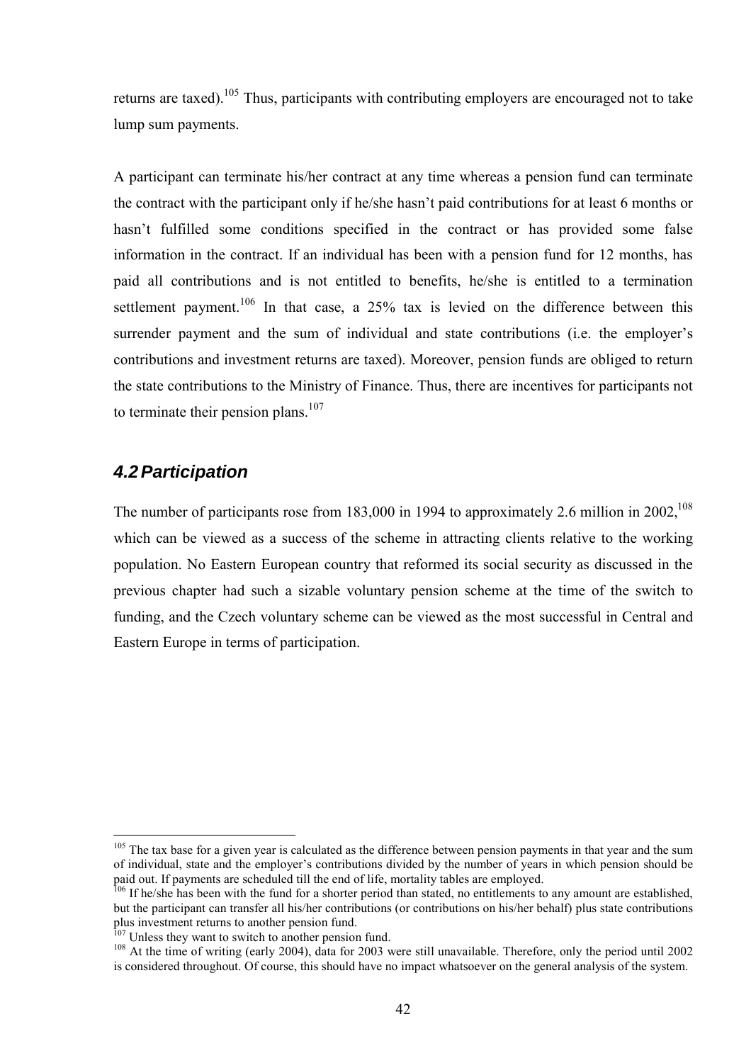returns are taxed).[105] Thus, participants with contributing employers are encouraged not to take lump sum payments.

A participant can terminate his/her contract at any time whereas a pension fund can terminate the contract with the participant only if he/she hasn't paid contributions for at least 6 months or hasn't fulfilled some conditions specified in the contract or has provided some false information in the contract. If an individual has been with a pension fund for 12 months, has paid all contributions and is not entitled to benefits, he/she is entitled to a termination settlement payment.[106] In that case, a 25% tax is levied on the difference between this surrender payment and the sum of individual and state contributions (i.e. the employer's contributions and investment returns are taxed). Moreover, pension funds are obliged to return the state contributions to the Ministry of Finance. Thus, there are incentives for participants not to terminate their pension plans.[107]

## *4.2 Participation*

The number of participants rose from 183,000 in 1994 to approximately 2.6 million in 2002,[108] which can be viewed as a success of the scheme in attracting clients relative to the working population. No Eastern European country that reformed its social security as discussed in the previous chapter had such a sizable voluntary pension scheme at the time of the switch to funding, and the Czech voluntary scheme can be viewed as the most successful in Central and Eastern Europe in terms of participation.

---

[105] The tax base for a given year is calculated as the difference between pension payments in that year and the sum of individual, state and the employer's contributions divided by the number of years in which pension should be paid out. If payments are scheduled till the end of life, mortality tables are employed.

[106] If he/she has been with the fund for a shorter period than stated, no entitlements to any amount are established, but the participant can transfer all his/her contributions (or contributions on his/her behalf) plus state contributions plus investment returns to another pension fund.

[107] Unless they want to switch to another pension fund.

[108] At the time of writing (early 2004), data for 2003 were still unavailable. Therefore, only the period until 2002 is considered throughout. Of course, this should have no impact whatsoever on the general analysis of the system.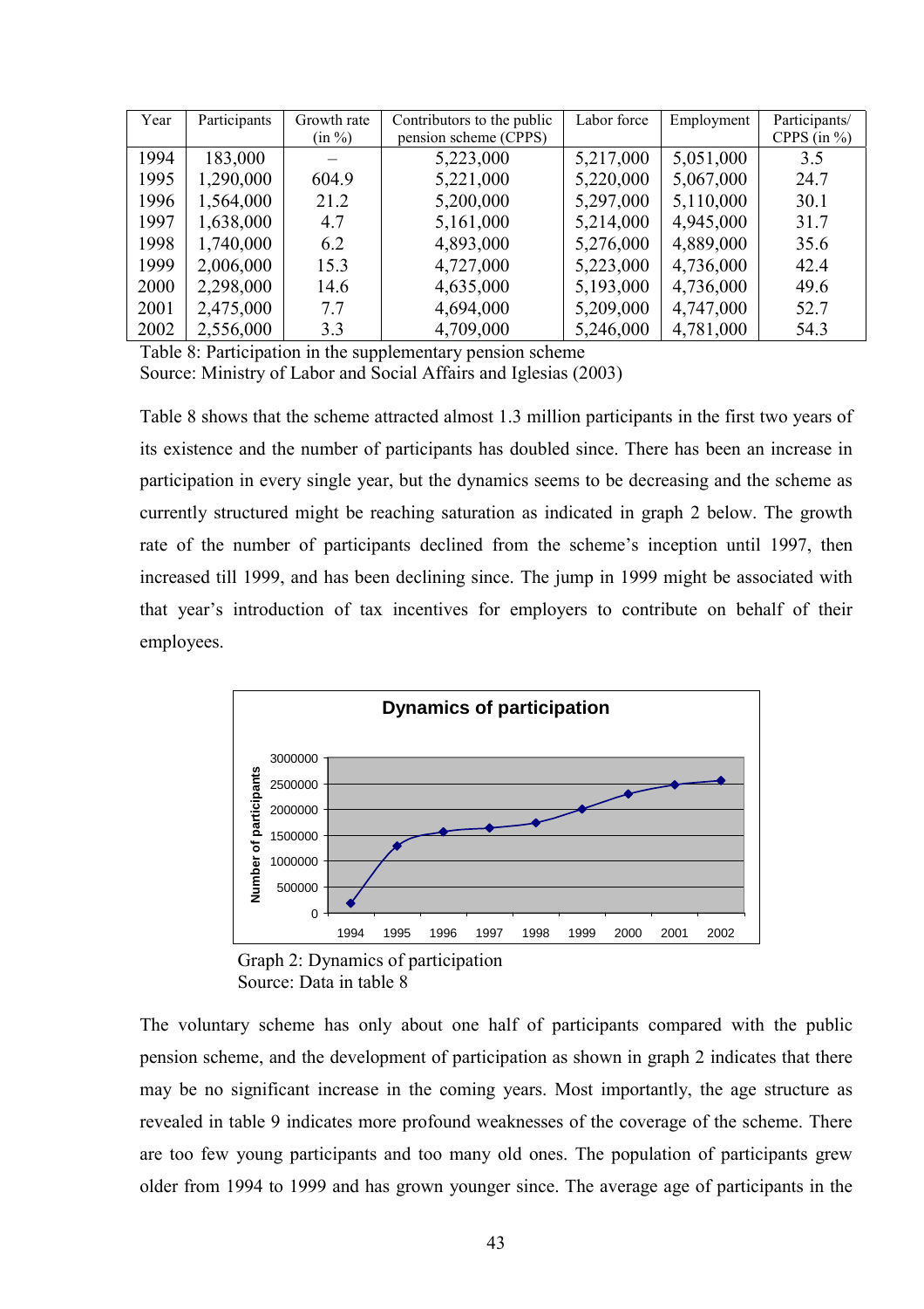| Year | Participants | Growth rate (in %) | Contributors to the public pension scheme (CPPS) | Labor force | Employment | Participants/ CPPS (in %) |
|---|---|---|---|---|---|---|
| 1994 | 183,000 | – | 5,223,000 | 5,217,000 | 5,051,000 | 3.5 |
| 1995 | 1,290,000 | 604.9 | 5,221,000 | 5,220,000 | 5,067,000 | 24.7 |
| 1996 | 1,564,000 | 21.2 | 5,200,000 | 5,297,000 | 5,110,000 | 30.1 |
| 1997 | 1,638,000 | 4.7 | 5,161,000 | 5,214,000 | 4,945,000 | 31.7 |
| 1998 | 1,740,000 | 6.2 | 4,893,000 | 5,276,000 | 4,889,000 | 35.6 |
| 1999 | 2,006,000 | 15.3 | 4,727,000 | 5,223,000 | 4,736,000 | 42.4 |
| 2000 | 2,298,000 | 14.6 | 4,635,000 | 5,193,000 | 4,736,000 | 49.6 |
| 2001 | 2,475,000 | 7.7 | 4,694,000 | 5,209,000 | 4,747,000 | 52.7 |
| 2002 | 2,556,000 | 3.3 | 4,709,000 | 5,246,000 | 4,781,000 | 54.3 |

Table 8: Participation in the supplementary pension scheme
Source: Ministry of Labor and Social Affairs and Iglesias (2003)

Table 8 shows that the scheme attracted almost 1.3 million participants in the first two years of its existence and the number of participants has doubled since. There has been an increase in participation in every single year, but the dynamics seems to be decreasing and the scheme as currently structured might be reaching saturation as indicated in graph 2 below. The growth rate of the number of participants declined from the scheme's inception until 1997, then increased till 1999, and has been declining since. The jump in 1999 might be associated with that year's introduction of tax incentives for employers to contribute on behalf of their employees.

Graph 2: Dynamics of participation
Source: Data in table 8

The voluntary scheme has only about one half of participants compared with the public pension scheme, and the development of participation as shown in graph 2 indicates that there may be no significant increase in the coming years. Most importantly, the age structure as revealed in table 9 indicates more profound weaknesses of the coverage of the scheme. There are too few young participants and too many old ones. The population of participants grew older from 1994 to 1999 and has grown younger since. The average age of participants in the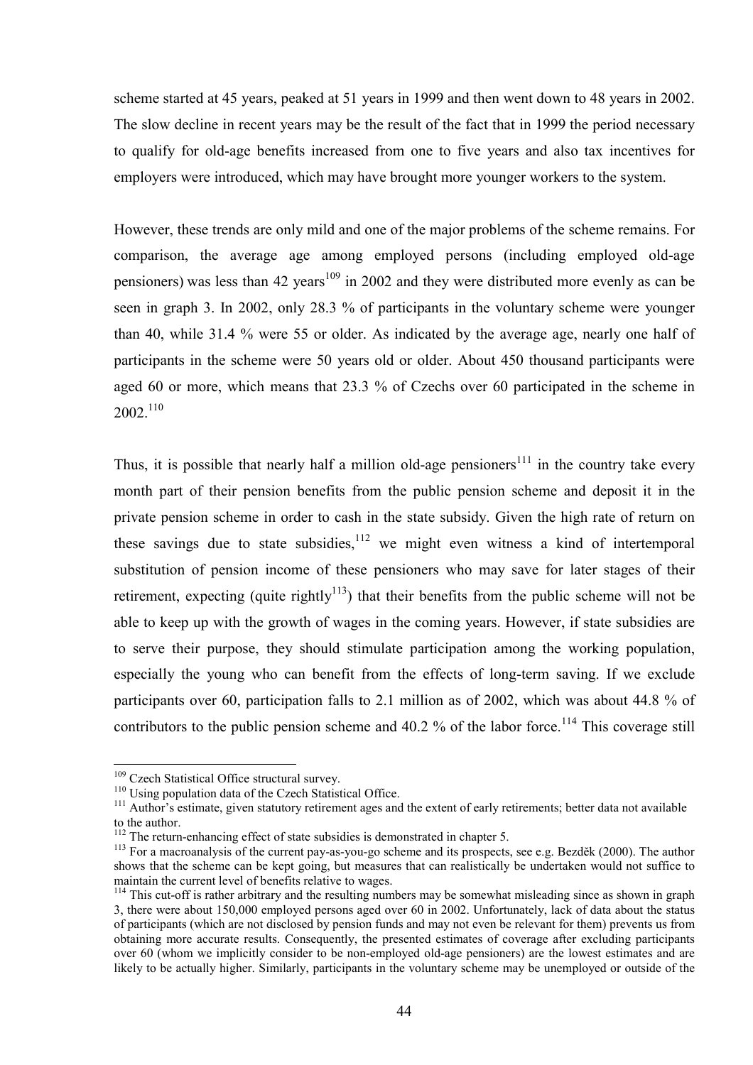scheme started at 45 years, peaked at 51 years in 1999 and then went down to 48 years in 2002. The slow decline in recent years may be the result of the fact that in 1999 the period necessary to qualify for old-age benefits increased from one to five years and also tax incentives for employers were introduced, which may have brought more younger workers to the system.

However, these trends are only mild and one of the major problems of the scheme remains. For comparison, the average age among employed persons (including employed old-age pensioners) was less than 42 years[109] in 2002 and they were distributed more evenly as can be seen in graph 3. In 2002, only 28.3 % of participants in the voluntary scheme were younger than 40, while 31.4 % were 55 or older. As indicated by the average age, nearly one half of participants in the scheme were 50 years old or older. About 450 thousand participants were aged 60 or more, which means that 23.3 % of Czechs over 60 participated in the scheme in 2002.[110]

Thus, it is possible that nearly half a million old-age pensioners[111] in the country take every month part of their pension benefits from the public pension scheme and deposit it in the private pension scheme in order to cash in the state subsidy. Given the high rate of return on these savings due to state subsidies,[112] we might even witness a kind of intertemporal substitution of pension income of these pensioners who may save for later stages of their retirement, expecting (quite rightly[113]) that their benefits from the public scheme will not be able to keep up with the growth of wages in the coming years. However, if state subsidies are to serve their purpose, they should stimulate participation among the working population, especially the young who can benefit from the effects of long-term saving. If we exclude participants over 60, participation falls to 2.1 million as of 2002, which was about 44.8 % of contributors to the public pension scheme and 40.2 % of the labor force.[114] This coverage still

---

[109] Czech Statistical Office structural survey.

[110] Using population data of the Czech Statistical Office.

[111] Author's estimate, given statutory retirement ages and the extent of early retirements; better data not available to the author.

[112] The return-enhancing effect of state subsidies is demonstrated in chapter 5.

[113] For a macroanalysis of the current pay-as-you-go scheme and its prospects, see e.g. Bezděk (2000). The author shows that the scheme can be kept going, but measures that can realistically be undertaken would not suffice to maintain the current level of benefits relative to wages.

[114] This cut-off is rather arbitrary and the resulting numbers may be somewhat misleading since as shown in graph 3, there were about 150,000 employed persons aged over 60 in 2002. Unfortunately, lack of data about the status of participants (which are not disclosed by pension funds and may not even be relevant for them) prevents us from obtaining more accurate results. Consequently, the presented estimates of coverage after excluding participants over 60 (whom we implicitly consider to be non-employed old-age pensioners) are the lowest estimates and are likely to be actually higher. Similarly, participants in the voluntary scheme may be unemployed or outside of the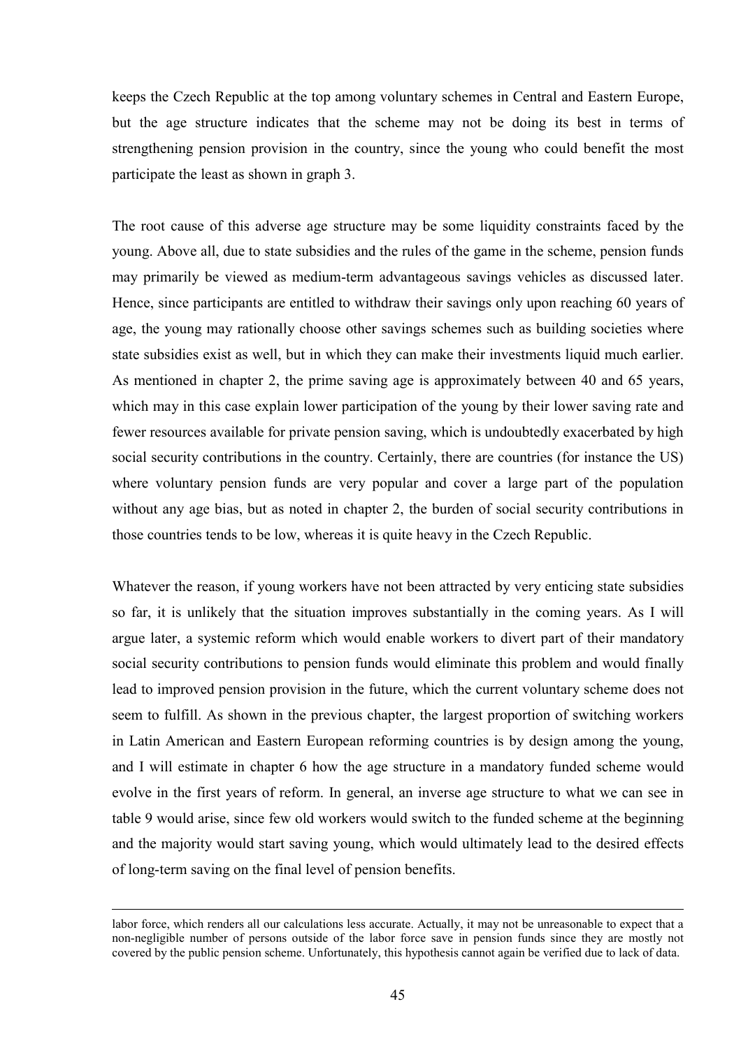keeps the Czech Republic at the top among voluntary schemes in Central and Eastern Europe, but the age structure indicates that the scheme may not be doing its best in terms of strengthening pension provision in the country, since the young who could benefit the most participate the least as shown in graph 3.

The root cause of this adverse age structure may be some liquidity constraints faced by the young. Above all, due to state subsidies and the rules of the game in the scheme, pension funds may primarily be viewed as medium-term advantageous savings vehicles as discussed later. Hence, since participants are entitled to withdraw their savings only upon reaching 60 years of age, the young may rationally choose other savings schemes such as building societies where state subsidies exist as well, but in which they can make their investments liquid much earlier. As mentioned in chapter 2, the prime saving age is approximately between 40 and 65 years, which may in this case explain lower participation of the young by their lower saving rate and fewer resources available for private pension saving, which is undoubtedly exacerbated by high social security contributions in the country. Certainly, there are countries (for instance the US) where voluntary pension funds are very popular and cover a large part of the population without any age bias, but as noted in chapter 2, the burden of social security contributions in those countries tends to be low, whereas it is quite heavy in the Czech Republic.

Whatever the reason, if young workers have not been attracted by very enticing state subsidies so far, it is unlikely that the situation improves substantially in the coming years. As I will argue later, a systemic reform which would enable workers to divert part of their mandatory social security contributions to pension funds would eliminate this problem and would finally lead to improved pension provision in the future, which the current voluntary scheme does not seem to fulfill. As shown in the previous chapter, the largest proportion of switching workers in Latin American and Eastern European reforming countries is by design among the young, and I will estimate in chapter 6 how the age structure in a mandatory funded scheme would evolve in the first years of reform. In general, an inverse age structure to what we can see in table 9 would arise, since few old workers would switch to the funded scheme at the beginning and the majority would start saving young, which would ultimately lead to the desired effects of long-term saving on the final level of pension benefits.

---

labor force, which renders all our calculations less accurate. Actually, it may not be unreasonable to expect that a non-negligible number of persons outside of the labor force save in pension funds since they are mostly not covered by the public pension scheme. Unfortunately, this hypothesis cannot again be verified due to lack of data.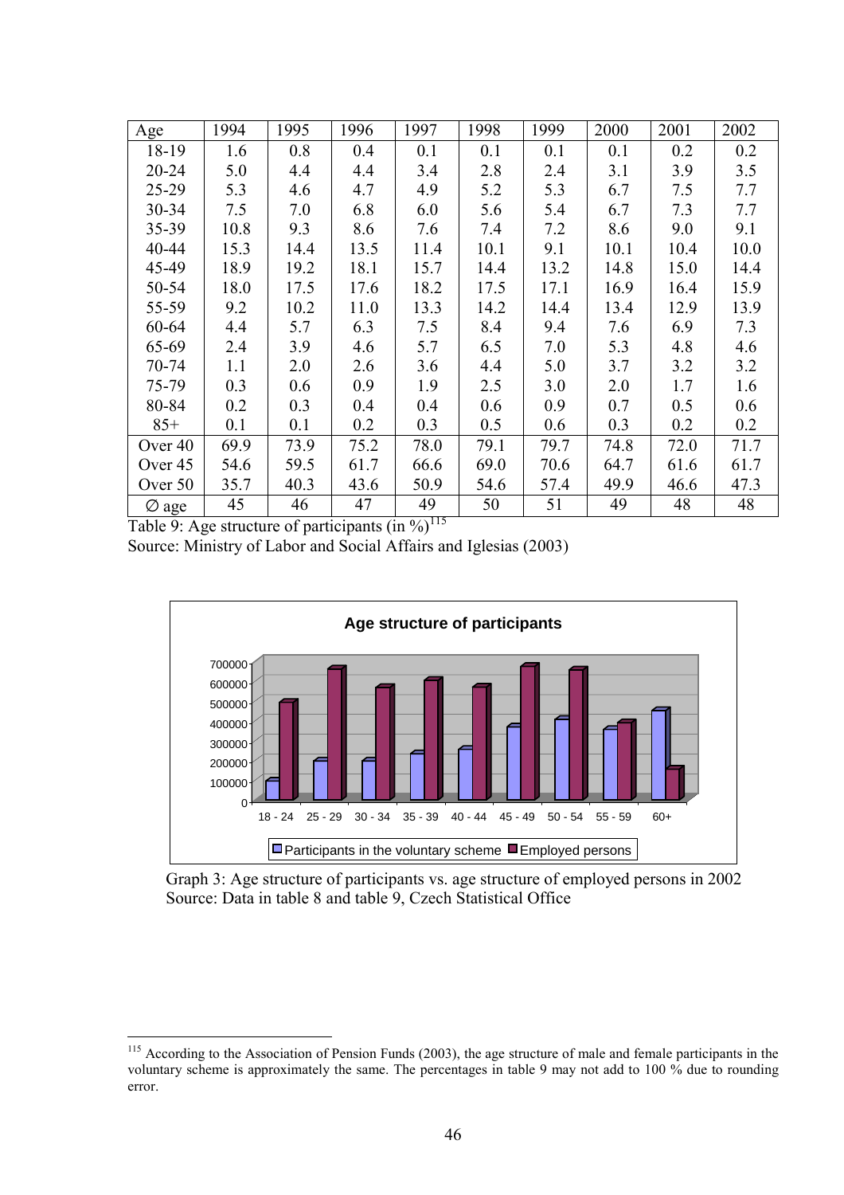| Age | 1994 | 1995 | 1996 | 1997 | 1998 | 1999 | 2000 | 2001 | 2002 |
|---|---|---|---|---|---|---|---|---|---|
| 18-19 | 1.6 | 0.8 | 0.4 | 0.1 | 0.1 | 0.1 | 0.1 | 0.2 | 0.2 |
| 20-24 | 5.0 | 4.4 | 4.4 | 3.4 | 2.8 | 2.4 | 3.1 | 3.9 | 3.5 |
| 25-29 | 5.3 | 4.6 | 4.7 | 4.9 | 5.2 | 5.3 | 6.7 | 7.5 | 7.7 |
| 30-34 | 7.5 | 7.0 | 6.8 | 6.0 | 5.6 | 5.4 | 6.7 | 7.3 | 7.7 |
| 35-39 | 10.8 | 9.3 | 8.6 | 7.6 | 7.4 | 7.2 | 8.6 | 9.0 | 9.1 |
| 40-44 | 15.3 | 14.4 | 13.5 | 11.4 | 10.1 | 9.1 | 10.1 | 10.4 | 10.0 |
| 45-49 | 18.9 | 19.2 | 18.1 | 15.7 | 14.4 | 13.2 | 14.8 | 15.0 | 14.4 |
| 50-54 | 18.0 | 17.5 | 17.6 | 18.2 | 17.5 | 17.1 | 16.9 | 16.4 | 15.9 |
| 55-59 | 9.2 | 10.2 | 11.0 | 13.3 | 14.2 | 14.4 | 13.4 | 12.9 | 13.9 |
| 60-64 | 4.4 | 5.7 | 6.3 | 7.5 | 8.4 | 9.4 | 7.6 | 6.9 | 7.3 |
| 65-69 | 2.4 | 3.9 | 4.6 | 5.7 | 6.5 | 7.0 | 5.3 | 4.8 | 4.6 |
| 70-74 | 1.1 | 2.0 | 2.6 | 3.6 | 4.4 | 5.0 | 3.7 | 3.2 | 3.2 |
| 75-79 | 0.3 | 0.6 | 0.9 | 1.9 | 2.5 | 3.0 | 2.0 | 1.7 | 1.6 |
| 80-84 | 0.2 | 0.3 | 0.4 | 0.4 | 0.6 | 0.9 | 0.7 | 0.5 | 0.6 |
| 85+ | 0.1 | 0.1 | 0.2 | 0.3 | 0.5 | 0.6 | 0.3 | 0.2 | 0.2 |
| Over 40 | 69.9 | 73.9 | 75.2 | 78.0 | 79.1 | 79.7 | 74.8 | 72.0 | 71.7 |
| Over 45 | 54.6 | 59.5 | 61.7 | 66.6 | 69.0 | 70.6 | 64.7 | 61.6 | 61.7 |
| Over 50 | 35.7 | 40.3 | 43.6 | 50.9 | 54.6 | 57.4 | 49.9 | 46.6 | 47.3 |
| ∅ age | 45 | 46 | 47 | 49 | 50 | 51 | 49 | 48 | 48 |

Table 9: Age structure of participants (in %)[115]
Source: Ministry of Labor and Social Affairs and Iglesias (2003)

Graph 3: Age structure of participants vs. age structure of employed persons in 2002
Source: Data in table 8 and table 9, Czech Statistical Office

[115] According to the Association of Pension Funds (2003), the age structure of male and female participants in the voluntary scheme is approximately the same. The percentages in table 9 may not add to 100 % due to rounding error.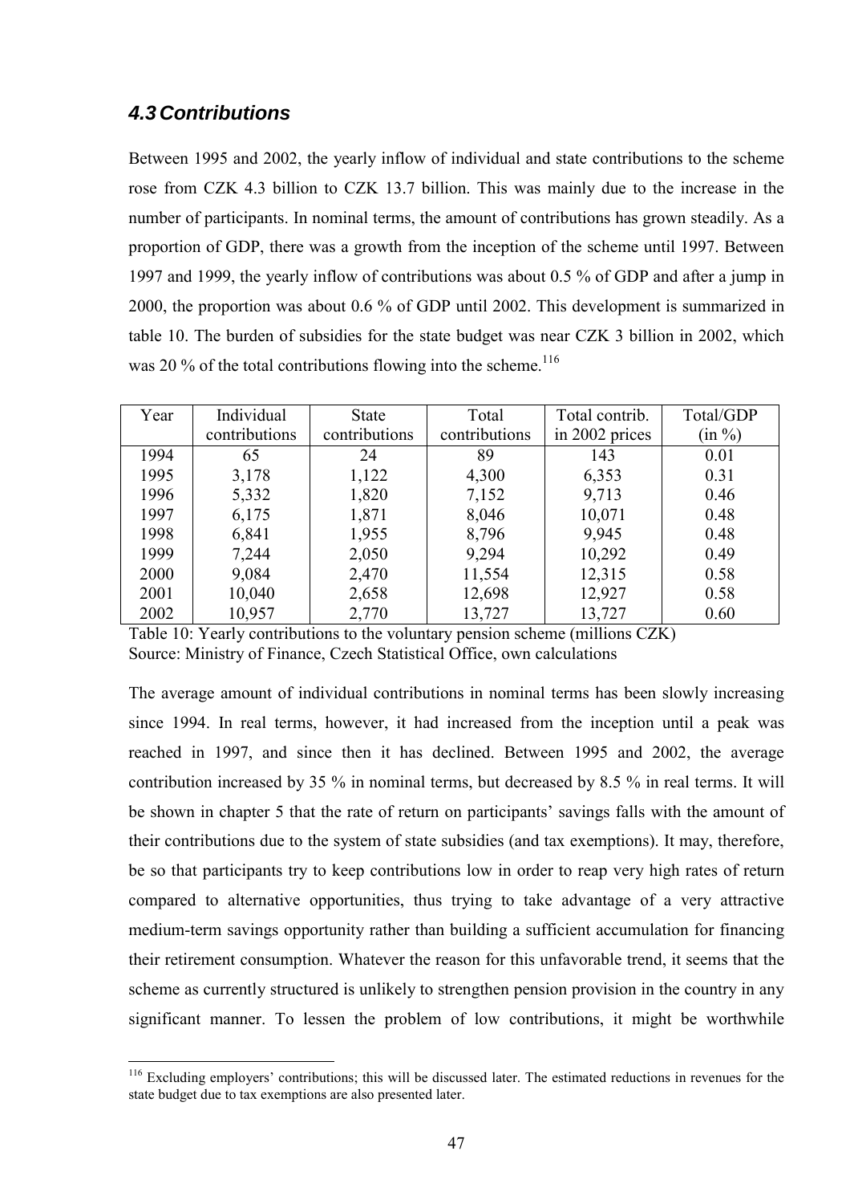### 4.3 Contributions

Between 1995 and 2002, the yearly inflow of individual and state contributions to the scheme rose from CZK 4.3 billion to CZK 13.7 billion. This was mainly due to the increase in the number of participants. In nominal terms, the amount of contributions has grown steadily. As a proportion of GDP, there was a growth from the inception of the scheme until 1997. Between 1997 and 1999, the yearly inflow of contributions was about 0.5 % of GDP and after a jump in 2000, the proportion was about 0.6 % of GDP until 2002. This development is summarized in table 10. The burden of subsidies for the state budget was near CZK 3 billion in 2002, which was 20 % of the total contributions flowing into the scheme.[116]

| Year | Individual contributions | State contributions | Total contributions | Total contrib. in 2002 prices | Total/GDP (in %) |
|---|---|---|---|---|---|
| 1994 | 65 | 24 | 89 | 143 | 0.01 |
| 1995 | 3,178 | 1,122 | 4,300 | 6,353 | 0.31 |
| 1996 | 5,332 | 1,820 | 7,152 | 9,713 | 0.46 |
| 1997 | 6,175 | 1,871 | 8,046 | 10,071 | 0.48 |
| 1998 | 6,841 | 1,955 | 8,796 | 9,945 | 0.48 |
| 1999 | 7,244 | 2,050 | 9,294 | 10,292 | 0.49 |
| 2000 | 9,084 | 2,470 | 11,554 | 12,315 | 0.58 |
| 2001 | 10,040 | 2,658 | 12,698 | 12,927 | 0.58 |
| 2002 | 10,957 | 2,770 | 13,727 | 13,727 | 0.60 |

Table 10: Yearly contributions to the voluntary pension scheme (millions CZK)
Source: Ministry of Finance, Czech Statistical Office, own calculations

The average amount of individual contributions in nominal terms has been slowly increasing since 1994. In real terms, however, it had increased from the inception until a peak was reached in 1997, and since then it has declined. Between 1995 and 2002, the average contribution increased by 35 % in nominal terms, but decreased by 8.5 % in real terms. It will be shown in chapter 5 that the rate of return on participants' savings falls with the amount of their contributions due to the system of state subsidies (and tax exemptions). It may, therefore, be so that participants try to keep contributions low in order to reap very high rates of return compared to alternative opportunities, thus trying to take advantage of a very attractive medium-term savings opportunity rather than building a sufficient accumulation for financing their retirement consumption. Whatever the reason for this unfavorable trend, it seems that the scheme as currently structured is unlikely to strengthen pension provision in the country in any significant manner. To lessen the problem of low contributions, it might be worthwhile

[116] Excluding employers' contributions; this will be discussed later. The estimated reductions in revenues for the state budget due to tax exemptions are also presented later.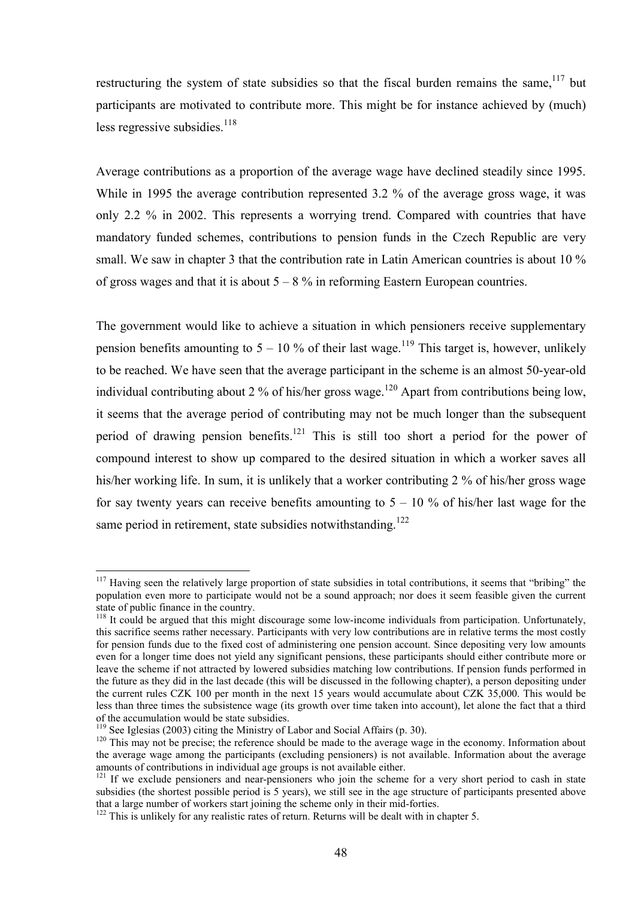restructuring the system of state subsidies so that the fiscal burden remains the same,[117] but participants are motivated to contribute more. This might be for instance achieved by (much) less regressive subsidies.[118]

Average contributions as a proportion of the average wage have declined steadily since 1995. While in 1995 the average contribution represented 3.2 % of the average gross wage, it was only 2.2 % in 2002. This represents a worrying trend. Compared with countries that have mandatory funded schemes, contributions to pension funds in the Czech Republic are very small. We saw in chapter 3 that the contribution rate in Latin American countries is about 10 % of gross wages and that it is about 5 – 8 % in reforming Eastern European countries.

The government would like to achieve a situation in which pensioners receive supplementary pension benefits amounting to 5 – 10 % of their last wage.[119] This target is, however, unlikely to be reached. We have seen that the average participant in the scheme is an almost 50-year-old individual contributing about 2 % of his/her gross wage.[120] Apart from contributions being low, it seems that the average period of contributing may not be much longer than the subsequent period of drawing pension benefits.[121] This is still too short a period for the power of compound interest to show up compared to the desired situation in which a worker saves all his/her working life. In sum, it is unlikely that a worker contributing 2 % of his/her gross wage for say twenty years can receive benefits amounting to 5 – 10 % of his/her last wage for the same period in retirement, state subsidies notwithstanding.[122]

---

[117] Having seen the relatively large proportion of state subsidies in total contributions, it seems that "bribing" the population even more to participate would not be a sound approach; nor does it seem feasible given the current state of public finance in the country.

[118] It could be argued that this might discourage some low-income individuals from participation. Unfortunately, this sacrifice seems rather necessary. Participants with very low contributions are in relative terms the most costly for pension funds due to the fixed cost of administering one pension account. Since depositing very low amounts even for a longer time does not yield any significant pensions, these participants should either contribute more or leave the scheme if not attracted by lowered subsidies matching low contributions. If pension funds performed in the future as they did in the last decade (this will be discussed in the following chapter), a person depositing under the current rules CZK 100 per month in the next 15 years would accumulate about CZK 35,000. This would be less than three times the subsistence wage (its growth over time taken into account), let alone the fact that a third of the accumulation would be state subsidies.

[119] See Iglesias (2003) citing the Ministry of Labor and Social Affairs (p. 30).

[120] This may not be precise; the reference should be made to the average wage in the economy. Information about the average wage among the participants (excluding pensioners) is not available. Information about the average amounts of contributions in individual age groups is not available either.

[121] If we exclude pensioners and near-pensioners who join the scheme for a very short period to cash in state subsidies (the shortest possible period is 5 years), we still see in the age structure of participants presented above that a large number of workers start joining the scheme only in their mid-forties.

[122] This is unlikely for any realistic rates of return. Returns will be dealt with in chapter 5.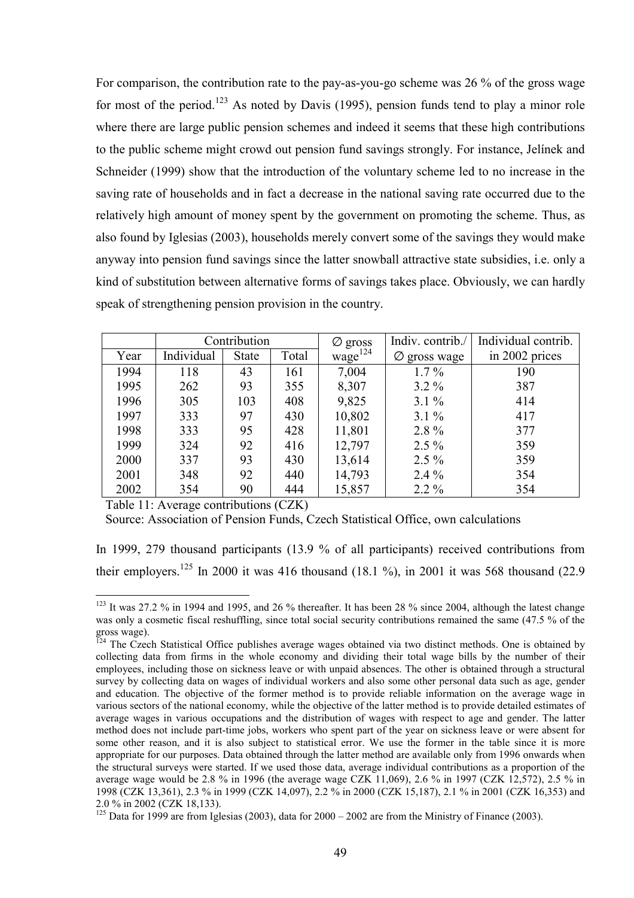For comparison, the contribution rate to the pay-as-you-go scheme was 26 % of the gross wage for most of the period.[123] As noted by Davis (1995), pension funds tend to play a minor role where there are large public pension schemes and indeed it seems that these high contributions to the public scheme might crowd out pension fund savings strongly. For instance, Jelínek and Schneider (1999) show that the introduction of the voluntary scheme led to no increase in the saving rate of households and in fact a decrease in the national saving rate occurred due to the relatively high amount of money spent by the government on promoting the scheme. Thus, as also found by Iglesias (2003), households merely convert some of the savings they would make anyway into pension fund savings since the latter snowball attractive state subsidies, i.e. only a kind of substitution between alternative forms of savings takes place. Obviously, we can hardly speak of strengthening pension provision in the country.

| | Contribution | | | ∅ gross | Indiv. contrib./ | Individual contrib. |
|---|---|---|---|---|---|---|
| Year | Individual | State | Total | wage[124] | ∅ gross wage | in 2002 prices |
| 1994 | 118 | 43 | 161 | 7,004 | 1.7 % | 190 |
| 1995 | 262 | 93 | 355 | 8,307 | 3.2 % | 387 |
| 1996 | 305 | 103 | 408 | 9,825 | 3.1 % | 414 |
| 1997 | 333 | 97 | 430 | 10,802 | 3.1 % | 417 |
| 1998 | 333 | 95 | 428 | 11,801 | 2.8 % | 377 |
| 1999 | 324 | 92 | 416 | 12,797 | 2.5 % | 359 |
| 2000 | 337 | 93 | 430 | 13,614 | 2.5 % | 359 |
| 2001 | 348 | 92 | 440 | 14,793 | 2.4 % | 354 |
| 2002 | 354 | 90 | 444 | 15,857 | 2.2 % | 354 |

Table 11: Average contributions (CZK)

Source: Association of Pension Funds, Czech Statistical Office, own calculations

In 1999, 279 thousand participants (13.9 % of all participants) received contributions from their employers.[125] In 2000 it was 416 thousand (18.1 %), in 2001 it was 568 thousand (22.9

[123] It was 27.2 % in 1994 and 1995, and 26 % thereafter. It has been 28 % since 2004, although the latest change was only a cosmetic fiscal reshuffling, since total social security contributions remained the same (47.5 % of the gross wage).

[124] The Czech Statistical Office publishes average wages obtained via two distinct methods. One is obtained by collecting data from firms in the whole economy and dividing their total wage bills by the number of their employees, including those on sickness leave or with unpaid absences. The other is obtained through a structural survey by collecting data on wages of individual workers and also some other personal data such as age, gender and education. The objective of the former method is to provide reliable information on the average wage in various sectors of the national economy, while the objective of the latter method is to provide detailed estimates of average wages in various occupations and the distribution of wages with respect to age and gender. The latter method does not include part-time jobs, workers who spent part of the year on sickness leave or were absent for some other reason, and it is also subject to statistical error. We use the former in the table since it is more appropriate for our purposes. Data obtained through the latter method are available only from 1996 onwards when the structural surveys were started. If we used those data, average individual contributions as a proportion of the average wage would be 2.8 % in 1996 (the average wage CZK 11,069), 2.6 % in 1997 (CZK 12,572), 2.5 % in 1998 (CZK 13,361), 2.3 % in 1999 (CZK 14,097), 2.2 % in 2000 (CZK 15,187), 2.1 % in 2001 (CZK 16,353) and 2.0 % in 2002 (CZK 18,133).

[125] Data for 1999 are from Iglesias (2003), data for 2000 – 2002 are from the Ministry of Finance (2003).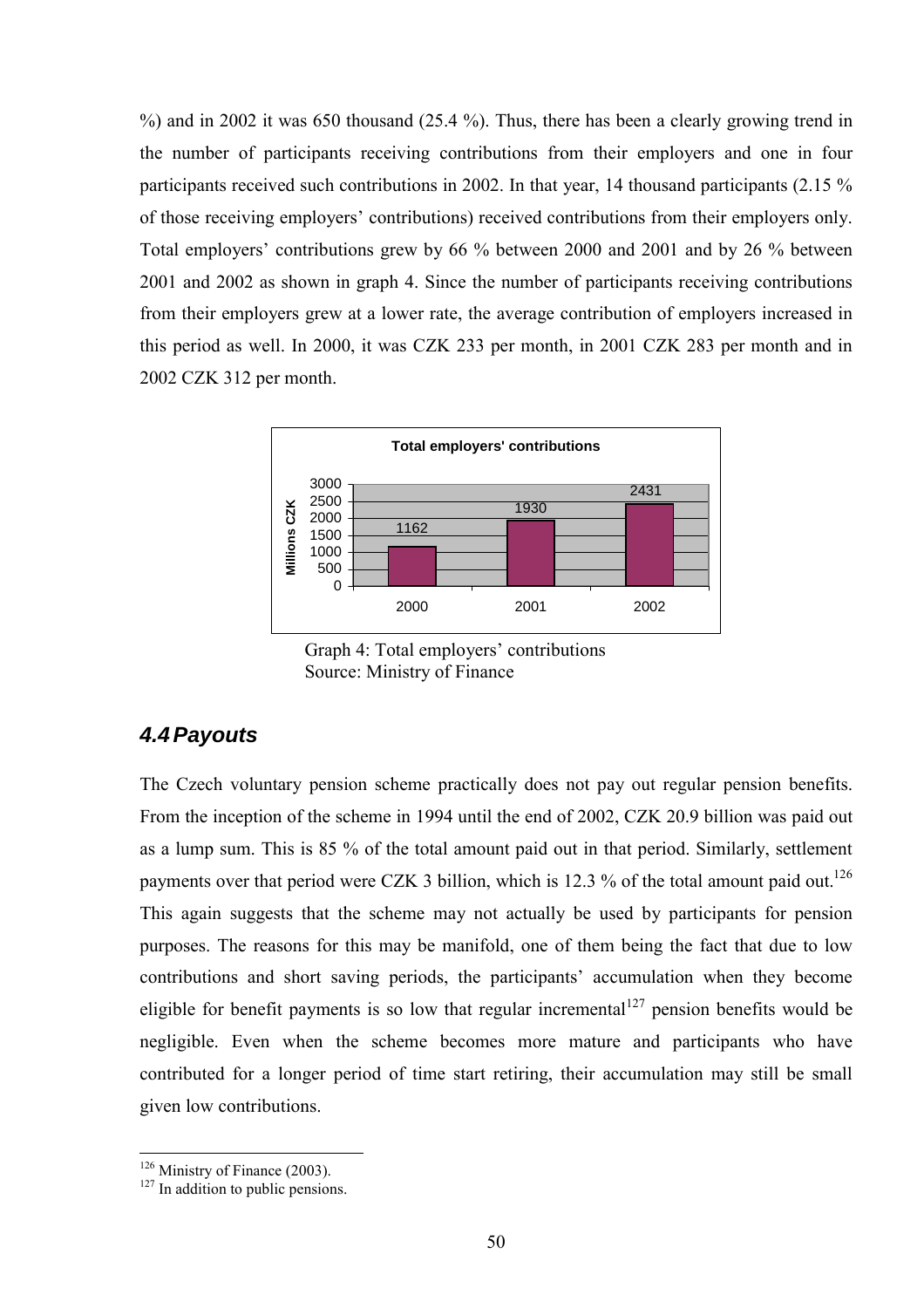%) and in 2002 it was 650 thousand (25.4 %). Thus, there has been a clearly growing trend in the number of participants receiving contributions from their employers and one in four participants received such contributions in 2002. In that year, 14 thousand participants (2.15 % of those receiving employers' contributions) received contributions from their employers only. Total employers' contributions grew by 66 % between 2000 and 2001 and by 26 % between 2001 and 2002 as shown in graph 4. Since the number of participants receiving contributions from their employers grew at a lower rate, the average contribution of employers increased in this period as well. In 2000, it was CZK 233 per month, in 2001 CZK 283 per month and in 2002 CZK 312 per month.

Graph 4: Total employers' contributions
Source: Ministry of Finance

## *4.4 Payouts*

The Czech voluntary pension scheme practically does not pay out regular pension benefits. From the inception of the scheme in 1994 until the end of 2002, CZK 20.9 billion was paid out as a lump sum. This is 85 % of the total amount paid out in that period. Similarly, settlement payments over that period were CZK 3 billion, which is 12.3 % of the total amount paid out.[126] This again suggests that the scheme may not actually be used by participants for pension purposes. The reasons for this may be manifold, one of them being the fact that due to low contributions and short saving periods, the participants' accumulation when they become eligible for benefit payments is so low that regular incremental[127] pension benefits would be negligible. Even when the scheme becomes more mature and participants who have contributed for a longer period of time start retiring, their accumulation may still be small given low contributions.

[126] Ministry of Finance (2003).

[127] In addition to public pensions.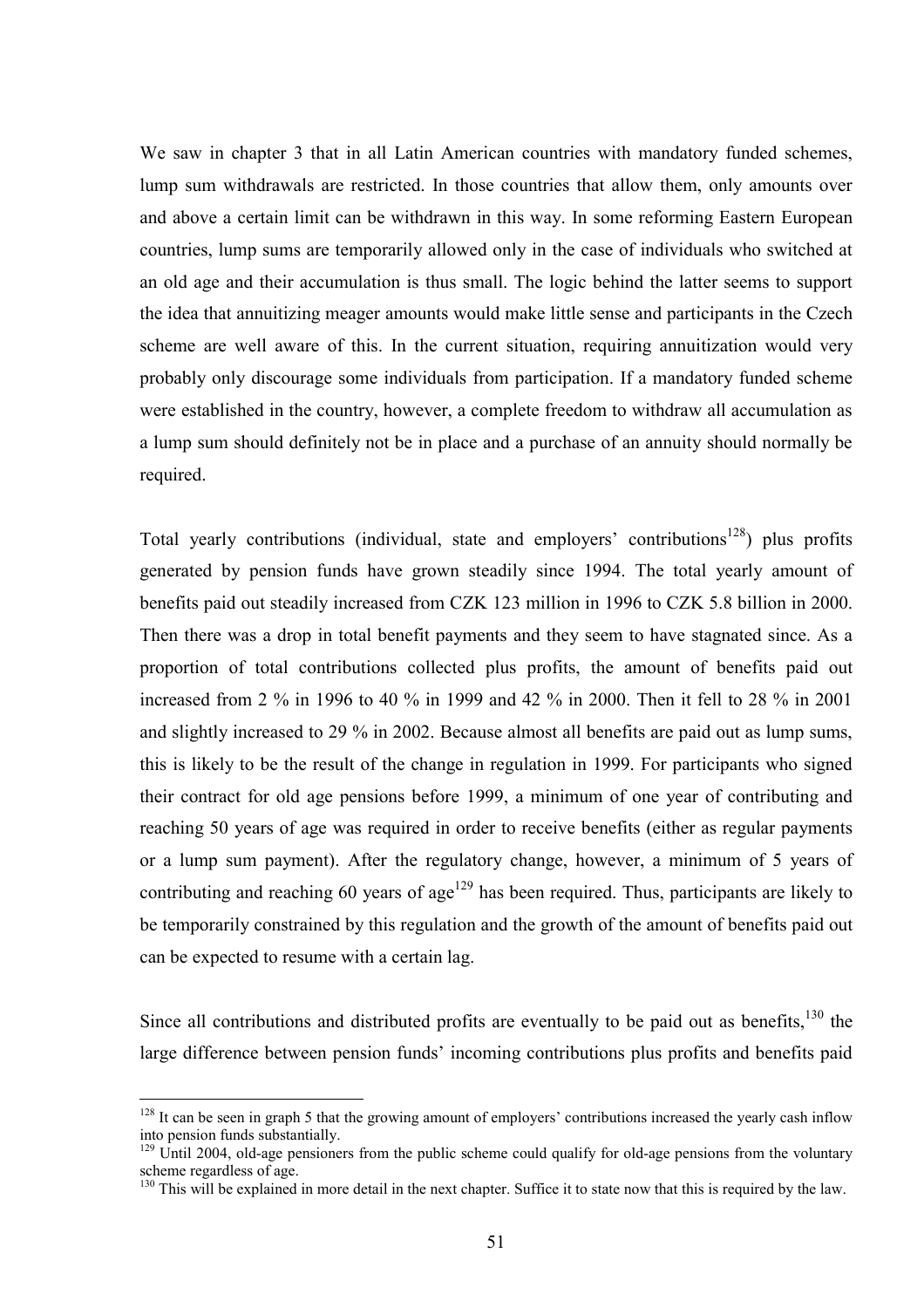We saw in chapter 3 that in all Latin American countries with mandatory funded schemes, lump sum withdrawals are restricted. In those countries that allow them, only amounts over and above a certain limit can be withdrawn in this way. In some reforming Eastern European countries, lump sums are temporarily allowed only in the case of individuals who switched at an old age and their accumulation is thus small. The logic behind the latter seems to support the idea that annuitizing meager amounts would make little sense and participants in the Czech scheme are well aware of this. In the current situation, requiring annuitization would very probably only discourage some individuals from participation. If a mandatory funded scheme were established in the country, however, a complete freedom to withdraw all accumulation as a lump sum should definitely not be in place and a purchase of an annuity should normally be required.

Total yearly contributions (individual, state and employers' contributions[128]) plus profits generated by pension funds have grown steadily since 1994. The total yearly amount of benefits paid out steadily increased from CZK 123 million in 1996 to CZK 5.8 billion in 2000. Then there was a drop in total benefit payments and they seem to have stagnated since. As a proportion of total contributions collected plus profits, the amount of benefits paid out increased from 2 % in 1996 to 40 % in 1999 and 42 % in 2000. Then it fell to 28 % in 2001 and slightly increased to 29 % in 2002. Because almost all benefits are paid out as lump sums, this is likely to be the result of the change in regulation in 1999. For participants who signed their contract for old age pensions before 1999, a minimum of one year of contributing and reaching 50 years of age was required in order to receive benefits (either as regular payments or a lump sum payment). After the regulatory change, however, a minimum of 5 years of contributing and reaching 60 years of age[129] has been required. Thus, participants are likely to be temporarily constrained by this regulation and the growth of the amount of benefits paid out can be expected to resume with a certain lag.

Since all contributions and distributed profits are eventually to be paid out as benefits,[130] the large difference between pension funds' incoming contributions plus profits and benefits paid

---

[128] It can be seen in graph 5 that the growing amount of employers' contributions increased the yearly cash inflow into pension funds substantially.

[129] Until 2004, old-age pensioners from the public scheme could qualify for old-age pensions from the voluntary scheme regardless of age.

[130] This will be explained in more detail in the next chapter. Suffice it to state now that this is required by the law.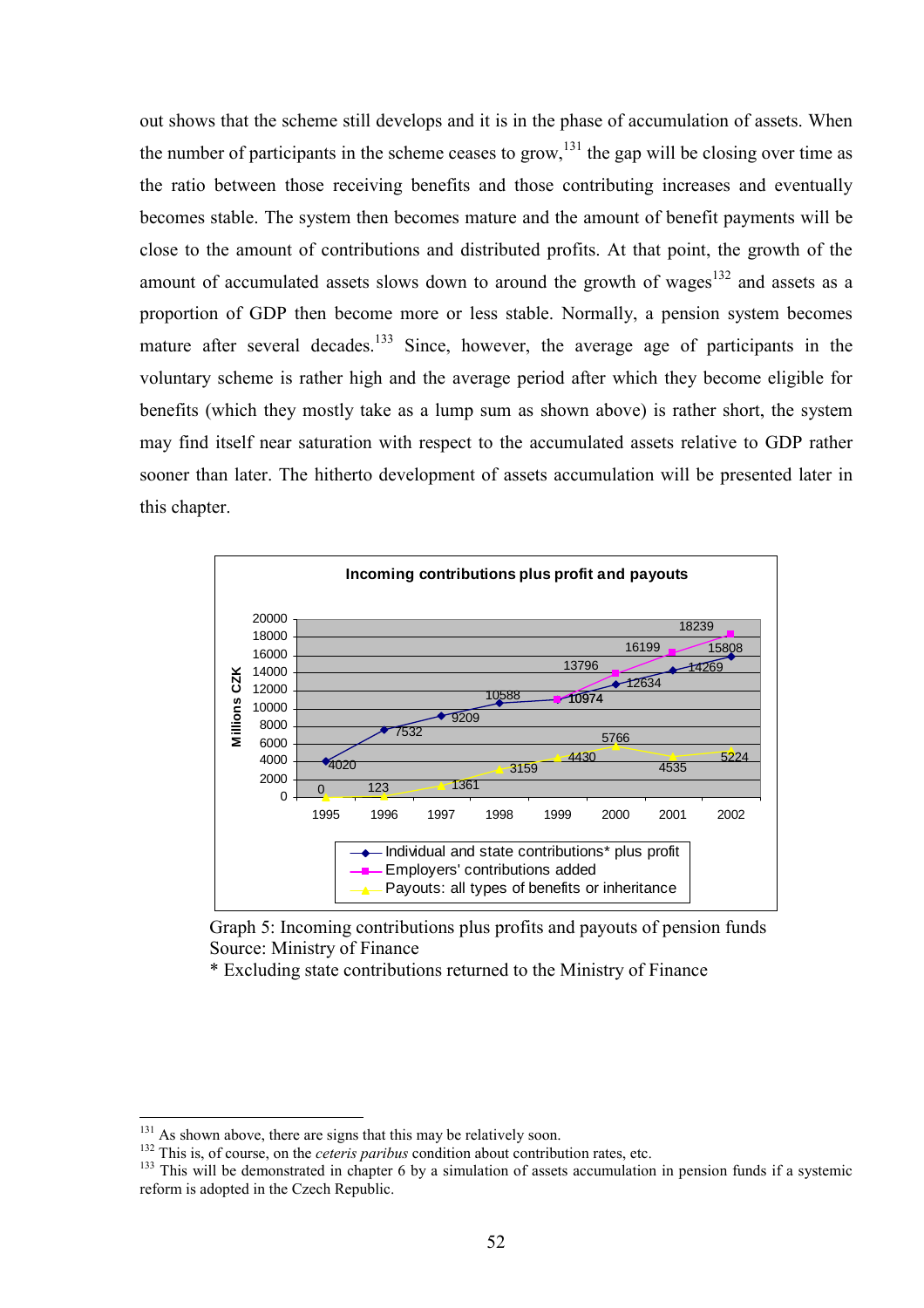out shows that the scheme still develops and it is in the phase of accumulation of assets. When the number of participants in the scheme ceases to grow,[131] the gap will be closing over time as the ratio between those receiving benefits and those contributing increases and eventually becomes stable. The system then becomes mature and the amount of benefit payments will be close to the amount of contributions and distributed profits. At that point, the growth of the amount of accumulated assets slows down to around the growth of wages[132] and assets as a proportion of GDP then become more or less stable. Normally, a pension system becomes mature after several decades.[133] Since, however, the average age of participants in the voluntary scheme is rather high and the average period after which they become eligible for benefits (which they mostly take as a lump sum as shown above) is rather short, the system may find itself near saturation with respect to the accumulated assets relative to GDP rather sooner than later. The hitherto development of assets accumulation will be presented later in this chapter.

**Incoming contributions plus profit and payouts** (Millions CZK)

| Year | Individual and state contributions* plus profit | Employers' contributions added | Payouts: all types of benefits or inheritance |
| --- | --- | --- | --- |
| 1995 | 4020 | | 0 |
| 1996 | 7532 | | 123 |
| 1997 | 9209 | | 1361 |
| 1998 | 10588 | | 3159 |
| 1999 | 10974 | | 4430 |
| 2000 | 12634 | 13796 | 5766 |
| 2001 | 14269 | 16199 | 4535 |
| 2002 | 15808 | 18239 | 5224 |

Graph 5: Incoming contributions plus profits and payouts of pension funds
Source: Ministry of Finance
* Excluding state contributions returned to the Ministry of Finance

[131] As shown above, there are signs that this may be relatively soon.
[132] This is, of course, on the *ceteris paribus* condition about contribution rates, etc.
[133] This will be demonstrated in chapter 6 by a simulation of assets accumulation in pension funds if a systemic reform is adopted in the Czech Republic.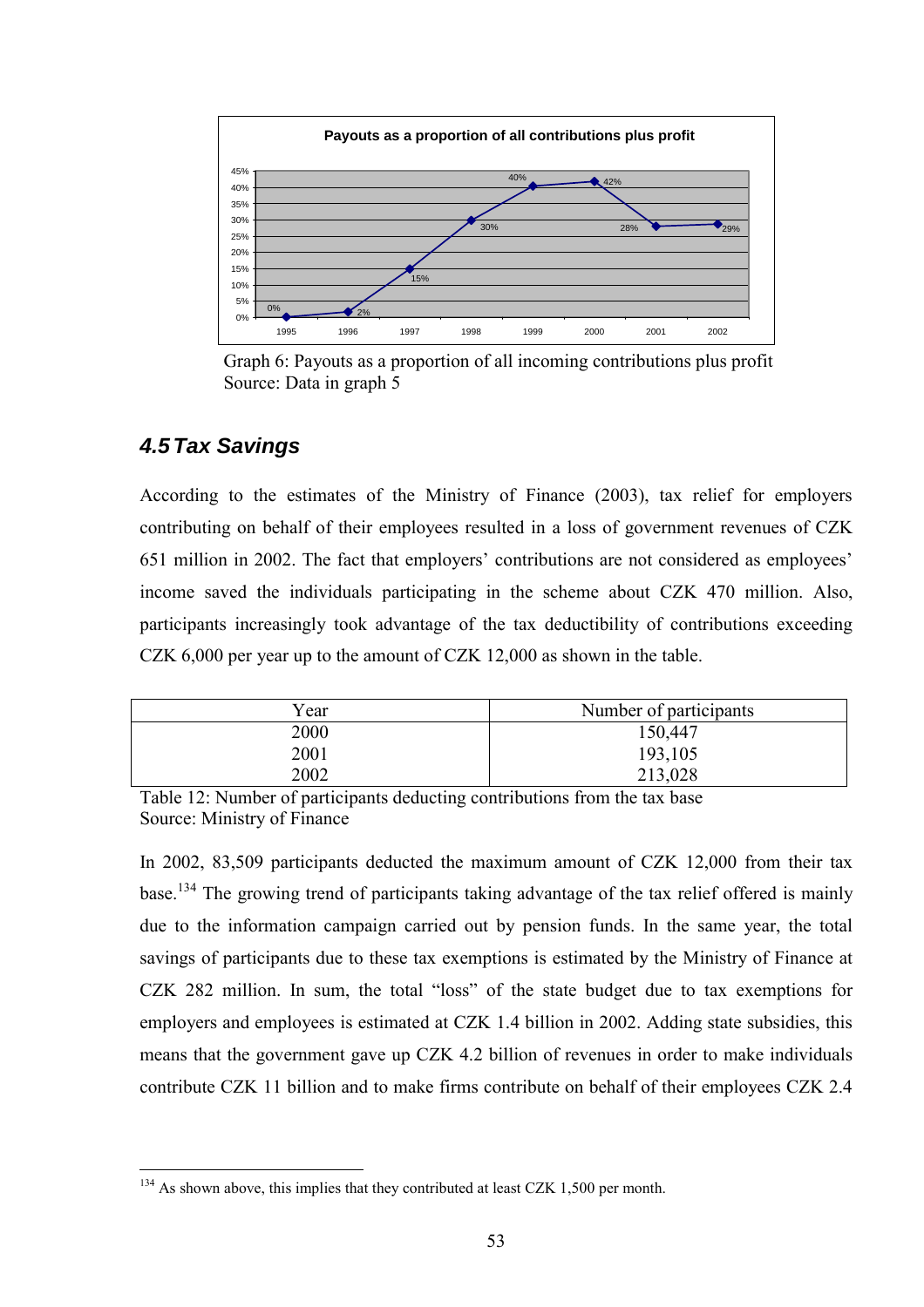Graph 6: Payouts as a proportion of all incoming contributions plus profit
Source: Data in graph 5

### 4.5 Tax Savings

According to the estimates of the Ministry of Finance (2003), tax relief for employers contributing on behalf of their employees resulted in a loss of government revenues of CZK 651 million in 2002. The fact that employers' contributions are not considered as employees' income saved the individuals participating in the scheme about CZK 470 million. Also, participants increasingly took advantage of the tax deductibility of contributions exceeding CZK 6,000 per year up to the amount of CZK 12,000 as shown in the table.

| Year | Number of participants |
|---|---|
| 2000 | 150,447 |
| 2001 | 193,105 |
| 2002 | 213,028 |

Table 12: Number of participants deducting contributions from the tax base
Source: Ministry of Finance

In 2002, 83,509 participants deducted the maximum amount of CZK 12,000 from their tax base.[134] The growing trend of participants taking advantage of the tax relief offered is mainly due to the information campaign carried out by pension funds. In the same year, the total savings of participants due to these tax exemptions is estimated by the Ministry of Finance at CZK 282 million. In sum, the total "loss" of the state budget due to tax exemptions for employers and employees is estimated at CZK 1.4 billion in 2002. Adding state subsidies, this means that the government gave up CZK 4.2 billion of revenues in order to make individuals contribute CZK 11 billion and to make firms contribute on behalf of their employees CZK 2.4

[134] As shown above, this implies that they contributed at least CZK 1,500 per month.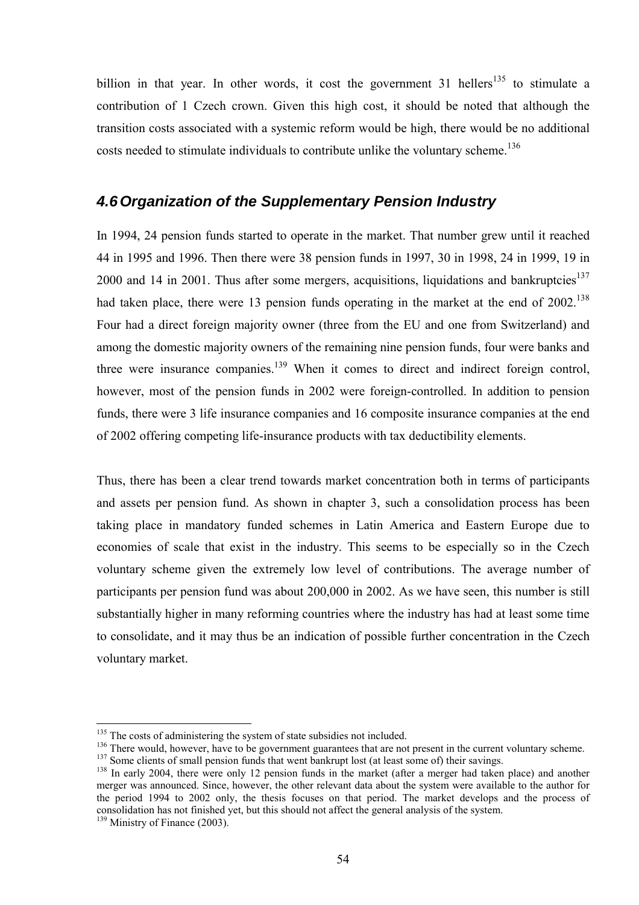billion in that year. In other words, it cost the government 31 hellers[135] to stimulate a contribution of 1 Czech crown. Given this high cost, it should be noted that although the transition costs associated with a systemic reform would be high, there would be no additional costs needed to stimulate individuals to contribute unlike the voluntary scheme.[136]

## *4.6 Organization of the Supplementary Pension Industry*

In 1994, 24 pension funds started to operate in the market. That number grew until it reached 44 in 1995 and 1996. Then there were 38 pension funds in 1997, 30 in 1998, 24 in 1999, 19 in 2000 and 14 in 2001. Thus after some mergers, acquisitions, liquidations and bankruptcies[137] had taken place, there were 13 pension funds operating in the market at the end of 2002.[138] Four had a direct foreign majority owner (three from the EU and one from Switzerland) and among the domestic majority owners of the remaining nine pension funds, four were banks and three were insurance companies.[139] When it comes to direct and indirect foreign control, however, most of the pension funds in 2002 were foreign-controlled. In addition to pension funds, there were 3 life insurance companies and 16 composite insurance companies at the end of 2002 offering competing life-insurance products with tax deductibility elements.

Thus, there has been a clear trend towards market concentration both in terms of participants and assets per pension fund. As shown in chapter 3, such a consolidation process has been taking place in mandatory funded schemes in Latin America and Eastern Europe due to economies of scale that exist in the industry. This seems to be especially so in the Czech voluntary scheme given the extremely low level of contributions. The average number of participants per pension fund was about 200,000 in 2002. As we have seen, this number is still substantially higher in many reforming countries where the industry has had at least some time to consolidate, and it may thus be an indication of possible further concentration in the Czech voluntary market.

---

[135] The costs of administering the system of state subsidies not included.

[136] There would, however, have to be government guarantees that are not present in the current voluntary scheme.

[137] Some clients of small pension funds that went bankrupt lost (at least some of) their savings.

[138] In early 2004, there were only 12 pension funds in the market (after a merger had taken place) and another merger was announced. Since, however, the other relevant data about the system were available to the author for the period 1994 to 2002 only, the thesis focuses on that period. The market develops and the process of consolidation has not finished yet, but this should not affect the general analysis of the system.

[139] Ministry of Finance (2003).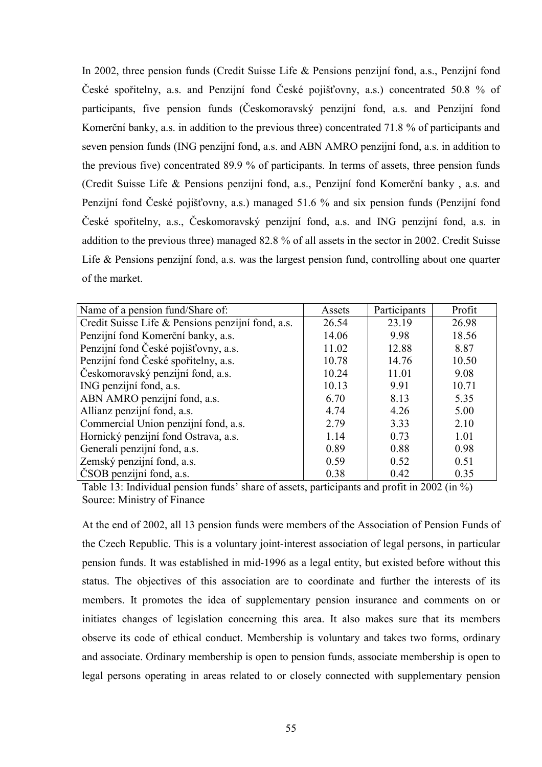In 2002, three pension funds (Credit Suisse Life & Pensions penzijní fond, a.s., Penzijní fond České spořitelny, a.s. and Penzijní fond České pojišťovny, a.s.) concentrated 50.8 % of participants, five pension funds (Českomoravský penzijní fond, a.s. and Penzijní fond Komerční banky, a.s. in addition to the previous three) concentrated 71.8 % of participants and seven pension funds (ING penzijní fond, a.s. and ABN AMRO penzijní fond, a.s. in addition to the previous five) concentrated 89.9 % of participants. In terms of assets, three pension funds (Credit Suisse Life & Pensions penzijní fond, a.s., Penzijní fond Komerční banky , a.s. and Penzijní fond České pojišťovny, a.s.) managed 51.6 % and six pension funds (Penzijní fond České spořitelny, a.s., Českomoravský penzijní fond, a.s. and ING penzijní fond, a.s. in addition to the previous three) managed 82.8 % of all assets in the sector in 2002. Credit Suisse Life & Pensions penzijní fond, a.s. was the largest pension fund, controlling about one quarter of the market.

| Name of a pension fund/Share of: | Assets | Participants | Profit |
|---|---|---|---|
| Credit Suisse Life & Pensions penzijní fond, a.s. | 26.54 | 23.19 | 26.98 |
| Penzijní fond Komerční banky, a.s. | 14.06 | 9.98 | 18.56 |
| Penzijní fond České pojišťovny, a.s. | 11.02 | 12.88 | 8.87 |
| Penzijní fond České spořitelny, a.s. | 10.78 | 14.76 | 10.50 |
| Českomoravský penzijní fond, a.s. | 10.24 | 11.01 | 9.08 |
| ING penzijní fond, a.s. | 10.13 | 9.91 | 10.71 |
| ABN AMRO penzijní fond, a.s. | 6.70 | 8.13 | 5.35 |
| Allianz penzijní fond, a.s. | 4.74 | 4.26 | 5.00 |
| Commercial Union penzijní fond, a.s. | 2.79 | 3.33 | 2.10 |
| Hornický penzijní fond Ostrava, a.s. | 1.14 | 0.73 | 1.01 |
| Generali penzijní fond, a.s. | 0.89 | 0.88 | 0.98 |
| Zemský penzijní fond, a.s. | 0.59 | 0.52 | 0.51 |
| ČSOB penzijní fond, a.s. | 0.38 | 0.42 | 0.35 |

Table 13: Individual pension funds' share of assets, participants and profit in 2002 (in %)
Source: Ministry of Finance

At the end of 2002, all 13 pension funds were members of the Association of Pension Funds of the Czech Republic. This is a voluntary joint-interest association of legal persons, in particular pension funds. It was established in mid-1996 as a legal entity, but existed before without this status. The objectives of this association are to coordinate and further the interests of its members. It promotes the idea of supplementary pension insurance and comments on or initiates changes of legislation concerning this area. It also makes sure that its members observe its code of ethical conduct. Membership is voluntary and takes two forms, ordinary and associate. Ordinary membership is open to pension funds, associate membership is open to legal persons operating in areas related to or closely connected with supplementary pension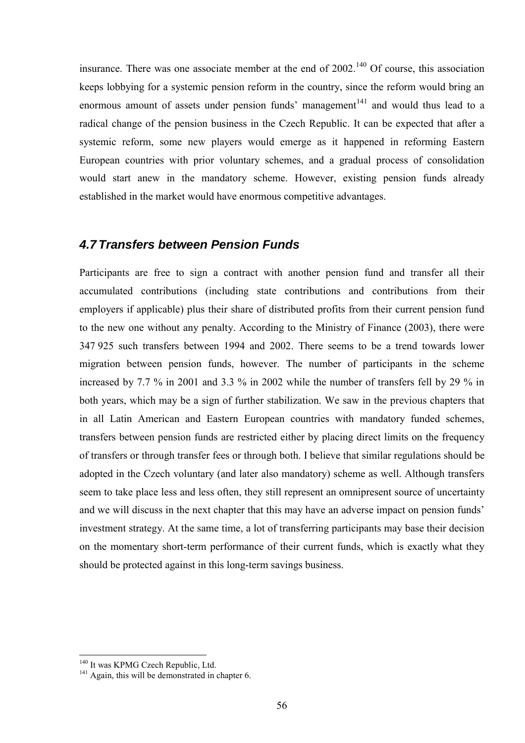insurance. There was one associate member at the end of 2002.[140] Of course, this association keeps lobbying for a systemic pension reform in the country, since the reform would bring an enormous amount of assets under pension funds' management[141] and would thus lead to a radical change of the pension business in the Czech Republic. It can be expected that after a systemic reform, some new players would emerge as it happened in reforming Eastern European countries with prior voluntary schemes, and a gradual process of consolidation would start anew in the mandatory scheme. However, existing pension funds already established in the market would have enormous competitive advantages.

## *4.7 Transfers between Pension Funds*

Participants are free to sign a contract with another pension fund and transfer all their accumulated contributions (including state contributions and contributions from their employers if applicable) plus their share of distributed profits from their current pension fund to the new one without any penalty. According to the Ministry of Finance (2003), there were 347 925 such transfers between 1994 and 2002. There seems to be a trend towards lower migration between pension funds, however. The number of participants in the scheme increased by 7.7 % in 2001 and 3.3 % in 2002 while the number of transfers fell by 29 % in both years, which may be a sign of further stabilization. We saw in the previous chapters that in all Latin American and Eastern European countries with mandatory funded schemes, transfers between pension funds are restricted either by placing direct limits on the frequency of transfers or through transfer fees or through both. I believe that similar regulations should be adopted in the Czech voluntary (and later also mandatory) scheme as well. Although transfers seem to take place less and less often, they still represent an omnipresent source of uncertainty and we will discuss in the next chapter that this may have an adverse impact on pension funds' investment strategy. At the same time, a lot of transferring participants may base their decision on the momentary short-term performance of their current funds, which is exactly what they should be protected against in this long-term savings business.

---

[140] It was KPMG Czech Republic, Ltd.

[141] Again, this will be demonstrated in chapter 6.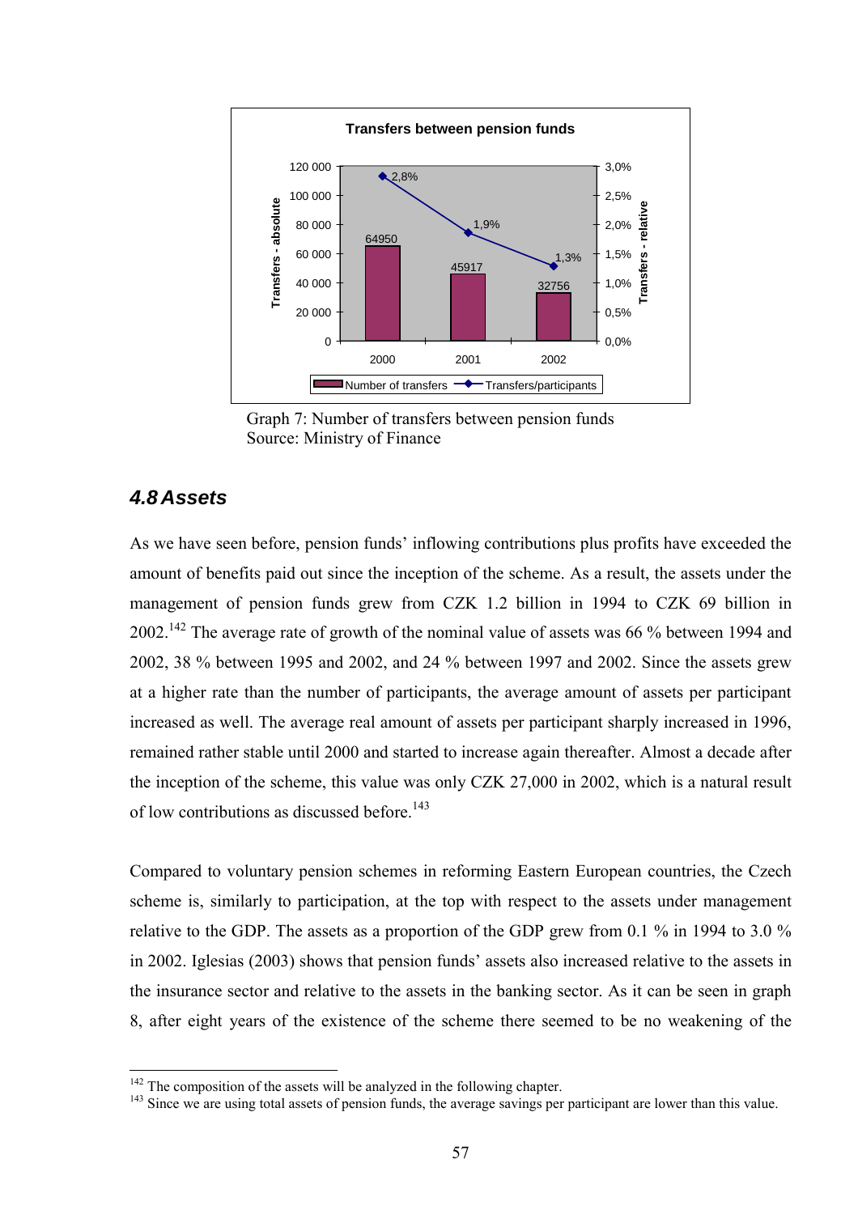Graph 7: Number of transfers between pension funds
Source: Ministry of Finance

### *4.8 Assets*

As we have seen before, pension funds' inflowing contributions plus profits have exceeded the amount of benefits paid out since the inception of the scheme. As a result, the assets under the management of pension funds grew from CZK 1.2 billion in 1994 to CZK 69 billion in 2002.[142] The average rate of growth of the nominal value of assets was 66 % between 1994 and 2002, 38 % between 1995 and 2002, and 24 % between 1997 and 2002. Since the assets grew at a higher rate than the number of participants, the average amount of assets per participant increased as well. The average real amount of assets per participant sharply increased in 1996, remained rather stable until 2000 and started to increase again thereafter. Almost a decade after the inception of the scheme, this value was only CZK 27,000 in 2002, which is a natural result of low contributions as discussed before.[143]

Compared to voluntary pension schemes in reforming Eastern European countries, the Czech scheme is, similarly to participation, at the top with respect to the assets under management relative to the GDP. The assets as a proportion of the GDP grew from 0.1 % in 1994 to 3.0 % in 2002. Iglesias (2003) shows that pension funds' assets also increased relative to the assets in the insurance sector and relative to the assets in the banking sector. As it can be seen in graph 8, after eight years of the existence of the scheme there seemed to be no weakening of the

[142] The composition of the assets will be analyzed in the following chapter.
[143] Since we are using total assets of pension funds, the average savings per participant are lower than this value.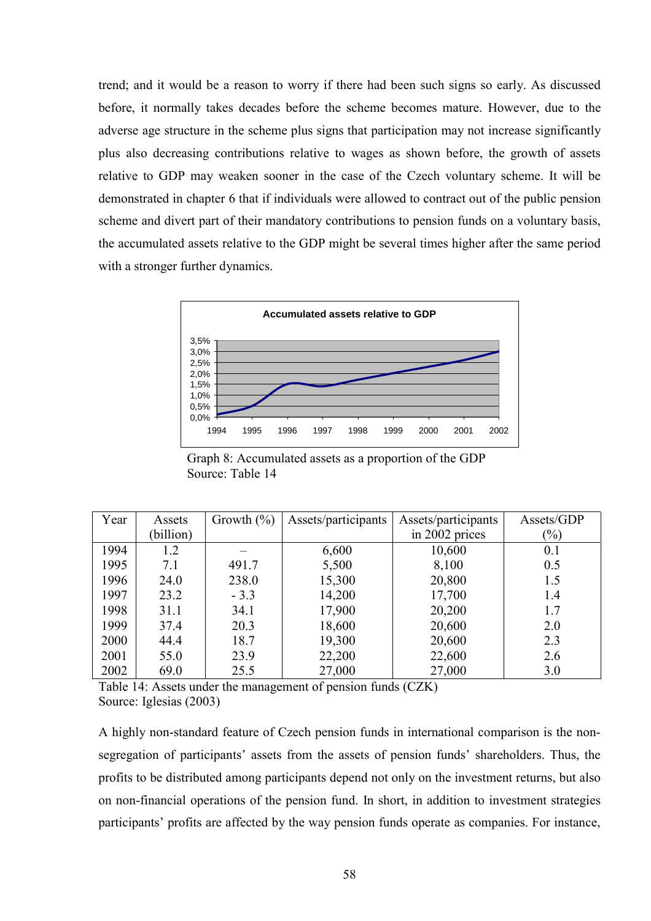trend; and it would be a reason to worry if there had been such signs so early. As discussed before, it normally takes decades before the scheme becomes mature. However, due to the adverse age structure in the scheme plus signs that participation may not increase significantly plus also decreasing contributions relative to wages as shown before, the growth of assets relative to GDP may weaken sooner in the case of the Czech voluntary scheme. It will be demonstrated in chapter 6 that if individuals were allowed to contract out of the public pension scheme and divert part of their mandatory contributions to pension funds on a voluntary basis, the accumulated assets relative to the GDP might be several times higher after the same period with a stronger further dynamics.

Graph 8: Accumulated assets as a proportion of the GDP
Source: Table 14

| Year | Assets (billion) | Growth (%) | Assets/participants | Assets/participants in 2002 prices | Assets/GDP (%) |
|---|---|---|---|---|---|
| 1994 | 1.2 | – | 6,600 | 10,600 | 0.1 |
| 1995 | 7.1 | 491.7 | 5,500 | 8,100 | 0.5 |
| 1996 | 24.0 | 238.0 | 15,300 | 20,800 | 1.5 |
| 1997 | 23.2 | - 3.3 | 14,200 | 17,700 | 1.4 |
| 1998 | 31.1 | 34.1 | 17,900 | 20,200 | 1.7 |
| 1999 | 37.4 | 20.3 | 18,600 | 20,600 | 2.0 |
| 2000 | 44.4 | 18.7 | 19,300 | 20,600 | 2.3 |
| 2001 | 55.0 | 23.9 | 22,200 | 22,600 | 2.6 |
| 2002 | 69.0 | 25.5 | 27,000 | 27,000 | 3.0 |

Table 14: Assets under the management of pension funds (CZK)
Source: Iglesias (2003)

A highly non-standard feature of Czech pension funds in international comparison is the non-segregation of participants' assets from the assets of pension funds' shareholders. Thus, the profits to be distributed among participants depend not only on the investment returns, but also on non-financial operations of the pension fund. In short, in addition to investment strategies participants' profits are affected by the way pension funds operate as companies. For instance,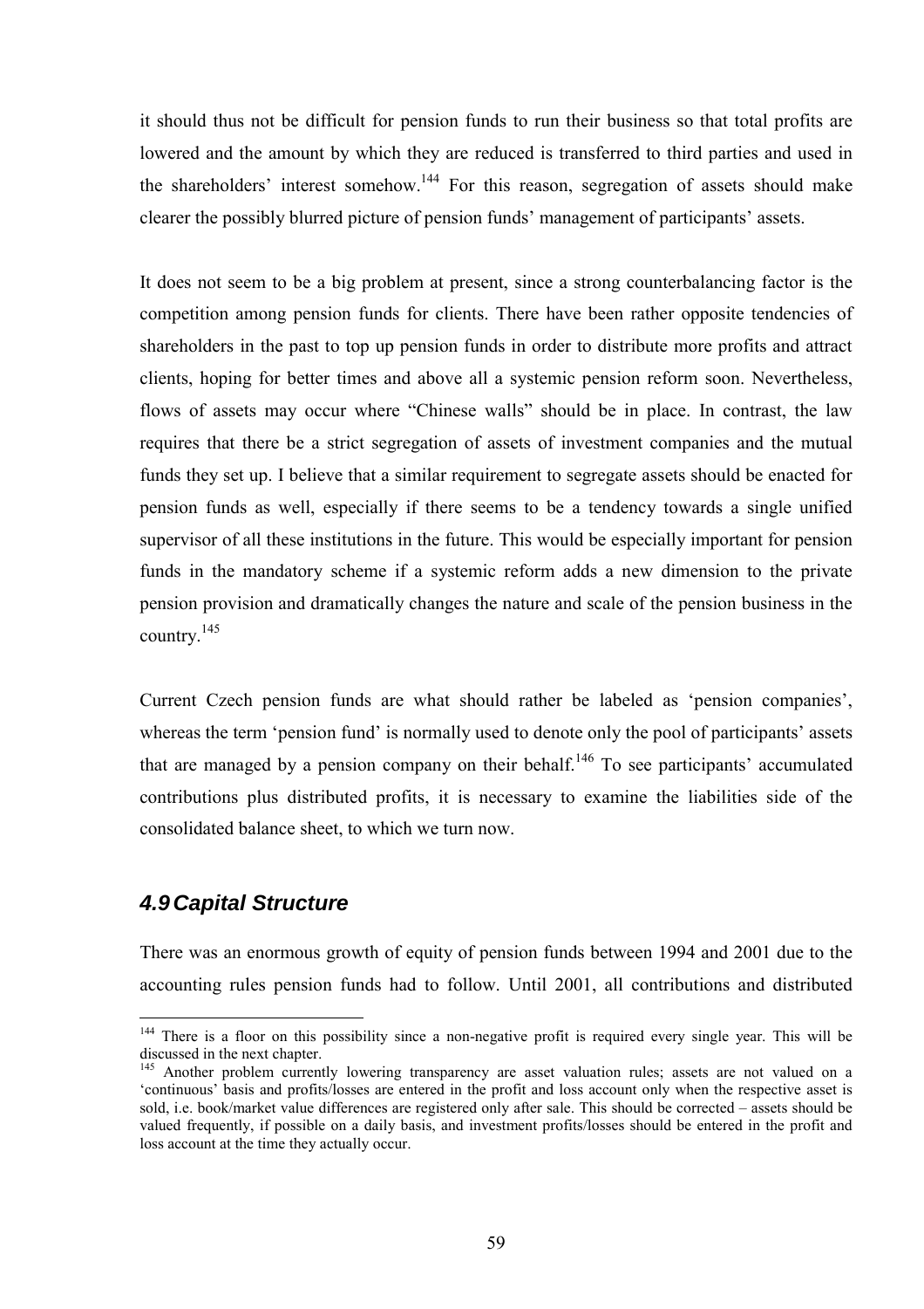it should thus not be difficult for pension funds to run their business so that total profits are lowered and the amount by which they are reduced is transferred to third parties and used in the shareholders' interest somehow.[144] For this reason, segregation of assets should make clearer the possibly blurred picture of pension funds' management of participants' assets.

It does not seem to be a big problem at present, since a strong counterbalancing factor is the competition among pension funds for clients. There have been rather opposite tendencies of shareholders in the past to top up pension funds in order to distribute more profits and attract clients, hoping for better times and above all a systemic pension reform soon. Nevertheless, flows of assets may occur where "Chinese walls" should be in place. In contrast, the law requires that there be a strict segregation of assets of investment companies and the mutual funds they set up. I believe that a similar requirement to segregate assets should be enacted for pension funds as well, especially if there seems to be a tendency towards a single unified supervisor of all these institutions in the future. This would be especially important for pension funds in the mandatory scheme if a systemic reform adds a new dimension to the private pension provision and dramatically changes the nature and scale of the pension business in the country.[145]

Current Czech pension funds are what should rather be labeled as 'pension companies', whereas the term 'pension fund' is normally used to denote only the pool of participants' assets that are managed by a pension company on their behalf.[146] To see participants' accumulated contributions plus distributed profits, it is necessary to examine the liabilities side of the consolidated balance sheet, to which we turn now.

## *4.9 Capital Structure*

There was an enormous growth of equity of pension funds between 1994 and 2001 due to the accounting rules pension funds had to follow. Until 2001, all contributions and distributed

---

[144] There is a floor on this possibility since a non-negative profit is required every single year. This will be discussed in the next chapter.

[145] Another problem currently lowering transparency are asset valuation rules; assets are not valued on a 'continuous' basis and profits/losses are entered in the profit and loss account only when the respective asset is sold, i.e. book/market value differences are registered only after sale. This should be corrected – assets should be valued frequently, if possible on a daily basis, and investment profits/losses should be entered in the profit and loss account at the time they actually occur.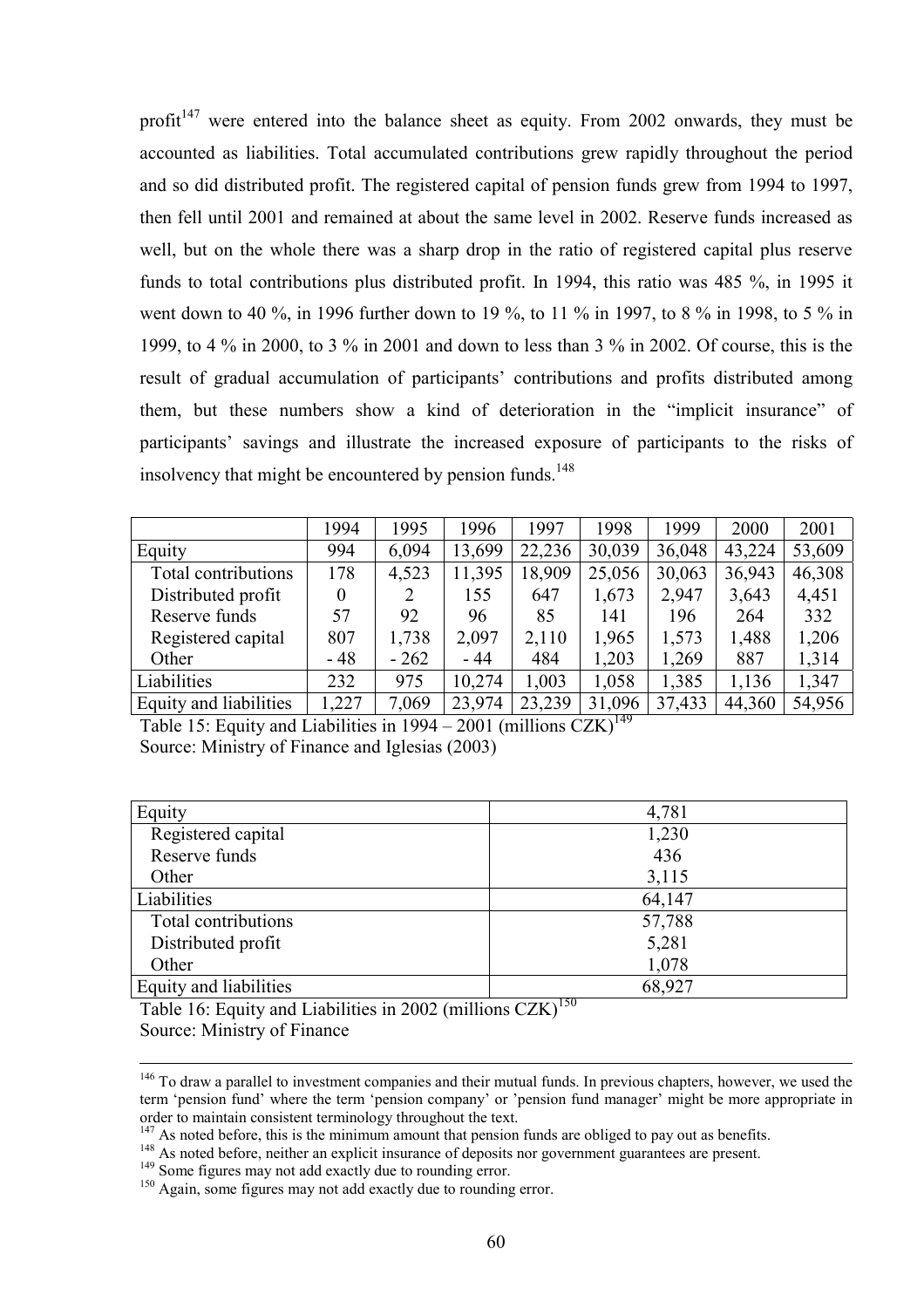profit[147] were entered into the balance sheet as equity. From 2002 onwards, they must be accounted as liabilities. Total accumulated contributions grew rapidly throughout the period and so did distributed profit. The registered capital of pension funds grew from 1994 to 1997, then fell until 2001 and remained at about the same level in 2002. Reserve funds increased as well, but on the whole there was a sharp drop in the ratio of registered capital plus reserve funds to total contributions plus distributed profit. In 1994, this ratio was 485 %, in 1995 it went down to 40 %, in 1996 further down to 19 %, to 11 % in 1997, to 8 % in 1998, to 5 % in 1999, to 4 % in 2000, to 3 % in 2001 and down to less than 3 % in 2002. Of course, this is the result of gradual accumulation of participants' contributions and profits distributed among them, but these numbers show a kind of deterioration in the "implicit insurance" of participants' savings and illustrate the increased exposure of participants to the risks of insolvency that might be encountered by pension funds.[148]

| | 1994 | 1995 | 1996 | 1997 | 1998 | 1999 | 2000 | 2001 |
|---|---|---|---|---|---|---|---|---|
| Equity | 994 | 6,094 | 13,699 | 22,236 | 30,039 | 36,048 | 43,224 | 53,609 |
| Total contributions | 178 | 4,523 | 11,395 | 18,909 | 25,056 | 30,063 | 36,943 | 46,308 |
| Distributed profit | 0 | 2 | 155 | 647 | 1,673 | 2,947 | 3,643 | 4,451 |
| Reserve funds | 57 | 92 | 96 | 85 | 141 | 196 | 264 | 332 |
| Registered capital | 807 | 1,738 | 2,097 | 2,110 | 1,965 | 1,573 | 1,488 | 1,206 |
| Other | - 48 | - 262 | - 44 | 484 | 1,203 | 1,269 | 887 | 1,314 |
| Liabilities | 232 | 975 | 10,274 | 1,003 | 1,058 | 1,385 | 1,136 | 1,347 |
| Equity and liabilities | 1,227 | 7,069 | 23,974 | 23,239 | 31,096 | 37,433 | 44,360 | 54,956 |

Table 15: Equity and Liabilities in 1994 – 2001 (millions CZK)[149]
Source: Ministry of Finance and Iglesias (2003)

| | |
|---|---|
| Equity | 4,781 |
| Registered capital | 1,230 |
| Reserve funds | 436 |
| Other | 3,115 |
| Liabilities | 64,147 |
| Total contributions | 57,788 |
| Distributed profit | 5,281 |
| Other | 1,078 |
| Equity and liabilities | 68,927 |

Table 16: Equity and Liabilities in 2002 (millions CZK)[150]
Source: Ministry of Finance

[146] To draw a parallel to investment companies and their mutual funds. In previous chapters, however, we used the term 'pension fund' where the term 'pension company' or 'pension fund manager' might be more appropriate in order to maintain consistent terminology throughout the text.

[147] As noted before, this is the minimum amount that pension funds are obliged to pay out as benefits.

[148] As noted before, neither an explicit insurance of deposits nor government guarantees are present.

[149] Some figures may not add exactly due to rounding error.

[150] Again, some figures may not add exactly due to rounding error.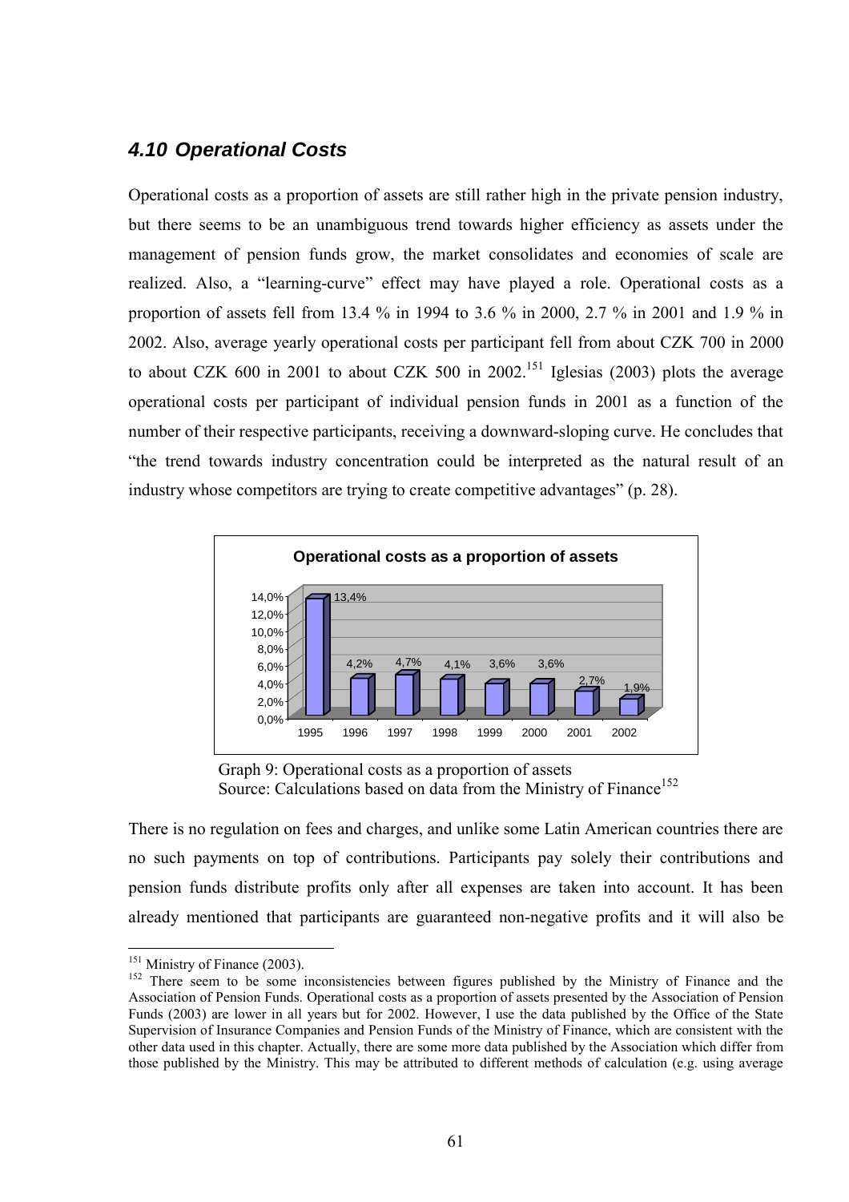## 4.10 Operational Costs

Operational costs as a proportion of assets are still rather high in the private pension industry, but there seems to be an unambiguous trend towards higher efficiency as assets under the management of pension funds grow, the market consolidates and economies of scale are realized. Also, a "learning-curve" effect may have played a role. Operational costs as a proportion of assets fell from 13.4 % in 1994 to 3.6 % in 2000, 2.7 % in 2001 and 1.9 % in 2002. Also, average yearly operational costs per participant fell from about CZK 700 in 2000 to about CZK 600 in 2001 to about CZK 500 in 2002.[151] Iglesias (2003) plots the average operational costs per participant of individual pension funds in 2001 as a function of the number of their respective participants, receiving a downward-sloping curve. He concludes that "the trend towards industry concentration could be interpreted as the natural result of an industry whose competitors are trying to create competitive advantages" (p. 28).

**Operational costs as a proportion of assets**

| Year | 1995 | 1996 | 1997 | 1998 | 1999 | 2000 | 2001 | 2002 |
|---|---|---|---|---|---|---|---|---|
| Operational costs as a proportion of assets | 13,4% | 4,2% | 4,7% | 4,1% | 3,6% | 3,6% | 2,7% | 1,9% |

Graph 9: Operational costs as a proportion of assets
Source: Calculations based on data from the Ministry of Finance[152]

There is no regulation on fees and charges, and unlike some Latin American countries there are no such payments on top of contributions. Participants pay solely their contributions and pension funds distribute profits only after all expenses are taken into account. It has been already mentioned that participants are guaranteed non-negative profits and it will also be

---

[151] Ministry of Finance (2003).

[152] There seem to be some inconsistencies between figures published by the Ministry of Finance and the Association of Pension Funds. Operational costs as a proportion of assets presented by the Association of Pension Funds (2003) are lower in all years but for 2002. However, I use the data published by the Office of the State Supervision of Insurance Companies and Pension Funds of the Ministry of Finance, which are consistent with the other data used in this chapter. Actually, there are some more data published by the Association which differ from those published by the Ministry. This may be attributed to different methods of calculation (e.g. using average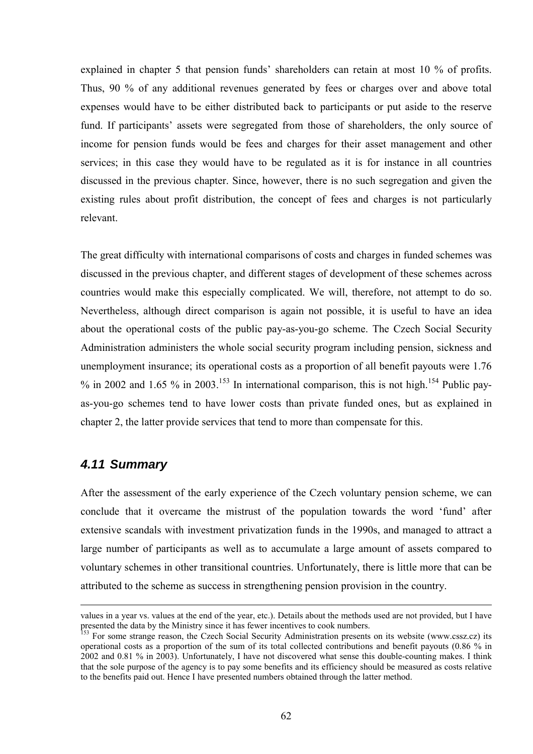explained in chapter 5 that pension funds' shareholders can retain at most 10 % of profits. Thus, 90 % of any additional revenues generated by fees or charges over and above total expenses would have to be either distributed back to participants or put aside to the reserve fund. If participants' assets were segregated from those of shareholders, the only source of income for pension funds would be fees and charges for their asset management and other services; in this case they would have to be regulated as it is for instance in all countries discussed in the previous chapter. Since, however, there is no such segregation and given the existing rules about profit distribution, the concept of fees and charges is not particularly relevant.

The great difficulty with international comparisons of costs and charges in funded schemes was discussed in the previous chapter, and different stages of development of these schemes across countries would make this especially complicated. We will, therefore, not attempt to do so. Nevertheless, although direct comparison is again not possible, it is useful to have an idea about the operational costs of the public pay-as-you-go scheme. The Czech Social Security Administration administers the whole social security program including pension, sickness and unemployment insurance; its operational costs as a proportion of all benefit payouts were 1.76 % in 2002 and 1.65 % in 2003.[153] In international comparison, this is not high.[154] Public pay-as-you-go schemes tend to have lower costs than private funded ones, but as explained in chapter 2, the latter provide services that tend to more than compensate for this.

## 4.11 Summary

After the assessment of the early experience of the Czech voluntary pension scheme, we can conclude that it overcame the mistrust of the population towards the word 'fund' after extensive scandals with investment privatization funds in the 1990s, and managed to attract a large number of participants as well as to accumulate a large amount of assets compared to voluntary schemes in other transitional countries. Unfortunately, there is little more that can be attributed to the scheme as success in strengthening pension provision in the country.

---

values in a year vs. values at the end of the year, etc.). Details about the methods used are not provided, but I have presented the data by the Ministry since it has fewer incentives to cook numbers.

[153] For some strange reason, the Czech Social Security Administration presents on its website (www.cssz.cz) its operational costs as a proportion of the sum of its total collected contributions and benefit payouts (0.86 % in 2002 and 0.81 % in 2003). Unfortunately, I have not discovered what sense this double-counting makes. I think that the sole purpose of the agency is to pay some benefits and its efficiency should be measured as costs relative to the benefits paid out. Hence I have presented numbers obtained through the latter method.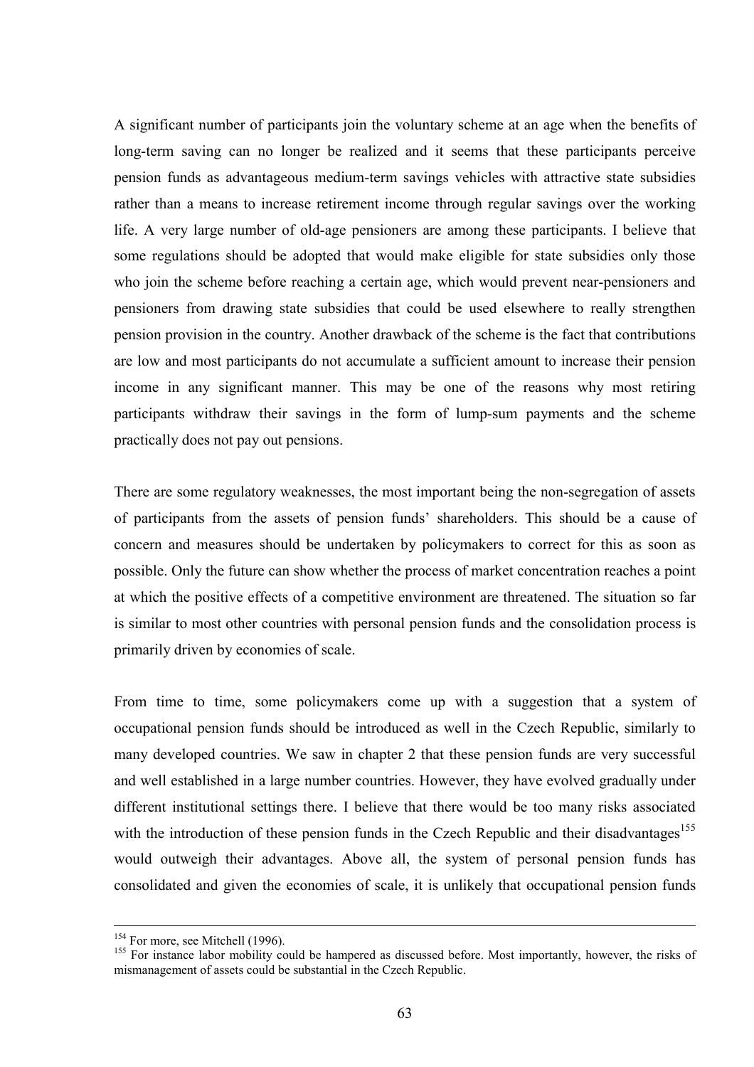A significant number of participants join the voluntary scheme at an age when the benefits of long-term saving can no longer be realized and it seems that these participants perceive pension funds as advantageous medium-term savings vehicles with attractive state subsidies rather than a means to increase retirement income through regular savings over the working life. A very large number of old-age pensioners are among these participants. I believe that some regulations should be adopted that would make eligible for state subsidies only those who join the scheme before reaching a certain age, which would prevent near-pensioners and pensioners from drawing state subsidies that could be used elsewhere to really strengthen pension provision in the country. Another drawback of the scheme is the fact that contributions are low and most participants do not accumulate a sufficient amount to increase their pension income in any significant manner. This may be one of the reasons why most retiring participants withdraw their savings in the form of lump-sum payments and the scheme practically does not pay out pensions.

There are some regulatory weaknesses, the most important being the non-segregation of assets of participants from the assets of pension funds' shareholders. This should be a cause of concern and measures should be undertaken by policymakers to correct for this as soon as possible. Only the future can show whether the process of market concentration reaches a point at which the positive effects of a competitive environment are threatened. The situation so far is similar to most other countries with personal pension funds and the consolidation process is primarily driven by economies of scale.

From time to time, some policymakers come up with a suggestion that a system of occupational pension funds should be introduced as well in the Czech Republic, similarly to many developed countries. We saw in chapter 2 that these pension funds are very successful and well established in a large number countries. However, they have evolved gradually under different institutional settings there. I believe that there would be too many risks associated with the introduction of these pension funds in the Czech Republic and their disadvantages[155] would outweigh their advantages. Above all, the system of personal pension funds has consolidated and given the economies of scale, it is unlikely that occupational pension funds

---

[154] For more, see Mitchell (1996).

[155] For instance labor mobility could be hampered as discussed before. Most importantly, however, the risks of mismanagement of assets could be substantial in the Czech Republic.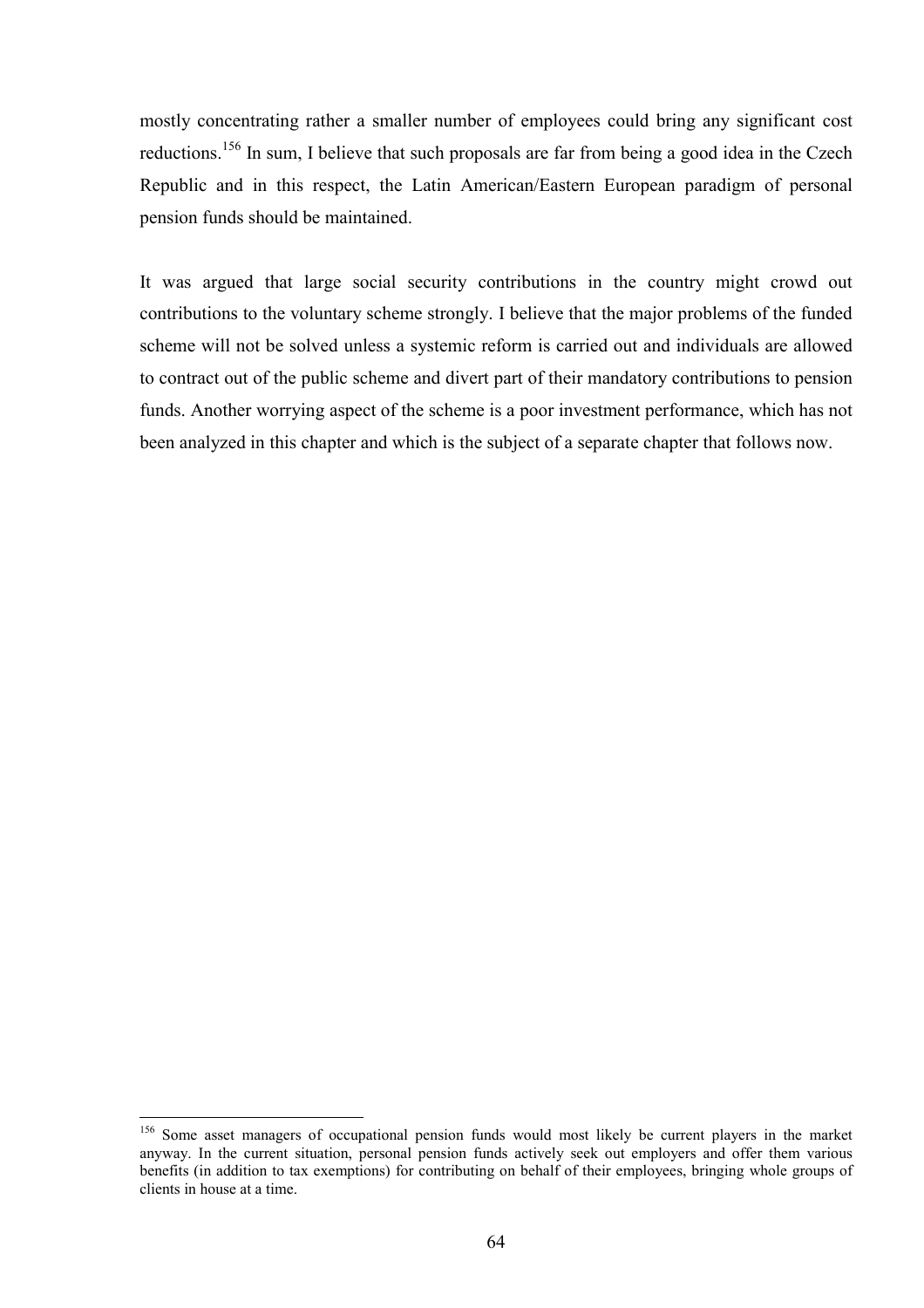mostly concentrating rather a smaller number of employees could bring any significant cost reductions.[156] In sum, I believe that such proposals are far from being a good idea in the Czech Republic and in this respect, the Latin American/Eastern European paradigm of personal pension funds should be maintained.

It was argued that large social security contributions in the country might crowd out contributions to the voluntary scheme strongly. I believe that the major problems of the funded scheme will not be solved unless a systemic reform is carried out and individuals are allowed to contract out of the public scheme and divert part of their mandatory contributions to pension funds. Another worrying aspect of the scheme is a poor investment performance, which has not been analyzed in this chapter and which is the subject of a separate chapter that follows now.

---

[156] Some asset managers of occupational pension funds would most likely be current players in the market anyway. In the current situation, personal pension funds actively seek out employers and offer them various benefits (in addition to tax exemptions) for contributing on behalf of their employees, bringing whole groups of clients in house at a time.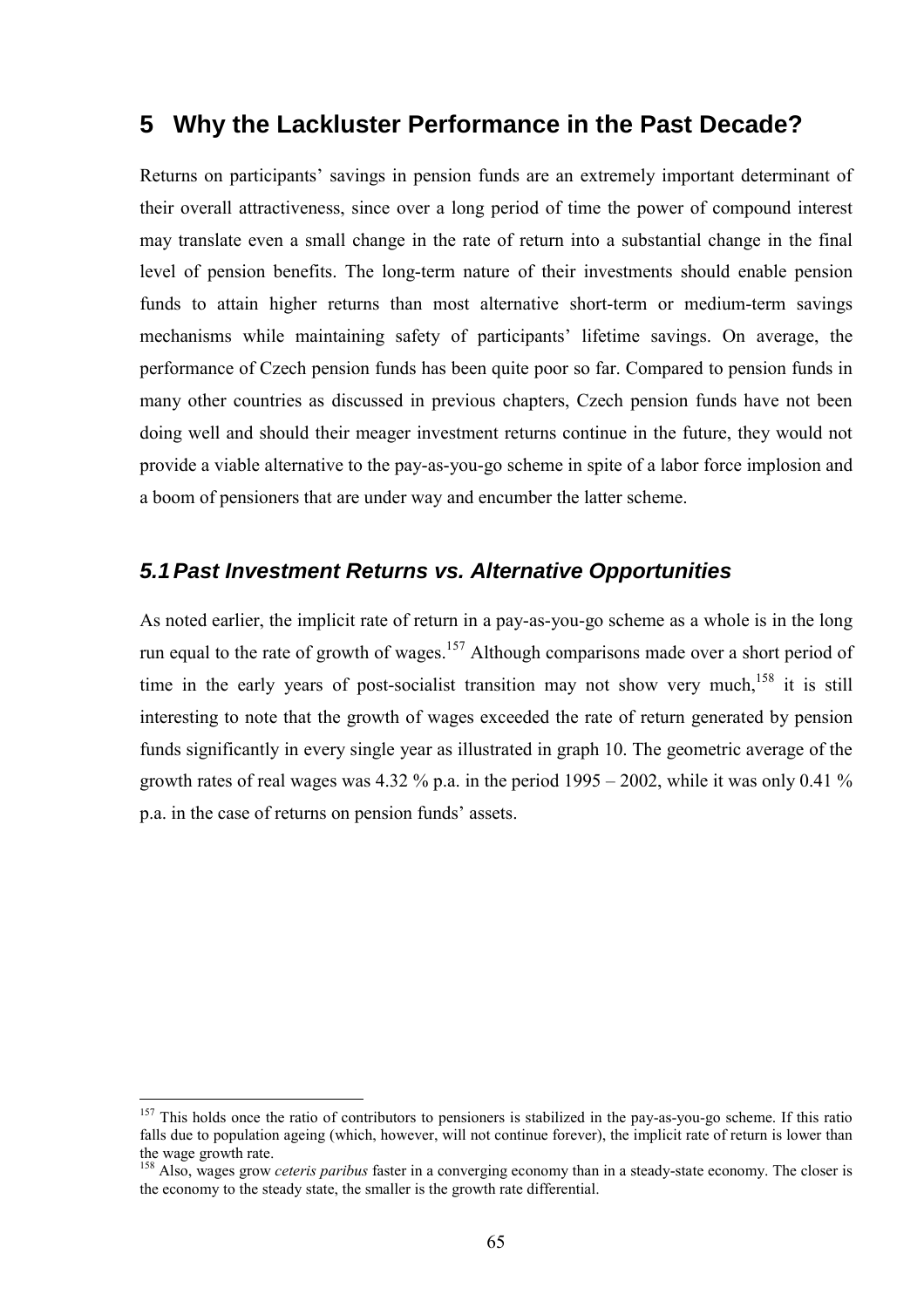# 5 Why the Lackluster Performance in the Past Decade?

Returns on participants' savings in pension funds are an extremely important determinant of their overall attractiveness, since over a long period of time the power of compound interest may translate even a small change in the rate of return into a substantial change in the final level of pension benefits. The long-term nature of their investments should enable pension funds to attain higher returns than most alternative short-term or medium-term savings mechanisms while maintaining safety of participants' lifetime savings. On average, the performance of Czech pension funds has been quite poor so far. Compared to pension funds in many other countries as discussed in previous chapters, Czech pension funds have not been doing well and should their meager investment returns continue in the future, they would not provide a viable alternative to the pay-as-you-go scheme in spite of a labor force implosion and a boom of pensioners that are under way and encumber the latter scheme.

## *5.1 Past Investment Returns vs. Alternative Opportunities*

As noted earlier, the implicit rate of return in a pay-as-you-go scheme as a whole is in the long run equal to the rate of growth of wages.[157] Although comparisons made over a short period of time in the early years of post-socialist transition may not show very much,[158] it is still interesting to note that the growth of wages exceeded the rate of return generated by pension funds significantly in every single year as illustrated in graph 10. The geometric average of the growth rates of real wages was 4.32 % p.a. in the period 1995 – 2002, while it was only 0.41 % p.a. in the case of returns on pension funds' assets.

---

[157] This holds once the ratio of contributors to pensioners is stabilized in the pay-as-you-go scheme. If this ratio falls due to population ageing (which, however, will not continue forever), the implicit rate of return is lower than the wage growth rate.

[158] Also, wages grow *ceteris paribus* faster in a converging economy than in a steady-state economy. The closer is the economy to the steady state, the smaller is the growth rate differential.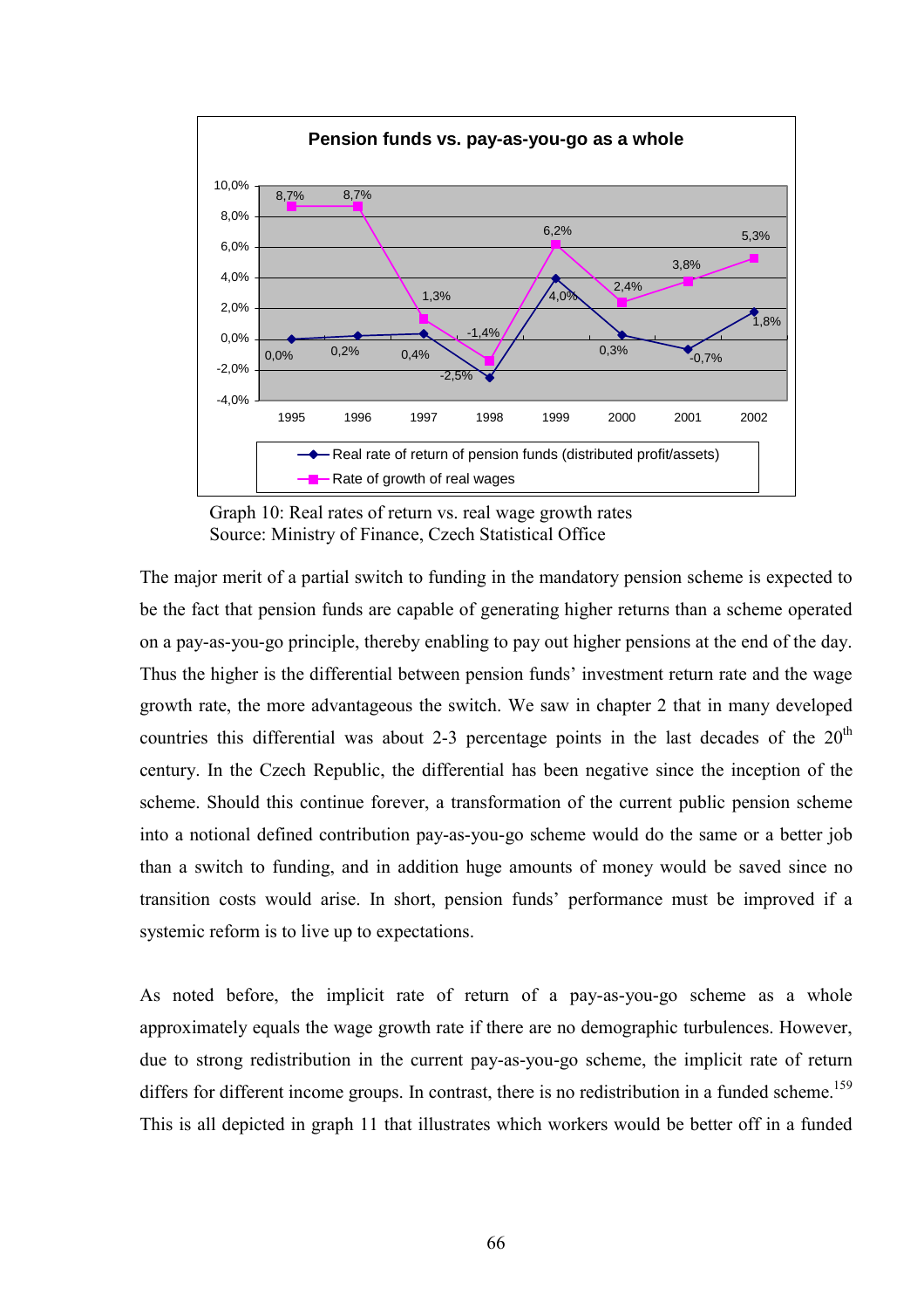**Pension funds vs. pay-as-you-go as a whole**

| | 1995 | 1996 | 1997 | 1998 | 1999 | 2000 | 2001 | 2002 |
|---|---|---|---|---|---|---|---|---|
| Real rate of return of pension funds (distributed profit/assets) | 0,0% | 0,2% | 0,4% | -2,5% | 4,0% | 0,3% | -0,7% | 1,8% |
| Rate of growth of real wages | 8,7% | 8,7% | 1,3% | -1,4% | 6,2% | 2,4% | 3,8% | 5,3% |

Graph 10: Real rates of return vs. real wage growth rates
Source: Ministry of Finance, Czech Statistical Office

The major merit of a partial switch to funding in the mandatory pension scheme is expected to be the fact that pension funds are capable of generating higher returns than a scheme operated on a pay-as-you-go principle, thereby enabling to pay out higher pensions at the end of the day. Thus the higher is the differential between pension funds' investment return rate and the wage growth rate, the more advantageous the switch. We saw in chapter 2 that in many developed countries this differential was about 2-3 percentage points in the last decades of the 20th century. In the Czech Republic, the differential has been negative since the inception of the scheme. Should this continue forever, a transformation of the current public pension scheme into a notional defined contribution pay-as-you-go scheme would do the same or a better job than a switch to funding, and in addition huge amounts of money would be saved since no transition costs would arise. In short, pension funds' performance must be improved if a systemic reform is to live up to expectations.

As noted before, the implicit rate of return of a pay-as-you-go scheme as a whole approximately equals the wage growth rate if there are no demographic turbulences. However, due to strong redistribution in the current pay-as-you-go scheme, the implicit rate of return differs for different income groups. In contrast, there is no redistribution in a funded scheme.[159] This is all depicted in graph 11 that illustrates which workers would be better off in a funded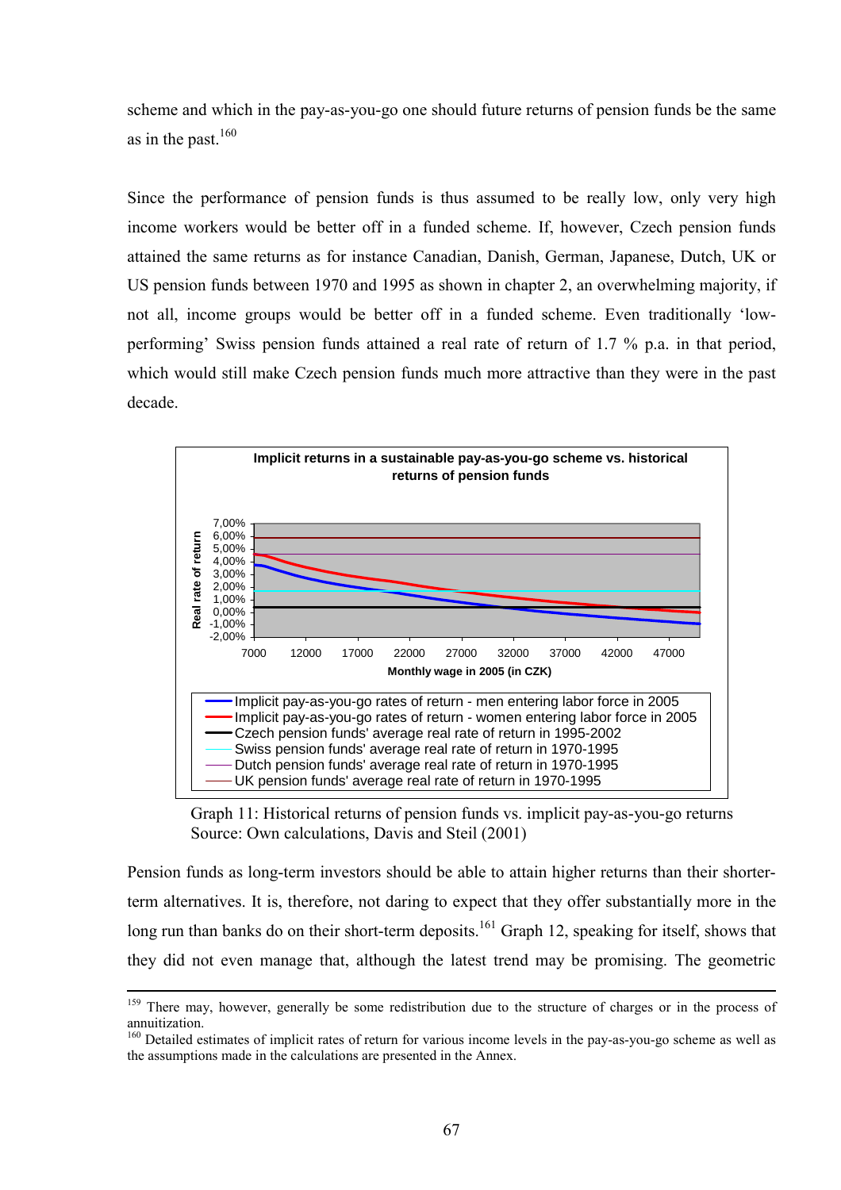scheme and which in the pay-as-you-go one should future returns of pension funds be the same as in the past.[160]

Since the performance of pension funds is thus assumed to be really low, only very high income workers would be better off in a funded scheme. If, however, Czech pension funds attained the same returns as for instance Canadian, Danish, German, Japanese, Dutch, UK or US pension funds between 1970 and 1995 as shown in chapter 2, an overwhelming majority, if not all, income groups would be better off in a funded scheme. Even traditionally 'low-performing' Swiss pension funds attained a real rate of return of 1.7 % p.a. in that period, which would still make Czech pension funds much more attractive than they were in the past decade.

Graph 11: Historical returns of pension funds vs. implicit pay-as-you-go returns
Source: Own calculations, Davis and Steil (2001)

Pension funds as long-term investors should be able to attain higher returns than their shorter-term alternatives. It is, therefore, not daring to expect that they offer substantially more in the long run than banks do on their short-term deposits.[161] Graph 12, speaking for itself, shows that they did not even manage that, although the latest trend may be promising. The geometric

[159] There may, however, generally be some redistribution due to the structure of charges or in the process of annuitization.

[160] Detailed estimates of implicit rates of return for various income levels in the pay-as-you-go scheme as well as the assumptions made in the calculations are presented in the Annex.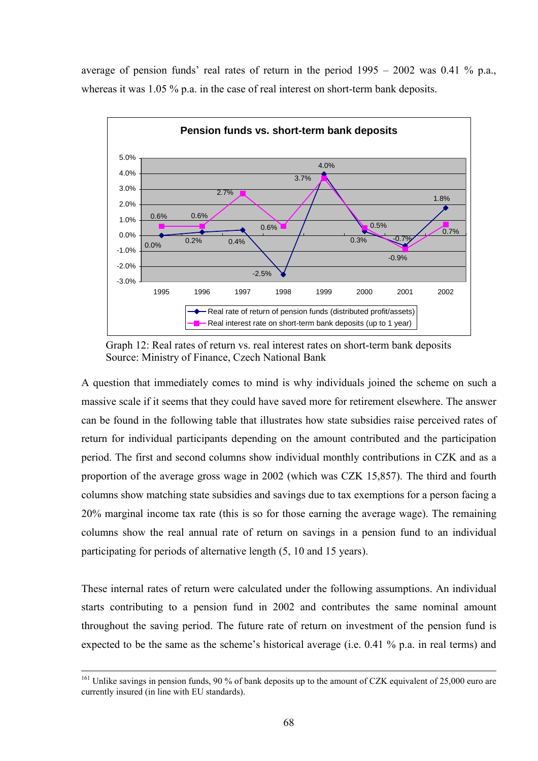average of pension funds' real rates of return in the period 1995 – 2002 was 0.41 % p.a., whereas it was 1.05 % p.a. in the case of real interest on short-term bank deposits.

Graph 12: Real rates of return vs. real interest rates on short-term bank deposits
Source: Ministry of Finance, Czech National Bank

A question that immediately comes to mind is why individuals joined the scheme on such a massive scale if it seems that they could have saved more for retirement elsewhere. The answer can be found in the following table that illustrates how state subsidies raise perceived rates of return for individual participants depending on the amount contributed and the participation period. The first and second columns show individual monthly contributions in CZK and as a proportion of the average gross wage in 2002 (which was CZK 15,857). The third and fourth columns show matching state subsidies and savings due to tax exemptions for a person facing a 20% marginal income tax rate (this is so for those earning the average wage). The remaining columns show the real annual rate of return on savings in a pension fund to an individual participating for periods of alternative length (5, 10 and 15 years).

These internal rates of return were calculated under the following assumptions. An individual starts contributing to a pension fund in 2002 and contributes the same nominal amount throughout the saving period. The future rate of return on investment of the pension fund is expected to be the same as the scheme's historical average (i.e. 0.41 % p.a. in real terms) and

[161] Unlike savings in pension funds, 90 % of bank deposits up to the amount of CZK equivalent of 25,000 euro are currently insured (in line with EU standards).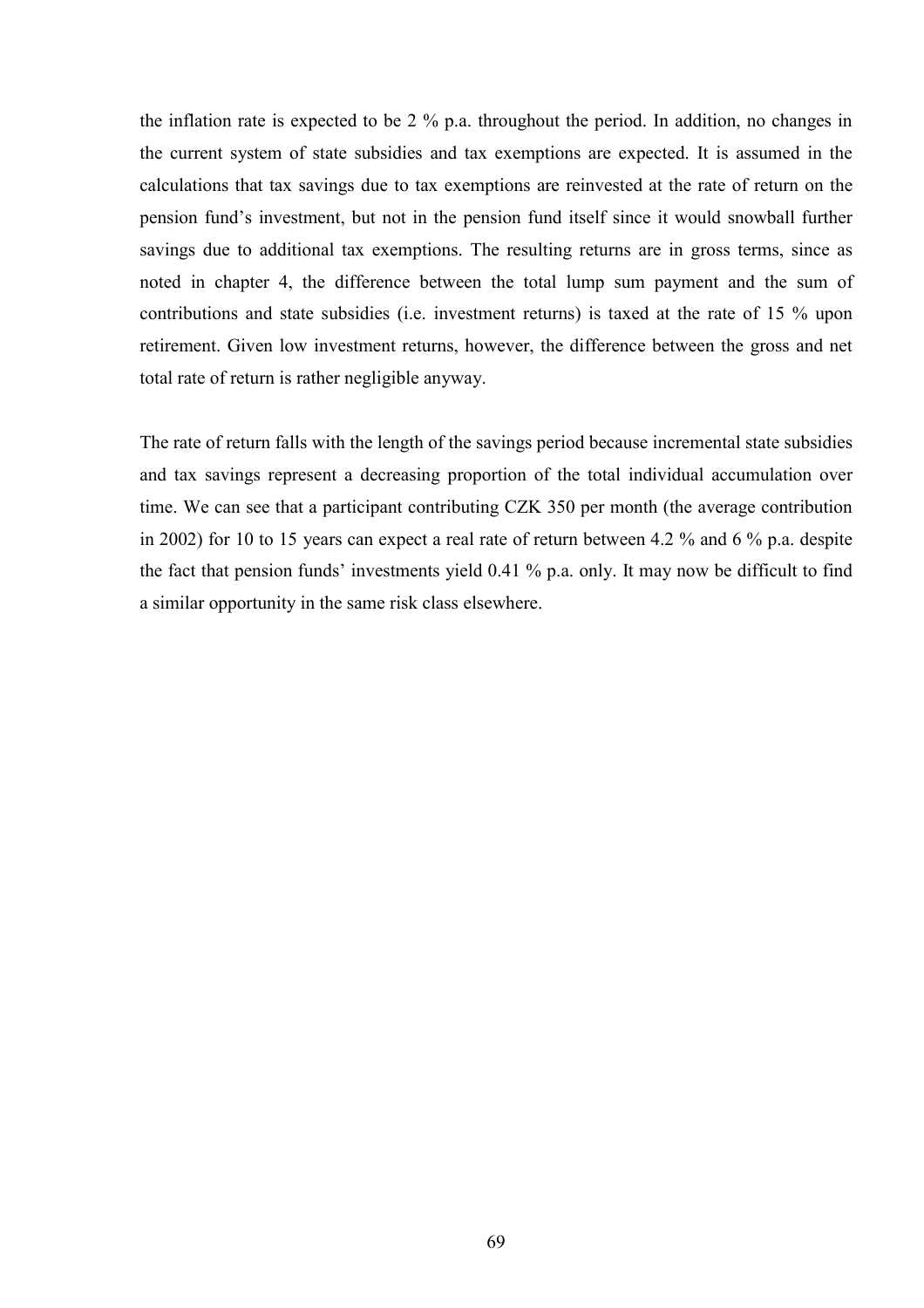the inflation rate is expected to be 2 % p.a. throughout the period. In addition, no changes in the current system of state subsidies and tax exemptions are expected. It is assumed in the calculations that tax savings due to tax exemptions are reinvested at the rate of return on the pension fund's investment, but not in the pension fund itself since it would snowball further savings due to additional tax exemptions. The resulting returns are in gross terms, since as noted in chapter 4, the difference between the total lump sum payment and the sum of contributions and state subsidies (i.e. investment returns) is taxed at the rate of 15 % upon retirement. Given low investment returns, however, the difference between the gross and net total rate of return is rather negligible anyway.

The rate of return falls with the length of the savings period because incremental state subsidies and tax savings represent a decreasing proportion of the total individual accumulation over time. We can see that a participant contributing CZK 350 per month (the average contribution in 2002) for 10 to 15 years can expect a real rate of return between 4.2 % and 6 % p.a. despite the fact that pension funds' investments yield 0.41 % p.a. only. It may now be difficult to find a similar opportunity in the same risk class elsewhere.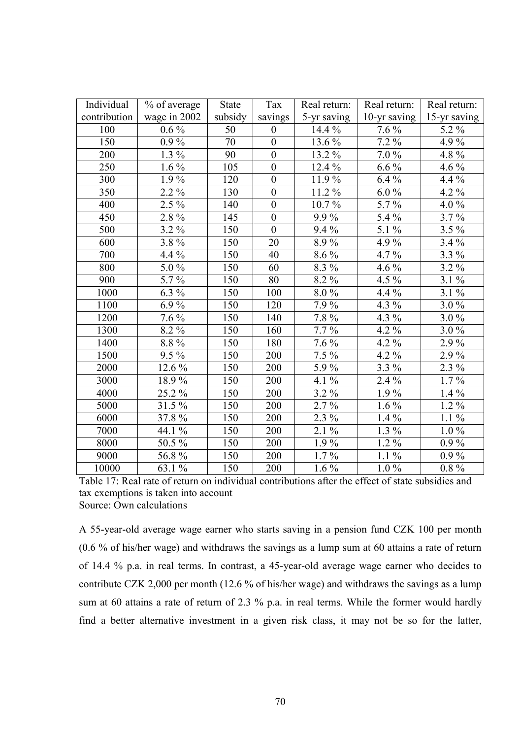| Individual contribution | % of average wage in 2002 | State subsidy | Tax savings | Real return: 5-yr saving | Real return: 10-yr saving | Real return: 15-yr saving |
|---|---|---|---|---|---|---|
| 100 | 0.6 % | 50 | 0 | 14.4 % | 7.6 % | 5.2 % |
| 150 | 0.9 % | 70 | 0 | 13.6 % | 7.2 % | 4.9 % |
| 200 | 1.3 % | 90 | 0 | 13.2 % | 7.0 % | 4.8 % |
| 250 | 1.6 % | 105 | 0 | 12.4 % | 6.6 % | 4.6 % |
| 300 | 1.9 % | 120 | 0 | 11.9 % | 6.4 % | 4.4 % |
| 350 | 2.2 % | 130 | 0 | 11.2 % | 6.0 % | 4.2 % |
| 400 | 2.5 % | 140 | 0 | 10.7 % | 5.7 % | 4.0 % |
| 450 | 2.8 % | 145 | 0 | 9.9 % | 5.4 % | 3.7 % |
| 500 | 3.2 % | 150 | 0 | 9.4 % | 5.1 % | 3.5 % |
| 600 | 3.8 % | 150 | 20 | 8.9 % | 4.9 % | 3.4 % |
| 700 | 4.4 % | 150 | 40 | 8.6 % | 4.7 % | 3.3 % |
| 800 | 5.0 % | 150 | 60 | 8.3 % | 4.6 % | 3.2 % |
| 900 | 5.7 % | 150 | 80 | 8.2 % | 4.5 % | 3.1 % |
| 1000 | 6.3 % | 150 | 100 | 8.0 % | 4.4 % | 3.1 % |
| 1100 | 6.9 % | 150 | 120 | 7.9 % | 4.3 % | 3.0 % |
| 1200 | 7.6 % | 150 | 140 | 7.8 % | 4.3 % | 3.0 % |
| 1300 | 8.2 % | 150 | 160 | 7.7 % | 4.2 % | 3.0 % |
| 1400 | 8.8 % | 150 | 180 | 7.6 % | 4.2 % | 2.9 % |
| 1500 | 9.5 % | 150 | 200 | 7.5 % | 4.2 % | 2.9 % |
| 2000 | 12.6 % | 150 | 200 | 5.9 % | 3.3 % | 2.3 % |
| 3000 | 18.9 % | 150 | 200 | 4.1 % | 2.4 % | 1.7 % |
| 4000 | 25.2 % | 150 | 200 | 3.2 % | 1.9 % | 1.4 % |
| 5000 | 31.5 % | 150 | 200 | 2.7 % | 1.6 % | 1.2 % |
| 6000 | 37.8 % | 150 | 200 | 2.3 % | 1.4 % | 1.1 % |
| 7000 | 44.1 % | 150 | 200 | 2.1 % | 1.3 % | 1.0 % |
| 8000 | 50.5 % | 150 | 200 | 1.9 % | 1.2 % | 0.9 % |
| 9000 | 56.8 % | 150 | 200 | 1.7 % | 1.1 % | 0.9 % |
| 10000 | 63.1 % | 150 | 200 | 1.6 % | 1.0 % | 0.8 % |

Table 17: Real rate of return on individual contributions after the effect of state subsidies and tax exemptions is taken into account
Source: Own calculations

A 55-year-old average wage earner who starts saving in a pension fund CZK 100 per month (0.6 % of his/her wage) and withdraws the savings as a lump sum at 60 attains a rate of return of 14.4 % p.a. in real terms. In contrast, a 45-year-old average wage earner who decides to contribute CZK 2,000 per month (12.6 % of his/her wage) and withdraws the savings as a lump sum at 60 attains a rate of return of 2.3 % p.a. in real terms. While the former would hardly find a better alternative investment in a given risk class, it may not be so for the latter,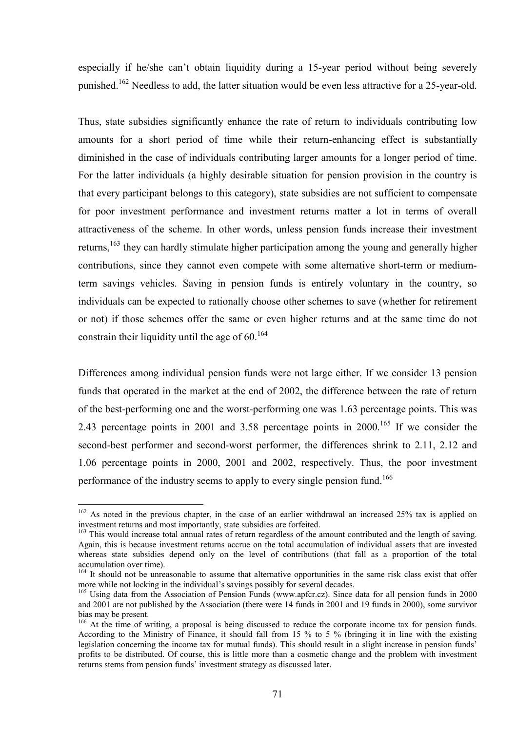especially if he/she can't obtain liquidity during a 15-year period without being severely punished.[162] Needless to add, the latter situation would be even less attractive for a 25-year-old.

Thus, state subsidies significantly enhance the rate of return to individuals contributing low amounts for a short period of time while their return-enhancing effect is substantially diminished in the case of individuals contributing larger amounts for a longer period of time. For the latter individuals (a highly desirable situation for pension provision in the country is that every participant belongs to this category), state subsidies are not sufficient to compensate for poor investment performance and investment returns matter a lot in terms of overall attractiveness of the scheme. In other words, unless pension funds increase their investment returns,[163] they can hardly stimulate higher participation among the young and generally higher contributions, since they cannot even compete with some alternative short-term or medium-term savings vehicles. Saving in pension funds is entirely voluntary in the country, so individuals can be expected to rationally choose other schemes to save (whether for retirement or not) if those schemes offer the same or even higher returns and at the same time do not constrain their liquidity until the age of 60.[164]

Differences among individual pension funds were not large either. If we consider 13 pension funds that operated in the market at the end of 2002, the difference between the rate of return of the best-performing one and the worst-performing one was 1.63 percentage points. This was 2.43 percentage points in 2001 and 3.58 percentage points in 2000.[165] If we consider the second-best performer and second-worst performer, the differences shrink to 2.11, 2.12 and 1.06 percentage points in 2000, 2001 and 2002, respectively. Thus, the poor investment performance of the industry seems to apply to every single pension fund.[166]

---

[162] As noted in the previous chapter, in the case of an earlier withdrawal an increased 25% tax is applied on investment returns and most importantly, state subsidies are forfeited.

[163] This would increase total annual rates of return regardless of the amount contributed and the length of saving. Again, this is because investment returns accrue on the total accumulation of individual assets that are invested whereas state subsidies depend only on the level of contributions (that fall as a proportion of the total accumulation over time).

[164] It should not be unreasonable to assume that alternative opportunities in the same risk class exist that offer more while not locking in the individual's savings possibly for several decades.

[165] Using data from the Association of Pension Funds (www.apfcr.cz). Since data for all pension funds in 2000 and 2001 are not published by the Association (there were 14 funds in 2001 and 19 funds in 2000), some survivor bias may be present.

[166] At the time of writing, a proposal is being discussed to reduce the corporate income tax for pension funds. According to the Ministry of Finance, it should fall from 15 % to 5 % (bringing it in line with the existing legislation concerning the income tax for mutual funds). This should result in a slight increase in pension funds' profits to be distributed. Of course, this is little more than a cosmetic change and the problem with investment returns stems from pension funds' investment strategy as discussed later.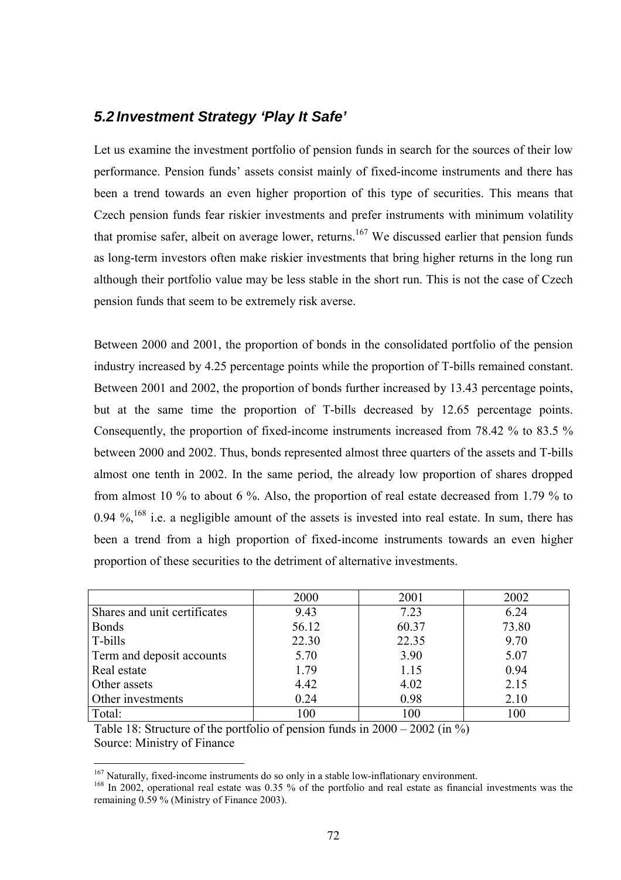## 5.2 Investment Strategy 'Play It Safe'

Let us examine the investment portfolio of pension funds in search for the sources of their low performance. Pension funds' assets consist mainly of fixed-income instruments and there has been a trend towards an even higher proportion of this type of securities. This means that Czech pension funds fear riskier investments and prefer instruments with minimum volatility that promise safer, albeit on average lower, returns.[167] We discussed earlier that pension funds as long-term investors often make riskier investments that bring higher returns in the long run although their portfolio value may be less stable in the short run. This is not the case of Czech pension funds that seem to be extremely risk averse.

Between 2000 and 2001, the proportion of bonds in the consolidated portfolio of the pension industry increased by 4.25 percentage points while the proportion of T-bills remained constant. Between 2001 and 2002, the proportion of bonds further increased by 13.43 percentage points, but at the same time the proportion of T-bills decreased by 12.65 percentage points. Consequently, the proportion of fixed-income instruments increased from 78.42 % to 83.5 % between 2000 and 2002. Thus, bonds represented almost three quarters of the assets and T-bills almost one tenth in 2002. In the same period, the already low proportion of shares dropped from almost 10 % to about 6 %. Also, the proportion of real estate decreased from 1.79 % to 0.94 %,[168] i.e. a negligible amount of the assets is invested into real estate. In sum, there has been a trend from a high proportion of fixed-income instruments towards an even higher proportion of these securities to the detriment of alternative investments.

| | 2000 | 2001 | 2002 |
|---|---|---|---|
| Shares and unit certificates | 9.43 | 7.23 | 6.24 |
| Bonds | 56.12 | 60.37 | 73.80 |
| T-bills | 22.30 | 22.35 | 9.70 |
| Term and deposit accounts | 5.70 | 3.90 | 5.07 |
| Real estate | 1.79 | 1.15 | 0.94 |
| Other assets | 4.42 | 4.02 | 2.15 |
| Other investments | 0.24 | 0.98 | 2.10 |
| Total: | 100 | 100 | 100 |

Table 18: Structure of the portfolio of pension funds in 2000 – 2002 (in %)
Source: Ministry of Finance

[167] Naturally, fixed-income instruments do so only in a stable low-inflationary environment.

[168] In 2002, operational real estate was 0.35 % of the portfolio and real estate as financial investments was the remaining 0.59 % (Ministry of Finance 2003).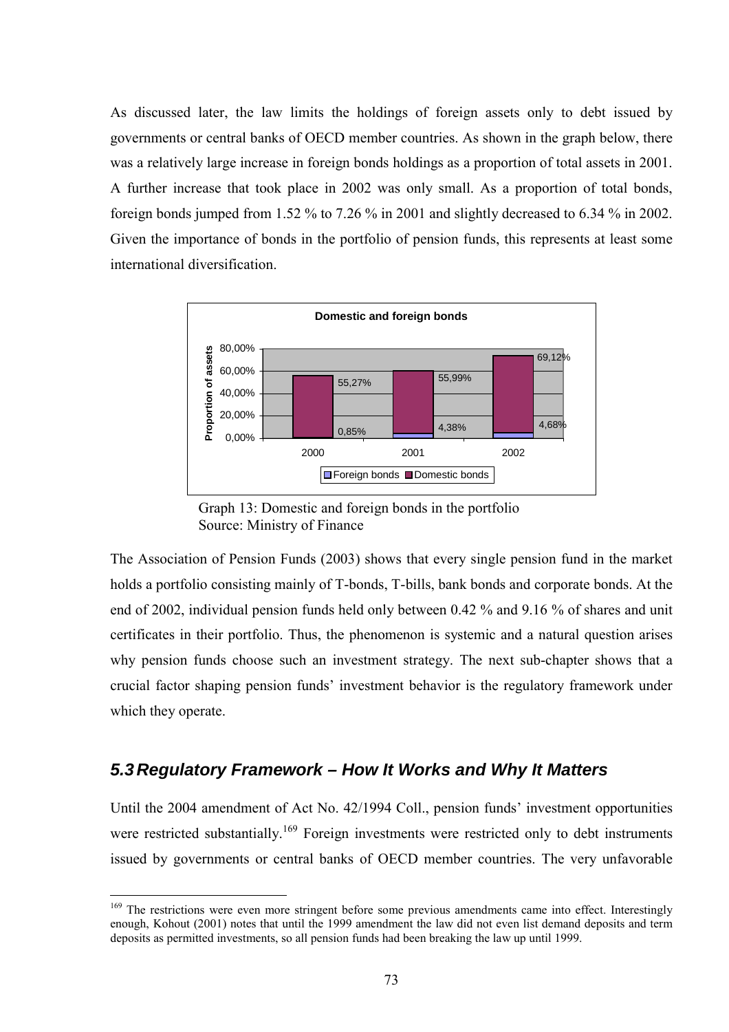As discussed later, the law limits the holdings of foreign assets only to debt issued by governments or central banks of OECD member countries. As shown in the graph below, there was a relatively large increase in foreign bonds holdings as a proportion of total assets in 2001. A further increase that took place in 2002 was only small. As a proportion of total bonds, foreign bonds jumped from 1.52 % to 7.26 % in 2001 and slightly decreased to 6.34 % in 2002. Given the importance of bonds in the portfolio of pension funds, this represents at least some international diversification.

Graph 13: Domestic and foreign bonds in the portfolio
Source: Ministry of Finance

The Association of Pension Funds (2003) shows that every single pension fund in the market holds a portfolio consisting mainly of T-bonds, T-bills, bank bonds and corporate bonds. At the end of 2002, individual pension funds held only between 0.42 % and 9.16 % of shares and unit certificates in their portfolio. Thus, the phenomenon is systemic and a natural question arises why pension funds choose such an investment strategy. The next sub-chapter shows that a crucial factor shaping pension funds' investment behavior is the regulatory framework under which they operate.

## *5.3 Regulatory Framework – How It Works and Why It Matters*

Until the 2004 amendment of Act No. 42/1994 Coll., pension funds' investment opportunities were restricted substantially.[169] Foreign investments were restricted only to debt instruments issued by governments or central banks of OECD member countries. The very unfavorable

[169] The restrictions were even more stringent before some previous amendments came into effect. Interestingly enough, Kohout (2001) notes that until the 1999 amendment the law did not even list demand deposits and term deposits as permitted investments, so all pension funds had been breaking the law up until 1999.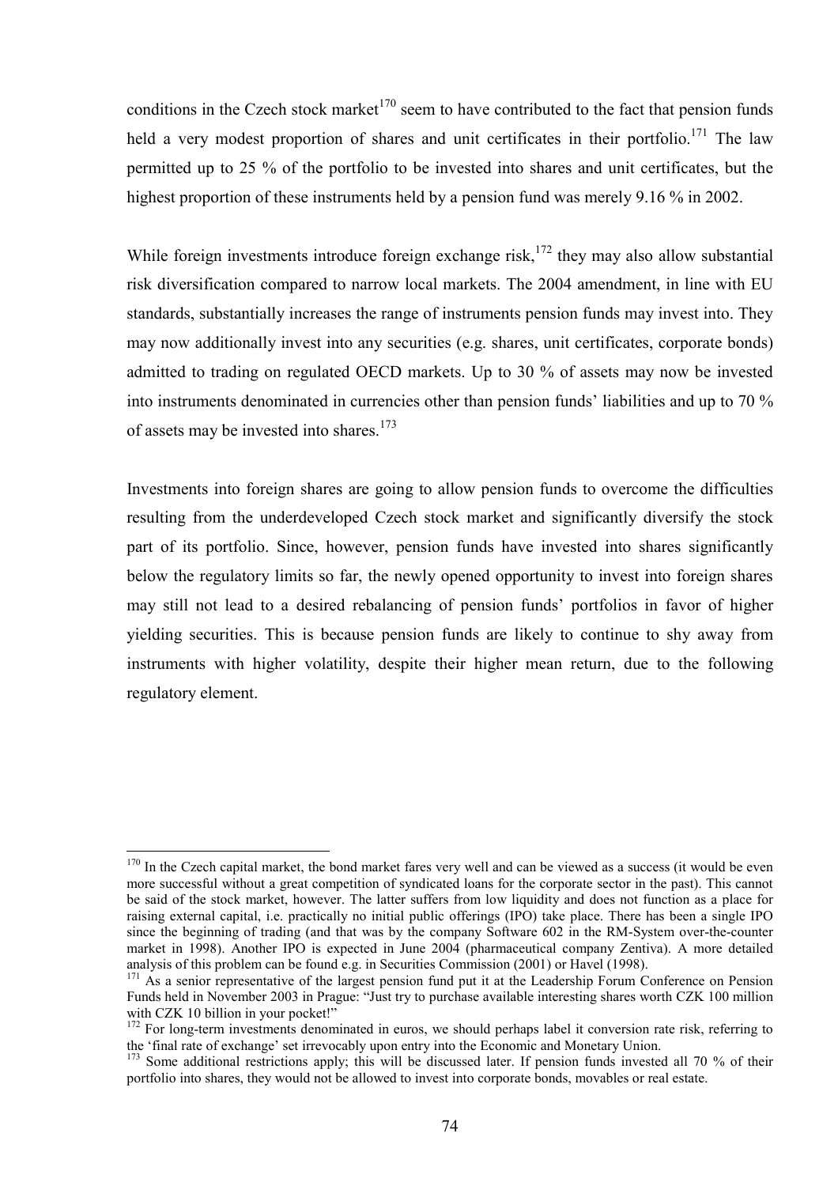conditions in the Czech stock market[170] seem to have contributed to the fact that pension funds held a very modest proportion of shares and unit certificates in their portfolio.[171] The law permitted up to 25 % of the portfolio to be invested into shares and unit certificates, but the highest proportion of these instruments held by a pension fund was merely 9.16 % in 2002.

While foreign investments introduce foreign exchange risk,[172] they may also allow substantial risk diversification compared to narrow local markets. The 2004 amendment, in line with EU standards, substantially increases the range of instruments pension funds may invest into. They may now additionally invest into any securities (e.g. shares, unit certificates, corporate bonds) admitted to trading on regulated OECD markets. Up to 30 % of assets may now be invested into instruments denominated in currencies other than pension funds' liabilities and up to 70 % of assets may be invested into shares.[173]

Investments into foreign shares are going to allow pension funds to overcome the difficulties resulting from the underdeveloped Czech stock market and significantly diversify the stock part of its portfolio. Since, however, pension funds have invested into shares significantly below the regulatory limits so far, the newly opened opportunity to invest into foreign shares may still not lead to a desired rebalancing of pension funds' portfolios in favor of higher yielding securities. This is because pension funds are likely to continue to shy away from instruments with higher volatility, despite their higher mean return, due to the following regulatory element.

---

[170] In the Czech capital market, the bond market fares very well and can be viewed as a success (it would be even more successful without a great competition of syndicated loans for the corporate sector in the past). This cannot be said of the stock market, however. The latter suffers from low liquidity and does not function as a place for raising external capital, i.e. practically no initial public offerings (IPO) take place. There has been a single IPO since the beginning of trading (and that was by the company Software 602 in the RM-System over-the-counter market in 1998). Another IPO is expected in June 2004 (pharmaceutical company Zentiva). A more detailed analysis of this problem can be found e.g. in Securities Commission (2001) or Havel (1998).

[171] As a senior representative of the largest pension fund put it at the Leadership Forum Conference on Pension Funds held in November 2003 in Prague: "Just try to purchase available interesting shares worth CZK 100 million with CZK 10 billion in your pocket!"

[172] For long-term investments denominated in euros, we should perhaps label it conversion rate risk, referring to the 'final rate of exchange' set irrevocably upon entry into the Economic and Monetary Union.

[173] Some additional restrictions apply; this will be discussed later. If pension funds invested all 70 % of their portfolio into shares, they would not be allowed to invest into corporate bonds, movables or real estate.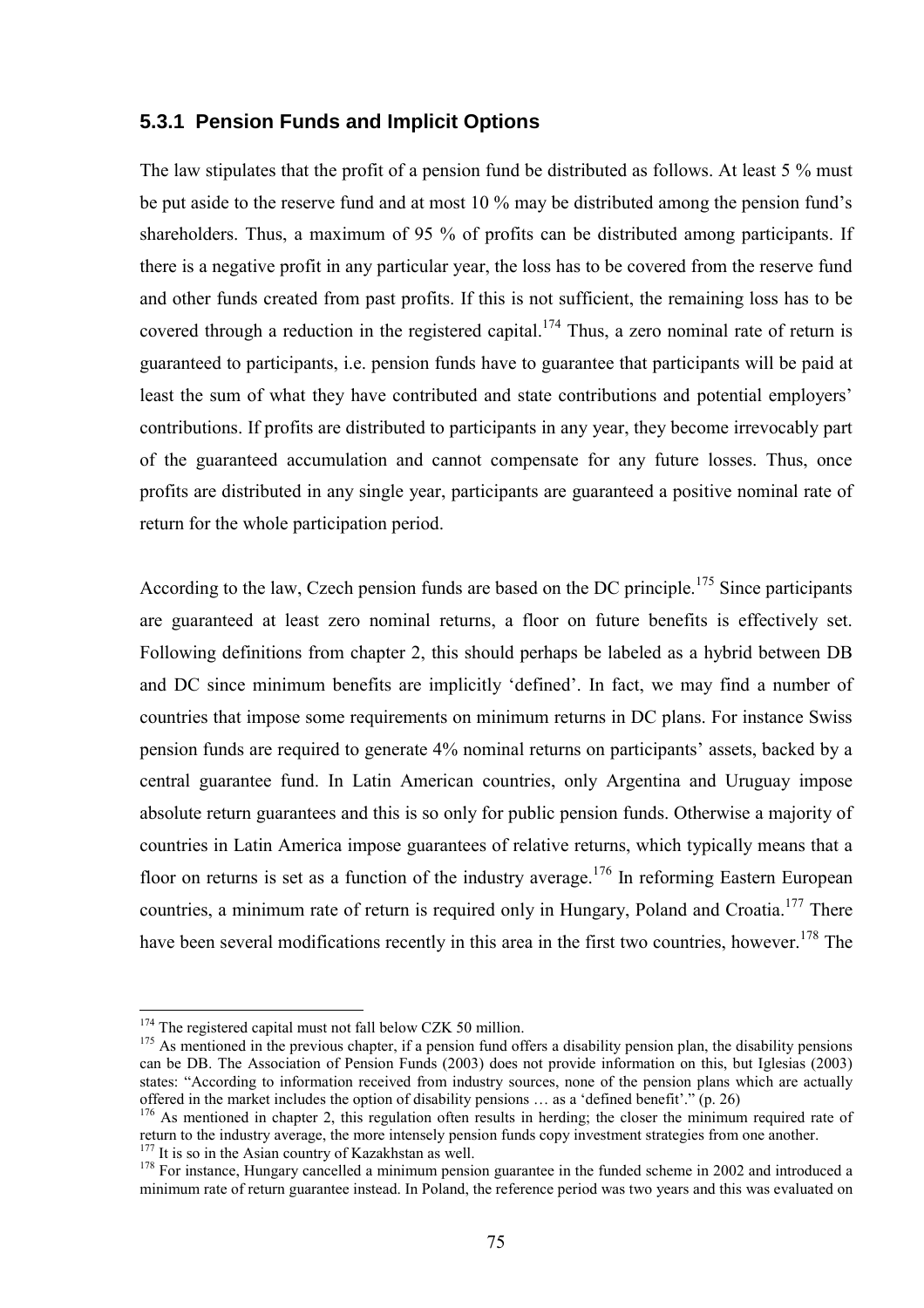### 5.3.1 Pension Funds and Implicit Options

The law stipulates that the profit of a pension fund be distributed as follows. At least 5 % must be put aside to the reserve fund and at most 10 % may be distributed among the pension fund's shareholders. Thus, a maximum of 95 % of profits can be distributed among participants. If there is a negative profit in any particular year, the loss has to be covered from the reserve fund and other funds created from past profits. If this is not sufficient, the remaining loss has to be covered through a reduction in the registered capital.[174] Thus, a zero nominal rate of return is guaranteed to participants, i.e. pension funds have to guarantee that participants will be paid at least the sum of what they have contributed and state contributions and potential employers' contributions. If profits are distributed to participants in any year, they become irrevocably part of the guaranteed accumulation and cannot compensate for any future losses. Thus, once profits are distributed in any single year, participants are guaranteed a positive nominal rate of return for the whole participation period.

According to the law, Czech pension funds are based on the DC principle.[175] Since participants are guaranteed at least zero nominal returns, a floor on future benefits is effectively set. Following definitions from chapter 2, this should perhaps be labeled as a hybrid between DB and DC since minimum benefits are implicitly 'defined'. In fact, we may find a number of countries that impose some requirements on minimum returns in DC plans. For instance Swiss pension funds are required to generate 4% nominal returns on participants' assets, backed by a central guarantee fund. In Latin American countries, only Argentina and Uruguay impose absolute return guarantees and this is so only for public pension funds. Otherwise a majority of countries in Latin America impose guarantees of relative returns, which typically means that a floor on returns is set as a function of the industry average.[176] In reforming Eastern European countries, a minimum rate of return is required only in Hungary, Poland and Croatia.[177] There have been several modifications recently in this area in the first two countries, however.[178] The

---

[174] The registered capital must not fall below CZK 50 million.

[175] As mentioned in the previous chapter, if a pension fund offers a disability pension plan, the disability pensions can be DB. The Association of Pension Funds (2003) does not provide information on this, but Iglesias (2003) states: "According to information received from industry sources, none of the pension plans which are actually offered in the market includes the option of disability pensions … as a 'defined benefit'." (p. 26)

[176] As mentioned in chapter 2, this regulation often results in herding; the closer the minimum required rate of return to the industry average, the more intensely pension funds copy investment strategies from one another.

[177] It is so in the Asian country of Kazakhstan as well.

[178] For instance, Hungary cancelled a minimum pension guarantee in the funded scheme in 2002 and introduced a minimum rate of return guarantee instead. In Poland, the reference period was two years and this was evaluated on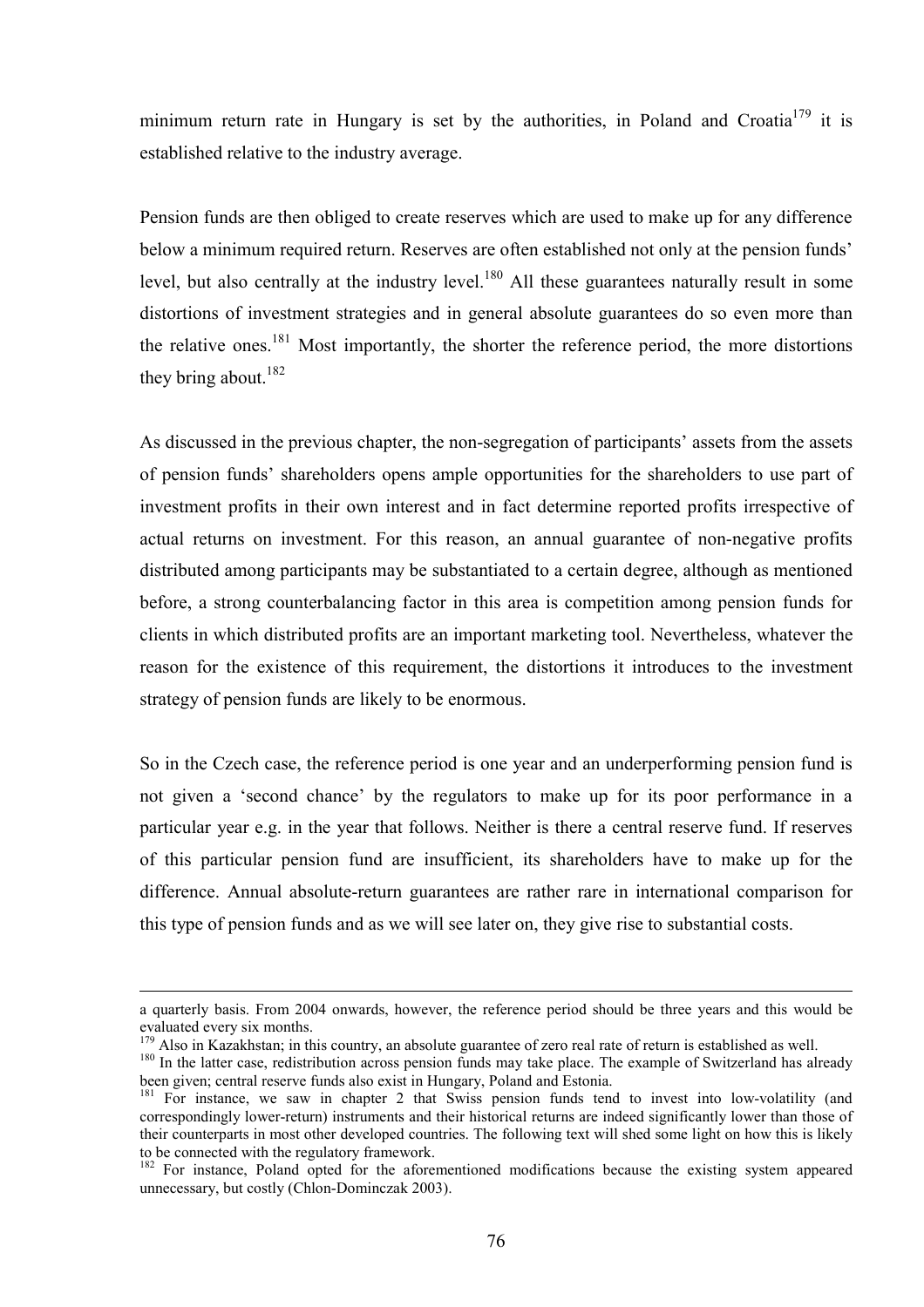minimum return rate in Hungary is set by the authorities, in Poland and Croatia[179] it is established relative to the industry average.

Pension funds are then obliged to create reserves which are used to make up for any difference below a minimum required return. Reserves are often established not only at the pension funds' level, but also centrally at the industry level.[180] All these guarantees naturally result in some distortions of investment strategies and in general absolute guarantees do so even more than the relative ones.[181] Most importantly, the shorter the reference period, the more distortions they bring about.[182]

As discussed in the previous chapter, the non-segregation of participants' assets from the assets of pension funds' shareholders opens ample opportunities for the shareholders to use part of investment profits in their own interest and in fact determine reported profits irrespective of actual returns on investment. For this reason, an annual guarantee of non-negative profits distributed among participants may be substantiated to a certain degree, although as mentioned before, a strong counterbalancing factor in this area is competition among pension funds for clients in which distributed profits are an important marketing tool. Nevertheless, whatever the reason for the existence of this requirement, the distortions it introduces to the investment strategy of pension funds are likely to be enormous.

So in the Czech case, the reference period is one year and an underperforming pension fund is not given a 'second chance' by the regulators to make up for its poor performance in a particular year e.g. in the year that follows. Neither is there a central reserve fund. If reserves of this particular pension fund are insufficient, its shareholders have to make up for the difference. Annual absolute-return guarantees are rather rare in international comparison for this type of pension funds and as we will see later on, they give rise to substantial costs.

---

a quarterly basis. From 2004 onwards, however, the reference period should be three years and this would be evaluated every six months.

[179] Also in Kazakhstan; in this country, an absolute guarantee of zero real rate of return is established as well.

[180] In the latter case, redistribution across pension funds may take place. The example of Switzerland has already been given; central reserve funds also exist in Hungary, Poland and Estonia.

[181] For instance, we saw in chapter 2 that Swiss pension funds tend to invest into low-volatility (and correspondingly lower-return) instruments and their historical returns are indeed significantly lower than those of their counterparts in most other developed countries. The following text will shed some light on how this is likely to be connected with the regulatory framework.

[182] For instance, Poland opted for the aforementioned modifications because the existing system appeared unnecessary, but costly (Chlon-Dominczak 2003).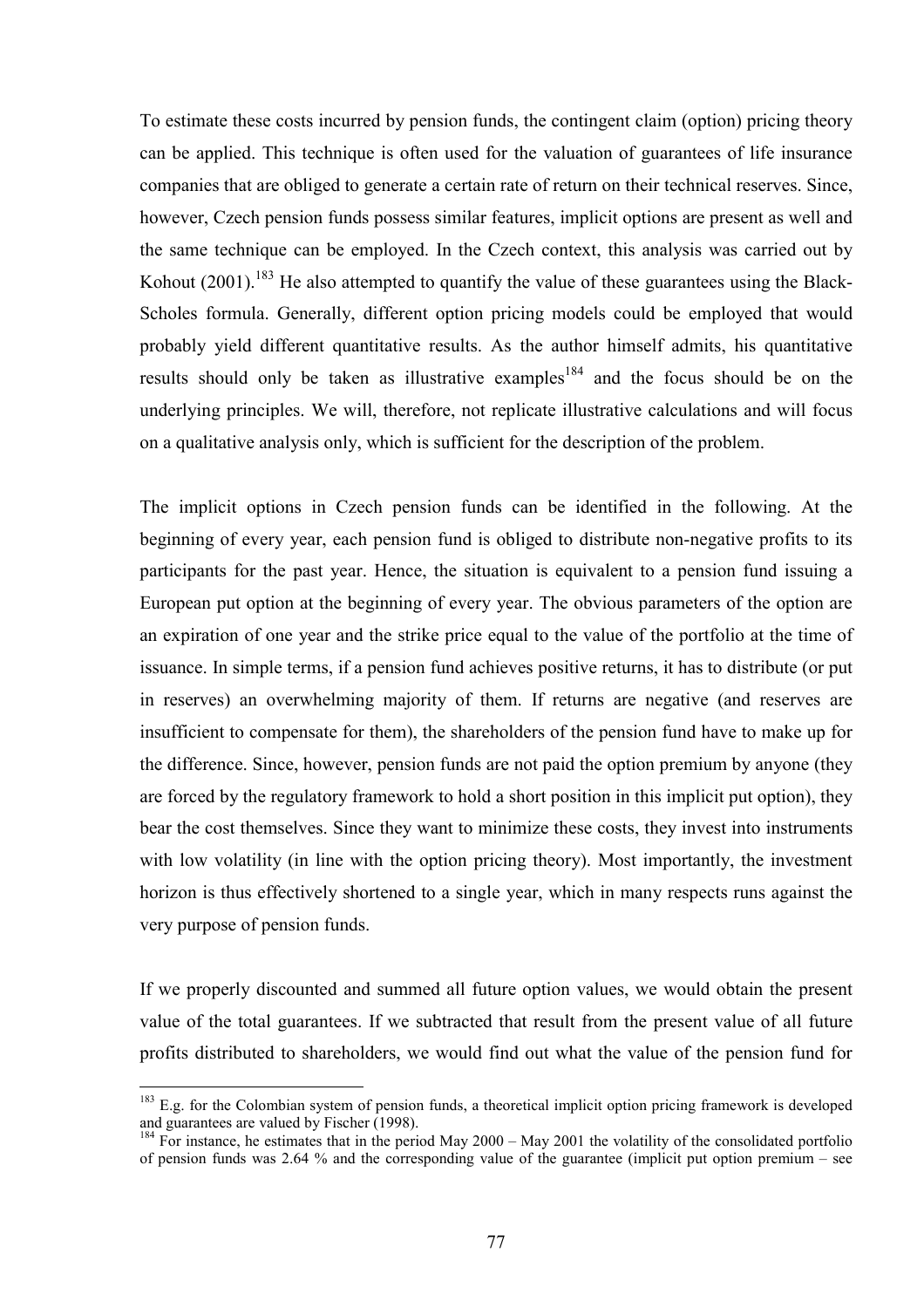To estimate these costs incurred by pension funds, the contingent claim (option) pricing theory can be applied. This technique is often used for the valuation of guarantees of life insurance companies that are obliged to generate a certain rate of return on their technical reserves. Since, however, Czech pension funds possess similar features, implicit options are present as well and the same technique can be employed. In the Czech context, this analysis was carried out by Kohout (2001).[183] He also attempted to quantify the value of these guarantees using the Black-Scholes formula. Generally, different option pricing models could be employed that would probably yield different quantitative results. As the author himself admits, his quantitative results should only be taken as illustrative examples[184] and the focus should be on the underlying principles. We will, therefore, not replicate illustrative calculations and will focus on a qualitative analysis only, which is sufficient for the description of the problem.

The implicit options in Czech pension funds can be identified in the following. At the beginning of every year, each pension fund is obliged to distribute non-negative profits to its participants for the past year. Hence, the situation is equivalent to a pension fund issuing a European put option at the beginning of every year. The obvious parameters of the option are an expiration of one year and the strike price equal to the value of the portfolio at the time of issuance. In simple terms, if a pension fund achieves positive returns, it has to distribute (or put in reserves) an overwhelming majority of them. If returns are negative (and reserves are insufficient to compensate for them), the shareholders of the pension fund have to make up for the difference. Since, however, pension funds are not paid the option premium by anyone (they are forced by the regulatory framework to hold a short position in this implicit put option), they bear the cost themselves. Since they want to minimize these costs, they invest into instruments with low volatility (in line with the option pricing theory). Most importantly, the investment horizon is thus effectively shortened to a single year, which in many respects runs against the very purpose of pension funds.

If we properly discounted and summed all future option values, we would obtain the present value of the total guarantees. If we subtracted that result from the present value of all future profits distributed to shareholders, we would find out what the value of the pension fund for

---

[183] E.g. for the Colombian system of pension funds, a theoretical implicit option pricing framework is developed and guarantees are valued by Fischer (1998).

[184] For instance, he estimates that in the period May 2000 – May 2001 the volatility of the consolidated portfolio of pension funds was 2.64 % and the corresponding value of the guarantee (implicit put option premium – see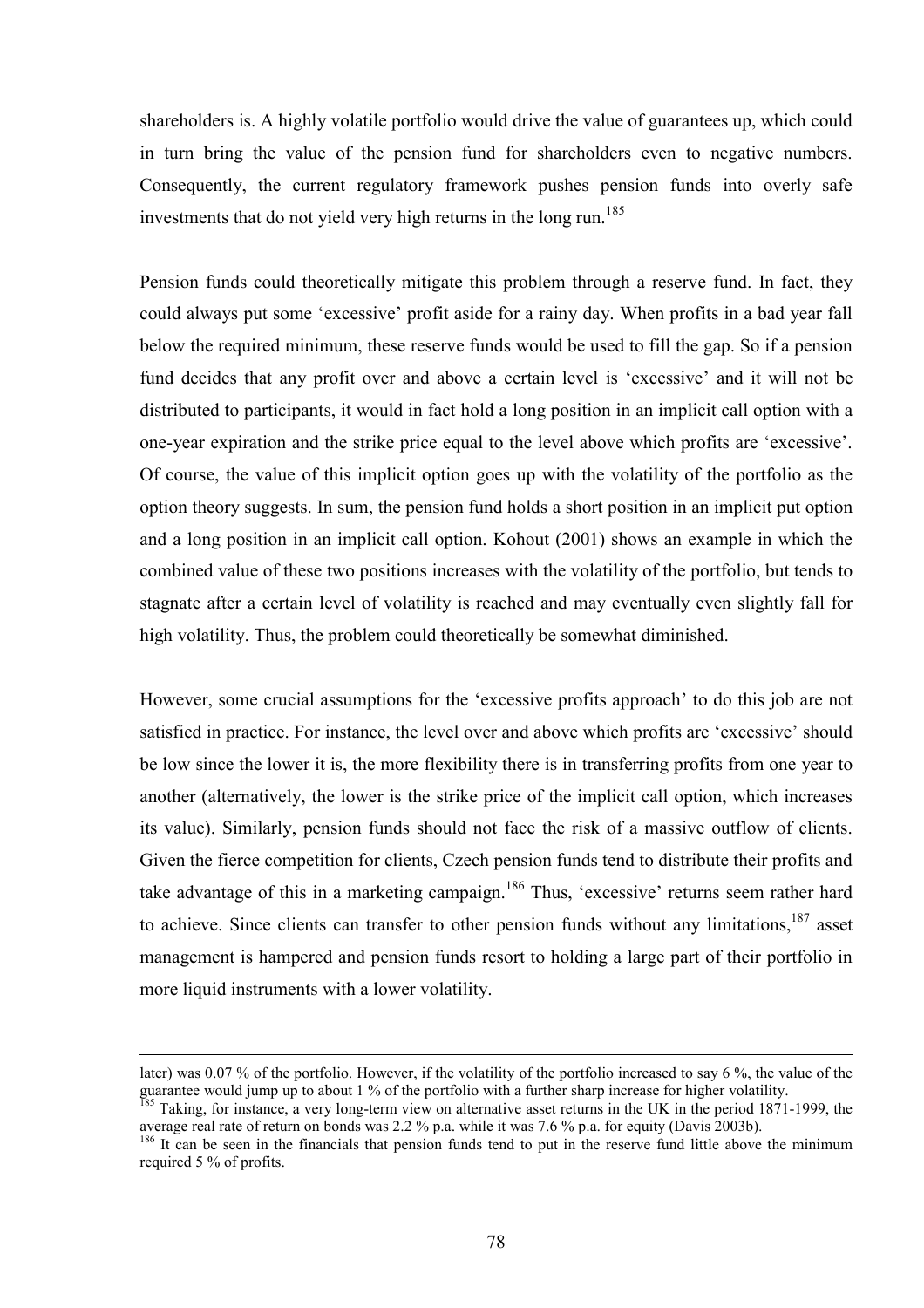shareholders is. A highly volatile portfolio would drive the value of guarantees up, which could in turn bring the value of the pension fund for shareholders even to negative numbers. Consequently, the current regulatory framework pushes pension funds into overly safe investments that do not yield very high returns in the long run.[185]

Pension funds could theoretically mitigate this problem through a reserve fund. In fact, they could always put some 'excessive' profit aside for a rainy day. When profits in a bad year fall below the required minimum, these reserve funds would be used to fill the gap. So if a pension fund decides that any profit over and above a certain level is 'excessive' and it will not be distributed to participants, it would in fact hold a long position in an implicit call option with a one-year expiration and the strike price equal to the level above which profits are 'excessive'. Of course, the value of this implicit option goes up with the volatility of the portfolio as the option theory suggests. In sum, the pension fund holds a short position in an implicit put option and a long position in an implicit call option. Kohout (2001) shows an example in which the combined value of these two positions increases with the volatility of the portfolio, but tends to stagnate after a certain level of volatility is reached and may eventually even slightly fall for high volatility. Thus, the problem could theoretically be somewhat diminished.

However, some crucial assumptions for the 'excessive profits approach' to do this job are not satisfied in practice. For instance, the level over and above which profits are 'excessive' should be low since the lower it is, the more flexibility there is in transferring profits from one year to another (alternatively, the lower is the strike price of the implicit call option, which increases its value). Similarly, pension funds should not face the risk of a massive outflow of clients. Given the fierce competition for clients, Czech pension funds tend to distribute their profits and take advantage of this in a marketing campaign.[186] Thus, 'excessive' returns seem rather hard to achieve. Since clients can transfer to other pension funds without any limitations,[187] asset management is hampered and pension funds resort to holding a large part of their portfolio in more liquid instruments with a lower volatility.

---

later) was 0.07 % of the portfolio. However, if the volatility of the portfolio increased to say 6 %, the value of the guarantee would jump up to about 1 % of the portfolio with a further sharp increase for higher volatility.

[185] Taking, for instance, a very long-term view on alternative asset returns in the UK in the period 1871-1999, the average real rate of return on bonds was 2.2 % p.a. while it was 7.6 % p.a. for equity (Davis 2003b).

[186] It can be seen in the financials that pension funds tend to put in the reserve fund little above the minimum required 5 % of profits.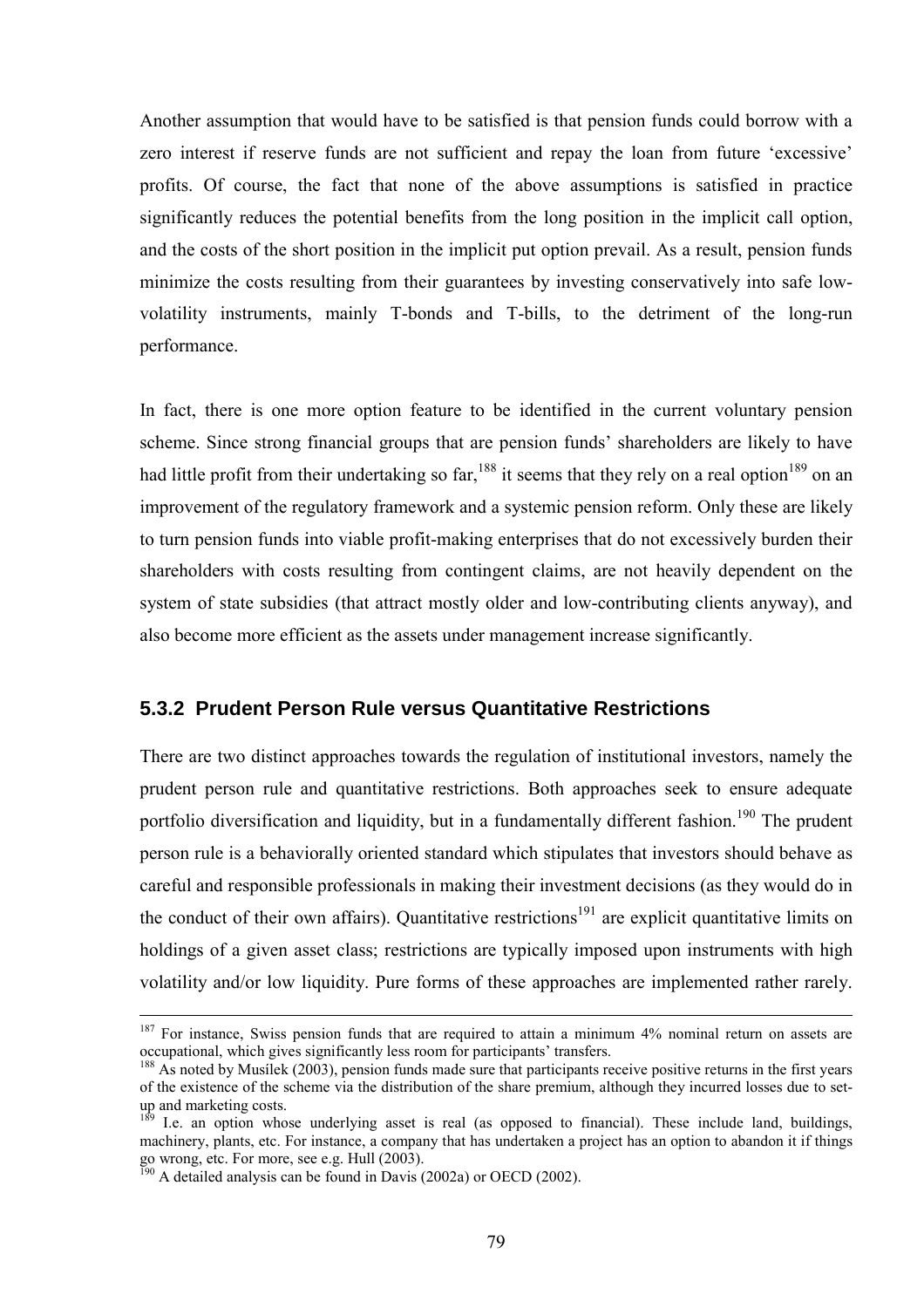Another assumption that would have to be satisfied is that pension funds could borrow with a zero interest if reserve funds are not sufficient and repay the loan from future 'excessive' profits. Of course, the fact that none of the above assumptions is satisfied in practice significantly reduces the potential benefits from the long position in the implicit call option, and the costs of the short position in the implicit put option prevail. As a result, pension funds minimize the costs resulting from their guarantees by investing conservatively into safe low-volatility instruments, mainly T-bonds and T-bills, to the detriment of the long-run performance.

In fact, there is one more option feature to be identified in the current voluntary pension scheme. Since strong financial groups that are pension funds' shareholders are likely to have had little profit from their undertaking so far,[188] it seems that they rely on a real option[189] on an improvement of the regulatory framework and a systemic pension reform. Only these are likely to turn pension funds into viable profit-making enterprises that do not excessively burden their shareholders with costs resulting from contingent claims, are not heavily dependent on the system of state subsidies (that attract mostly older and low-contributing clients anyway), and also become more efficient as the assets under management increase significantly.

### 5.3.2 Prudent Person Rule versus Quantitative Restrictions

There are two distinct approaches towards the regulation of institutional investors, namely the prudent person rule and quantitative restrictions. Both approaches seek to ensure adequate portfolio diversification and liquidity, but in a fundamentally different fashion.[190] The prudent person rule is a behaviorally oriented standard which stipulates that investors should behave as careful and responsible professionals in making their investment decisions (as they would do in the conduct of their own affairs). Quantitative restrictions[191] are explicit quantitative limits on holdings of a given asset class; restrictions are typically imposed upon instruments with high volatility and/or low liquidity. Pure forms of these approaches are implemented rather rarely.

---

[187] For instance, Swiss pension funds that are required to attain a minimum 4% nominal return on assets are occupational, which gives significantly less room for participants' transfers.

[188] As noted by Musílek (2003), pension funds made sure that participants receive positive returns in the first years of the existence of the scheme via the distribution of the share premium, although they incurred losses due to set-up and marketing costs.

[189] I.e. an option whose underlying asset is real (as opposed to financial). These include land, buildings, machinery, plants, etc. For instance, a company that has undertaken a project has an option to abandon it if things go wrong, etc. For more, see e.g. Hull (2003).

[190] A detailed analysis can be found in Davis (2002a) or OECD (2002).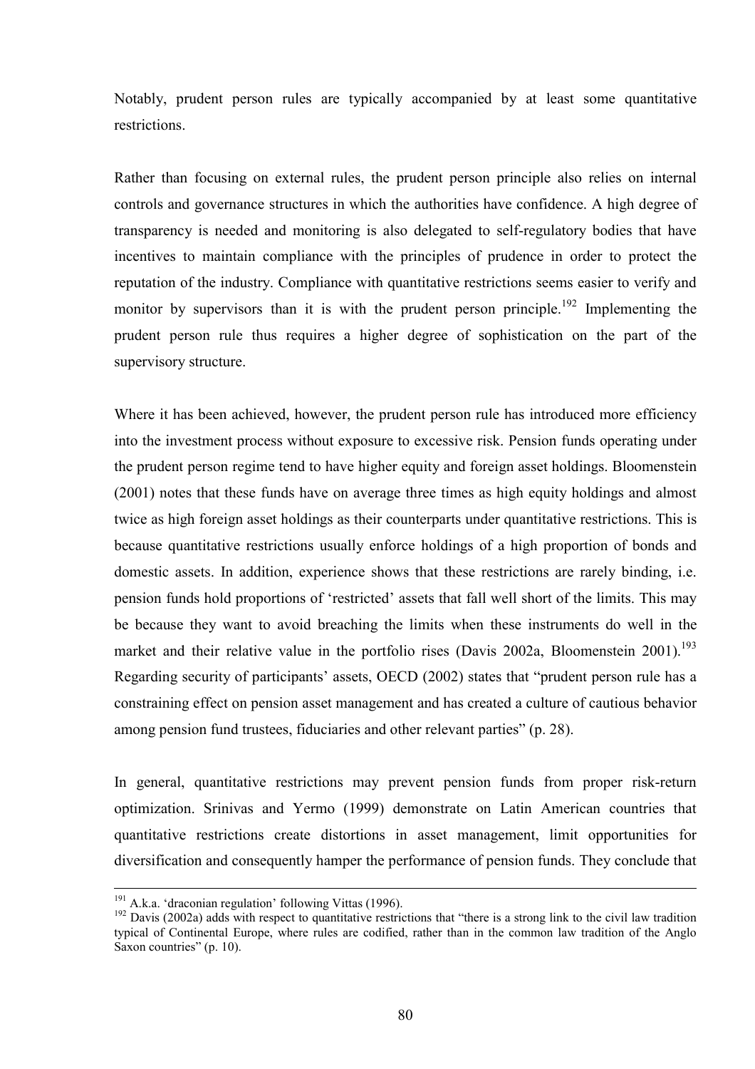Notably, prudent person rules are typically accompanied by at least some quantitative restrictions.

Rather than focusing on external rules, the prudent person principle also relies on internal controls and governance structures in which the authorities have confidence. A high degree of transparency is needed and monitoring is also delegated to self-regulatory bodies that have incentives to maintain compliance with the principles of prudence in order to protect the reputation of the industry. Compliance with quantitative restrictions seems easier to verify and monitor by supervisors than it is with the prudent person principle.[192] Implementing the prudent person rule thus requires a higher degree of sophistication on the part of the supervisory structure.

Where it has been achieved, however, the prudent person rule has introduced more efficiency into the investment process without exposure to excessive risk. Pension funds operating under the prudent person regime tend to have higher equity and foreign asset holdings. Bloomenstein (2001) notes that these funds have on average three times as high equity holdings and almost twice as high foreign asset holdings as their counterparts under quantitative restrictions. This is because quantitative restrictions usually enforce holdings of a high proportion of bonds and domestic assets. In addition, experience shows that these restrictions are rarely binding, i.e. pension funds hold proportions of 'restricted' assets that fall well short of the limits. This may be because they want to avoid breaching the limits when these instruments do well in the market and their relative value in the portfolio rises (Davis 2002a, Bloomenstein 2001).[193] Regarding security of participants' assets, OECD (2002) states that "prudent person rule has a constraining effect on pension asset management and has created a culture of cautious behavior among pension fund trustees, fiduciaries and other relevant parties" (p. 28).

In general, quantitative restrictions may prevent pension funds from proper risk-return optimization. Srinivas and Yermo (1999) demonstrate on Latin American countries that quantitative restrictions create distortions in asset management, limit opportunities for diversification and consequently hamper the performance of pension funds. They conclude that

---

[191] A.k.a. 'draconian regulation' following Vittas (1996).

[192] Davis (2002a) adds with respect to quantitative restrictions that "there is a strong link to the civil law tradition typical of Continental Europe, where rules are codified, rather than in the common law tradition of the Anglo Saxon countries" (p. 10).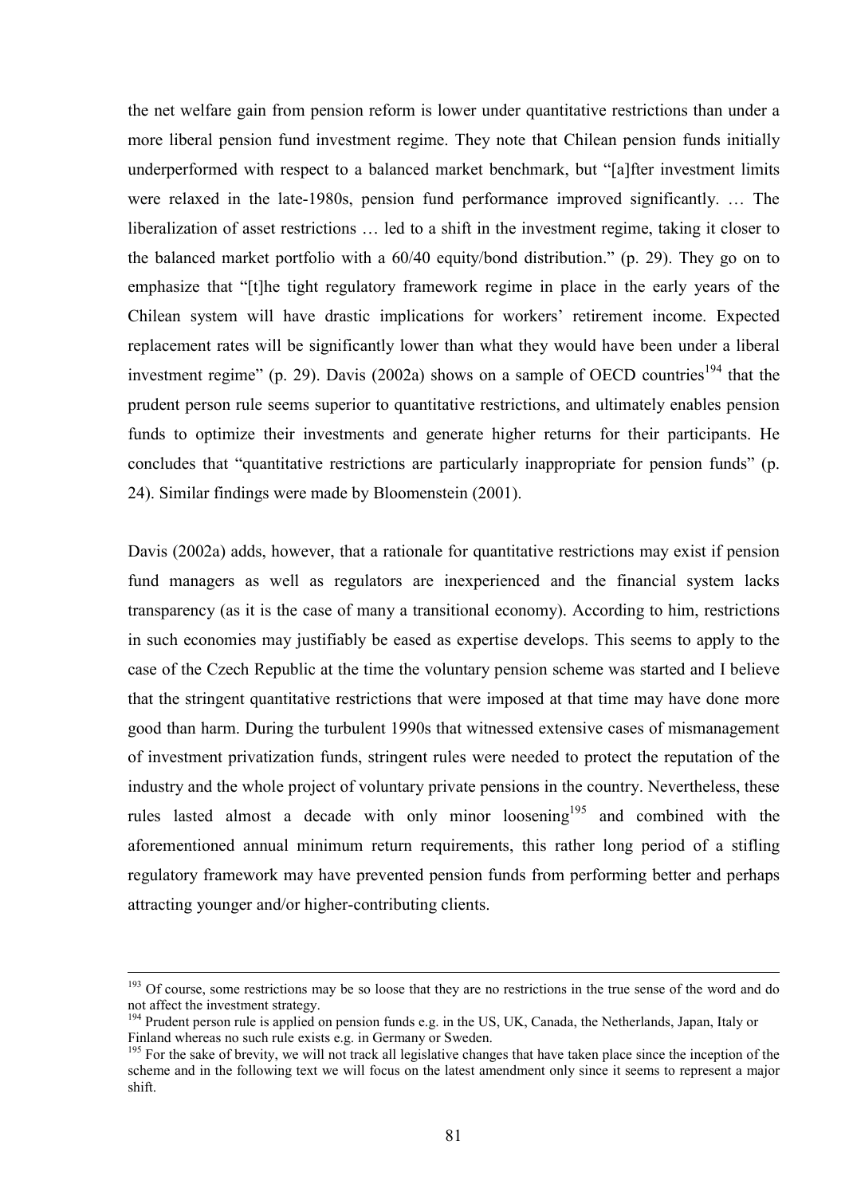the net welfare gain from pension reform is lower under quantitative restrictions than under a more liberal pension fund investment regime. They note that Chilean pension funds initially underperformed with respect to a balanced market benchmark, but "[a]fter investment limits were relaxed in the late-1980s, pension fund performance improved significantly. … The liberalization of asset restrictions … led to a shift in the investment regime, taking it closer to the balanced market portfolio with a 60/40 equity/bond distribution." (p. 29). They go on to emphasize that "[t]he tight regulatory framework regime in place in the early years of the Chilean system will have drastic implications for workers' retirement income. Expected replacement rates will be significantly lower than what they would have been under a liberal investment regime" (p. 29). Davis (2002a) shows on a sample of OECD countries[194] that the prudent person rule seems superior to quantitative restrictions, and ultimately enables pension funds to optimize their investments and generate higher returns for their participants. He concludes that "quantitative restrictions are particularly inappropriate for pension funds" (p. 24). Similar findings were made by Bloomenstein (2001).

Davis (2002a) adds, however, that a rationale for quantitative restrictions may exist if pension fund managers as well as regulators are inexperienced and the financial system lacks transparency (as it is the case of many a transitional economy). According to him, restrictions in such economies may justifiably be eased as expertise develops. This seems to apply to the case of the Czech Republic at the time the voluntary pension scheme was started and I believe that the stringent quantitative restrictions that were imposed at that time may have done more good than harm. During the turbulent 1990s that witnessed extensive cases of mismanagement of investment privatization funds, stringent rules were needed to protect the reputation of the industry and the whole project of voluntary private pensions in the country. Nevertheless, these rules lasted almost a decade with only minor loosening[195] and combined with the aforementioned annual minimum return requirements, this rather long period of a stifling regulatory framework may have prevented pension funds from performing better and perhaps attracting younger and/or higher-contributing clients.

---

[193] Of course, some restrictions may be so loose that they are no restrictions in the true sense of the word and do not affect the investment strategy.

[194] Prudent person rule is applied on pension funds e.g. in the US, UK, Canada, the Netherlands, Japan, Italy or Finland whereas no such rule exists e.g. in Germany or Sweden.

[195] For the sake of brevity, we will not track all legislative changes that have taken place since the inception of the scheme and in the following text we will focus on the latest amendment only since it seems to represent a major shift.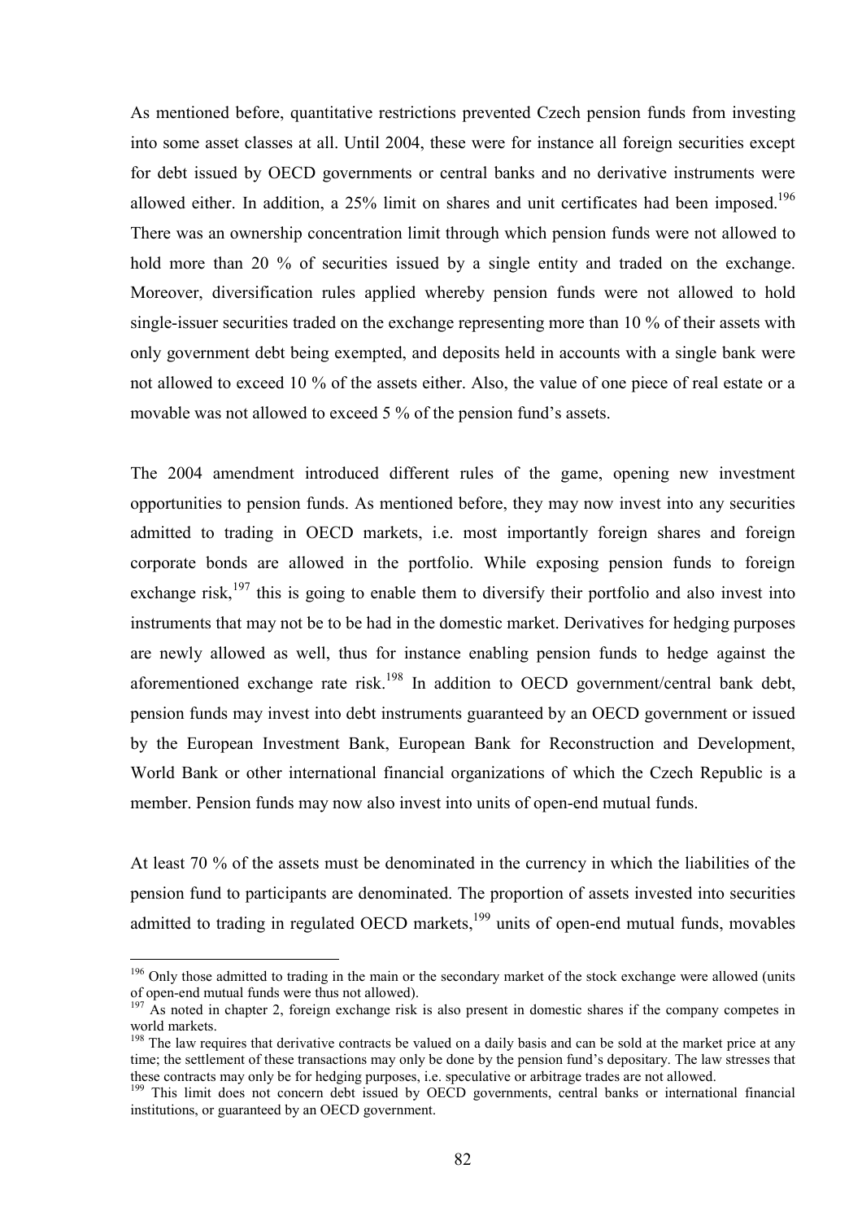As mentioned before, quantitative restrictions prevented Czech pension funds from investing into some asset classes at all. Until 2004, these were for instance all foreign securities except for debt issued by OECD governments or central banks and no derivative instruments were allowed either. In addition, a 25% limit on shares and unit certificates had been imposed.[196] There was an ownership concentration limit through which pension funds were not allowed to hold more than 20 % of securities issued by a single entity and traded on the exchange. Moreover, diversification rules applied whereby pension funds were not allowed to hold single-issuer securities traded on the exchange representing more than 10 % of their assets with only government debt being exempted, and deposits held in accounts with a single bank were not allowed to exceed 10 % of the assets either. Also, the value of one piece of real estate or a movable was not allowed to exceed 5 % of the pension fund's assets.

The 2004 amendment introduced different rules of the game, opening new investment opportunities to pension funds. As mentioned before, they may now invest into any securities admitted to trading in OECD markets, i.e. most importantly foreign shares and foreign corporate bonds are allowed in the portfolio. While exposing pension funds to foreign exchange risk,[197] this is going to enable them to diversify their portfolio and also invest into instruments that may not be to be had in the domestic market. Derivatives for hedging purposes are newly allowed as well, thus for instance enabling pension funds to hedge against the aforementioned exchange rate risk.[198] In addition to OECD government/central bank debt, pension funds may invest into debt instruments guaranteed by an OECD government or issued by the European Investment Bank, European Bank for Reconstruction and Development, World Bank or other international financial organizations of which the Czech Republic is a member. Pension funds may now also invest into units of open-end mutual funds.

At least 70 % of the assets must be denominated in the currency in which the liabilities of the pension fund to participants are denominated. The proportion of assets invested into securities admitted to trading in regulated OECD markets,[199] units of open-end mutual funds, movables

---

[196] Only those admitted to trading in the main or the secondary market of the stock exchange were allowed (units of open-end mutual funds were thus not allowed).

[197] As noted in chapter 2, foreign exchange risk is also present in domestic shares if the company competes in world markets.

[198] The law requires that derivative contracts be valued on a daily basis and can be sold at the market price at any time; the settlement of these transactions may only be done by the pension fund's depositary. The law stresses that these contracts may only be for hedging purposes, i.e. speculative or arbitrage trades are not allowed.

[199] This limit does not concern debt issued by OECD governments, central banks or international financial institutions, or guaranteed by an OECD government.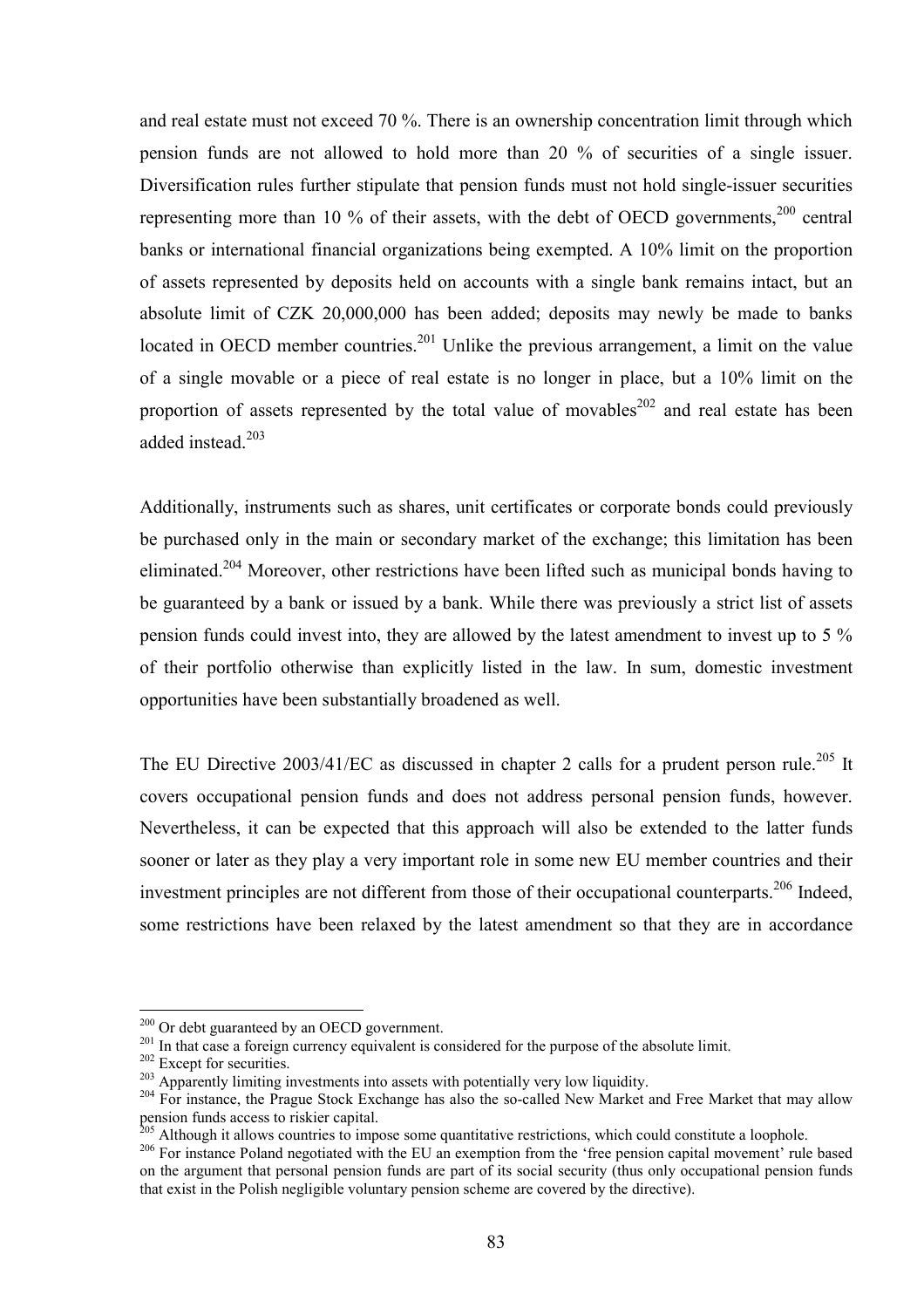and real estate must not exceed 70 %. There is an ownership concentration limit through which pension funds are not allowed to hold more than 20 % of securities of a single issuer. Diversification rules further stipulate that pension funds must not hold single-issuer securities representing more than 10 % of their assets, with the debt of OECD governments,[200] central banks or international financial organizations being exempted. A 10% limit on the proportion of assets represented by deposits held on accounts with a single bank remains intact, but an absolute limit of CZK 20,000,000 has been added; deposits may newly be made to banks located in OECD member countries.[201] Unlike the previous arrangement, a limit on the value of a single movable or a piece of real estate is no longer in place, but a 10% limit on the proportion of assets represented by the total value of movables[202] and real estate has been added instead.[203]

Additionally, instruments such as shares, unit certificates or corporate bonds could previously be purchased only in the main or secondary market of the exchange; this limitation has been eliminated.[204] Moreover, other restrictions have been lifted such as municipal bonds having to be guaranteed by a bank or issued by a bank. While there was previously a strict list of assets pension funds could invest into, they are allowed by the latest amendment to invest up to 5 % of their portfolio otherwise than explicitly listed in the law. In sum, domestic investment opportunities have been substantially broadened as well.

The EU Directive 2003/41/EC as discussed in chapter 2 calls for a prudent person rule.[205] It covers occupational pension funds and does not address personal pension funds, however. Nevertheless, it can be expected that this approach will also be extended to the latter funds sooner or later as they play a very important role in some new EU member countries and their investment principles are not different from those of their occupational counterparts.[206] Indeed, some restrictions have been relaxed by the latest amendment so that they are in accordance

---

[200] Or debt guaranteed by an OECD government.

[201] In that case a foreign currency equivalent is considered for the purpose of the absolute limit.

[202] Except for securities.

[203] Apparently limiting investments into assets with potentially very low liquidity.

[204] For instance, the Prague Stock Exchange has also the so-called New Market and Free Market that may allow pension funds access to riskier capital.

[205] Although it allows countries to impose some quantitative restrictions, which could constitute a loophole.

[206] For instance Poland negotiated with the EU an exemption from the 'free pension capital movement' rule based on the argument that personal pension funds are part of its social security (thus only occupational pension funds that exist in the Polish negligible voluntary pension scheme are covered by the directive).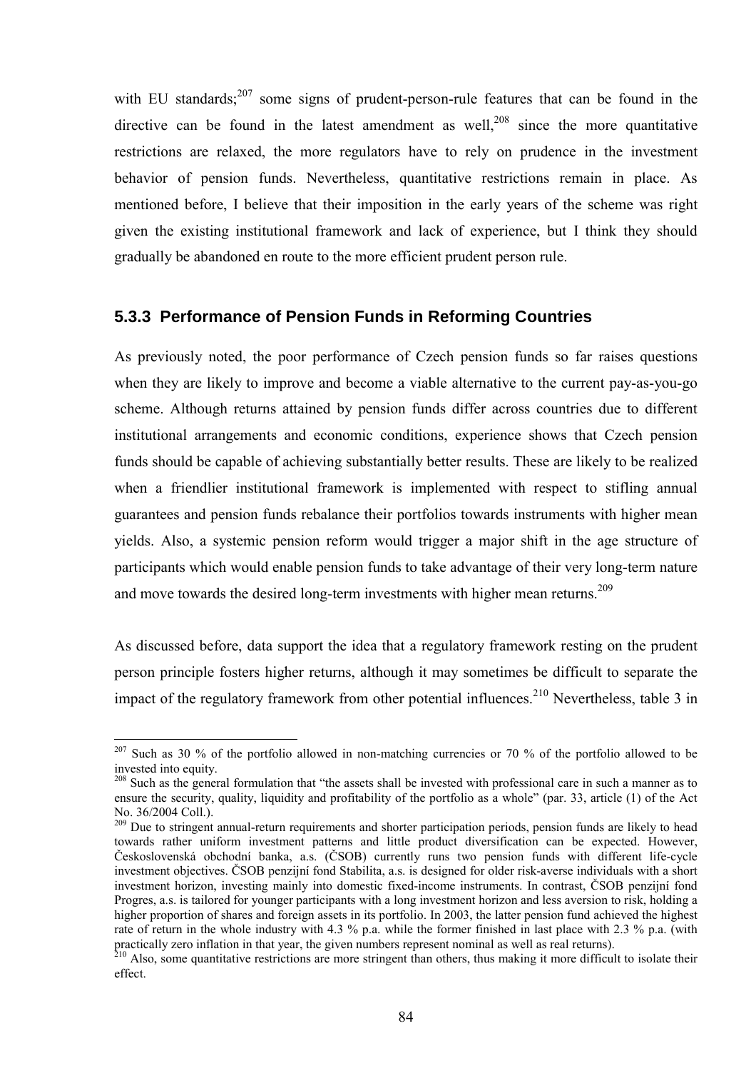with EU standards;[207] some signs of prudent-person-rule features that can be found in the directive can be found in the latest amendment as well,[208] since the more quantitative restrictions are relaxed, the more regulators have to rely on prudence in the investment behavior of pension funds. Nevertheless, quantitative restrictions remain in place. As mentioned before, I believe that their imposition in the early years of the scheme was right given the existing institutional framework and lack of experience, but I think they should gradually be abandoned en route to the more efficient prudent person rule.

### 5.3.3 Performance of Pension Funds in Reforming Countries

As previously noted, the poor performance of Czech pension funds so far raises questions when they are likely to improve and become a viable alternative to the current pay-as-you-go scheme. Although returns attained by pension funds differ across countries due to different institutional arrangements and economic conditions, experience shows that Czech pension funds should be capable of achieving substantially better results. These are likely to be realized when a friendlier institutional framework is implemented with respect to stifling annual guarantees and pension funds rebalance their portfolios towards instruments with higher mean yields. Also, a systemic pension reform would trigger a major shift in the age structure of participants which would enable pension funds to take advantage of their very long-term nature and move towards the desired long-term investments with higher mean returns.[209]

As discussed before, data support the idea that a regulatory framework resting on the prudent person principle fosters higher returns, although it may sometimes be difficult to separate the impact of the regulatory framework from other potential influences.[210] Nevertheless, table 3 in

---

[207] Such as 30 % of the portfolio allowed in non-matching currencies or 70 % of the portfolio allowed to be invested into equity.

[208] Such as the general formulation that "the assets shall be invested with professional care in such a manner as to ensure the security, quality, liquidity and profitability of the portfolio as a whole" (par. 33, article (1) of the Act No. 36/2004 Coll.).

[209] Due to stringent annual-return requirements and shorter participation periods, pension funds are likely to head towards rather uniform investment patterns and little product diversification can be expected. However, Československá obchodní banka, a.s. (ČSOB) currently runs two pension funds with different life-cycle investment objectives. ČSOB penzijní fond Stabilita, a.s. is designed for older risk-averse individuals with a short investment horizon, investing mainly into domestic fixed-income instruments. In contrast, ČSOB penzijní fond Progres, a.s. is tailored for younger participants with a long investment horizon and less aversion to risk, holding a higher proportion of shares and foreign assets in its portfolio. In 2003, the latter pension fund achieved the highest rate of return in the whole industry with 4.3 % p.a. while the former finished in last place with 2.3 % p.a. (with practically zero inflation in that year, the given numbers represent nominal as well as real returns).

[210] Also, some quantitative restrictions are more stringent than others, thus making it more difficult to isolate their effect.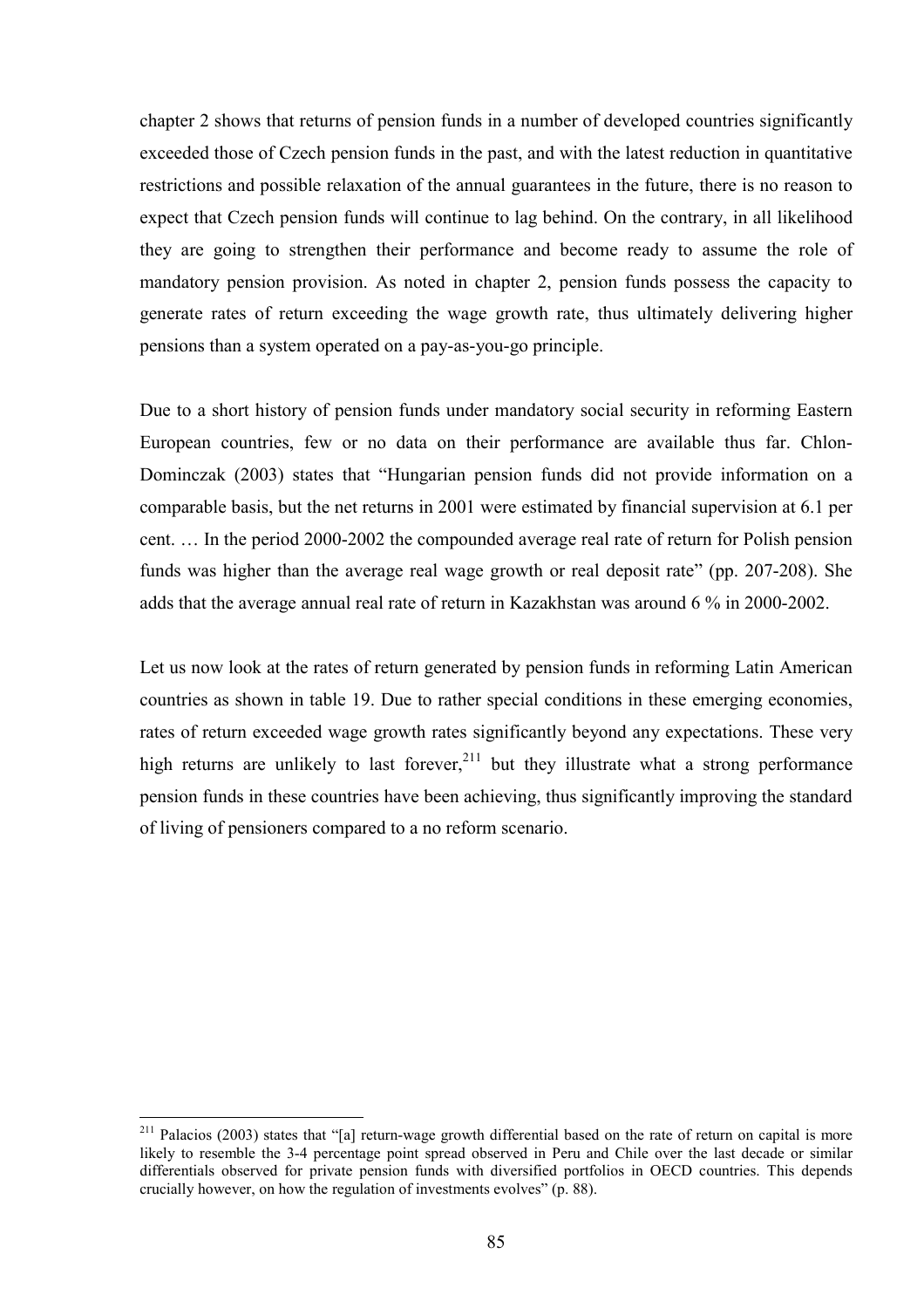chapter 2 shows that returns of pension funds in a number of developed countries significantly exceeded those of Czech pension funds in the past, and with the latest reduction in quantitative restrictions and possible relaxation of the annual guarantees in the future, there is no reason to expect that Czech pension funds will continue to lag behind. On the contrary, in all likelihood they are going to strengthen their performance and become ready to assume the role of mandatory pension provision. As noted in chapter 2, pension funds possess the capacity to generate rates of return exceeding the wage growth rate, thus ultimately delivering higher pensions than a system operated on a pay-as-you-go principle.

Due to a short history of pension funds under mandatory social security in reforming Eastern European countries, few or no data on their performance are available thus far. Chlon-Dominczak (2003) states that "Hungarian pension funds did not provide information on a comparable basis, but the net returns in 2001 were estimated by financial supervision at 6.1 per cent. … In the period 2000-2002 the compounded average real rate of return for Polish pension funds was higher than the average real wage growth or real deposit rate" (pp. 207-208). She adds that the average annual real rate of return in Kazakhstan was around 6 % in 2000-2002.

Let us now look at the rates of return generated by pension funds in reforming Latin American countries as shown in table 19. Due to rather special conditions in these emerging economies, rates of return exceeded wage growth rates significantly beyond any expectations. These very high returns are unlikely to last forever,[211] but they illustrate what a strong performance pension funds in these countries have been achieving, thus significantly improving the standard of living of pensioners compared to a no reform scenario.

[211] Palacios (2003) states that "[a] return-wage growth differential based on the rate of return on capital is more likely to resemble the 3-4 percentage point spread observed in Peru and Chile over the last decade or similar differentials observed for private pension funds with diversified portfolios in OECD countries. This depends crucially however, on how the regulation of investments evolves" (p. 88).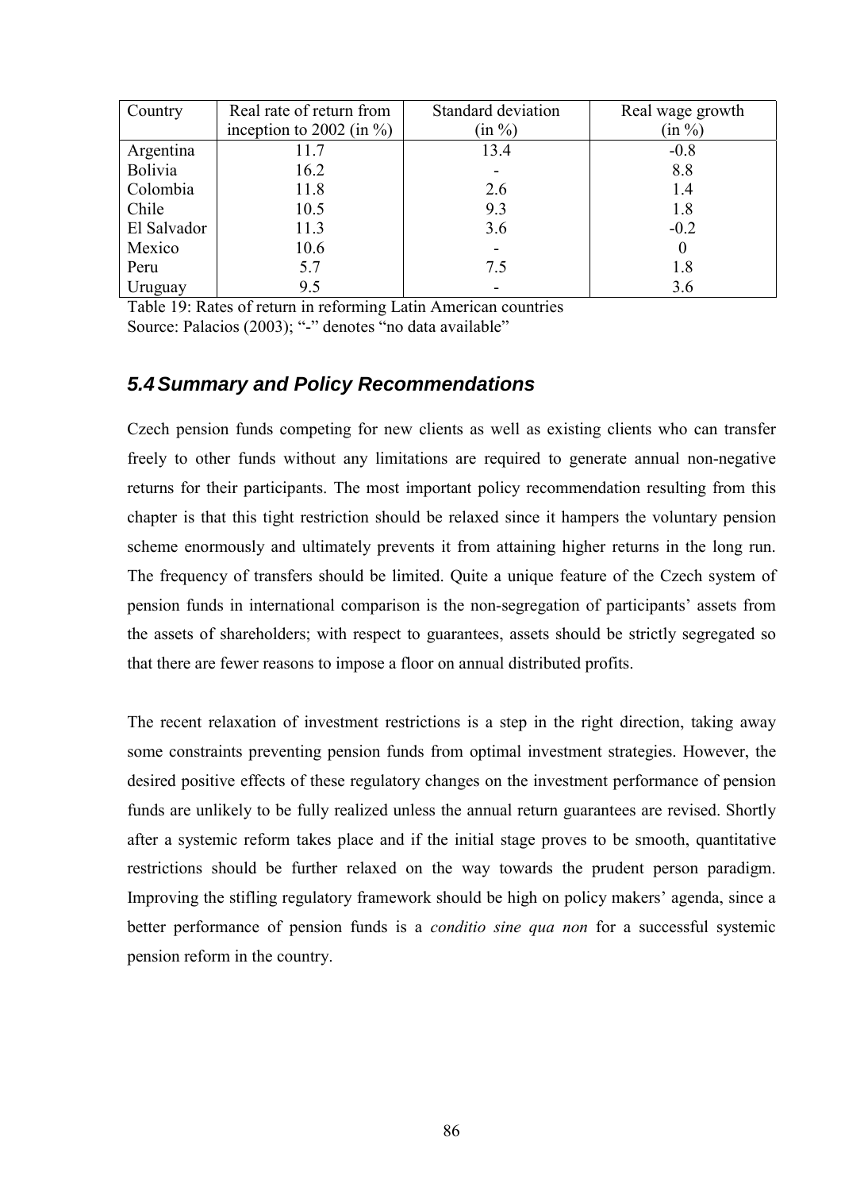| Country | Real rate of return from inception to 2002 (in %) | Standard deviation (in %) | Real wage growth (in %) |
|---|---|---|---|
| Argentina | 11.7 | 13.4 | -0.8 |
| Bolivia | 16.2 | - | 8.8 |
| Colombia | 11.8 | 2.6 | 1.4 |
| Chile | 10.5 | 9.3 | 1.8 |
| El Salvador | 11.3 | 3.6 | -0.2 |
| Mexico | 10.6 | - | 0 |
| Peru | 5.7 | 7.5 | 1.8 |
| Uruguay | 9.5 | - | 3.6 |

Table 19: Rates of return in reforming Latin American countries
Source: Palacios (2003); "-" denotes "no data available"

## 5.4 Summary and Policy Recommendations

Czech pension funds competing for new clients as well as existing clients who can transfer freely to other funds without any limitations are required to generate annual non-negative returns for their participants. The most important policy recommendation resulting from this chapter is that this tight restriction should be relaxed since it hampers the voluntary pension scheme enormously and ultimately prevents it from attaining higher returns in the long run. The frequency of transfers should be limited. Quite a unique feature of the Czech system of pension funds in international comparison is the non-segregation of participants' assets from the assets of shareholders; with respect to guarantees, assets should be strictly segregated so that there are fewer reasons to impose a floor on annual distributed profits.

The recent relaxation of investment restrictions is a step in the right direction, taking away some constraints preventing pension funds from optimal investment strategies. However, the desired positive effects of these regulatory changes on the investment performance of pension funds are unlikely to be fully realized unless the annual return guarantees are revised. Shortly after a systemic reform takes place and if the initial stage proves to be smooth, quantitative restrictions should be further relaxed on the way towards the prudent person paradigm. Improving the stifling regulatory framework should be high on policy makers' agenda, since a better performance of pension funds is a *conditio sine qua non* for a successful systemic pension reform in the country.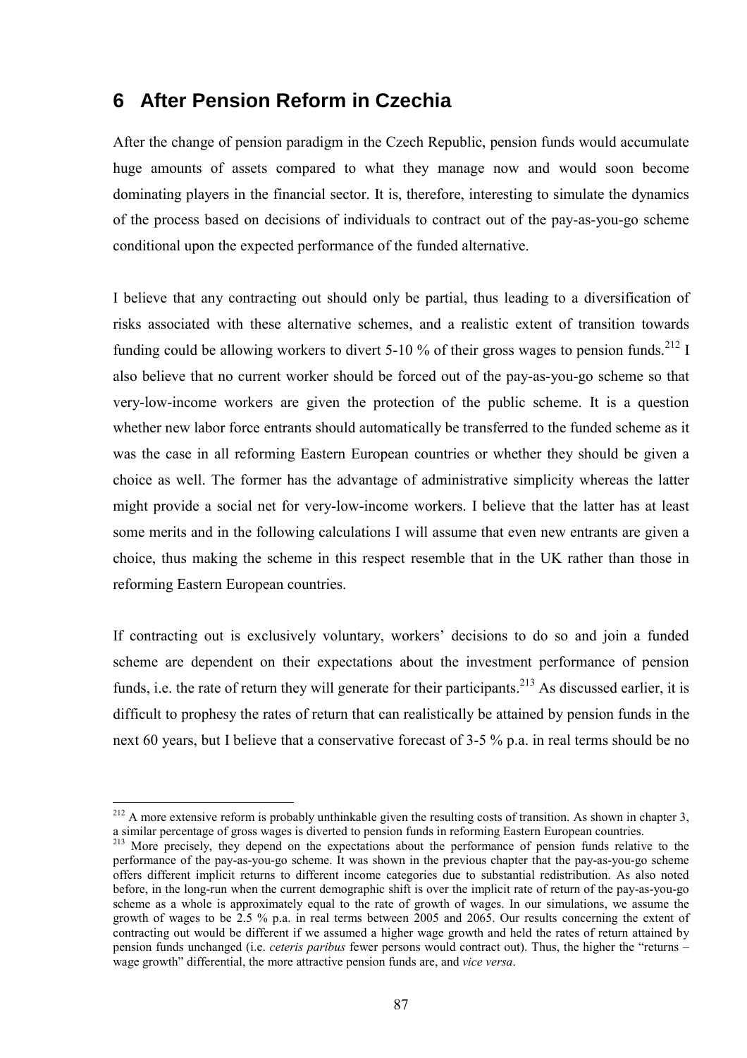# 6 After Pension Reform in Czechia

After the change of pension paradigm in the Czech Republic, pension funds would accumulate huge amounts of assets compared to what they manage now and would soon become dominating players in the financial sector. It is, therefore, interesting to simulate the dynamics of the process based on decisions of individuals to contract out of the pay-as-you-go scheme conditional upon the expected performance of the funded alternative.

I believe that any contracting out should only be partial, thus leading to a diversification of risks associated with these alternative schemes, and a realistic extent of transition towards funding could be allowing workers to divert 5-10 % of their gross wages to pension funds.[212] I also believe that no current worker should be forced out of the pay-as-you-go scheme so that very-low-income workers are given the protection of the public scheme. It is a question whether new labor force entrants should automatically be transferred to the funded scheme as it was the case in all reforming Eastern European countries or whether they should be given a choice as well. The former has the advantage of administrative simplicity whereas the latter might provide a social net for very-low-income workers. I believe that the latter has at least some merits and in the following calculations I will assume that even new entrants are given a choice, thus making the scheme in this respect resemble that in the UK rather than those in reforming Eastern European countries.

If contracting out is exclusively voluntary, workers' decisions to do so and join a funded scheme are dependent on their expectations about the investment performance of pension funds, i.e. the rate of return they will generate for their participants.[213] As discussed earlier, it is difficult to prophesy the rates of return that can realistically be attained by pension funds in the next 60 years, but I believe that a conservative forecast of 3-5 % p.a. in real terms should be no

---

[212] A more extensive reform is probably unthinkable given the resulting costs of transition. As shown in chapter 3, a similar percentage of gross wages is diverted to pension funds in reforming Eastern European countries.

[213] More precisely, they depend on the expectations about the performance of pension funds relative to the performance of the pay-as-you-go scheme. It was shown in the previous chapter that the pay-as-you-go scheme offers different implicit returns to different income categories due to substantial redistribution. As also noted before, in the long-run when the current demographic shift is over the implicit rate of return of the pay-as-you-go scheme as a whole is approximately equal to the rate of growth of wages. In our simulations, we assume the growth of wages to be 2.5 % p.a. in real terms between 2005 and 2065. Our results concerning the extent of contracting out would be different if we assumed a higher wage growth and held the rates of return attained by pension funds unchanged (i.e. *ceteris paribus* fewer persons would contract out). Thus, the higher the "returns – wage growth" differential, the more attractive pension funds are, and *vice versa*.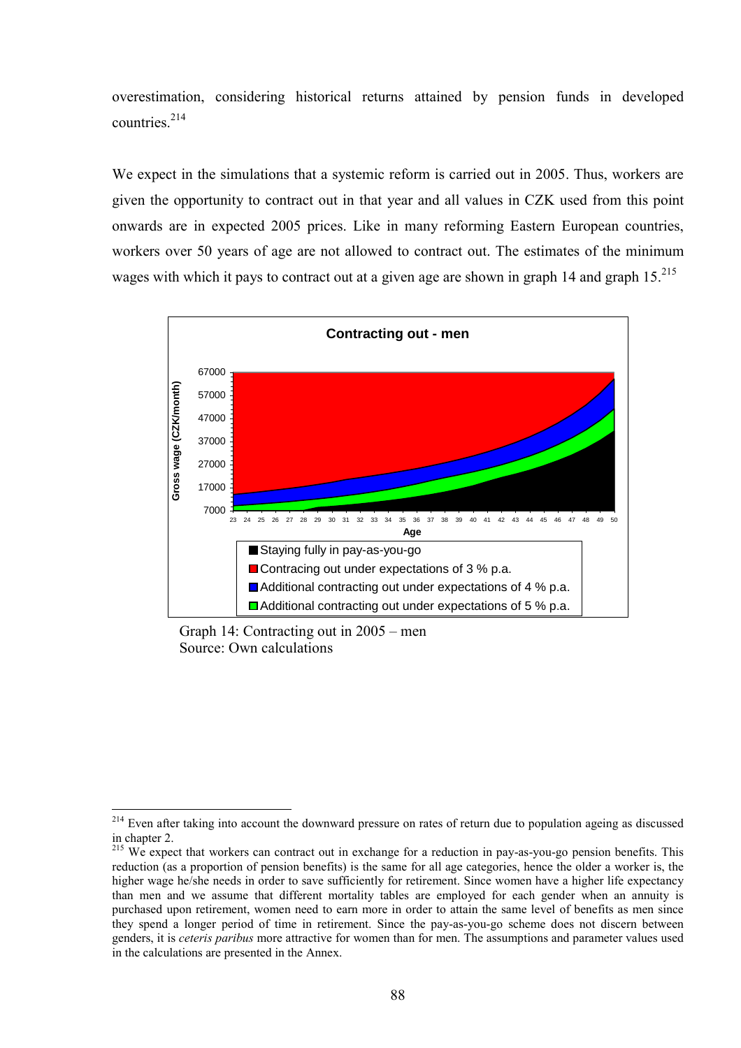overestimation, considering historical returns attained by pension funds in developed countries.[214]

We expect in the simulations that a systemic reform is carried out in 2005. Thus, workers are given the opportunity to contract out in that year and all values in CZK used from this point onwards are in expected 2005 prices. Like in many reforming Eastern European countries, workers over 50 years of age are not allowed to contract out. The estimates of the minimum wages with which it pays to contract out at a given age are shown in graph 14 and graph 15.[215]

**Contracting out - men**

Gross wage (CZK/month)

Age

- Staying fully in pay-as-you-go
- Contracing out under expectations of 3 % p.a.
- Additional contracting out under expectations of 4 % p.a.
- Additional contracting out under expectations of 5 % p.a.

Graph 14: Contracting out in 2005 – men
Source: Own calculations

---

[214] Even after taking into account the downward pressure on rates of return due to population ageing as discussed in chapter 2.

[215] We expect that workers can contract out in exchange for a reduction in pay-as-you-go pension benefits. This reduction (as a proportion of pension benefits) is the same for all age categories, hence the older a worker is, the higher wage he/she needs in order to save sufficiently for retirement. Since women have a higher life expectancy than men and we assume that different mortality tables are employed for each gender when an annuity is purchased upon retirement, women need to earn more in order to attain the same level of benefits as men since they spend a longer period of time in retirement. Since the pay-as-you-go scheme does not discern between genders, it is *ceteris paribus* more attractive for women than for men. The assumptions and parameter values used in the calculations are presented in the Annex.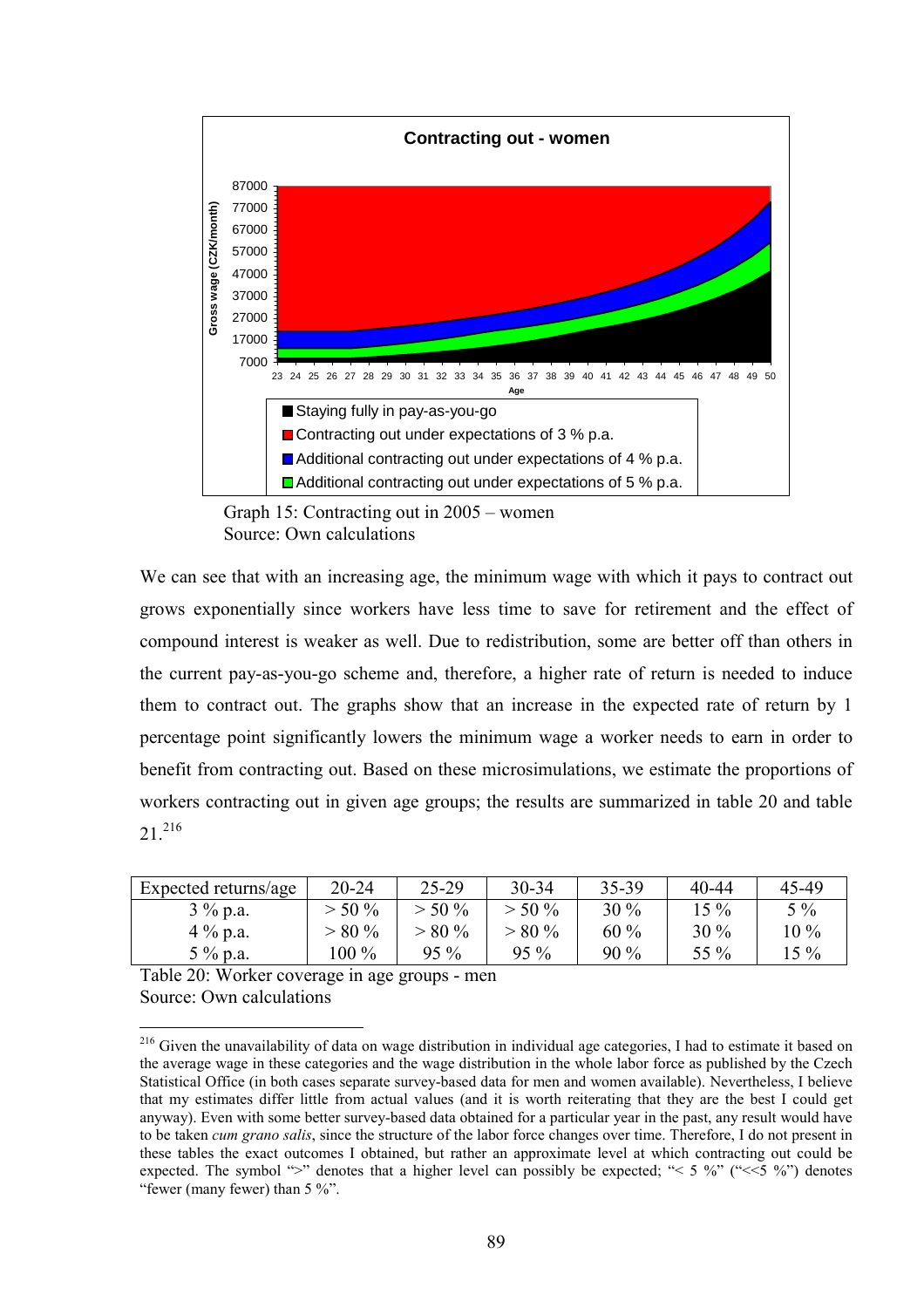Graph 15: Contracting out in 2005 – women
Source: Own calculations

We can see that with an increasing age, the minimum wage with which it pays to contract out grows exponentially since workers have less time to save for retirement and the effect of compound interest is weaker as well. Due to redistribution, some are better off than others in the current pay-as-you-go scheme and, therefore, a higher rate of return is needed to induce them to contract out. The graphs show that an increase in the expected rate of return by 1 percentage point significantly lowers the minimum wage a worker needs to earn in order to benefit from contracting out. Based on these microsimulations, we estimate the proportions of workers contracting out in given age groups; the results are summarized in table 20 and table 21.[216]

| Expected returns/age | 20-24 | 25-29 | 30-34 | 35-39 | 40-44 | 45-49 |
|---|---|---|---|---|---|---|
| 3 % p.a. | > 50 % | > 50 % | > 50 % | 30 % | 15 % | 5 % |
| 4 % p.a. | > 80 % | > 80 % | > 80 % | 60 % | 30 % | 10 % |
| 5 % p.a. | 100 % | 95 % | 95 % | 90 % | 55 % | 15 % |

Table 20: Worker coverage in age groups - men
Source: Own calculations

[216] Given the unavailability of data on wage distribution in individual age categories, I had to estimate it based on the average wage in these categories and the wage distribution in the whole labor force as published by the Czech Statistical Office (in both cases separate survey-based data for men and women available). Nevertheless, I believe that my estimates differ little from actual values (and it is worth reiterating that they are the best I could get anyway). Even with some better survey-based data obtained for a particular year in the past, any result would have to be taken *cum grano salis*, since the structure of the labor force changes over time. Therefore, I do not present in these tables the exact outcomes I obtained, but rather an approximate level at which contracting out could be expected. The symbol ">" denotes that a higher level can possibly be expected; "< 5 %" ("<<5 %") denotes "fewer (many fewer) than 5 %".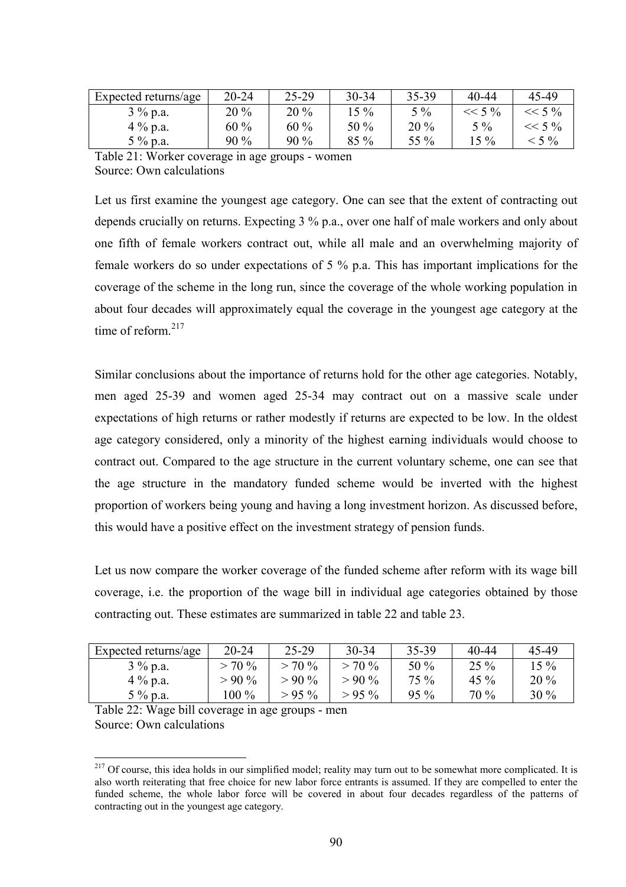| Expected returns/age | 20-24 | 25-29 | 30-34 | 35-39 | 40-44 | 45-49 |
|---|---|---|---|---|---|---|
| 3 % p.a. | 20 % | 20 % | 15 % | 5 % | << 5 % | << 5 % |
| 4 % p.a. | 60 % | 60 % | 50 % | 20 % | 5 % | << 5 % |
| 5 % p.a. | 90 % | 90 % | 85 % | 55 % | 15 % | < 5 % |

Table 21: Worker coverage in age groups - women
Source: Own calculations

Let us first examine the youngest age category. One can see that the extent of contracting out depends crucially on returns. Expecting 3 % p.a., over one half of male workers and only about one fifth of female workers contract out, while all male and an overwhelming majority of female workers do so under expectations of 5 % p.a. This has important implications for the coverage of the scheme in the long run, since the coverage of the whole working population in about four decades will approximately equal the coverage in the youngest age category at the time of reform.[217]

Similar conclusions about the importance of returns hold for the other age categories. Notably, men aged 25-39 and women aged 25-34 may contract out on a massive scale under expectations of high returns or rather modestly if returns are expected to be low. In the oldest age category considered, only a minority of the highest earning individuals would choose to contract out. Compared to the age structure in the current voluntary scheme, one can see that the age structure in the mandatory funded scheme would be inverted with the highest proportion of workers being young and having a long investment horizon. As discussed before, this would have a positive effect on the investment strategy of pension funds.

Let us now compare the worker coverage of the funded scheme after reform with its wage bill coverage, i.e. the proportion of the wage bill in individual age categories obtained by those contracting out. These estimates are summarized in table 22 and table 23.

| Expected returns/age | 20-24 | 25-29 | 30-34 | 35-39 | 40-44 | 45-49 |
|---|---|---|---|---|---|---|
| 3 % p.a. | > 70 % | > 70 % | > 70 % | 50 % | 25 % | 15 % |
| 4 % p.a. | > 90 % | > 90 % | > 90 % | 75 % | 45 % | 20 % |
| 5 % p.a. | 100 % | > 95 % | > 95 % | 95 % | 70 % | 30 % |

Table 22: Wage bill coverage in age groups - men
Source: Own calculations

[217] Of course, this idea holds in our simplified model; reality may turn out to be somewhat more complicated. It is also worth reiterating that free choice for new labor force entrants is assumed. If they are compelled to enter the funded scheme, the whole labor force will be covered in about four decades regardless of the patterns of contracting out in the youngest age category.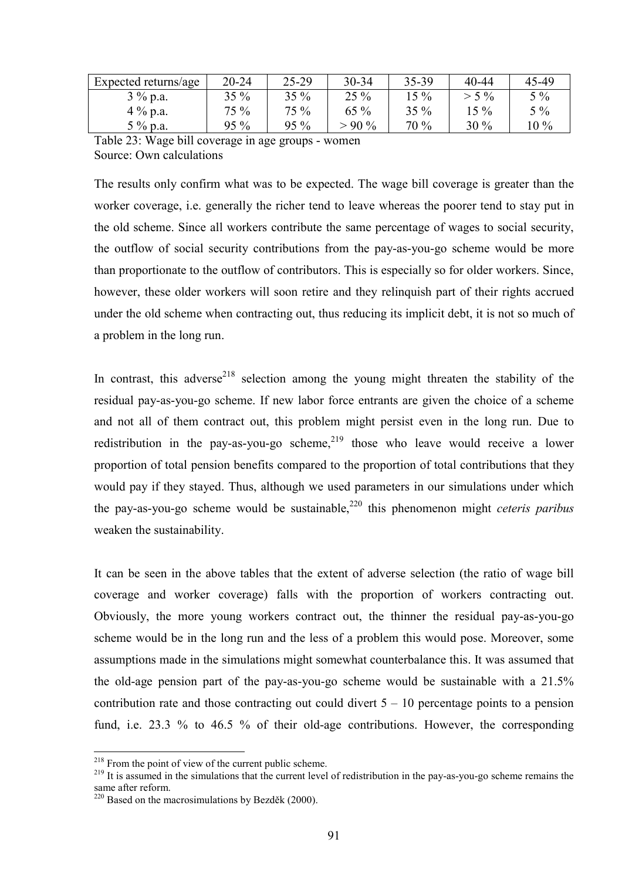| Expected returns/age | 20-24 | 25-29 | 30-34 | 35-39 | 40-44 | 45-49 |
|---|---|---|---|---|---|---|
| 3 % p.a. | 35 % | 35 % | 25 % | 15 % | > 5 % | 5 % |
| 4 % p.a. | 75 % | 75 % | 65 % | 35 % | 15 % | 5 % |
| 5 % p.a. | 95 % | 95 % | > 90 % | 70 % | 30 % | 10 % |

Table 23: Wage bill coverage in age groups - women
Source: Own calculations

The results only confirm what was to be expected. The wage bill coverage is greater than the worker coverage, i.e. generally the richer tend to leave whereas the poorer tend to stay put in the old scheme. Since all workers contribute the same percentage of wages to social security, the outflow of social security contributions from the pay-as-you-go scheme would be more than proportionate to the outflow of contributors. This is especially so for older workers. Since, however, these older workers will soon retire and they relinquish part of their rights accrued under the old scheme when contracting out, thus reducing its implicit debt, it is not so much of a problem in the long run.

In contrast, this adverse[218] selection among the young might threaten the stability of the residual pay-as-you-go scheme. If new labor force entrants are given the choice of a scheme and not all of them contract out, this problem might persist even in the long run. Due to redistribution in the pay-as-you-go scheme,[219] those who leave would receive a lower proportion of total pension benefits compared to the proportion of total contributions that they would pay if they stayed. Thus, although we used parameters in our simulations under which the pay-as-you-go scheme would be sustainable,[220] this phenomenon might *ceteris paribus* weaken the sustainability.

It can be seen in the above tables that the extent of adverse selection (the ratio of wage bill coverage and worker coverage) falls with the proportion of workers contracting out. Obviously, the more young workers contract out, the thinner the residual pay-as-you-go scheme would be in the long run and the less of a problem this would pose. Moreover, some assumptions made in the simulations might somewhat counterbalance this. It was assumed that the old-age pension part of the pay-as-you-go scheme would be sustainable with a 21.5% contribution rate and those contracting out could divert 5 – 10 percentage points to a pension fund, i.e. 23.3 % to 46.5 % of their old-age contributions. However, the corresponding

[218] From the point of view of the current public scheme.

[219] It is assumed in the simulations that the current level of redistribution in the pay-as-you-go scheme remains the same after reform.

[220] Based on the macrosimulations by Bezděk (2000).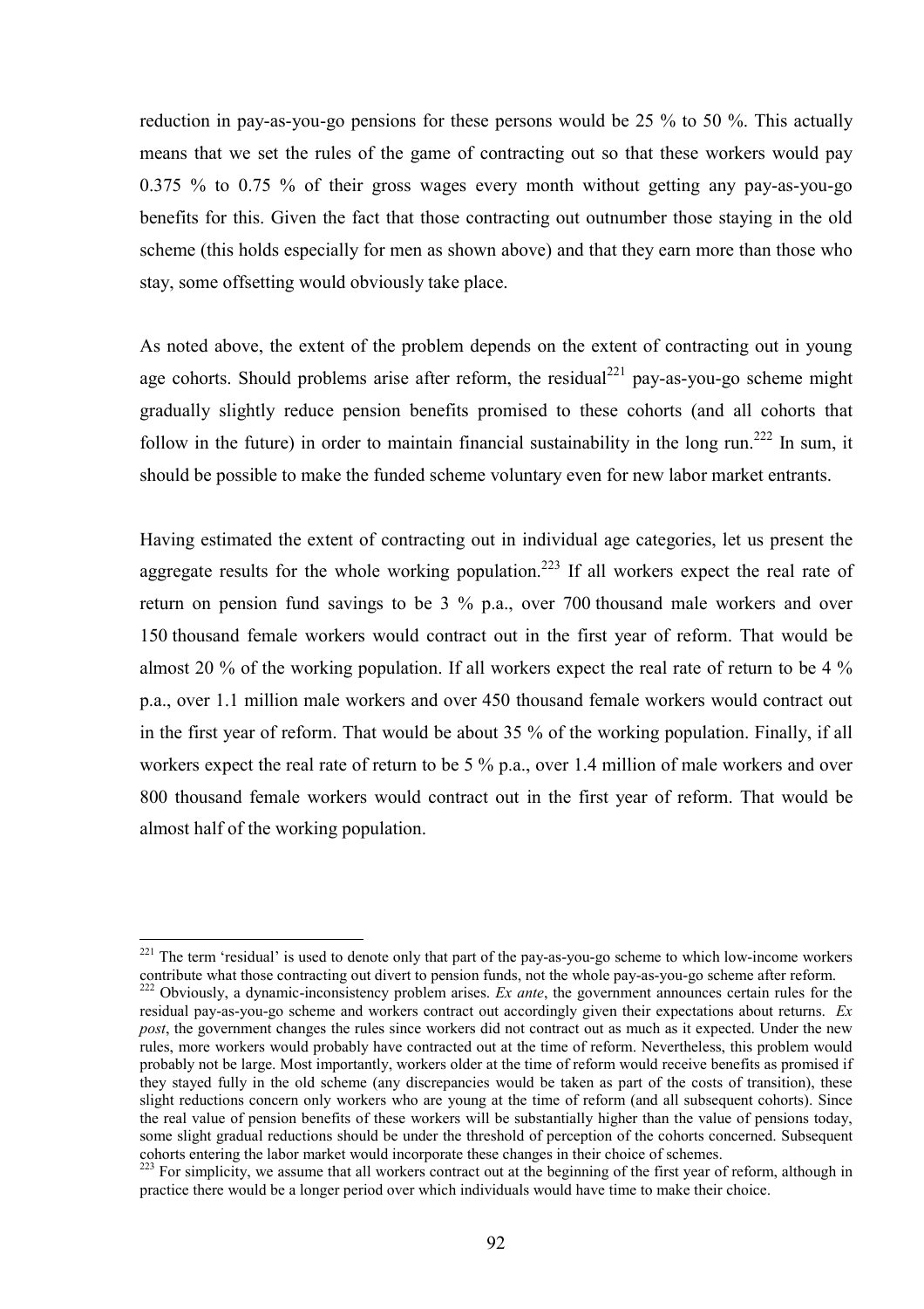reduction in pay-as-you-go pensions for these persons would be 25 % to 50 %. This actually means that we set the rules of the game of contracting out so that these workers would pay 0.375 % to 0.75 % of their gross wages every month without getting any pay-as-you-go benefits for this. Given the fact that those contracting out outnumber those staying in the old scheme (this holds especially for men as shown above) and that they earn more than those who stay, some offsetting would obviously take place.

As noted above, the extent of the problem depends on the extent of contracting out in young age cohorts. Should problems arise after reform, the residual[221] pay-as-you-go scheme might gradually slightly reduce pension benefits promised to these cohorts (and all cohorts that follow in the future) in order to maintain financial sustainability in the long run.[222] In sum, it should be possible to make the funded scheme voluntary even for new labor market entrants.

Having estimated the extent of contracting out in individual age categories, let us present the aggregate results for the whole working population.[223] If all workers expect the real rate of return on pension fund savings to be 3 % p.a., over 700 thousand male workers and over 150 thousand female workers would contract out in the first year of reform. That would be almost 20 % of the working population. If all workers expect the real rate of return to be 4 % p.a., over 1.1 million male workers and over 450 thousand female workers would contract out in the first year of reform. That would be about 35 % of the working population. Finally, if all workers expect the real rate of return to be 5 % p.a., over 1.4 million of male workers and over 800 thousand female workers would contract out in the first year of reform. That would be almost half of the working population.

---

[221] The term 'residual' is used to denote only that part of the pay-as-you-go scheme to which low-income workers contribute what those contracting out divert to pension funds, not the whole pay-as-you-go scheme after reform.

[222] Obviously, a dynamic-inconsistency problem arises. *Ex ante*, the government announces certain rules for the residual pay-as-you-go scheme and workers contract out accordingly given their expectations about returns. *Ex post*, the government changes the rules since workers did not contract out as much as it expected. Under the new rules, more workers would probably have contracted out at the time of reform. Nevertheless, this problem would probably not be large. Most importantly, workers older at the time of reform would receive benefits as promised if they stayed fully in the old scheme (any discrepancies would be taken as part of the costs of transition), these slight reductions concern only workers who are young at the time of reform (and all subsequent cohorts). Since the real value of pension benefits of these workers will be substantially higher than the value of pensions today, some slight gradual reductions should be under the threshold of perception of the cohorts concerned. Subsequent cohorts entering the labor market would incorporate these changes in their choice of schemes.

[223] For simplicity, we assume that all workers contract out at the beginning of the first year of reform, although in practice there would be a longer period over which individuals would have time to make their choice.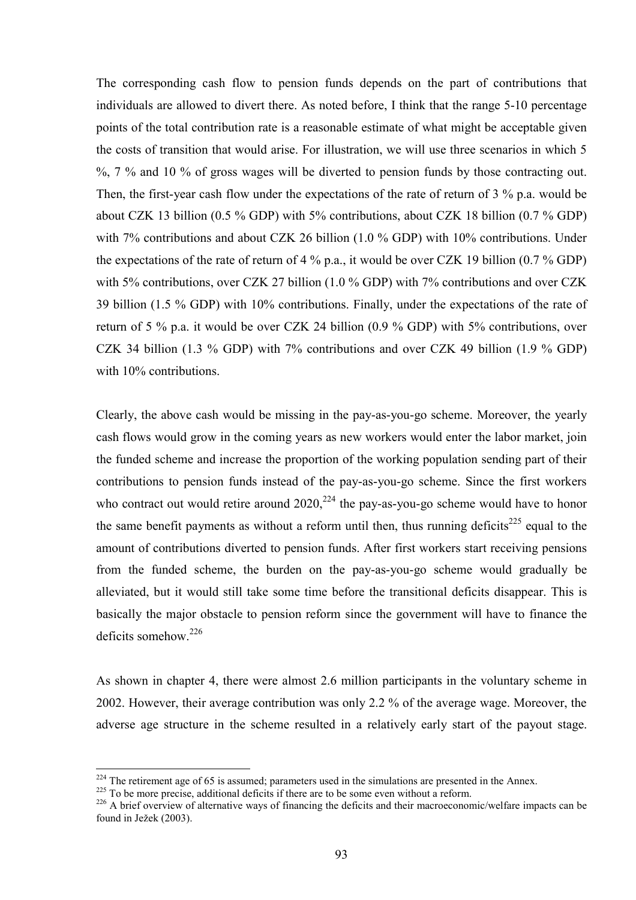The corresponding cash flow to pension funds depends on the part of contributions that individuals are allowed to divert there. As noted before, I think that the range 5-10 percentage points of the total contribution rate is a reasonable estimate of what might be acceptable given the costs of transition that would arise. For illustration, we will use three scenarios in which 5 %, 7 % and 10 % of gross wages will be diverted to pension funds by those contracting out. Then, the first-year cash flow under the expectations of the rate of return of 3 % p.a. would be about CZK 13 billion (0.5 % GDP) with 5% contributions, about CZK 18 billion (0.7 % GDP) with 7% contributions and about CZK 26 billion (1.0 % GDP) with 10% contributions. Under the expectations of the rate of return of 4 % p.a., it would be over CZK 19 billion (0.7 % GDP) with 5% contributions, over CZK 27 billion (1.0 % GDP) with 7% contributions and over CZK 39 billion (1.5 % GDP) with 10% contributions. Finally, under the expectations of the rate of return of 5 % p.a. it would be over CZK 24 billion (0.9 % GDP) with 5% contributions, over CZK 34 billion (1.3 % GDP) with 7% contributions and over CZK 49 billion (1.9 % GDP) with 10% contributions.

Clearly, the above cash would be missing in the pay-as-you-go scheme. Moreover, the yearly cash flows would grow in the coming years as new workers would enter the labor market, join the funded scheme and increase the proportion of the working population sending part of their contributions to pension funds instead of the pay-as-you-go scheme. Since the first workers who contract out would retire around 2020,[224] the pay-as-you-go scheme would have to honor the same benefit payments as without a reform until then, thus running deficits[225] equal to the amount of contributions diverted to pension funds. After first workers start receiving pensions from the funded scheme, the burden on the pay-as-you-go scheme would gradually be alleviated, but it would still take some time before the transitional deficits disappear. This is basically the major obstacle to pension reform since the government will have to finance the deficits somehow.[226]

As shown in chapter 4, there were almost 2.6 million participants in the voluntary scheme in 2002. However, their average contribution was only 2.2 % of the average wage. Moreover, the adverse age structure in the scheme resulted in a relatively early start of the payout stage.

---

[224] The retirement age of 65 is assumed; parameters used in the simulations are presented in the Annex.

[225] To be more precise, additional deficits if there are to be some even without a reform.

[226] A brief overview of alternative ways of financing the deficits and their macroeconomic/welfare impacts can be found in Ježek (2003).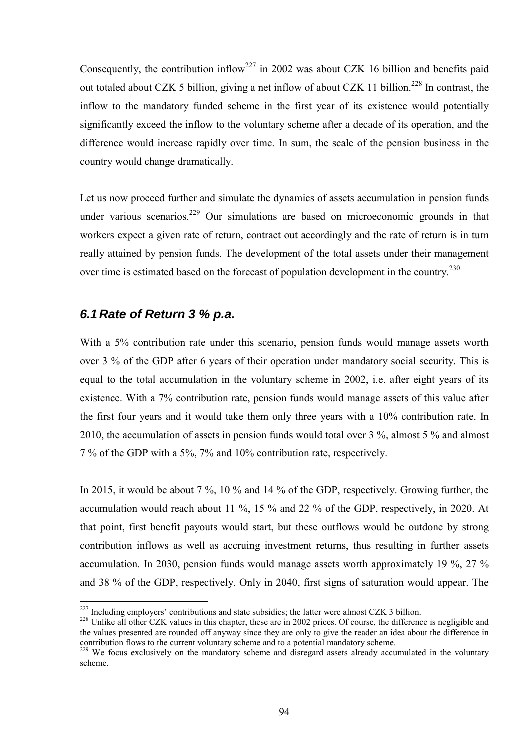Consequently, the contribution inflow[227] in 2002 was about CZK 16 billion and benefits paid out totaled about CZK 5 billion, giving a net inflow of about CZK 11 billion.[228] In contrast, the inflow to the mandatory funded scheme in the first year of its existence would potentially significantly exceed the inflow to the voluntary scheme after a decade of its operation, and the difference would increase rapidly over time. In sum, the scale of the pension business in the country would change dramatically.

Let us now proceed further and simulate the dynamics of assets accumulation in pension funds under various scenarios.[229] Our simulations are based on microeconomic grounds in that workers expect a given rate of return, contract out accordingly and the rate of return is in turn really attained by pension funds. The development of the total assets under their management over time is estimated based on the forecast of population development in the country.[230]

## *6.1 Rate of Return 3 % p.a.*

With a 5% contribution rate under this scenario, pension funds would manage assets worth over 3 % of the GDP after 6 years of their operation under mandatory social security. This is equal to the total accumulation in the voluntary scheme in 2002, i.e. after eight years of its existence. With a 7% contribution rate, pension funds would manage assets of this value after the first four years and it would take them only three years with a 10% contribution rate. In 2010, the accumulation of assets in pension funds would total over 3 %, almost 5 % and almost 7 % of the GDP with a 5%, 7% and 10% contribution rate, respectively.

In 2015, it would be about 7 %, 10 % and 14 % of the GDP, respectively. Growing further, the accumulation would reach about 11 %, 15 % and 22 % of the GDP, respectively, in 2020. At that point, first benefit payouts would start, but these outflows would be outdone by strong contribution inflows as well as accruing investment returns, thus resulting in further assets accumulation. In 2030, pension funds would manage assets worth approximately 19 %, 27 % and 38 % of the GDP, respectively. Only in 2040, first signs of saturation would appear. The

[227] Including employers' contributions and state subsidies; the latter were almost CZK 3 billion.

[228] Unlike all other CZK values in this chapter, these are in 2002 prices. Of course, the difference is negligible and the values presented are rounded off anyway since they are only to give the reader an idea about the difference in contribution flows to the current voluntary scheme and to a potential mandatory scheme.

[229] We focus exclusively on the mandatory scheme and disregard assets already accumulated in the voluntary scheme.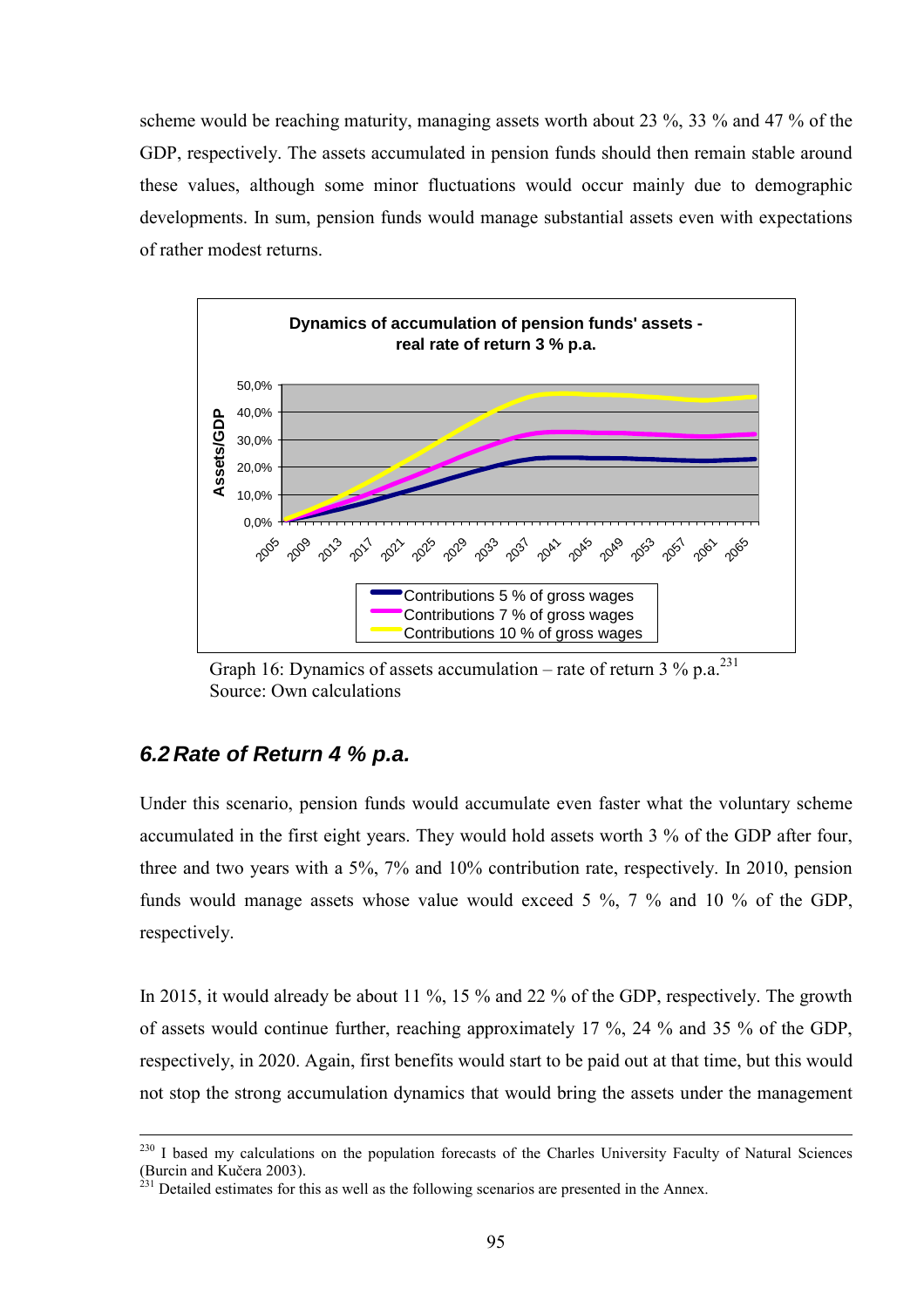scheme would be reaching maturity, managing assets worth about 23 %, 33 % and 47 % of the GDP, respectively. The assets accumulated in pension funds should then remain stable around these values, although some minor fluctuations would occur mainly due to demographic developments. In sum, pension funds would manage substantial assets even with expectations of rather modest returns.

Graph 16: Dynamics of assets accumulation – rate of return 3 % p.a.[231]
Source: Own calculations

## 6.2 Rate of Return 4 % p.a.

Under this scenario, pension funds would accumulate even faster what the voluntary scheme accumulated in the first eight years. They would hold assets worth 3 % of the GDP after four, three and two years with a 5%, 7% and 10% contribution rate, respectively. In 2010, pension funds would manage assets whose value would exceed 5 %, 7 % and 10 % of the GDP, respectively.

In 2015, it would already be about 11 %, 15 % and 22 % of the GDP, respectively. The growth of assets would continue further, reaching approximately 17 %, 24 % and 35 % of the GDP, respectively, in 2020. Again, first benefits would start to be paid out at that time, but this would not stop the strong accumulation dynamics that would bring the assets under the management

---

[230] I based my calculations on the population forecasts of the Charles University Faculty of Natural Sciences (Burcin and Kučera 2003).

[231] Detailed estimates for this as well as the following scenarios are presented in the Annex.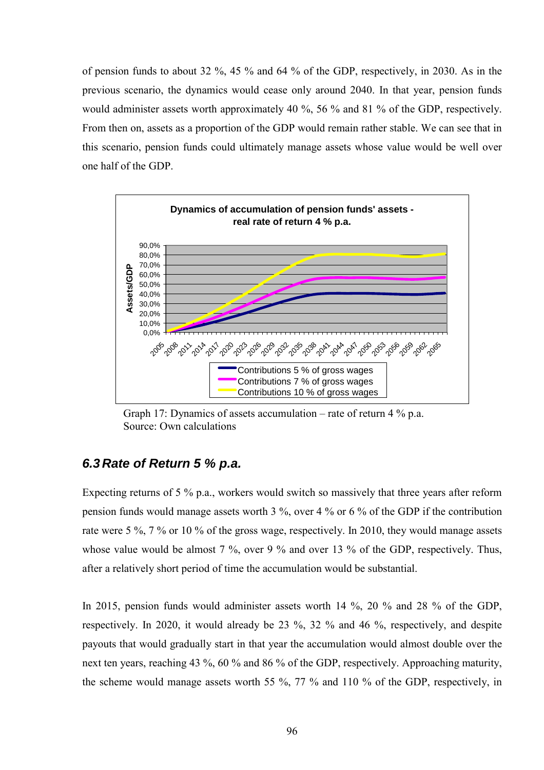of pension funds to about 32 %, 45 % and 64 % of the GDP, respectively, in 2030. As in the previous scenario, the dynamics would cease only around 2040. In that year, pension funds would administer assets worth approximately 40 %, 56 % and 81 % of the GDP, respectively. From then on, assets as a proportion of the GDP would remain rather stable. We can see that in this scenario, pension funds could ultimately manage assets whose value would be well over one half of the GDP.

Graph 17: Dynamics of assets accumulation – rate of return 4 % p.a.
Source: Own calculations

## 6.3 Rate of Return 5 % p.a.

Expecting returns of 5 % p.a., workers would switch so massively that three years after reform pension funds would manage assets worth 3 %, over 4 % or 6 % of the GDP if the contribution rate were 5 %, 7 % or 10 % of the gross wage, respectively. In 2010, they would manage assets whose value would be almost 7 %, over 9 % and over 13 % of the GDP, respectively. Thus, after a relatively short period of time the accumulation would be substantial.

In 2015, pension funds would administer assets worth 14 %, 20 % and 28 % of the GDP, respectively. In 2020, it would already be 23 %, 32 % and 46 %, respectively, and despite payouts that would gradually start in that year the accumulation would almost double over the next ten years, reaching 43 %, 60 % and 86 % of the GDP, respectively. Approaching maturity, the scheme would manage assets worth 55 %, 77 % and 110 % of the GDP, respectively, in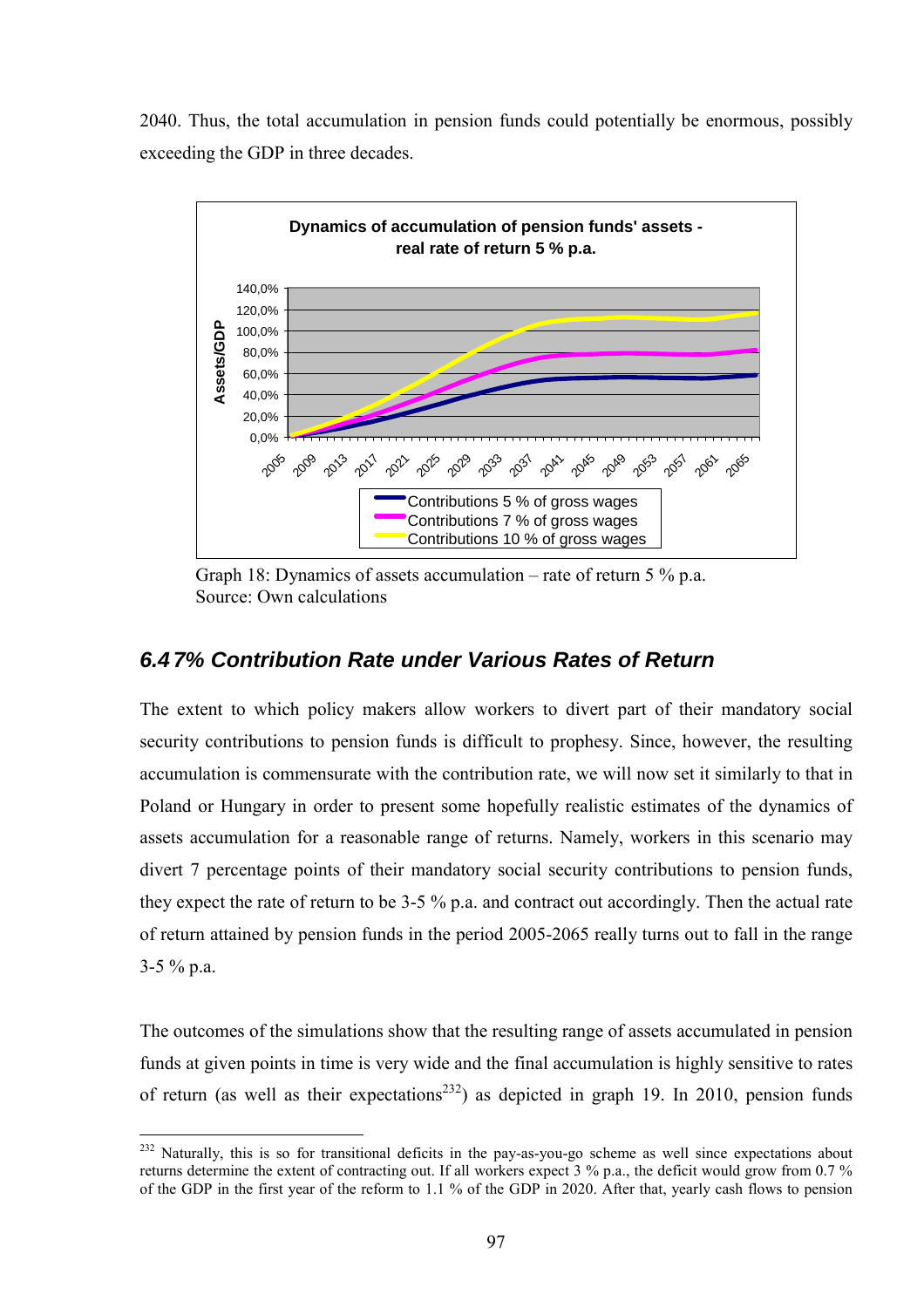2040. Thus, the total accumulation in pension funds could potentially be enormous, possibly exceeding the GDP in three decades.

Graph 18: Dynamics of assets accumulation – rate of return 5 % p.a.
Source: Own calculations

### 6.4 7% Contribution Rate under Various Rates of Return

The extent to which policy makers allow workers to divert part of their mandatory social security contributions to pension funds is difficult to prophesy. Since, however, the resulting accumulation is commensurate with the contribution rate, we will now set it similarly to that in Poland or Hungary in order to present some hopefully realistic estimates of the dynamics of assets accumulation for a reasonable range of returns. Namely, workers in this scenario may divert 7 percentage points of their mandatory social security contributions to pension funds, they expect the rate of return to be 3-5 % p.a. and contract out accordingly. Then the actual rate of return attained by pension funds in the period 2005-2065 really turns out to fall in the range 3-5 % p.a.

The outcomes of the simulations show that the resulting range of assets accumulated in pension funds at given points in time is very wide and the final accumulation is highly sensitive to rates of return (as well as their expectations[232]) as depicted in graph 19. In 2010, pension funds

[232] Naturally, this is so for transitional deficits in the pay-as-you-go scheme as well since expectations about returns determine the extent of contracting out. If all workers expect 3 % p.a., the deficit would grow from 0.7 % of the GDP in the first year of the reform to 1.1 % of the GDP in 2020. After that, yearly cash flows to pension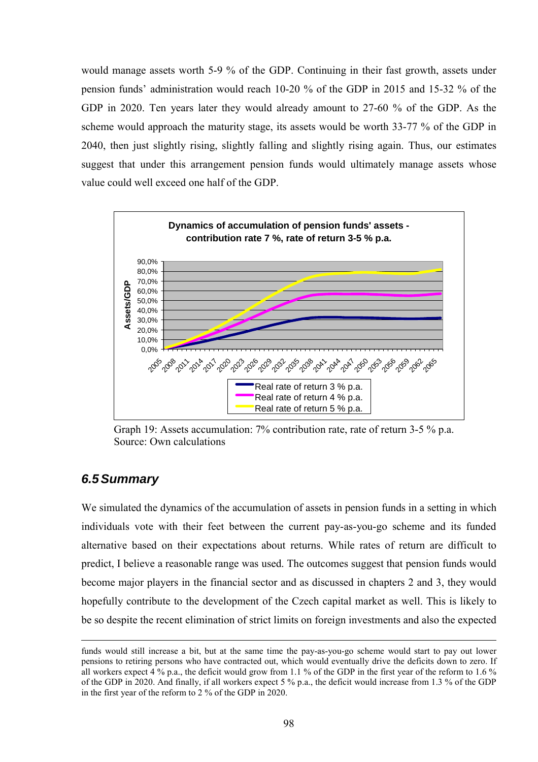would manage assets worth 5-9 % of the GDP. Continuing in their fast growth, assets under pension funds' administration would reach 10-20 % of the GDP in 2015 and 15-32 % of the GDP in 2020. Ten years later they would already amount to 27-60 % of the GDP. As the scheme would approach the maturity stage, its assets would be worth 33-77 % of the GDP in 2040, then just slightly rising, slightly falling and slightly rising again. Thus, our estimates suggest that under this arrangement pension funds would ultimately manage assets whose value could well exceed one half of the GDP.

Graph 19: Assets accumulation: 7% contribution rate, rate of return 3-5 % p.a.
Source: Own calculations

## 6.5 Summary

We simulated the dynamics of the accumulation of assets in pension funds in a setting in which individuals vote with their feet between the current pay-as-you-go scheme and its funded alternative based on their expectations about returns. While rates of return are difficult to predict, I believe a reasonable range was used. The outcomes suggest that pension funds would become major players in the financial sector and as discussed in chapters 2 and 3, they would hopefully contribute to the development of the Czech capital market as well. This is likely to be so despite the recent elimination of strict limits on foreign investments and also the expected

---

funds would still increase a bit, but at the same time the pay-as-you-go scheme would start to pay out lower pensions to retiring persons who have contracted out, which would eventually drive the deficits down to zero. If all workers expect 4 % p.a., the deficit would grow from 1.1 % of the GDP in the first year of the reform to 1.6 % of the GDP in 2020. And finally, if all workers expect 5 % p.a., the deficit would increase from 1.3 % of the GDP in the first year of the reform to 2 % of the GDP in 2020.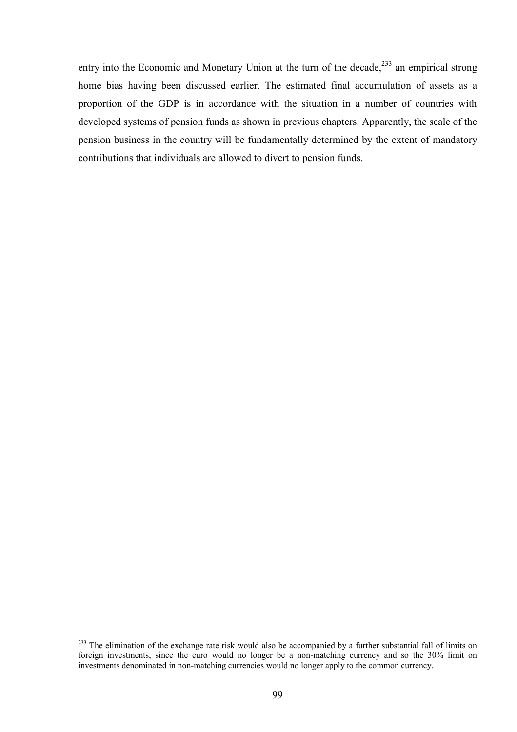entry into the Economic and Monetary Union at the turn of the decade,[233] an empirical strong home bias having been discussed earlier. The estimated final accumulation of assets as a proportion of the GDP is in accordance with the situation in a number of countries with developed systems of pension funds as shown in previous chapters. Apparently, the scale of the pension business in the country will be fundamentally determined by the extent of mandatory contributions that individuals are allowed to divert to pension funds.

[233] The elimination of the exchange rate risk would also be accompanied by a further substantial fall of limits on foreign investments, since the euro would no longer be a non-matching currency and so the 30% limit on investments denominated in non-matching currencies would no longer apply to the common currency.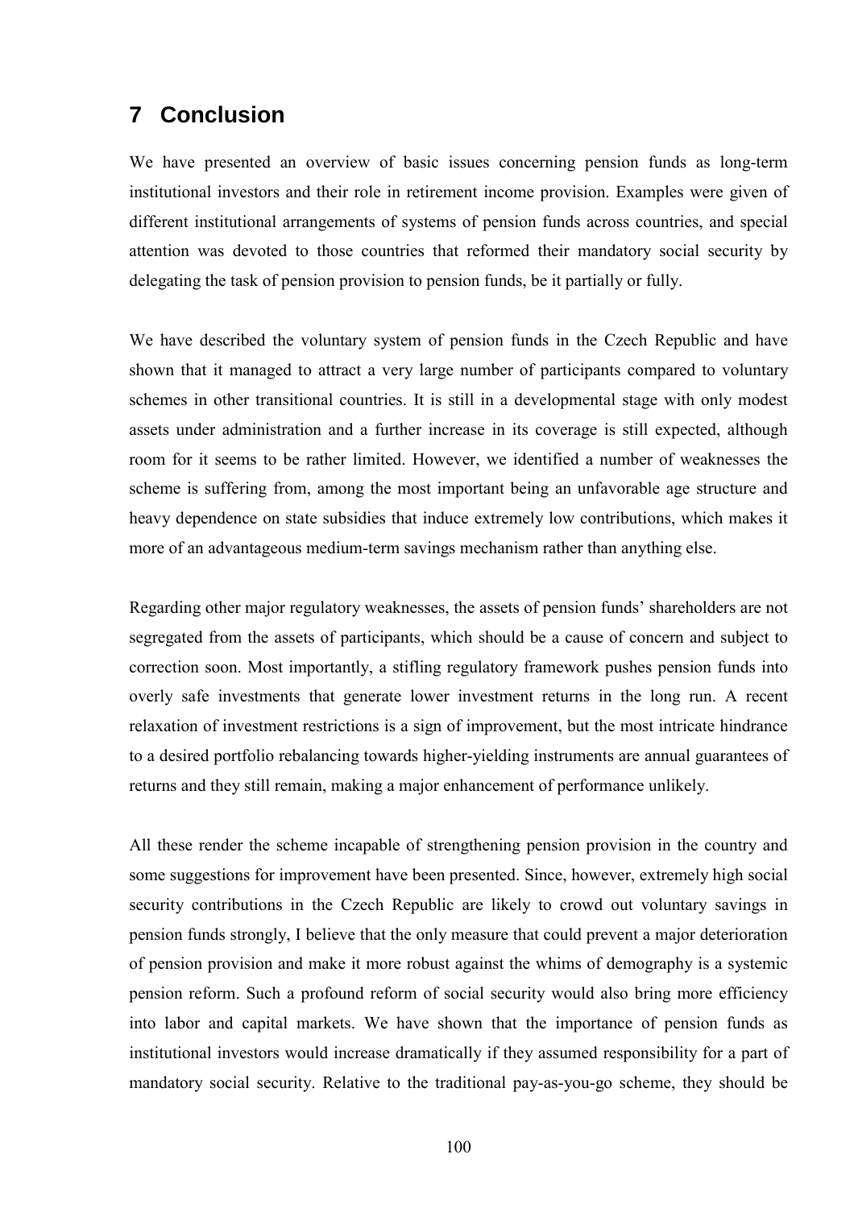# 7 Conclusion

We have presented an overview of basic issues concerning pension funds as long-term institutional investors and their role in retirement income provision. Examples were given of different institutional arrangements of systems of pension funds across countries, and special attention was devoted to those countries that reformed their mandatory social security by delegating the task of pension provision to pension funds, be it partially or fully.

We have described the voluntary system of pension funds in the Czech Republic and have shown that it managed to attract a very large number of participants compared to voluntary schemes in other transitional countries. It is still in a developmental stage with only modest assets under administration and a further increase in its coverage is still expected, although room for it seems to be rather limited. However, we identified a number of weaknesses the scheme is suffering from, among the most important being an unfavorable age structure and heavy dependence on state subsidies that induce extremely low contributions, which makes it more of an advantageous medium-term savings mechanism rather than anything else.

Regarding other major regulatory weaknesses, the assets of pension funds' shareholders are not segregated from the assets of participants, which should be a cause of concern and subject to correction soon. Most importantly, a stifling regulatory framework pushes pension funds into overly safe investments that generate lower investment returns in the long run. A recent relaxation of investment restrictions is a sign of improvement, but the most intricate hindrance to a desired portfolio rebalancing towards higher-yielding instruments are annual guarantees of returns and they still remain, making a major enhancement of performance unlikely.

All these render the scheme incapable of strengthening pension provision in the country and some suggestions for improvement have been presented. Since, however, extremely high social security contributions in the Czech Republic are likely to crowd out voluntary savings in pension funds strongly, I believe that the only measure that could prevent a major deterioration of pension provision and make it more robust against the whims of demography is a systemic pension reform. Such a profound reform of social security would also bring more efficiency into labor and capital markets. We have shown that the importance of pension funds as institutional investors would increase dramatically if they assumed responsibility for a part of mandatory social security. Relative to the traditional pay-as-you-go scheme, they should be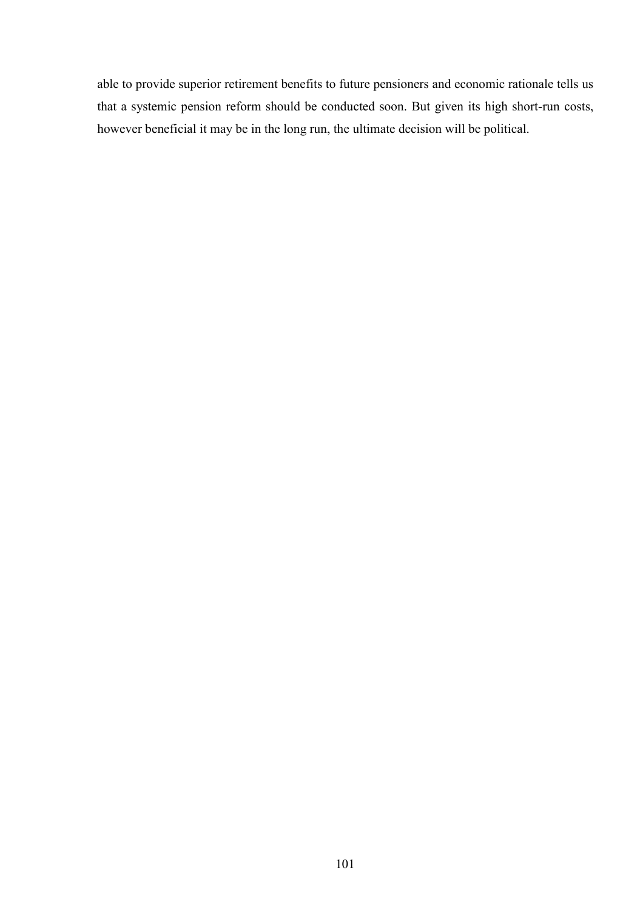able to provide superior retirement benefits to future pensioners and economic rationale tells us that a systemic pension reform should be conducted soon. But given its high short-run costs, however beneficial it may be in the long run, the ultimate decision will be political.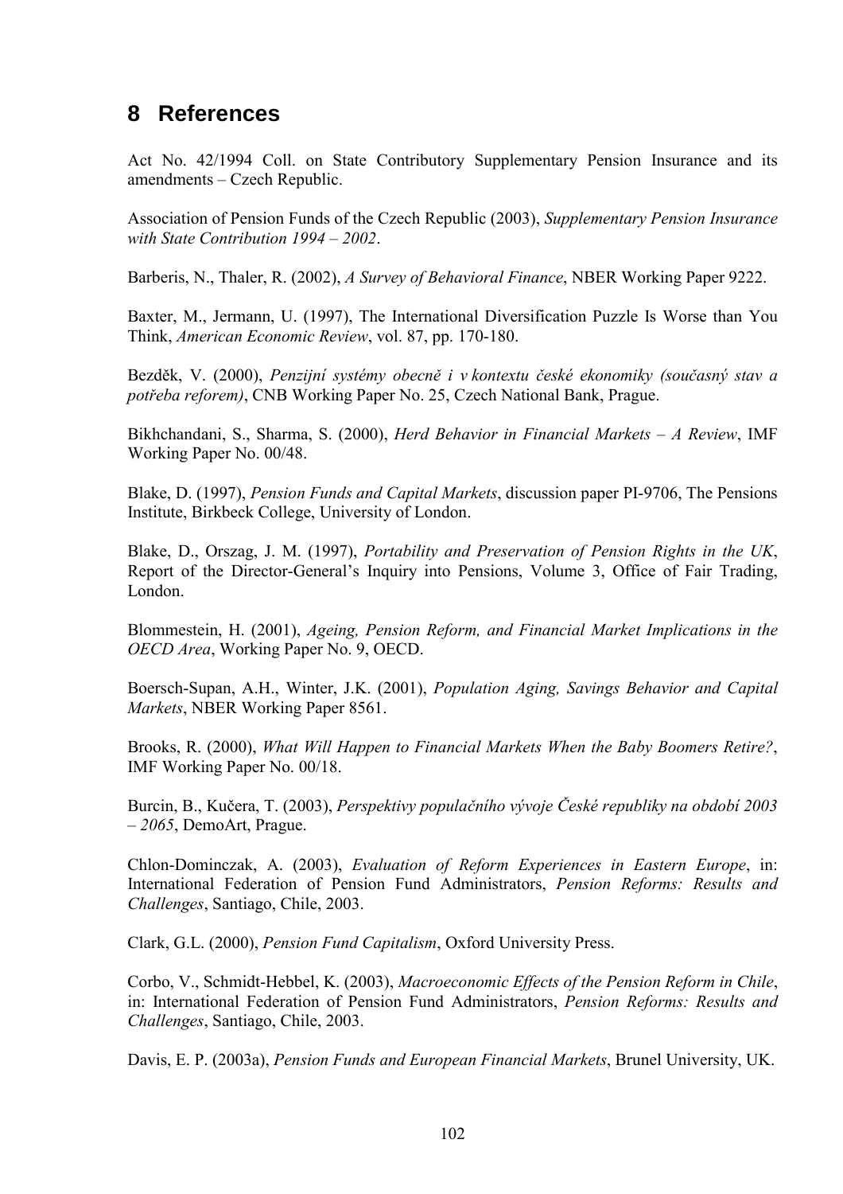# 8 References

Act No. 42/1994 Coll. on State Contributory Supplementary Pension Insurance and its amendments – Czech Republic.

Association of Pension Funds of the Czech Republic (2003), *Supplementary Pension Insurance with State Contribution 1994 – 2002*.

Barberis, N., Thaler, R. (2002), *A Survey of Behavioral Finance*, NBER Working Paper 9222.

Baxter, M., Jermann, U. (1997), The International Diversification Puzzle Is Worse than You Think, *American Economic Review*, vol. 87, pp. 170-180.

Bezděk, V. (2000), *Penzijní systémy obecně i v kontextu české ekonomiky (současný stav a potřeba reforem)*, CNB Working Paper No. 25, Czech National Bank, Prague.

Bikhchandani, S., Sharma, S. (2000), *Herd Behavior in Financial Markets – A Review*, IMF Working Paper No. 00/48.

Blake, D. (1997), *Pension Funds and Capital Markets*, discussion paper PI-9706, The Pensions Institute, Birkbeck College, University of London.

Blake, D., Orszag, J. M. (1997), *Portability and Preservation of Pension Rights in the UK*, Report of the Director-General's Inquiry into Pensions, Volume 3, Office of Fair Trading, London.

Blommestein, H. (2001), *Ageing, Pension Reform, and Financial Market Implications in the OECD Area*, Working Paper No. 9, OECD.

Boersch-Supan, A.H., Winter, J.K. (2001), *Population Aging, Savings Behavior and Capital Markets*, NBER Working Paper 8561.

Brooks, R. (2000), *What Will Happen to Financial Markets When the Baby Boomers Retire?*, IMF Working Paper No. 00/18.

Burcin, B., Kučera, T. (2003), *Perspektivy populačního vývoje České republiky na období 2003 – 2065*, DemoArt, Prague.

Chlon-Dominczak, A. (2003), *Evaluation of Reform Experiences in Eastern Europe*, in: International Federation of Pension Fund Administrators, *Pension Reforms: Results and Challenges*, Santiago, Chile, 2003.

Clark, G.L. (2000), *Pension Fund Capitalism*, Oxford University Press.

Corbo, V., Schmidt-Hebbel, K. (2003), *Macroeconomic Effects of the Pension Reform in Chile*, in: International Federation of Pension Fund Administrators, *Pension Reforms: Results and Challenges*, Santiago, Chile, 2003.

Davis, E. P. (2003a), *Pension Funds and European Financial Markets*, Brunel University, UK.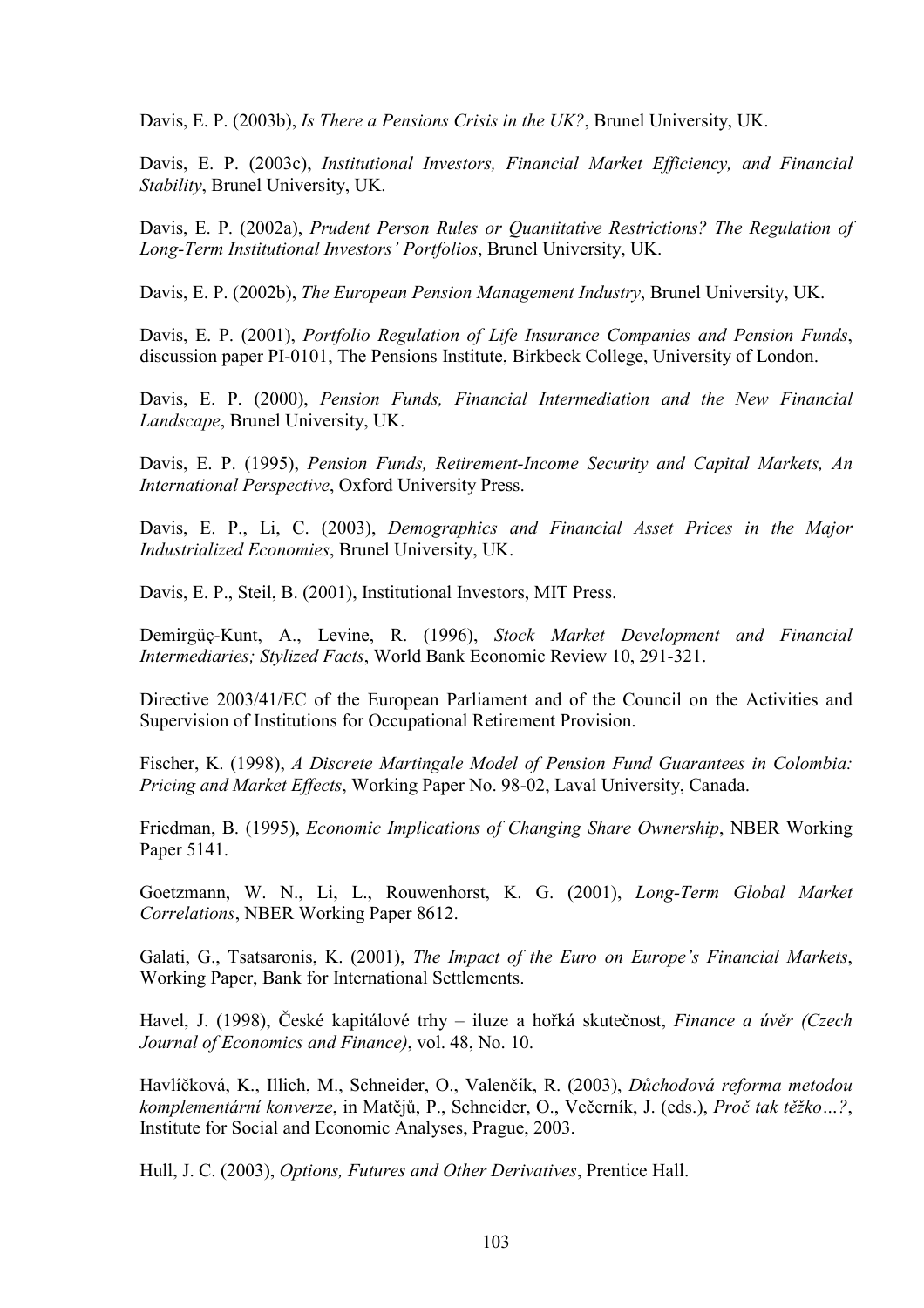Davis, E. P. (2003b), *Is There a Pensions Crisis in the UK?*, Brunel University, UK.

Davis, E. P. (2003c), *Institutional Investors, Financial Market Efficiency, and Financial Stability*, Brunel University, UK.

Davis, E. P. (2002a), *Prudent Person Rules or Quantitative Restrictions? The Regulation of Long-Term Institutional Investors' Portfolios*, Brunel University, UK.

Davis, E. P. (2002b), *The European Pension Management Industry*, Brunel University, UK.

Davis, E. P. (2001), *Portfolio Regulation of Life Insurance Companies and Pension Funds*, discussion paper PI-0101, The Pensions Institute, Birkbeck College, University of London.

Davis, E. P. (2000), *Pension Funds, Financial Intermediation and the New Financial Landscape*, Brunel University, UK.

Davis, E. P. (1995), *Pension Funds, Retirement-Income Security and Capital Markets, An International Perspective*, Oxford University Press.

Davis, E. P., Li, C. (2003), *Demographics and Financial Asset Prices in the Major Industrialized Economies*, Brunel University, UK.

Davis, E. P., Steil, B. (2001), Institutional Investors, MIT Press.

Demirgüç-Kunt, A., Levine, R. (1996), *Stock Market Development and Financial Intermediaries; Stylized Facts*, World Bank Economic Review 10, 291-321.

Directive 2003/41/EC of the European Parliament and of the Council on the Activities and Supervision of Institutions for Occupational Retirement Provision.

Fischer, K. (1998), *A Discrete Martingale Model of Pension Fund Guarantees in Colombia: Pricing and Market Effects*, Working Paper No. 98-02, Laval University, Canada.

Friedman, B. (1995), *Economic Implications of Changing Share Ownership*, NBER Working Paper 5141.

Goetzmann, W. N., Li, L., Rouwenhorst, K. G. (2001), *Long-Term Global Market Correlations*, NBER Working Paper 8612.

Galati, G., Tsatsaronis, K. (2001), *The Impact of the Euro on Europe's Financial Markets*, Working Paper, Bank for International Settlements.

Havel, J. (1998), České kapitálové trhy – iluze a hořká skutečnost, *Finance a úvěr (Czech Journal of Economics and Finance)*, vol. 48, No. 10.

Havlíčková, K., Illich, M., Schneider, O., Valenčík, R. (2003), *Důchodová reforma metodou komplementární konverze*, in Matějů, P., Schneider, O., Večerník, J. (eds.), *Proč tak těžko…?*, Institute for Social and Economic Analyses, Prague, 2003.

Hull, J. C. (2003), *Options, Futures and Other Derivatives*, Prentice Hall.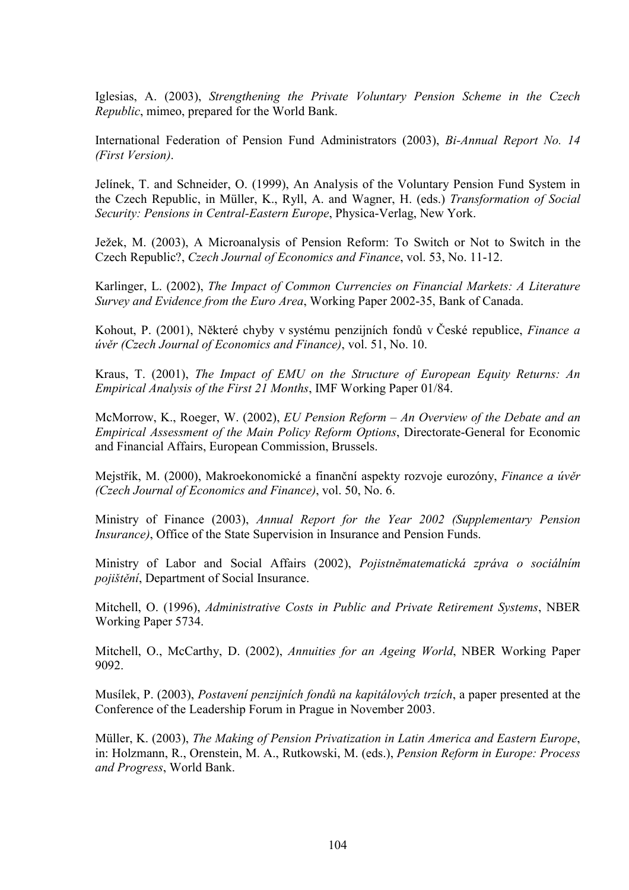Iglesias, A. (2003), *Strengthening the Private Voluntary Pension Scheme in the Czech Republic*, mimeo, prepared for the World Bank.

International Federation of Pension Fund Administrators (2003), *Bi-Annual Report No. 14 (First Version)*.

Jelínek, T. and Schneider, O. (1999), An Analysis of the Voluntary Pension Fund System in the Czech Republic, in Müller, K., Ryll, A. and Wagner, H. (eds.) *Transformation of Social Security: Pensions in Central-Eastern Europe*, Physica-Verlag, New York.

Ježek, M. (2003), A Microanalysis of Pension Reform: To Switch or Not to Switch in the Czech Republic?, *Czech Journal of Economics and Finance*, vol. 53, No. 11-12.

Karlinger, L. (2002), *The Impact of Common Currencies on Financial Markets: A Literature Survey and Evidence from the Euro Area*, Working Paper 2002-35, Bank of Canada.

Kohout, P. (2001), Některé chyby v systému penzijních fondů v České republice, *Finance a úvěr (Czech Journal of Economics and Finance)*, vol. 51, No. 10.

Kraus, T. (2001), *The Impact of EMU on the Structure of European Equity Returns: An Empirical Analysis of the First 21 Months*, IMF Working Paper 01/84.

McMorrow, K., Roeger, W. (2002), *EU Pension Reform – An Overview of the Debate and an Empirical Assessment of the Main Policy Reform Options*, Directorate-General for Economic and Financial Affairs, European Commission, Brussels.

Mejstřík, M. (2000), Makroekonomické a finanční aspekty rozvoje eurozóny, *Finance a úvěr (Czech Journal of Economics and Finance)*, vol. 50, No. 6.

Ministry of Finance (2003), *Annual Report for the Year 2002 (Supplementary Pension Insurance)*, Office of the State Supervision in Insurance and Pension Funds.

Ministry of Labor and Social Affairs (2002), *Pojistněmatematická zpráva o sociálním pojištění*, Department of Social Insurance.

Mitchell, O. (1996), *Administrative Costs in Public and Private Retirement Systems*, NBER Working Paper 5734.

Mitchell, O., McCarthy, D. (2002), *Annuities for an Ageing World*, NBER Working Paper 9092.

Musílek, P. (2003), *Postavení penzijních fondů na kapitálových trzích*, a paper presented at the Conference of the Leadership Forum in Prague in November 2003.

Müller, K. (2003), *The Making of Pension Privatization in Latin America and Eastern Europe*, in: Holzmann, R., Orenstein, M. A., Rutkowski, M. (eds.), *Pension Reform in Europe: Process and Progress*, World Bank.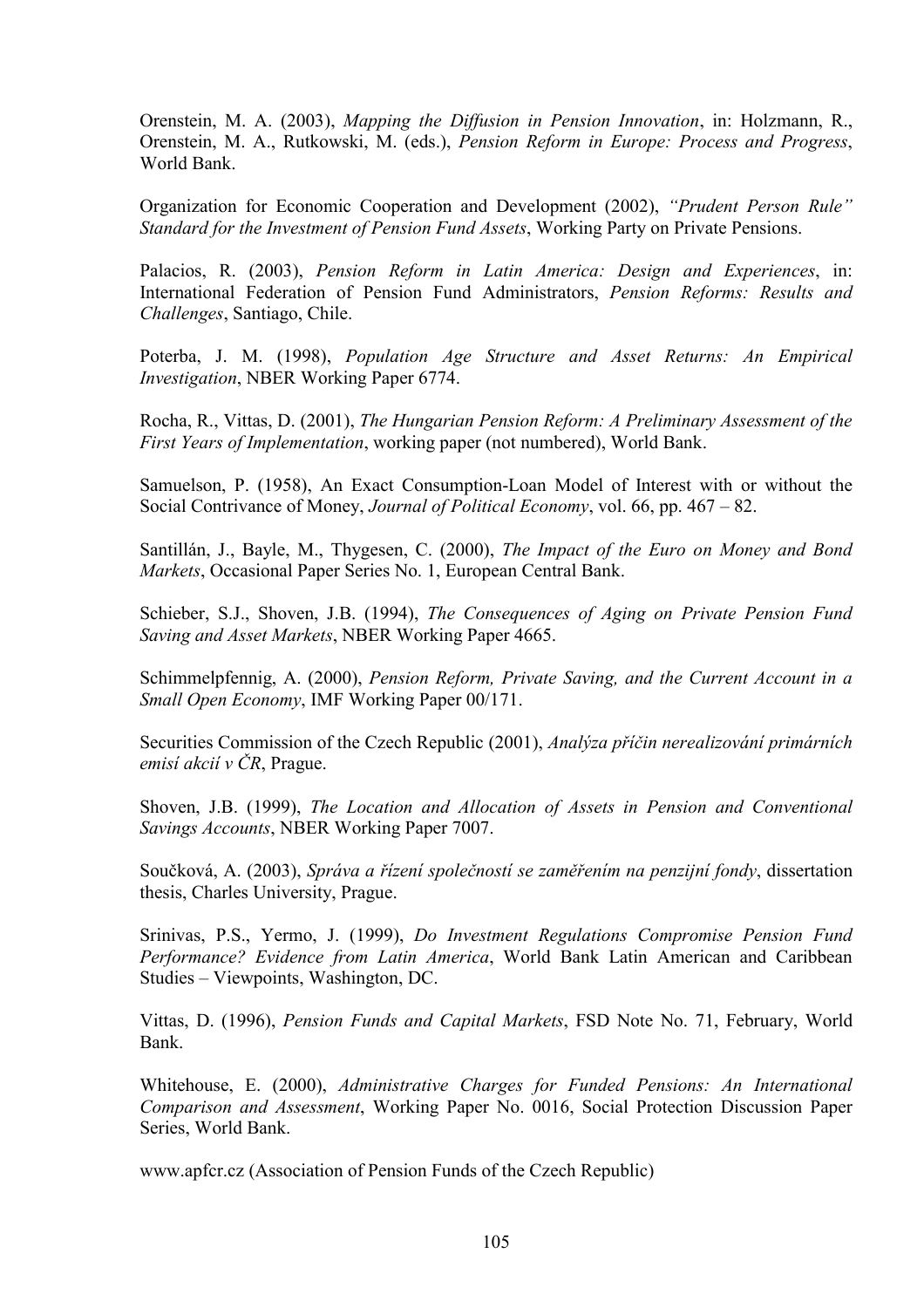Orenstein, M. A. (2003), *Mapping the Diffusion in Pension Innovation*, in: Holzmann, R., Orenstein, M. A., Rutkowski, M. (eds.), *Pension Reform in Europe: Process and Progress*, World Bank.

Organization for Economic Cooperation and Development (2002), *"Prudent Person Rule" Standard for the Investment of Pension Fund Assets*, Working Party on Private Pensions.

Palacios, R. (2003), *Pension Reform in Latin America: Design and Experiences*, in: International Federation of Pension Fund Administrators, *Pension Reforms: Results and Challenges*, Santiago, Chile.

Poterba, J. M. (1998), *Population Age Structure and Asset Returns: An Empirical Investigation*, NBER Working Paper 6774.

Rocha, R., Vittas, D. (2001), *The Hungarian Pension Reform: A Preliminary Assessment of the First Years of Implementation*, working paper (not numbered), World Bank.

Samuelson, P. (1958), An Exact Consumption-Loan Model of Interest with or without the Social Contrivance of Money, *Journal of Political Economy*, vol. 66, pp. 467 – 82.

Santillán, J., Bayle, M., Thygesen, C. (2000), *The Impact of the Euro on Money and Bond Markets*, Occasional Paper Series No. 1, European Central Bank.

Schieber, S.J., Shoven, J.B. (1994), *The Consequences of Aging on Private Pension Fund Saving and Asset Markets*, NBER Working Paper 4665.

Schimmelpfennig, A. (2000), *Pension Reform, Private Saving, and the Current Account in a Small Open Economy*, IMF Working Paper 00/171.

Securities Commission of the Czech Republic (2001), *Analýza příčin nerealizování primárních emisí akcií v ČR*, Prague.

Shoven, J.B. (1999), *The Location and Allocation of Assets in Pension and Conventional Savings Accounts*, NBER Working Paper 7007.

Součková, A. (2003), *Správa a řízení společností se zaměřením na penzijní fondy*, dissertation thesis, Charles University, Prague.

Srinivas, P.S., Yermo, J. (1999), *Do Investment Regulations Compromise Pension Fund Performance? Evidence from Latin America*, World Bank Latin American and Caribbean Studies – Viewpoints, Washington, DC.

Vittas, D. (1996), *Pension Funds and Capital Markets*, FSD Note No. 71, February, World Bank.

Whitehouse, E. (2000), *Administrative Charges for Funded Pensions: An International Comparison and Assessment*, Working Paper No. 0016, Social Protection Discussion Paper Series, World Bank.

www.apfcr.cz (Association of Pension Funds of the Czech Republic)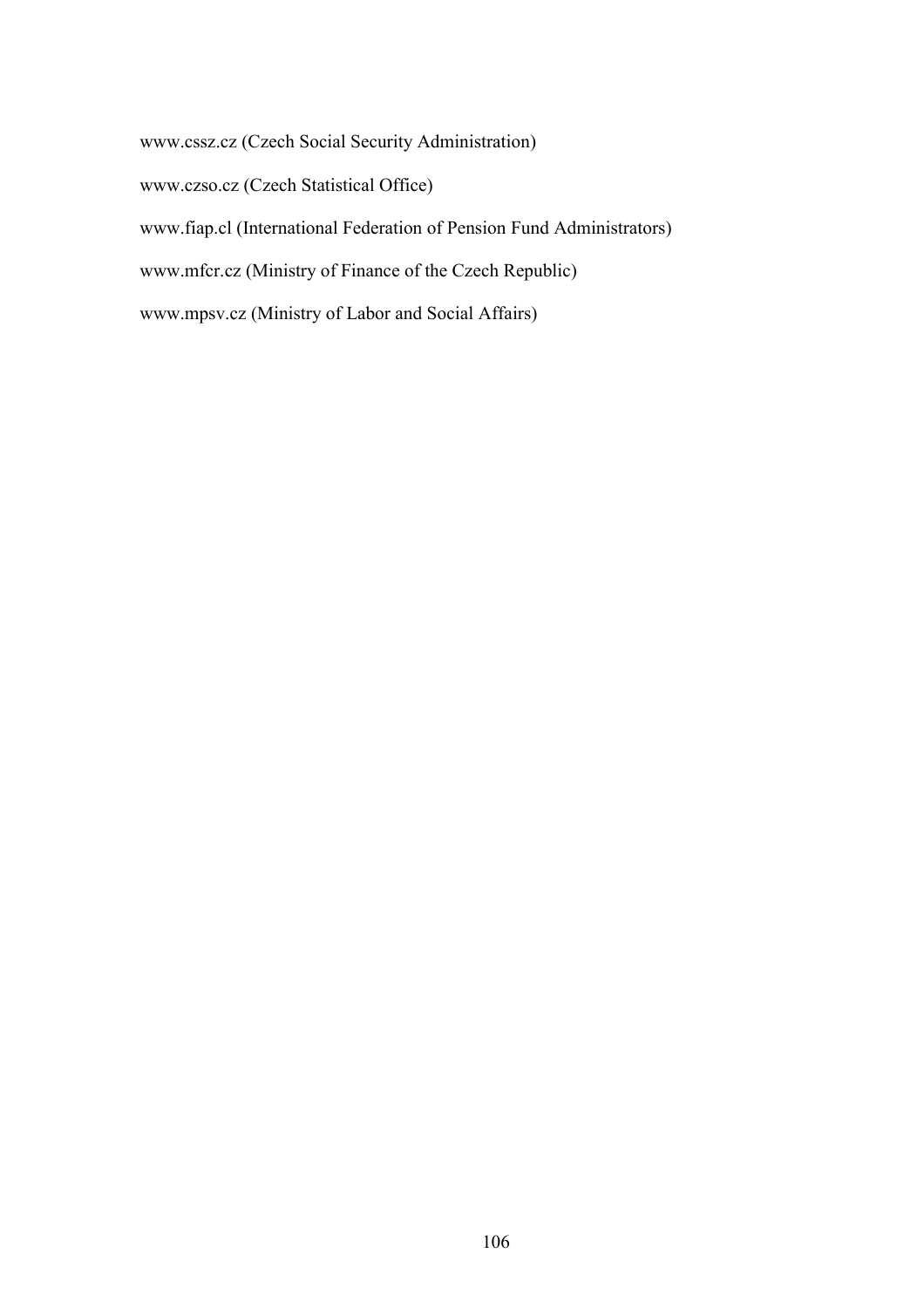www.cssz.cz (Czech Social Security Administration)

www.czso.cz (Czech Statistical Office)

www.fiap.cl (International Federation of Pension Fund Administrators)

www.mfcr.cz (Ministry of Finance of the Czech Republic)

www.mpsv.cz (Ministry of Labor and Social Affairs)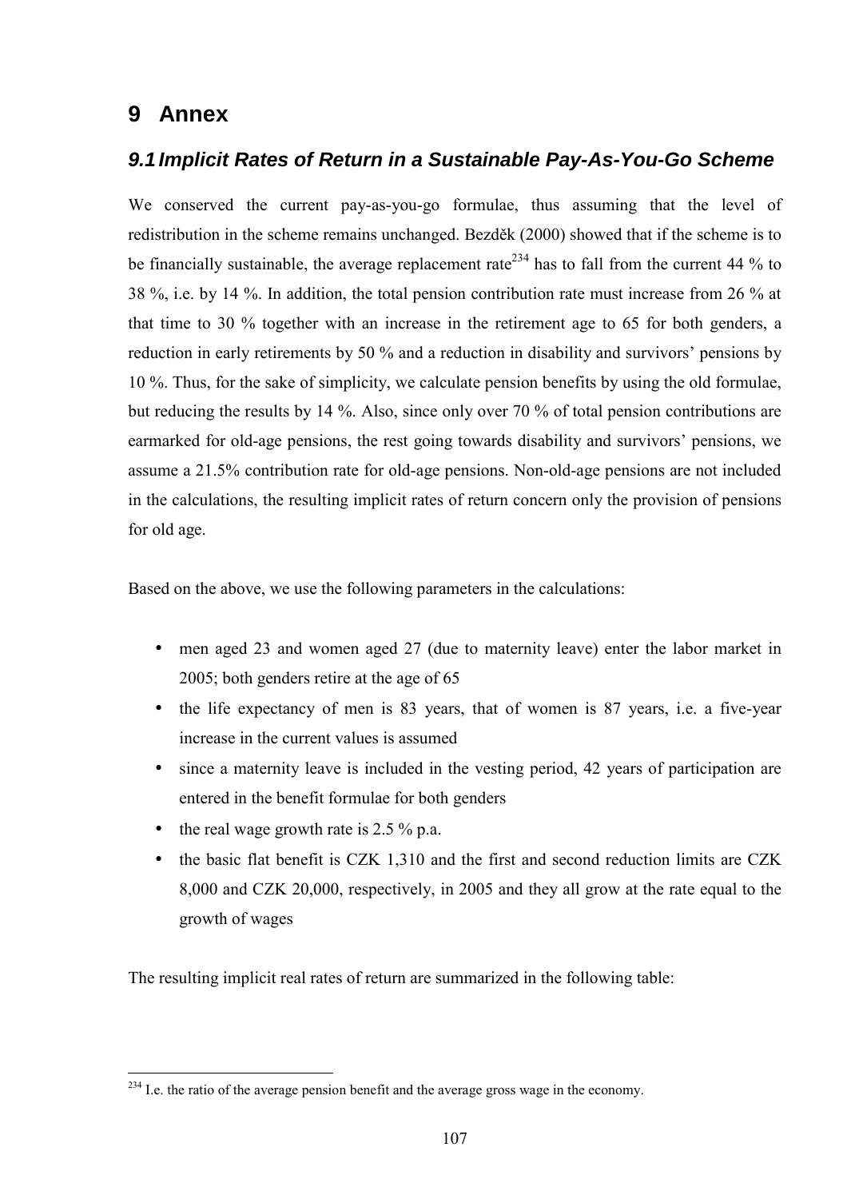# 9 Annex

## 9.1 Implicit Rates of Return in a Sustainable Pay-As-You-Go Scheme

We conserved the current pay-as-you-go formulae, thus assuming that the level of redistribution in the scheme remains unchanged. Bezděk (2000) showed that if the scheme is to be financially sustainable, the average replacement rate[234] has to fall from the current 44 % to 38 %, i.e. by 14 %. In addition, the total pension contribution rate must increase from 26 % at that time to 30 % together with an increase in the retirement age to 65 for both genders, a reduction in early retirements by 50 % and a reduction in disability and survivors' pensions by 10 %. Thus, for the sake of simplicity, we calculate pension benefits by using the old formulae, but reducing the results by 14 %. Also, since only over 70 % of total pension contributions are earmarked for old-age pensions, the rest going towards disability and survivors' pensions, we assume a 21.5% contribution rate for old-age pensions. Non-old-age pensions are not included in the calculations, the resulting implicit rates of return concern only the provision of pensions for old age.

Based on the above, we use the following parameters in the calculations:

- men aged 23 and women aged 27 (due to maternity leave) enter the labor market in 2005; both genders retire at the age of 65
- the life expectancy of men is 83 years, that of women is 87 years, i.e. a five-year increase in the current values is assumed
- since a maternity leave is included in the vesting period, 42 years of participation are entered in the benefit formulae for both genders
- the real wage growth rate is 2.5 % p.a.
- the basic flat benefit is CZK 1,310 and the first and second reduction limits are CZK 8,000 and CZK 20,000, respectively, in 2005 and they all grow at the rate equal to the growth of wages

The resulting implicit real rates of return are summarized in the following table:

[234] I.e. the ratio of the average pension benefit and the average gross wage in the economy.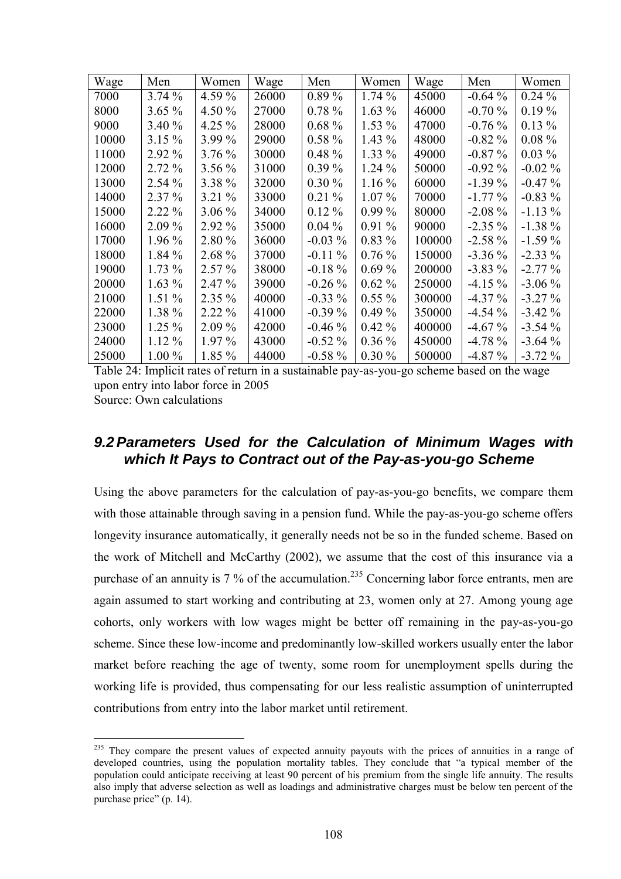| Wage | Men | Women | Wage | Men | Women | Wage | Men | Women |
|---|---|---|---|---|---|---|---|---|
| 7000 | 3.74 % | 4.59 % | 26000 | 0.89 % | 1.74 % | 45000 | -0.64 % | 0.24 % |
| 8000 | 3.65 % | 4.50 % | 27000 | 0.78 % | 1.63 % | 46000 | -0.70 % | 0.19 % |
| 9000 | 3.40 % | 4.25 % | 28000 | 0.68 % | 1.53 % | 47000 | -0.76 % | 0.13 % |
| 10000 | 3.15 % | 3.99 % | 29000 | 0.58 % | 1.43 % | 48000 | -0.82 % | 0.08 % |
| 11000 | 2.92 % | 3.76 % | 30000 | 0.48 % | 1.33 % | 49000 | -0.87 % | 0.03 % |
| 12000 | 2.72 % | 3.56 % | 31000 | 0.39 % | 1.24 % | 50000 | -0.92 % | -0.02 % |
| 13000 | 2.54 % | 3.38 % | 32000 | 0.30 % | 1.16 % | 60000 | -1.39 % | -0.47 % |
| 14000 | 2.37 % | 3.21 % | 33000 | 0.21 % | 1.07 % | 70000 | -1.77 % | -0.83 % |
| 15000 | 2.22 % | 3.06 % | 34000 | 0.12 % | 0.99 % | 80000 | -2.08 % | -1.13 % |
| 16000 | 2.09 % | 2.92 % | 35000 | 0.04 % | 0.91 % | 90000 | -2.35 % | -1.38 % |
| 17000 | 1.96 % | 2.80 % | 36000 | -0.03 % | 0.83 % | 100000 | -2.58 % | -1.59 % |
| 18000 | 1.84 % | 2.68 % | 37000 | -0.11 % | 0.76 % | 150000 | -3.36 % | -2.33 % |
| 19000 | 1.73 % | 2.57 % | 38000 | -0.18 % | 0.69 % | 200000 | -3.83 % | -2.77 % |
| 20000 | 1.63 % | 2.47 % | 39000 | -0.26 % | 0.62 % | 250000 | -4.15 % | -3.06 % |
| 21000 | 1.51 % | 2.35 % | 40000 | -0.33 % | 0.55 % | 300000 | -4.37 % | -3.27 % |
| 22000 | 1.38 % | 2.22 % | 41000 | -0.39 % | 0.49 % | 350000 | -4.54 % | -3.42 % |
| 23000 | 1.25 % | 2.09 % | 42000 | -0.46 % | 0.42 % | 400000 | -4.67 % | -3.54 % |
| 24000 | 1.12 % | 1.97 % | 43000 | -0.52 % | 0.36 % | 450000 | -4.78 % | -3.64 % |
| 25000 | 1.00 % | 1.85 % | 44000 | -0.58 % | 0.30 % | 500000 | -4.87 % | -3.72 % |

Table 24: Implicit rates of return in a sustainable pay-as-you-go scheme based on the wage upon entry into labor force in 2005
Source: Own calculations

## 9.2 Parameters Used for the Calculation of Minimum Wages with which It Pays to Contract out of the Pay-as-you-go Scheme

Using the above parameters for the calculation of pay-as-you-go benefits, we compare them with those attainable through saving in a pension fund. While the pay-as-you-go scheme offers longevity insurance automatically, it generally needs not be so in the funded scheme. Based on the work of Mitchell and McCarthy (2002), we assume that the cost of this insurance via a purchase of an annuity is 7 % of the accumulation.[235] Concerning labor force entrants, men are again assumed to start working and contributing at 23, women only at 27. Among young age cohorts, only workers with low wages might be better off remaining in the pay-as-you-go scheme. Since these low-income and predominantly low-skilled workers usually enter the labor market before reaching the age of twenty, some room for unemployment spells during the working life is provided, thus compensating for our less realistic assumption of uninterrupted contributions from entry into the labor market until retirement.

[235] They compare the present values of expected annuity payouts with the prices of annuities in a range of developed countries, using the population mortality tables. They conclude that "a typical member of the population could anticipate receiving at least 90 percent of his premium from the single life annuity. The results also imply that adverse selection as well as loadings and administrative charges must be below ten percent of the purchase price" (p. 14).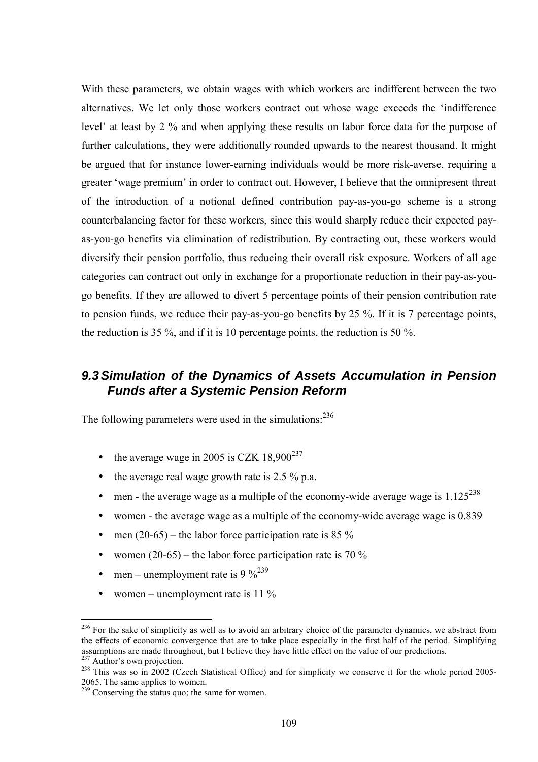With these parameters, we obtain wages with which workers are indifferent between the two alternatives. We let only those workers contract out whose wage exceeds the 'indifference level' at least by 2 % and when applying these results on labor force data for the purpose of further calculations, they were additionally rounded upwards to the nearest thousand. It might be argued that for instance lower-earning individuals would be more risk-averse, requiring a greater 'wage premium' in order to contract out. However, I believe that the omnipresent threat of the introduction of a notional defined contribution pay-as-you-go scheme is a strong counterbalancing factor for these workers, since this would sharply reduce their expected pay-as-you-go benefits via elimination of redistribution. By contracting out, these workers would diversify their pension portfolio, thus reducing their overall risk exposure. Workers of all age categories can contract out only in exchange for a proportionate reduction in their pay-as-you-go benefits. If they are allowed to divert 5 percentage points of their pension contribution rate to pension funds, we reduce their pay-as-you-go benefits by 25 %. If it is 7 percentage points, the reduction is 35 %, and if it is 10 percentage points, the reduction is 50 %.

## *9.3 Simulation of the Dynamics of Assets Accumulation in Pension Funds after a Systemic Pension Reform*

The following parameters were used in the simulations:[236]

- the average wage in 2005 is CZK 18,900[237]
- the average real wage growth rate is 2.5 % p.a.
- men - the average wage as a multiple of the economy-wide average wage is 1.125[238]
- women - the average wage as a multiple of the economy-wide average wage is 0.839
- men (20-65) – the labor force participation rate is 85 %
- women (20-65) – the labor force participation rate is 70 %
- men – unemployment rate is 9 %[239]
- women – unemployment rate is 11 %

---

[236] For the sake of simplicity as well as to avoid an arbitrary choice of the parameter dynamics, we abstract from the effects of economic convergence that are to take place especially in the first half of the period. Simplifying assumptions are made throughout, but I believe they have little effect on the value of our predictions.

[237] Author's own projection.

[238] This was so in 2002 (Czech Statistical Office) and for simplicity we conserve it for the whole period 2005-2065. The same applies to women.

[239] Conserving the status quo; the same for women.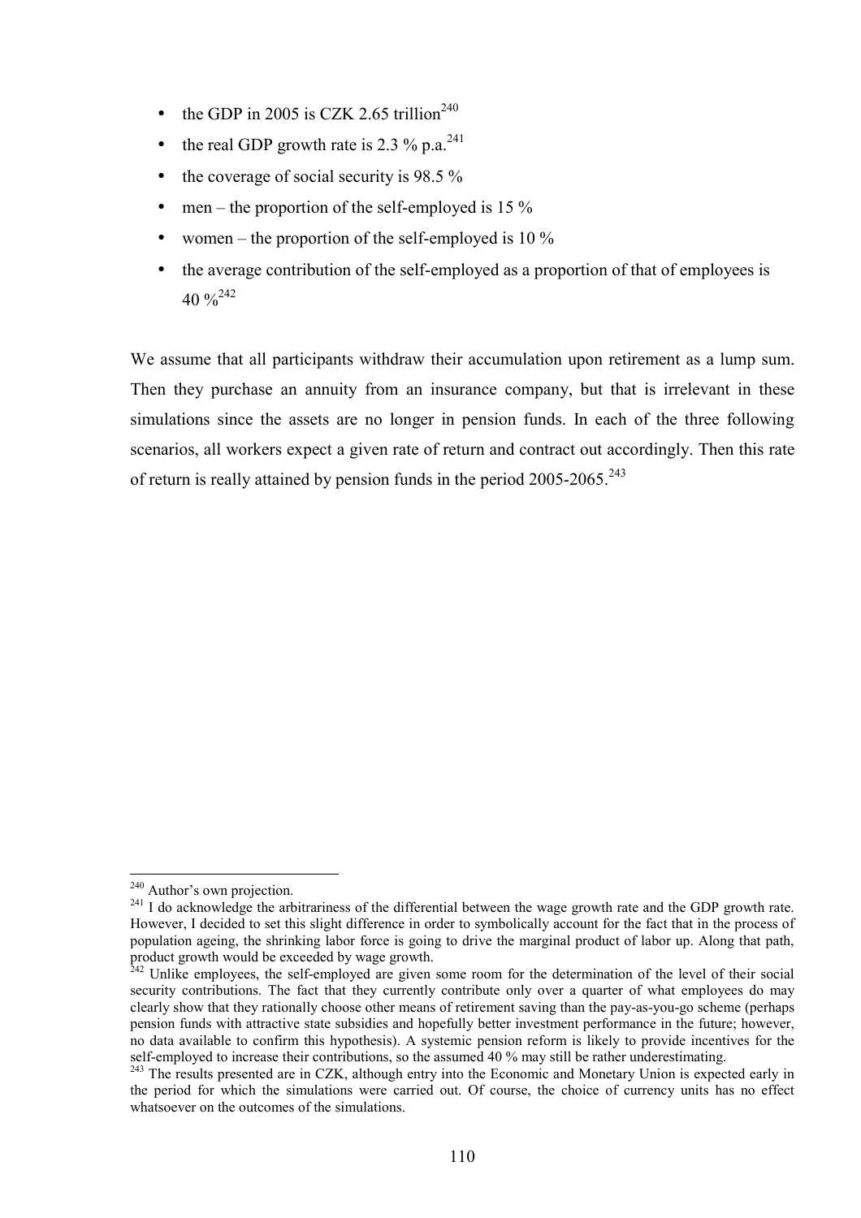- the GDP in 2005 is CZK 2.65 trillion[240]
- the real GDP growth rate is 2.3 % p.a.[241]
- the coverage of social security is 98.5 %
- men – the proportion of the self-employed is 15 %
- women – the proportion of the self-employed is 10 %
- the average contribution of the self-employed as a proportion of that of employees is 40 %[242]

We assume that all participants withdraw their accumulation upon retirement as a lump sum. Then they purchase an annuity from an insurance company, but that is irrelevant in these simulations since the assets are no longer in pension funds. In each of the three following scenarios, all workers expect a given rate of return and contract out accordingly. Then this rate of return is really attained by pension funds in the period 2005-2065.[243]

---

[240] Author's own projection.

[241] I do acknowledge the arbitrariness of the differential between the wage growth rate and the GDP growth rate. However, I decided to set this slight difference in order to symbolically account for the fact that in the process of population ageing, the shrinking labor force is going to drive the marginal product of labor up. Along that path, product growth would be exceeded by wage growth.

[242] Unlike employees, the self-employed are given some room for the determination of the level of their social security contributions. The fact that they currently contribute only over a quarter of what employees do may clearly show that they rationally choose other means of retirement saving than the pay-as-you-go scheme (perhaps pension funds with attractive state subsidies and hopefully better investment performance in the future; however, no data available to confirm this hypothesis). A systemic pension reform is likely to provide incentives for the self-employed to increase their contributions, so the assumed 40 % may still be rather underestimating.

[243] The results presented are in CZK, although entry into the Economic and Monetary Union is expected early in the period for which the simulations were carried out. Of course, the choice of currency units has no effect whatsoever on the outcomes of the simulations.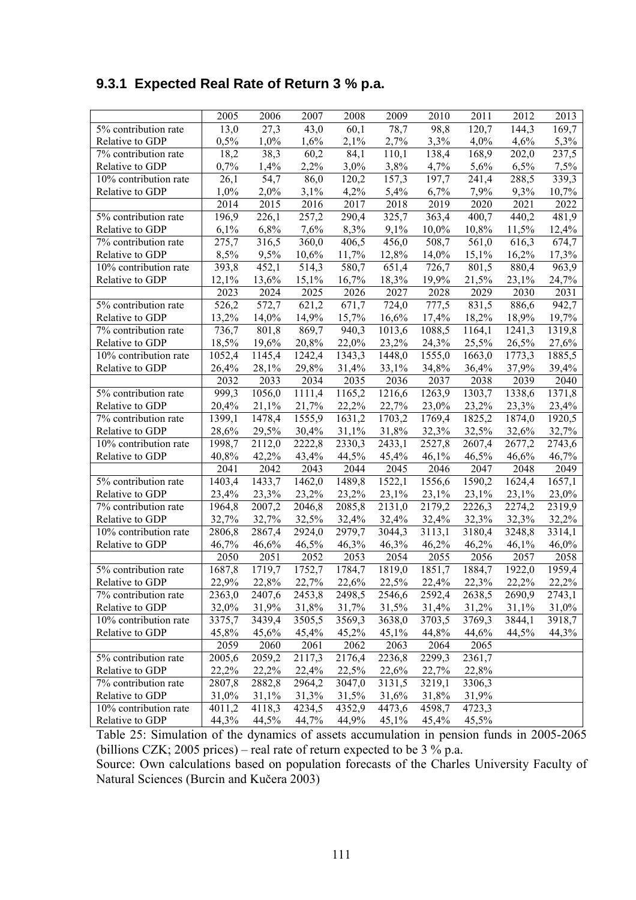### 9.3.1 Expected Real Rate of Return 3 % p.a.

| | 2005 | 2006 | 2007 | 2008 | 2009 | 2010 | 2011 | 2012 | 2013 |
|---|---|---|---|---|---|---|---|---|---|
| 5% contribution rate | 13,0 | 27,3 | 43,0 | 60,1 | 78,7 | 98,8 | 120,7 | 144,3 | 169,7 |
| Relative to GDP | 0,5% | 1,0% | 1,6% | 2,1% | 2,7% | 3,3% | 4,0% | 4,6% | 5,3% |
| 7% contribution rate | 18,2 | 38,3 | 60,2 | 84,1 | 110,1 | 138,4 | 168,9 | 202,0 | 237,5 |
| Relative to GDP | 0,7% | 1,4% | 2,2% | 3,0% | 3,8% | 4,7% | 5,6% | 6,5% | 7,5% |
| 10% contribution rate | 26,1 | 54,7 | 86,0 | 120,2 | 157,3 | 197,7 | 241,4 | 288,5 | 339,3 |
| Relative to GDP | 1,0% | 2,0% | 3,1% | 4,2% | 5,4% | 6,7% | 7,9% | 9,3% | 10,7% |
| | 2014 | 2015 | 2016 | 2017 | 2018 | 2019 | 2020 | 2021 | 2022 |
| 5% contribution rate | 196,9 | 226,1 | 257,2 | 290,4 | 325,7 | 363,4 | 400,7 | 440,2 | 481,9 |
| Relative to GDP | 6,1% | 6,8% | 7,6% | 8,3% | 9,1% | 10,0% | 10,8% | 11,5% | 12,4% |
| 7% contribution rate | 275,7 | 316,5 | 360,0 | 406,5 | 456,0 | 508,7 | 561,0 | 616,3 | 674,7 |
| Relative to GDP | 8,5% | 9,5% | 10,6% | 11,7% | 12,8% | 14,0% | 15,1% | 16,2% | 17,3% |
| 10% contribution rate | 393,8 | 452,1 | 514,3 | 580,7 | 651,4 | 726,7 | 801,5 | 880,4 | 963,9 |
| Relative to GDP | 12,1% | 13,6% | 15,1% | 16,7% | 18,3% | 19,9% | 21,5% | 23,1% | 24,7% |
| | 2023 | 2024 | 2025 | 2026 | 2027 | 2028 | 2029 | 2030 | 2031 |
| 5% contribution rate | 526,2 | 572,7 | 621,2 | 671,7 | 724,0 | 777,5 | 831,5 | 886,6 | 942,7 |
| Relative to GDP | 13,2% | 14,0% | 14,9% | 15,7% | 16,6% | 17,4% | 18,2% | 18,9% | 19,7% |
| 7% contribution rate | 736,7 | 801,8 | 869,7 | 940,3 | 1013,6 | 1088,5 | 1164,1 | 1241,3 | 1319,8 |
| Relative to GDP | 18,5% | 19,6% | 20,8% | 22,0% | 23,2% | 24,3% | 25,5% | 26,5% | 27,6% |
| 10% contribution rate | 1052,4 | 1145,4 | 1242,4 | 1343,3 | 1448,0 | 1555,0 | 1663,0 | 1773,3 | 1885,5 |
| Relative to GDP | 26,4% | 28,1% | 29,8% | 31,4% | 33,1% | 34,8% | 36,4% | 37,9% | 39,4% |
| | 2032 | 2033 | 2034 | 2035 | 2036 | 2037 | 2038 | 2039 | 2040 |
| 5% contribution rate | 999,3 | 1056,0 | 1111,4 | 1165,2 | 1216,6 | 1263,9 | 1303,7 | 1338,6 | 1371,8 |
| Relative to GDP | 20,4% | 21,1% | 21,7% | 22,2% | 22,7% | 23,0% | 23,2% | 23,3% | 23,4% |
| 7% contribution rate | 1399,1 | 1478,4 | 1555,9 | 1631,2 | 1703,2 | 1769,4 | 1825,2 | 1874,0 | 1920,5 |
| Relative to GDP | 28,6% | 29,5% | 30,4% | 31,1% | 31,8% | 32,3% | 32,5% | 32,6% | 32,7% |
| 10% contribution rate | 1998,7 | 2112,0 | 2222,8 | 2330,3 | 2433,1 | 2527,8 | 2607,4 | 2677,2 | 2743,6 |
| Relative to GDP | 40,8% | 42,2% | 43,4% | 44,5% | 45,4% | 46,1% | 46,5% | 46,6% | 46,7% |
| | 2041 | 2042 | 2043 | 2044 | 2045 | 2046 | 2047 | 2048 | 2049 |
| 5% contribution rate | 1403,4 | 1433,7 | 1462,0 | 1489,8 | 1522,1 | 1556,6 | 1590,2 | 1624,4 | 1657,1 |
| Relative to GDP | 23,4% | 23,3% | 23,2% | 23,2% | 23,1% | 23,1% | 23,1% | 23,1% | 23,0% |
| 7% contribution rate | 1964,8 | 2007,2 | 2046,8 | 2085,8 | 2131,0 | 2179,2 | 2226,3 | 2274,2 | 2319,9 |
| Relative to GDP | 32,7% | 32,7% | 32,5% | 32,4% | 32,4% | 32,4% | 32,3% | 32,3% | 32,2% |
| 10% contribution rate | 2806,8 | 2867,4 | 2924,0 | 2979,7 | 3044,3 | 3113,1 | 3180,4 | 3248,8 | 3314,1 |
| Relative to GDP | 46,7% | 46,6% | 46,5% | 46,3% | 46,3% | 46,2% | 46,2% | 46,1% | 46,0% |
| | 2050 | 2051 | 2052 | 2053 | 2054 | 2055 | 2056 | 2057 | 2058 |
| 5% contribution rate | 1687,8 | 1719,7 | 1752,7 | 1784,7 | 1819,0 | 1851,7 | 1884,7 | 1922,0 | 1959,4 |
| Relative to GDP | 22,9% | 22,8% | 22,7% | 22,6% | 22,5% | 22,4% | 22,3% | 22,2% | 22,2% |
| 7% contribution rate | 2363,0 | 2407,6 | 2453,8 | 2498,5 | 2546,6 | 2592,4 | 2638,5 | 2690,9 | 2743,1 |
| Relative to GDP | 32,0% | 31,9% | 31,8% | 31,7% | 31,5% | 31,4% | 31,2% | 31,1% | 31,0% |
| 10% contribution rate | 3375,7 | 3439,4 | 3505,5 | 3569,3 | 3638,0 | 3703,5 | 3769,3 | 3844,1 | 3918,7 |
| Relative to GDP | 45,8% | 45,6% | 45,4% | 45,2% | 45,1% | 44,8% | 44,6% | 44,5% | 44,3% |
| | 2059 | 2060 | 2061 | 2062 | 2063 | 2064 | 2065 | | |
| 5% contribution rate | 2005,6 | 2059,2 | 2117,3 | 2176,4 | 2236,8 | 2299,3 | 2361,7 | | |
| Relative to GDP | 22,2% | 22,2% | 22,4% | 22,5% | 22,6% | 22,7% | 22,8% | | |
| 7% contribution rate | 2807,8 | 2882,8 | 2964,2 | 3047,0 | 3131,5 | 3219,1 | 3306,3 | | |
| Relative to GDP | 31,0% | 31,1% | 31,3% | 31,5% | 31,6% | 31,8% | 31,9% | | |
| 10% contribution rate | 4011,2 | 4118,3 | 4234,5 | 4352,9 | 4473,6 | 4598,7 | 4723,3 | | |
| Relative to GDP | 44,3% | 44,5% | 44,7% | 44,9% | 45,1% | 45,4% | 45,5% | | |

Table 25: Simulation of the dynamics of assets accumulation in pension funds in 2005-2065 (billions CZK; 2005 prices) – real rate of return expected to be 3 % p.a.

Source: Own calculations based on population forecasts of the Charles University Faculty of Natural Sciences (Burcin and Kučera 2003)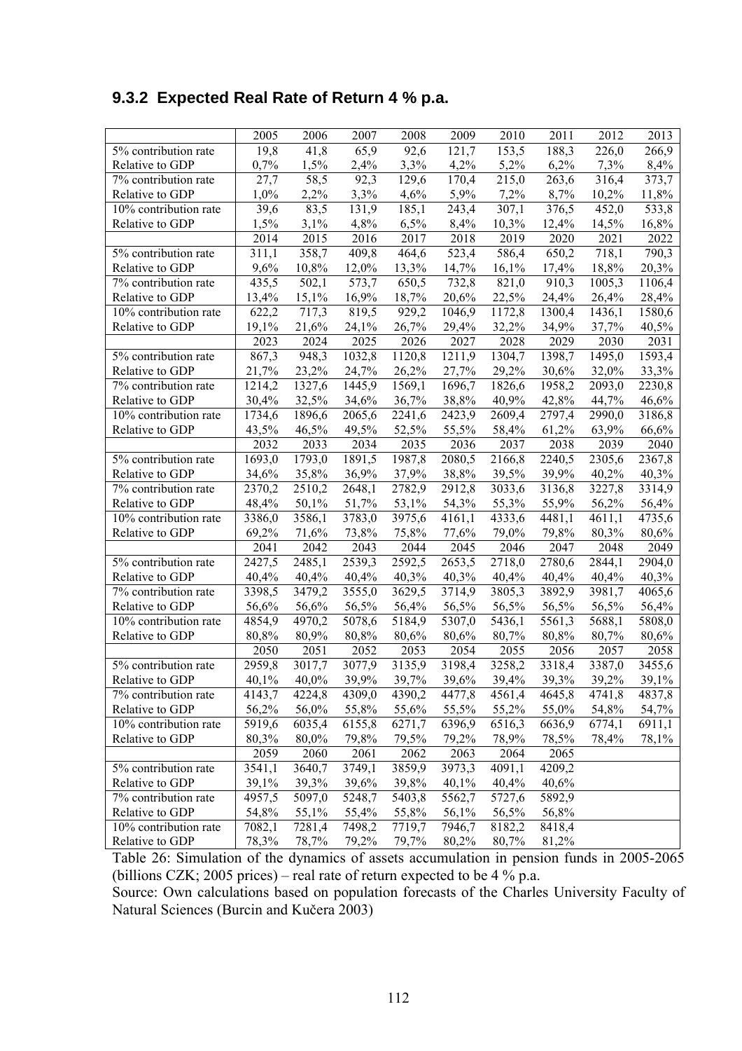### 9.3.2 Expected Real Rate of Return 4 % p.a.

| | 2005 | 2006 | 2007 | 2008 | 2009 | 2010 | 2011 | 2012 | 2013 |
|---|---|---|---|---|---|---|---|---|---|
| 5% contribution rate | 19,8 | 41,8 | 65,9 | 92,6 | 121,7 | 153,5 | 188,3 | 226,0 | 266,9 |
| Relative to GDP | 0,7% | 1,5% | 2,4% | 3,3% | 4,2% | 5,2% | 6,2% | 7,3% | 8,4% |
| 7% contribution rate | 27,7 | 58,5 | 92,3 | 129,6 | 170,4 | 215,0 | 263,6 | 316,4 | 373,7 |
| Relative to GDP | 1,0% | 2,2% | 3,3% | 4,6% | 5,9% | 7,2% | 8,7% | 10,2% | 11,8% |
| 10% contribution rate | 39,6 | 83,5 | 131,9 | 185,1 | 243,4 | 307,1 | 376,5 | 452,0 | 533,8 |
| Relative to GDP | 1,5% | 3,1% | 4,8% | 6,5% | 8,4% | 10,3% | 12,4% | 14,5% | 16,8% |
| | 2014 | 2015 | 2016 | 2017 | 2018 | 2019 | 2020 | 2021 | 2022 |
| 5% contribution rate | 311,1 | 358,7 | 409,8 | 464,6 | 523,4 | 586,4 | 650,2 | 718,1 | 790,3 |
| Relative to GDP | 9,6% | 10,8% | 12,0% | 13,3% | 14,7% | 16,1% | 17,4% | 18,8% | 20,3% |
| 7% contribution rate | 435,5 | 502,1 | 573,7 | 650,5 | 732,8 | 821,0 | 910,3 | 1005,3 | 1106,4 |
| Relative to GDP | 13,4% | 15,1% | 16,9% | 18,7% | 20,6% | 22,5% | 24,4% | 26,4% | 28,4% |
| 10% contribution rate | 622,2 | 717,3 | 819,5 | 929,2 | 1046,9 | 1172,8 | 1300,4 | 1436,1 | 1580,6 |
| Relative to GDP | 19,1% | 21,6% | 24,1% | 26,7% | 29,4% | 32,2% | 34,9% | 37,7% | 40,5% |
| | 2023 | 2024 | 2025 | 2026 | 2027 | 2028 | 2029 | 2030 | 2031 |
| 5% contribution rate | 867,3 | 948,3 | 1032,8 | 1120,8 | 1211,9 | 1304,7 | 1398,7 | 1495,0 | 1593,4 |
| Relative to GDP | 21,7% | 23,2% | 24,7% | 26,2% | 27,7% | 29,2% | 30,6% | 32,0% | 33,3% |
| 7% contribution rate | 1214,2 | 1327,6 | 1445,9 | 1569,1 | 1696,7 | 1826,6 | 1958,2 | 2093,0 | 2230,8 |
| Relative to GDP | 30,4% | 32,5% | 34,6% | 36,7% | 38,8% | 40,9% | 42,8% | 44,7% | 46,6% |
| 10% contribution rate | 1734,6 | 1896,6 | 2065,6 | 2241,6 | 2423,9 | 2609,4 | 2797,4 | 2990,0 | 3186,8 |
| Relative to GDP | 43,5% | 46,5% | 49,5% | 52,5% | 55,5% | 58,4% | 61,2% | 63,9% | 66,6% |
| | 2032 | 2033 | 2034 | 2035 | 2036 | 2037 | 2038 | 2039 | 2040 |
| 5% contribution rate | 1693,0 | 1793,0 | 1891,5 | 1987,8 | 2080,5 | 2166,8 | 2240,5 | 2305,6 | 2367,8 |
| Relative to GDP | 34,6% | 35,8% | 36,9% | 37,9% | 38,8% | 39,5% | 39,9% | 40,2% | 40,3% |
| 7% contribution rate | 2370,2 | 2510,2 | 2648,1 | 2782,9 | 2912,8 | 3033,6 | 3136,8 | 3227,8 | 3314,9 |
| Relative to GDP | 48,4% | 50,1% | 51,7% | 53,1% | 54,3% | 55,3% | 55,9% | 56,2% | 56,4% |
| 10% contribution rate | 3386,0 | 3586,1 | 3783,0 | 3975,6 | 4161,1 | 4333,6 | 4481,1 | 4611,1 | 4735,6 |
| Relative to GDP | 69,2% | 71,6% | 73,8% | 75,8% | 77,6% | 79,0% | 79,8% | 80,3% | 80,6% |
| | 2041 | 2042 | 2043 | 2044 | 2045 | 2046 | 2047 | 2048 | 2049 |
| 5% contribution rate | 2427,5 | 2485,1 | 2539,3 | 2592,5 | 2653,5 | 2718,0 | 2780,6 | 2844,1 | 2904,0 |
| Relative to GDP | 40,4% | 40,4% | 40,4% | 40,3% | 40,3% | 40,4% | 40,4% | 40,4% | 40,3% |
| 7% contribution rate | 3398,5 | 3479,2 | 3555,0 | 3629,5 | 3714,9 | 3805,3 | 3892,9 | 3981,7 | 4065,6 |
| Relative to GDP | 56,6% | 56,6% | 56,5% | 56,4% | 56,5% | 56,5% | 56,5% | 56,5% | 56,4% |
| 10% contribution rate | 4854,9 | 4970,2 | 5078,6 | 5184,9 | 5307,0 | 5436,1 | 5561,3 | 5688,1 | 5808,0 |
| Relative to GDP | 80,8% | 80,9% | 80,8% | 80,6% | 80,6% | 80,7% | 80,8% | 80,7% | 80,6% |
| | 2050 | 2051 | 2052 | 2053 | 2054 | 2055 | 2056 | 2057 | 2058 |
| 5% contribution rate | 2959,8 | 3017,7 | 3077,9 | 3135,9 | 3198,4 | 3258,2 | 3318,4 | 3387,0 | 3455,6 |
| Relative to GDP | 40,1% | 40,0% | 39,9% | 39,7% | 39,6% | 39,4% | 39,3% | 39,2% | 39,1% |
| 7% contribution rate | 4143,7 | 4224,8 | 4309,0 | 4390,2 | 4477,8 | 4561,4 | 4645,8 | 4741,8 | 4837,8 |
| Relative to GDP | 56,2% | 56,0% | 55,8% | 55,6% | 55,5% | 55,2% | 55,0% | 54,8% | 54,7% |
| 10% contribution rate | 5919,6 | 6035,4 | 6155,8 | 6271,7 | 6396,9 | 6516,3 | 6636,9 | 6774,1 | 6911,1 |
| Relative to GDP | 80,3% | 80,0% | 79,8% | 79,5% | 79,2% | 78,9% | 78,5% | 78,4% | 78,1% |
| | 2059 | 2060 | 2061 | 2062 | 2063 | 2064 | 2065 | | |
| 5% contribution rate | 3541,1 | 3640,7 | 3749,1 | 3859,9 | 3973,3 | 4091,1 | 4209,2 | | |
| Relative to GDP | 39,1% | 39,3% | 39,6% | 39,8% | 40,1% | 40,4% | 40,6% | | |
| 7% contribution rate | 4957,5 | 5097,0 | 5248,7 | 5403,8 | 5562,7 | 5727,6 | 5892,9 | | |
| Relative to GDP | 54,8% | 55,1% | 55,4% | 55,8% | 56,1% | 56,5% | 56,8% | | |
| 10% contribution rate | 7082,1 | 7281,4 | 7498,2 | 7719,7 | 7946,7 | 8182,2 | 8418,4 | | |
| Relative to GDP | 78,3% | 78,7% | 79,2% | 79,7% | 80,2% | 80,7% | 81,2% | | |

Table 26: Simulation of the dynamics of assets accumulation in pension funds in 2005-2065 (billions CZK; 2005 prices) – real rate of return expected to be 4 % p.a.

Source: Own calculations based on population forecasts of the Charles University Faculty of Natural Sciences (Burcin and Kučera 2003)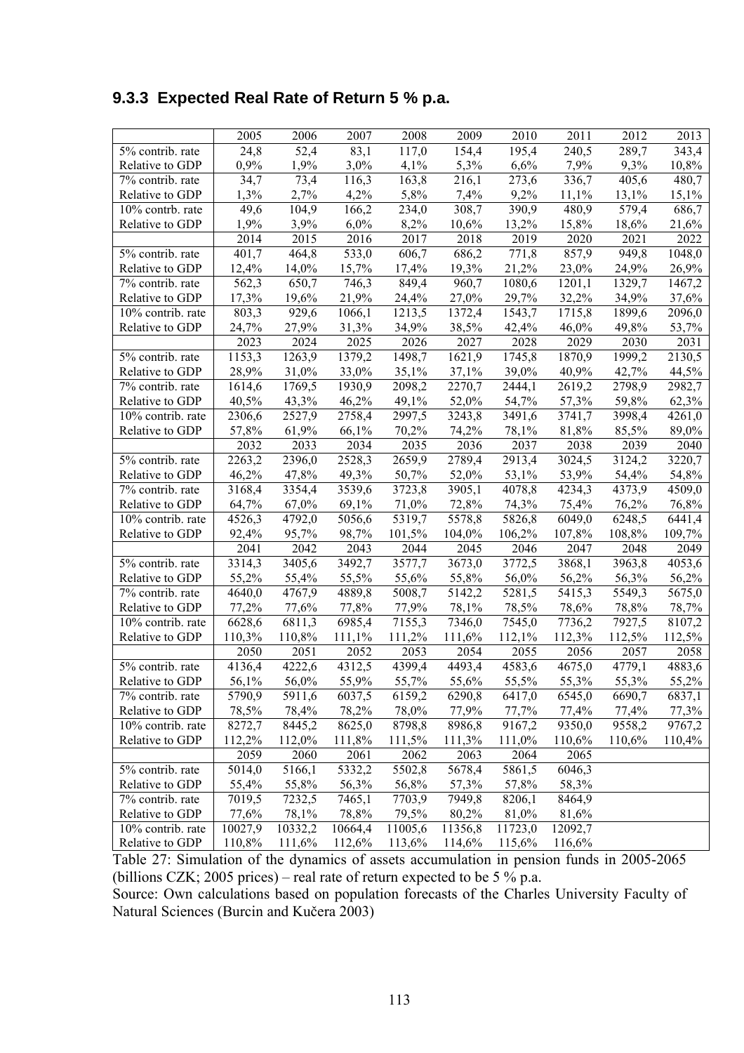### 9.3.3 Expected Real Rate of Return 5 % p.a.

| | 2005 | 2006 | 2007 | 2008 | 2009 | 2010 | 2011 | 2012 | 2013 |
|---|---|---|---|---|---|---|---|---|---|
| 5% contrib. rate | 24,8 | 52,4 | 83,1 | 117,0 | 154,4 | 195,4 | 240,5 | 289,7 | 343,4 |
| Relative to GDP | 0,9% | 1,9% | 3,0% | 4,1% | 5,3% | 6,6% | 7,9% | 9,3% | 10,8% |
| 7% contrib. rate | 34,7 | 73,4 | 116,3 | 163,8 | 216,1 | 273,6 | 336,7 | 405,6 | 480,7 |
| Relative to GDP | 1,3% | 2,7% | 4,2% | 5,8% | 7,4% | 9,2% | 11,1% | 13,1% | 15,1% |
| 10% contrb. rate | 49,6 | 104,9 | 166,2 | 234,0 | 308,7 | 390,9 | 480,9 | 579,4 | 686,7 |
| Relative to GDP | 1,9% | 3,9% | 6,0% | 8,2% | 10,6% | 13,2% | 15,8% | 18,6% | 21,6% |
| | 2014 | 2015 | 2016 | 2017 | 2018 | 2019 | 2020 | 2021 | 2022 |
| 5% contrib. rate | 401,7 | 464,8 | 533,0 | 606,7 | 686,2 | 771,8 | 857,9 | 949,8 | 1048,0 |
| Relative to GDP | 12,4% | 14,0% | 15,7% | 17,4% | 19,3% | 21,2% | 23,0% | 24,9% | 26,9% |
| 7% contrib. rate | 562,3 | 650,7 | 746,3 | 849,4 | 960,7 | 1080,6 | 1201,1 | 1329,7 | 1467,2 |
| Relative to GDP | 17,3% | 19,6% | 21,9% | 24,4% | 27,0% | 29,7% | 32,2% | 34,9% | 37,6% |
| 10% contrib. rate | 803,3 | 929,6 | 1066,1 | 1213,5 | 1372,4 | 1543,7 | 1715,8 | 1899,6 | 2096,0 |
| Relative to GDP | 24,7% | 27,9% | 31,3% | 34,9% | 38,5% | 42,4% | 46,0% | 49,8% | 53,7% |
| | 2023 | 2024 | 2025 | 2026 | 2027 | 2028 | 2029 | 2030 | 2031 |
| 5% contrib. rate | 1153,3 | 1263,9 | 1379,2 | 1498,7 | 1621,9 | 1745,8 | 1870,9 | 1999,2 | 2130,5 |
| Relative to GDP | 28,9% | 31,0% | 33,0% | 35,1% | 37,1% | 39,0% | 40,9% | 42,7% | 44,5% |
| 7% contrib. rate | 1614,6 | 1769,5 | 1930,9 | 2098,2 | 2270,7 | 2444,1 | 2619,2 | 2798,9 | 2982,7 |
| Relative to GDP | 40,5% | 43,3% | 46,2% | 49,1% | 52,0% | 54,7% | 57,3% | 59,8% | 62,3% |
| 10% contrib. rate | 2306,6 | 2527,9 | 2758,4 | 2997,5 | 3243,8 | 3491,6 | 3741,7 | 3998,4 | 4261,0 |
| Relative to GDP | 57,8% | 61,9% | 66,1% | 70,2% | 74,2% | 78,1% | 81,8% | 85,5% | 89,0% |
| | 2032 | 2033 | 2034 | 2035 | 2036 | 2037 | 2038 | 2039 | 2040 |
| 5% contrib. rate | 2263,2 | 2396,0 | 2528,3 | 2659,9 | 2789,4 | 2913,4 | 3024,5 | 3124,2 | 3220,7 |
| Relative to GDP | 46,2% | 47,8% | 49,3% | 50,7% | 52,0% | 53,1% | 53,9% | 54,4% | 54,8% |
| 7% contrib. rate | 3168,4 | 3354,4 | 3539,6 | 3723,8 | 3905,1 | 4078,8 | 4234,3 | 4373,9 | 4509,0 |
| Relative to GDP | 64,7% | 67,0% | 69,1% | 71,0% | 72,8% | 74,3% | 75,4% | 76,2% | 76,8% |
| 10% contrib. rate | 4526,3 | 4792,0 | 5056,6 | 5319,7 | 5578,8 | 5826,8 | 6049,0 | 6248,5 | 6441,4 |
| Relative to GDP | 92,4% | 95,7% | 98,7% | 101,5% | 104,0% | 106,2% | 107,8% | 108,8% | 109,7% |
| | 2041 | 2042 | 2043 | 2044 | 2045 | 2046 | 2047 | 2048 | 2049 |
| 5% contrib. rate | 3314,3 | 3405,6 | 3492,7 | 3577,7 | 3673,0 | 3772,5 | 3868,1 | 3963,8 | 4053,6 |
| Relative to GDP | 55,2% | 55,4% | 55,5% | 55,6% | 55,8% | 56,0% | 56,2% | 56,3% | 56,2% |
| 7% contrib. rate | 4640,0 | 4767,9 | 4889,8 | 5008,7 | 5142,2 | 5281,5 | 5415,3 | 5549,3 | 5675,0 |
| Relative to GDP | 77,2% | 77,6% | 77,8% | 77,9% | 78,1% | 78,5% | 78,6% | 78,8% | 78,7% |
| 10% contrib. rate | 6628,6 | 6811,3 | 6985,4 | 7155,3 | 7346,0 | 7545,0 | 7736,2 | 7927,5 | 8107,2 |
| Relative to GDP | 110,3% | 110,8% | 111,1% | 111,2% | 111,6% | 112,1% | 112,3% | 112,5% | 112,5% |
| | 2050 | 2051 | 2052 | 2053 | 2054 | 2055 | 2056 | 2057 | 2058 |
| 5% contrib. rate | 4136,4 | 4222,6 | 4312,5 | 4399,4 | 4493,4 | 4583,6 | 4675,0 | 4779,1 | 4883,6 |
| Relative to GDP | 56,1% | 56,0% | 55,9% | 55,7% | 55,6% | 55,5% | 55,3% | 55,3% | 55,2% |
| 7% contrib. rate | 5790,9 | 5911,6 | 6037,5 | 6159,2 | 6290,8 | 6417,0 | 6545,0 | 6690,7 | 6837,1 |
| Relative to GDP | 78,5% | 78,4% | 78,2% | 78,0% | 77,9% | 77,7% | 77,4% | 77,4% | 77,3% |
| 10% contrib. rate | 8272,7 | 8445,2 | 8625,0 | 8798,8 | 8986,8 | 9167,2 | 9350,0 | 9558,2 | 9767,2 |
| Relative to GDP | 112,2% | 112,0% | 111,8% | 111,5% | 111,3% | 111,0% | 110,6% | 110,6% | 110,4% |
| | 2059 | 2060 | 2061 | 2062 | 2063 | 2064 | 2065 | | |
| 5% contrib. rate | 5014,0 | 5166,1 | 5332,2 | 5502,8 | 5678,4 | 5861,5 | 6046,3 | | |
| Relative to GDP | 55,4% | 55,8% | 56,3% | 56,8% | 57,3% | 57,8% | 58,3% | | |
| 7% contrib. rate | 7019,5 | 7232,5 | 7465,1 | 7703,9 | 7949,8 | 8206,1 | 8464,9 | | |
| Relative to GDP | 77,6% | 78,1% | 78,8% | 79,5% | 80,2% | 81,0% | 81,6% | | |
| 10% contrib. rate | 10027,9 | 10332,2 | 10664,4 | 11005,6 | 11356,8 | 11723,0 | 12092,7 | | |
| Relative to GDP | 110,8% | 111,6% | 112,6% | 113,6% | 114,6% | 115,6% | 116,6% | | |

Table 27: Simulation of the dynamics of assets accumulation in pension funds in 2005-2065 (billions CZK; 2005 prices) – real rate of return expected to be 5 % p.a.

Source: Own calculations based on population forecasts of the Charles University Faculty of Natural Sciences (Burcin and Kučera 2003)